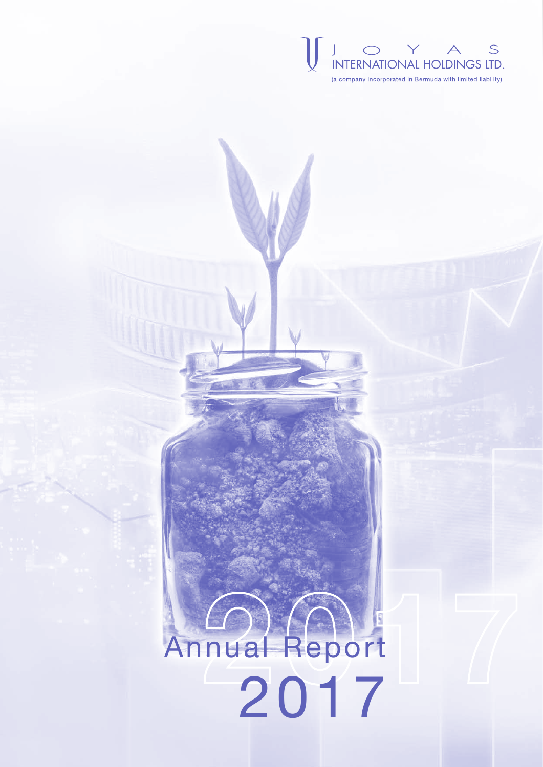JOYAS INTERNATIONAL HOLDINGS LTD.

(a company incorporated in Bermuda with limited liability)

# Annual Report 2017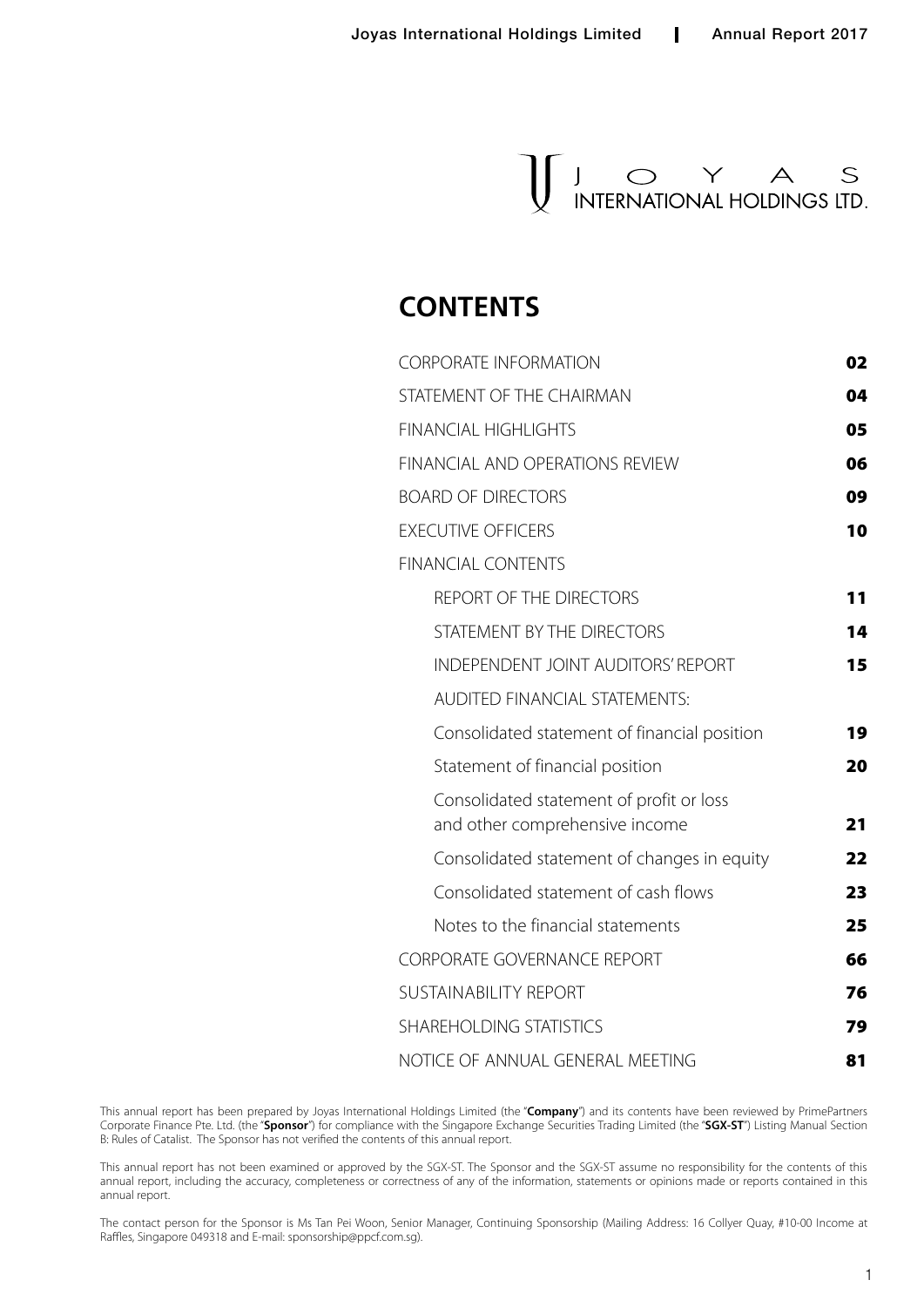J O Y A S
INTERNATIONAL HOLDINGS LTD.

# CONTENTS

| | |
|---|---|
| CORPORATE INFORMATION | **02** |
| STATEMENT OF THE CHAIRMAN | **04** |
| FINANCIAL HIGHLIGHTS | **05** |
| FINANCIAL AND OPERATIONS REVIEW | **06** |
| BOARD OF DIRECTORS | **09** |
| EXECUTIVE OFFICERS | **10** |
| FINANCIAL CONTENTS | |
| REPORT OF THE DIRECTORS | **11** |
| STATEMENT BY THE DIRECTORS | **14** |
| INDEPENDENT JOINT AUDITORS' REPORT | **15** |
| AUDITED FINANCIAL STATEMENTS: | |
| Consolidated statement of financial position | **19** |
| Statement of financial position | **20** |
| Consolidated statement of profit or loss and other comprehensive income | **21** |
| Consolidated statement of changes in equity | **22** |
| Consolidated statement of cash flows | **23** |
| Notes to the financial statements | **25** |
| CORPORATE GOVERNANCE REPORT | **66** |
| SUSTAINABILITY REPORT | **76** |
| SHAREHOLDING STATISTICS | **79** |
| NOTICE OF ANNUAL GENERAL MEETING | **81** |

This annual report has been prepared by Joyas International Holdings Limited (the "**Company**") and its contents have been reviewed by PrimePartners Corporate Finance Pte. Ltd. (the "**Sponsor**") for compliance with the Singapore Exchange Securities Trading Limited (the "**SGX-ST**") Listing Manual Section B: Rules of Catalist. The Sponsor has not verified the contents of this annual report.

This annual report has not been examined or approved by the SGX-ST. The Sponsor and the SGX-ST assume no responsibility for the contents of this annual report, including the accuracy, completeness or correctness of any of the information, statements or opinions made or reports contained in this annual report.

The contact person for the Sponsor is Ms Tan Pei Woon, Senior Manager, Continuing Sponsorship (Mailing Address: 16 Collyer Quay, #10-00 Income at Raffles, Singapore 049318 and E-mail: sponsorship@ppcf.com.sg).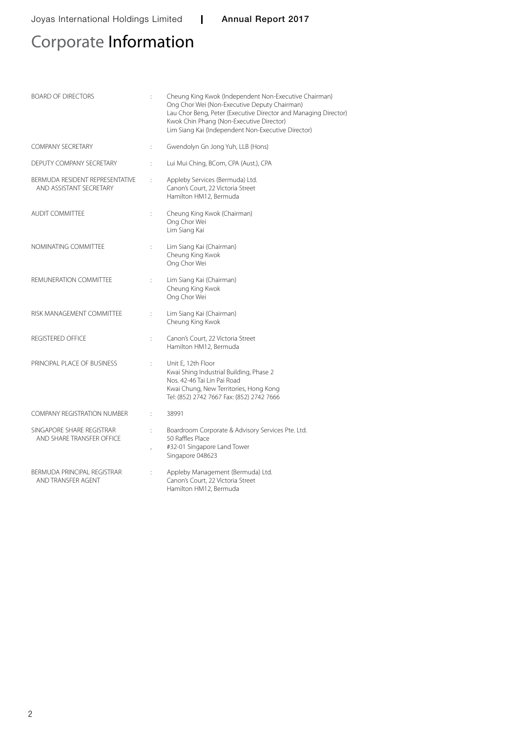# Corporate Information

| | |
|---|---|
| BOARD OF DIRECTORS | Cheung King Kwok (Independent Non-Executive Chairman)<br>Ong Chor Wei (Non-Executive Deputy Chairman)<br>Lau Chor Beng, Peter (Executive Director and Managing Director)<br>Kwok Chin Phang (Non-Executive Director)<br>Lim Siang Kai (Independent Non-Executive Director) |
| COMPANY SECRETARY | Gwendolyn Gn Jong Yuh, LLB (Hons) |
| DEPUTY COMPANY SECRETARY | Lui Mui Ching, BCom, CPA (Aust.), CPA |
| BERMUDA RESIDENT REPRESENTATIVE AND ASSISTANT SECRETARY | Appleby Services (Bermuda) Ltd.<br>Canon's Court, 22 Victoria Street<br>Hamilton HM12, Bermuda |
| AUDIT COMMITTEE | Cheung King Kwok (Chairman)<br>Ong Chor Wei<br>Lim Siang Kai |
| NOMINATING COMMITTEE | Lim Siang Kai (Chairman)<br>Cheung King Kwok<br>Ong Chor Wei |
| REMUNERATION COMMITTEE | Lim Siang Kai (Chairman)<br>Cheung King Kwok<br>Ong Chor Wei |
| RISK MANAGEMENT COMMITTEE | Lim Siang Kai (Chairman)<br>Cheung King Kwok |
| REGISTERED OFFICE | Canon's Court, 22 Victoria Street<br>Hamilton HM12, Bermuda |
| PRINCIPAL PLACE OF BUSINESS | Unit E, 12th Floor<br>Kwai Shing Industrial Building, Phase 2<br>Nos. 42-46 Tai Lin Pai Road<br>Kwai Chung, New Territories, Hong Kong<br>Tel: (852) 2742 7667 Fax: (852) 2742 7666 |
| COMPANY REGISTRATION NUMBER | 38991 |
| SINGAPORE SHARE REGISTRAR AND SHARE TRANSFER OFFICE | Boardroom Corporate & Advisory Services Pte. Ltd.<br>50 Raffles Place<br>#32-01 Singapore Land Tower<br>Singapore 048623 |
| BERMUDA PRINCIPAL REGISTRAR AND TRANSFER AGENT | Appleby Management (Bermuda) Ltd.<br>Canon's Court, 22 Victoria Street<br>Hamilton HM12, Bermuda |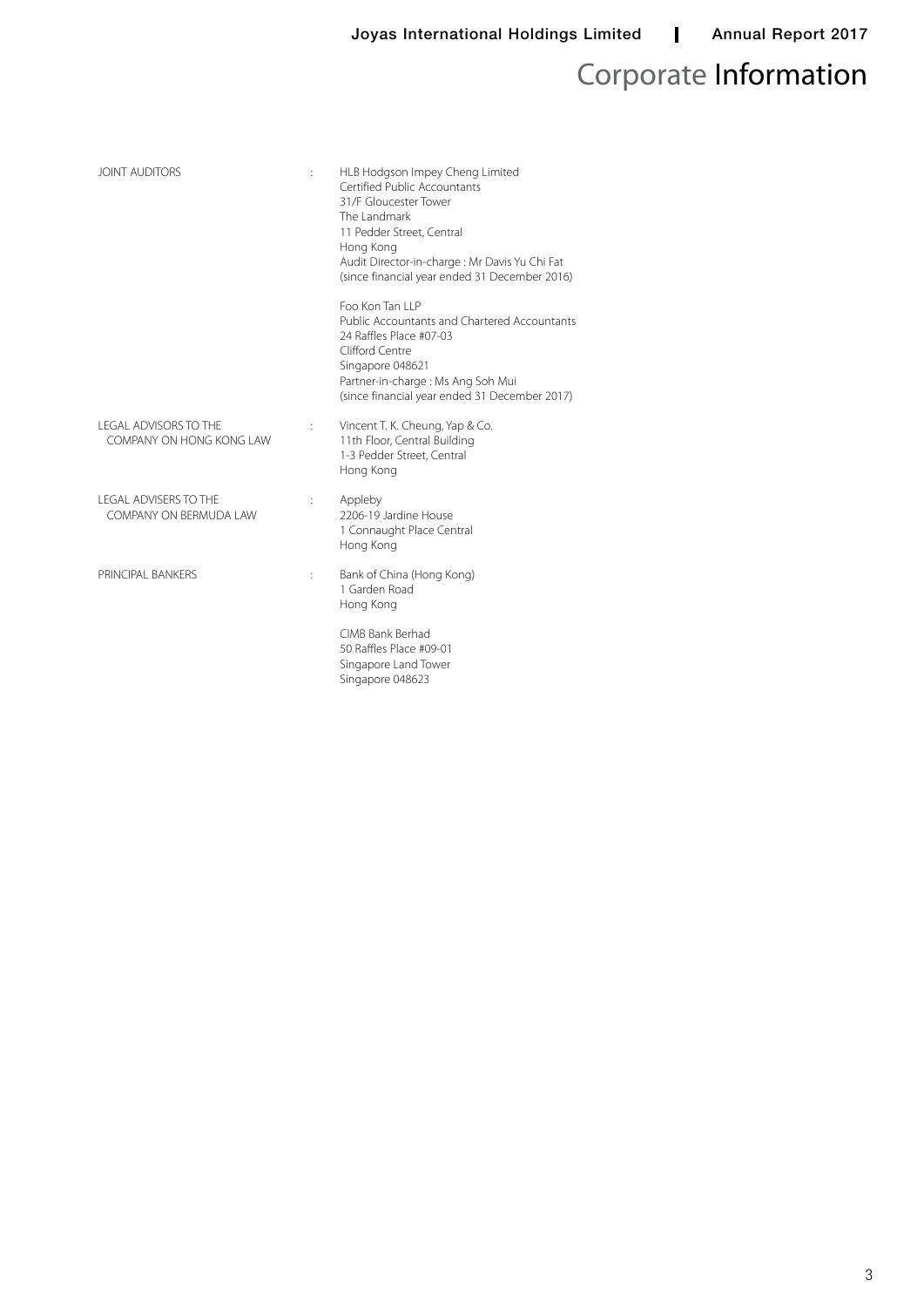# Corporate Information

| | | |
|---|---|---|
| JOINT AUDITORS | : | HLB Hodgson Impey Cheng Limited<br>Certified Public Accountants<br>31/F Gloucester Tower<br>The Landmark<br>11 Pedder Street, Central<br>Hong Kong<br>Audit Director-in-charge : Mr Davis Yu Chi Fat<br>(since financial year ended 31 December 2016) |
| | | Foo Kon Tan LLP<br>Public Accountants and Chartered Accountants<br>24 Raffles Place #07-03<br>Clifford Centre<br>Singapore 048621<br>Partner-in-charge : Ms Ang Soh Mui<br>(since financial year ended 31 December 2017) |
| LEGAL ADVISORS TO THE COMPANY ON HONG KONG LAW | : | Vincent T. K. Cheung, Yap & Co.<br>11th Floor, Central Building<br>1-3 Pedder Street, Central<br>Hong Kong |
| LEGAL ADVISERS TO THE COMPANY ON BERMUDA LAW | : | Appleby<br>2206-19 Jardine House<br>1 Connaught Place Central<br>Hong Kong |
| PRINCIPAL BANKERS | : | Bank of China (Hong Kong)<br>1 Garden Road<br>Hong Kong |
| | | CIMB Bank Berhad<br>50 Raffles Place #09-01<br>Singapore Land Tower<br>Singapore 048623 |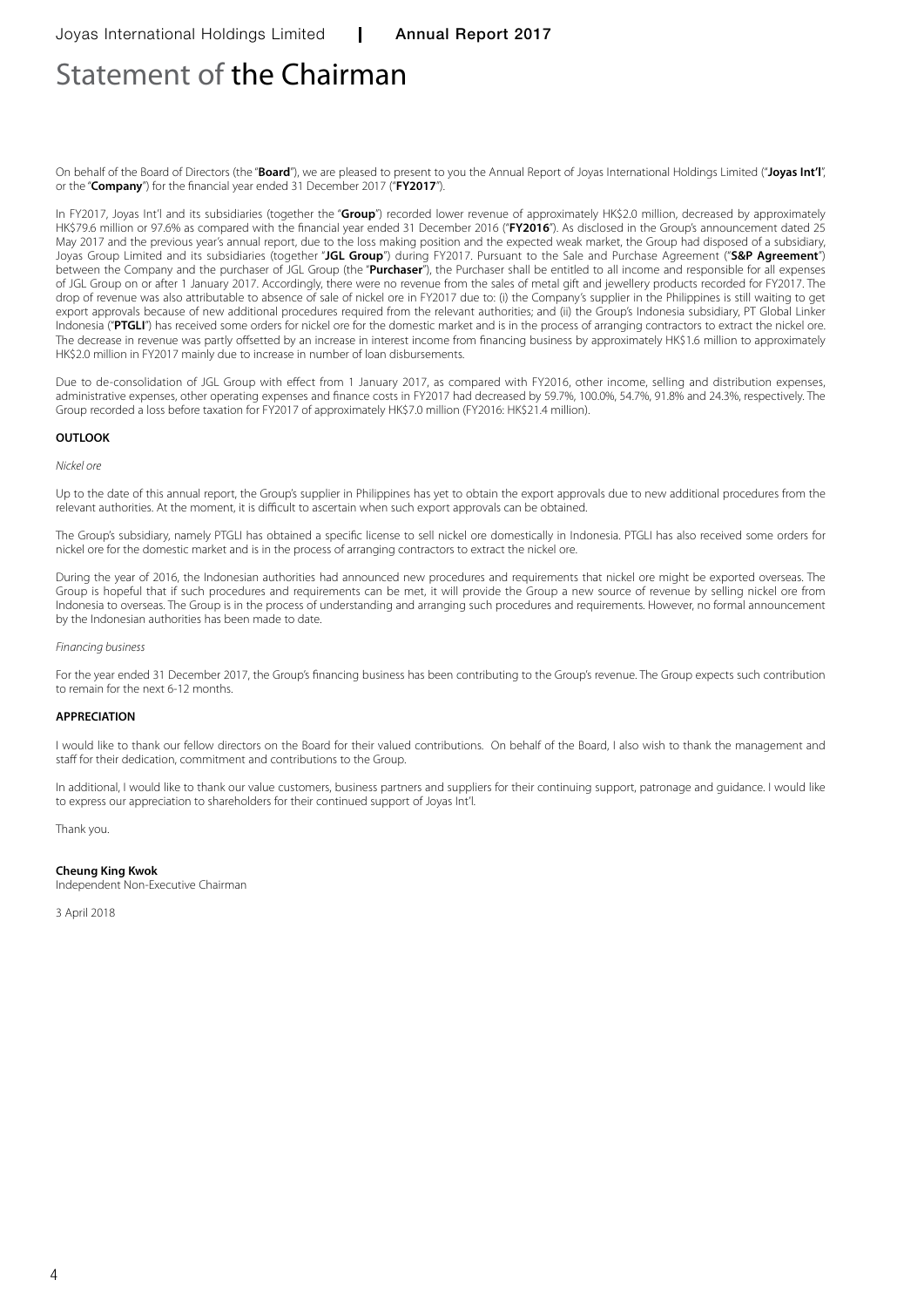# Statement of the Chairman

On behalf of the Board of Directors (the "**Board**"), we are pleased to present to you the Annual Report of Joyas International Holdings Limited ("**Joyas Int'l**", or the "**Company**") for the financial year ended 31 December 2017 ("**FY2017**").

In FY2017, Joyas Int'l and its subsidiaries (together the "**Group**") recorded lower revenue of approximately HK$2.0 million, decreased by approximately HK$79.6 million or 97.6% as compared with the financial year ended 31 December 2016 ("**FY2016**"). As disclosed in the Group's announcement dated 25 May 2017 and the previous year's annual report, due to the loss making position and the expected weak market, the Group had disposed of a subsidiary, Joyas Group Limited and its subsidiaries (together "**JGL Group**") during FY2017. Pursuant to the Sale and Purchase Agreement ("**S&P Agreement**") between the Company and the purchaser of JGL Group (the "**Purchaser**"), the Purchaser shall be entitled to all income and responsible for all expenses of JGL Group on or after 1 January 2017. Accordingly, there were no revenue from the sales of metal gift and jewellery products recorded for FY2017. The drop of revenue was also attributable to absence of sale of nickel ore in FY2017 due to: (i) the Company's supplier in the Philippines is still waiting to get export approvals because of new additional procedures required from the relevant authorities; and (ii) the Group's Indonesia subsidiary, PT Global Linker Indonesia ("**PTGLI**") has received some orders for nickel ore for the domestic market and is in the process of arranging contractors to extract the nickel ore. The decrease in revenue was partly offsetted by an increase in interest income from financing business by approximately HK$1.6 million to approximately HK$2.0 million in FY2017 mainly due to increase in number of loan disbursements.

Due to de-consolidation of JGL Group with effect from 1 January 2017, as compared with FY2016, other income, selling and distribution expenses, administrative expenses, other operating expenses and finance costs in FY2017 had decreased by 59.7%, 100.0%, 54.7%, 91.8% and 24.3%, respectively. The Group recorded a loss before taxation for FY2017 of approximately HK$7.0 million (FY2016: HK$21.4 million).

**OUTLOOK**

*Nickel ore*

Up to the date of this annual report, the Group's supplier in Philippines has yet to obtain the export approvals due to new additional procedures from the relevant authorities. At the moment, it is difficult to ascertain when such export approvals can be obtained.

The Group's subsidiary, namely PTGLI has obtained a specific license to sell nickel ore domestically in Indonesia. PTGLI has also received some orders for nickel ore for the domestic market and is in the process of arranging contractors to extract the nickel ore.

During the year of 2016, the Indonesian authorities had announced new procedures and requirements that nickel ore might be exported overseas. The Group is hopeful that if such procedures and requirements can be met, it will provide the Group a new source of revenue by selling nickel ore from Indonesia to overseas. The Group is in the process of understanding and arranging such procedures and requirements. However, no formal announcement by the Indonesian authorities has been made to date.

*Financing business*

For the year ended 31 December 2017, the Group's financing business has been contributing to the Group's revenue. The Group expects such contribution to remain for the next 6-12 months.

**APPRECIATION**

I would like to thank our fellow directors on the Board for their valued contributions. On behalf of the Board, I also wish to thank the management and staff for their dedication, commitment and contributions to the Group.

In additional, I would like to thank our value customers, business partners and suppliers for their continuing support, patronage and guidance. I would like to express our appreciation to shareholders for their continued support of Joyas Int'l.

Thank you.

**Cheung King Kwok**
Independent Non-Executive Chairman

3 April 2018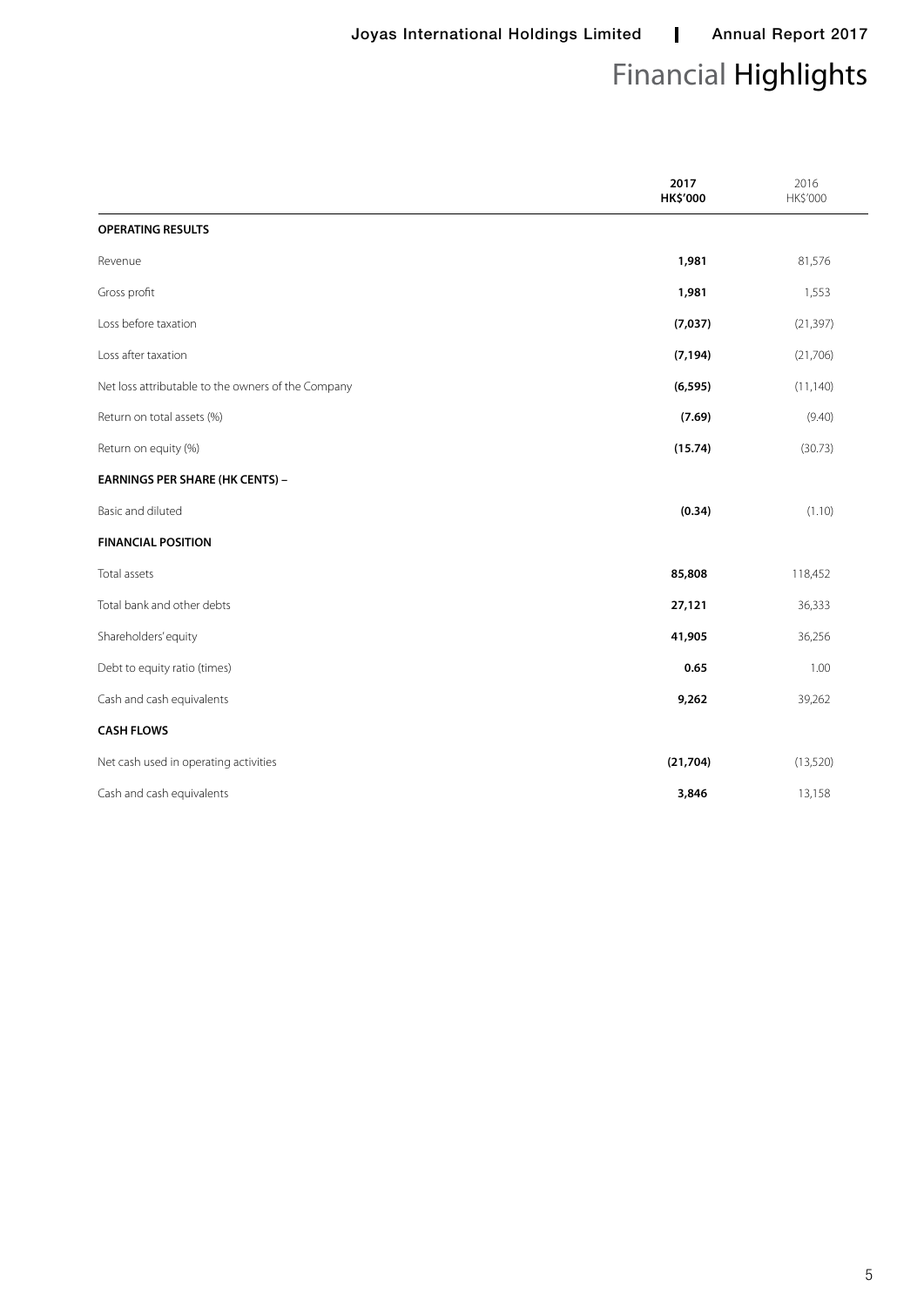# Financial Highlights

| | 2017<br>HK$'000 | 2016<br>HK$'000 |
|---|---|---|
| **OPERATING RESULTS** | | |
| Revenue | **1,981** | 81,576 |
| Gross profit | **1,981** | 1,553 |
| Loss before taxation | **(7,037)** | (21,397) |
| Loss after taxation | **(7,194)** | (21,706) |
| Net loss attributable to the owners of the Company | **(6,595)** | (11,140) |
| Return on total assets (%) | **(7.69)** | (9.40) |
| Return on equity (%) | **(15.74)** | (30.73) |
| **EARNINGS PER SHARE (HK CENTS) –** | | |
| Basic and diluted | **(0.34)** | (1.10) |
| **FINANCIAL POSITION** | | |
| Total assets | **85,808** | 118,452 |
| Total bank and other debts | **27,121** | 36,333 |
| Shareholders' equity | **41,905** | 36,256 |
| Debt to equity ratio (times) | **0.65** | 1.00 |
| Cash and cash equivalents | **9,262** | 39,262 |
| **CASH FLOWS** | | |
| Net cash used in operating activities | **(21,704)** | (13,520) |
| Cash and cash equivalents | **3,846** | 13,158 |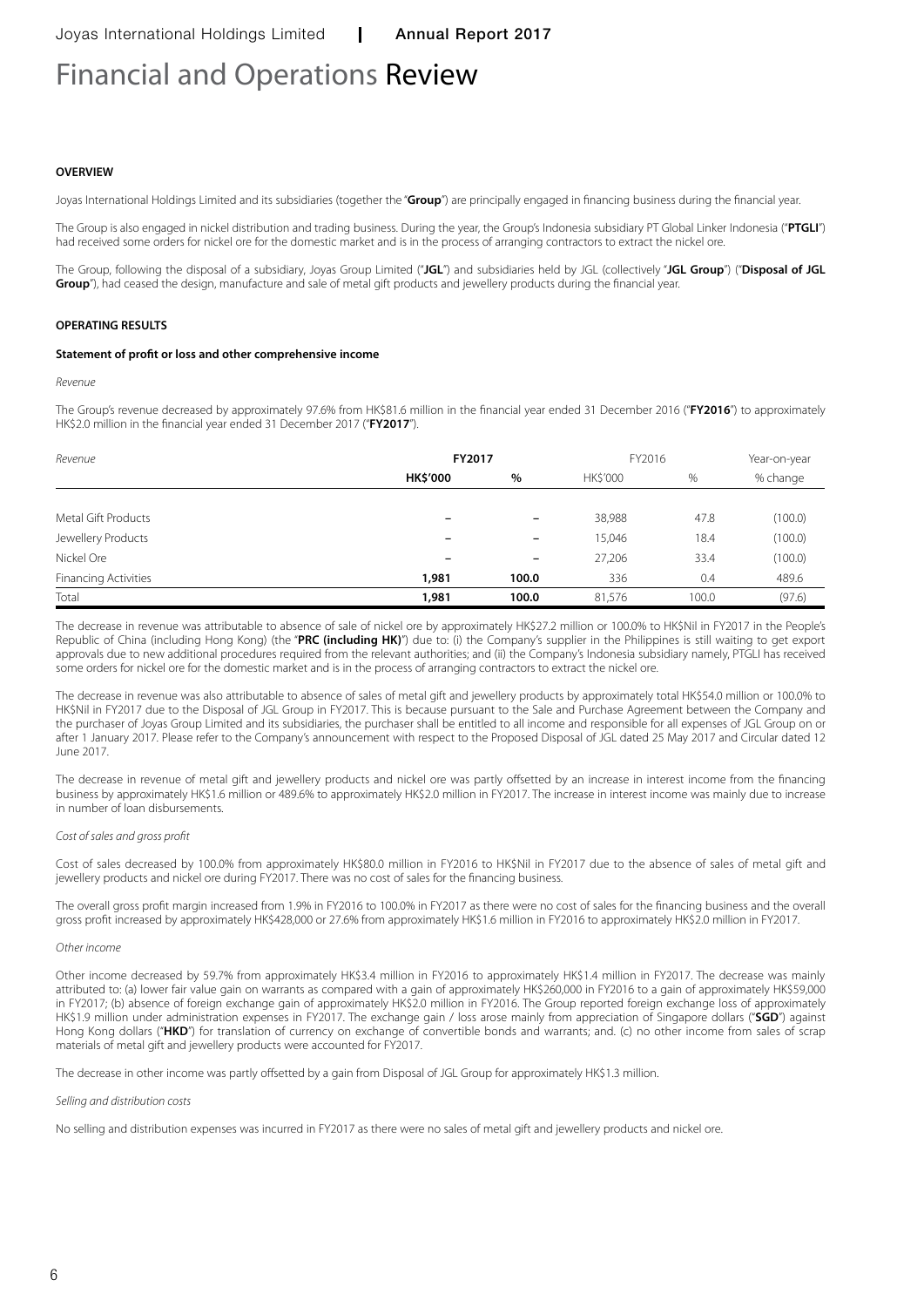# Financial and Operations Review

**OVERVIEW**

Joyas International Holdings Limited and its subsidiaries (together the "**Group**") are principally engaged in financing business during the financial year.

The Group is also engaged in nickel distribution and trading business. During the year, the Group's Indonesia subsidiary PT Global Linker Indonesia ("**PTGLI**") had received some orders for nickel ore for the domestic market and is in the process of arranging contractors to extract the nickel ore.

The Group, following the disposal of a subsidiary, Joyas Group Limited ("**JGL**") and subsidiaries held by JGL (collectively "**JGL Group**") ("**Disposal of JGL Group**"), had ceased the design, manufacture and sale of metal gift products and jewellery products during the financial year.

**OPERATING RESULTS**

**Statement of profit or loss and other comprehensive income**

*Revenue*

The Group's revenue decreased by approximately 97.6% from HK$81.6 million in the financial year ended 31 December 2016 ("**FY2016**") to approximately HK$2.0 million in the financial year ended 31 December 2017 ("**FY2017**").

| *Revenue* | **FY2017** | | FY2016 | | Year-on-year |
|---|---|---|---|---|---|
| | **HK$'000** | **%** | HK$'000 | % | % change |
| Metal Gift Products | – | – | 38,988 | 47.8 | (100.0) |
| Jewellery Products | – | – | 15,046 | 18.4 | (100.0) |
| Nickel Ore | – | – | 27,206 | 33.4 | (100.0) |
| Financing Activities | **1,981** | **100.0** | 336 | 0.4 | 489.6 |
| Total | **1,981** | **100.0** | 81,576 | 100.0 | (97.6) |

The decrease in revenue was attributable to absence of sale of nickel ore by approximately HK$27.2 million or 100.0% to HK$Nil in FY2017 in the People's Republic of China (including Hong Kong) (the "**PRC (including HK)**") due to: (i) the Company's supplier in the Philippines is still waiting to get export approvals due to new additional procedures required from the relevant authorities; and (ii) the Company's Indonesia subsidiary namely, PTGLI has received some orders for nickel ore for the domestic market and is in the process of arranging contractors to extract the nickel ore.

The decrease in revenue was also attributable to absence of sales of metal gift and jewellery products by approximately total HK$54.0 million or 100.0% to HK$Nil in FY2017 due to the Disposal of JGL Group in FY2017. This is because pursuant to the Sale and Purchase Agreement between the Company and the purchaser of Joyas Group Limited and its subsidiaries, the purchaser shall be entitled to all income and responsible for all expenses of JGL Group on or after 1 January 2017. Please refer to the Company's announcement with respect to the Proposed Disposal of JGL dated 25 May 2017 and Circular dated 12 June 2017.

The decrease in revenue of metal gift and jewellery products and nickel ore was partly offsetted by an increase in interest income from the financing business by approximately HK$1.6 million or 489.6% to approximately HK$2.0 million in FY2017. The increase in interest income was mainly due to increase in number of loan disbursements.

*Cost of sales and gross profit*

Cost of sales decreased by 100.0% from approximately HK$80.0 million in FY2016 to HK$Nil in FY2017 due to the absence of sales of metal gift and jewellery products and nickel ore during FY2017. There was no cost of sales for the financing business.

The overall gross profit margin increased from 1.9% in FY2016 to 100.0% in FY2017 as there were no cost of sales for the financing business and the overall gross profit increased by approximately HK$428,000 or 27.6% from approximately HK$1.6 million in FY2016 to approximately HK$2.0 million in FY2017.

*Other income*

Other income decreased by 59.7% from approximately HK$3.4 million in FY2016 to approximately HK$1.4 million in FY2017. The decrease was mainly attributed to: (a) lower fair value gain on warrants as compared with a gain of approximately HK$260,000 in FY2016 to a gain of approximately HK$59,000 in FY2017; (b) absence of foreign exchange gain of approximately HK$2.0 million in FY2016. The Group reported foreign exchange loss of approximately HK$1.9 million under administration expenses in FY2017. The exchange gain / loss arose mainly from appreciation of Singapore dollars ("**SGD**") against Hong Kong dollars ("**HKD**") for translation of currency on exchange of convertible bonds and warrants; and. (c) no other income from sales of scrap materials of metal gift and jewellery products were accounted for FY2017.

The decrease in other income was partly offsetted by a gain from Disposal of JGL Group for approximately HK$1.3 million.

*Selling and distribution costs*

No selling and distribution expenses was incurred in FY2017 as there were no sales of metal gift and jewellery products and nickel ore.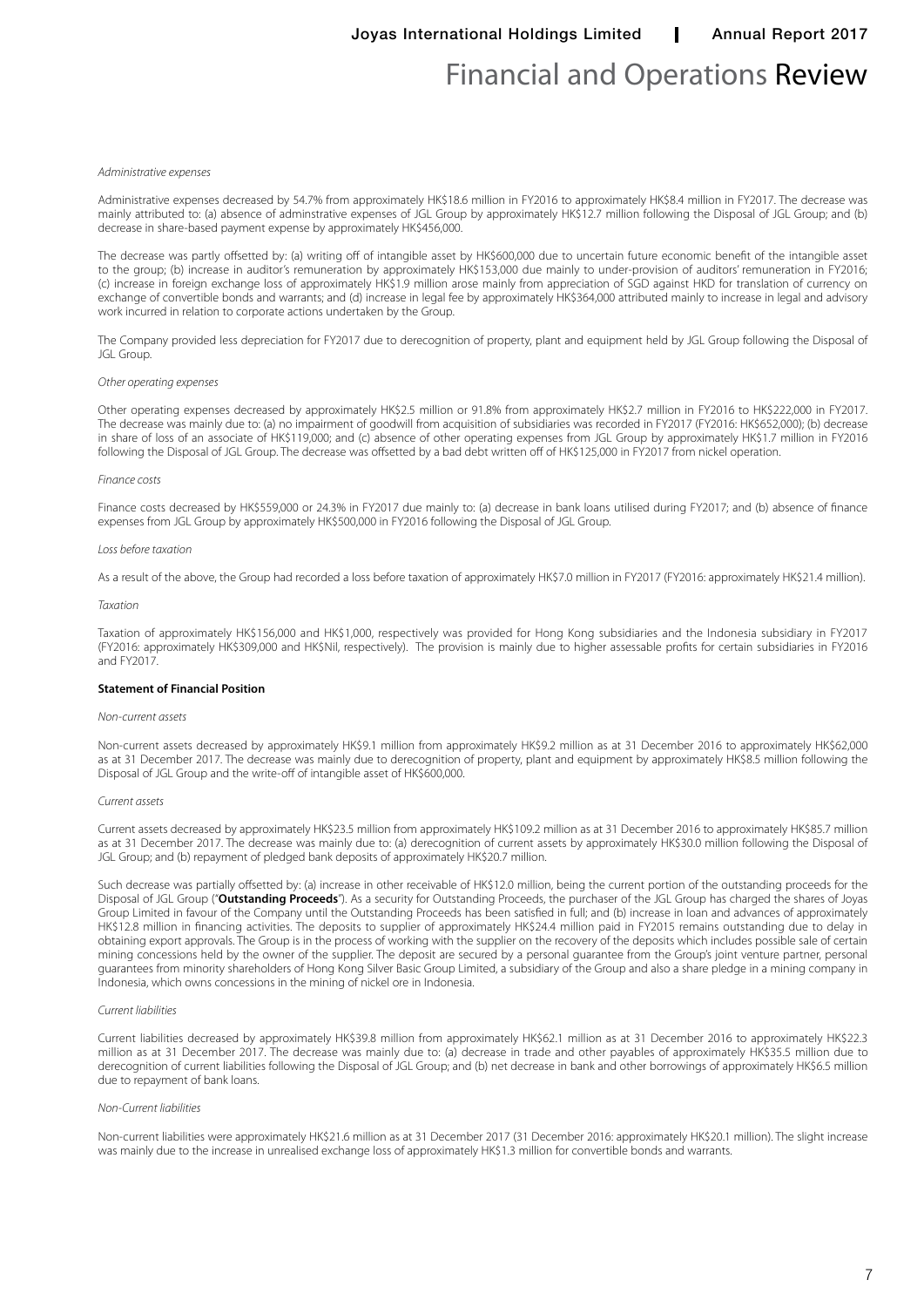# Financial and Operations Review

*Administrative expenses*

Administrative expenses decreased by 54.7% from approximately HK$18.6 million in FY2016 to approximately HK$8.4 million in FY2017. The decrease was mainly attributed to: (a) absence of adminstrative expenses of JGL Group by approximately HK$12.7 million following the Disposal of JGL Group; and (b) decrease in share-based payment expense by approximately HK$456,000.

The decrease was partly offsetted by: (a) writing off of intangible asset by HK$600,000 due to uncertain future economic benefit of the intangible asset to the group; (b) increase in auditor's remuneration by approximately HK$153,000 due mainly to under-provision of auditors' remuneration in FY2016; (c) increase in foreign exchange loss of approximately HK$1.9 million arose mainly from appreciation of SGD against HKD for translation of currency on exchange of convertible bonds and warrants; and (d) increase in legal fee by approximately HK$364,000 attributed mainly to increase in legal and advisory work incurred in relation to corporate actions undertaken by the Group.

The Company provided less depreciation for FY2017 due to derecognition of property, plant and equipment held by JGL Group following the Disposal of JGL Group.

*Other operating expenses*

Other operating expenses decreased by approximately HK$2.5 million or 91.8% from approximately HK$2.7 million in FY2016 to HK$222,000 in FY2017. The decrease was mainly due to: (a) no impairment of goodwill from acquisition of subsidiaries was recorded in FY2017 (FY2016: HK$652,000); (b) decrease in share of loss of an associate of HK$119,000; and (c) absence of other operating expenses from JGL Group by approximately HK$1.7 million in FY2016 following the Disposal of JGL Group. The decrease was offsetted by a bad debt written off of HK$125,000 in FY2017 from nickel operation.

*Finance costs*

Finance costs decreased by HK$559,000 or 24.3% in FY2017 due mainly to: (a) decrease in bank loans utilised during FY2017; and (b) absence of finance expenses from JGL Group by approximately HK$500,000 in FY2016 following the Disposal of JGL Group.

*Loss before taxation*

As a result of the above, the Group had recorded a loss before taxation of approximately HK$7.0 million in FY2017 (FY2016: approximately HK$21.4 million).

*Taxation*

Taxation of approximately HK$156,000 and HK$1,000, respectively was provided for Hong Kong subsidiaries and the Indonesia subsidiary in FY2017 (FY2016: approximately HK$309,000 and HK$Nil, respectively). The provision is mainly due to higher assessable profits for certain subsidiaries in FY2016 and FY2017.

**Statement of Financial Position**

*Non-current assets*

Non-current assets decreased by approximately HK$9.1 million from approximately HK$9.2 million as at 31 December 2016 to approximately HK$62,000 as at 31 December 2017. The decrease was mainly due to derecognition of property, plant and equipment by approximately HK$8.5 million following the Disposal of JGL Group and the write-off of intangible asset of HK$600,000.

*Current assets*

Current assets decreased by approximately HK$23.5 million from approximately HK$109.2 million as at 31 December 2016 to approximately HK$85.7 million as at 31 December 2017. The decrease was mainly due to: (a) derecognition of current assets by approximately HK$30.0 million following the Disposal of JGL Group; and (b) repayment of pledged bank deposits of approximately HK$20.7 million.

Such decrease was partially offsetted by: (a) increase in other receivable of HK$12.0 million, being the current portion of the outstanding proceeds for the Disposal of JGL Group ("**Outstanding Proceeds**"). As a security for Outstanding Proceeds, the purchaser of the JGL Group has charged the shares of Joyas Group Limited in favour of the Company until the Outstanding Proceeds has been satisfied in full; and (b) increase in loan and advances of approximately HK$12.8 million in financing activities. The deposits to supplier of approximately HK$24.4 million paid in FY2015 remains outstanding due to delay in obtaining export approvals. The Group is in the process of working with the supplier on the recovery of the deposits which includes possible sale of certain mining concessions held by the owner of the supplier. The deposit are secured by a personal guarantee from the Group's joint venture partner, personal guarantees from minority shareholders of Hong Kong Silver Basic Group Limited, a subsidiary of the Group and also a share pledge in a mining company in Indonesia, which owns concessions in the mining of nickel ore in Indonesia.

*Current liabilities*

Current liabilities decreased by approximately HK$39.8 million from approximately HK$62.1 million as at 31 December 2016 to approximately HK$22.3 million as at 31 December 2017. The decrease was mainly due to: (a) decrease in trade and other payables of approximately HK$35.5 million due to derecognition of current liabilities following the Disposal of JGL Group; and (b) net decrease in bank and other borrowings of approximately HK$6.5 million due to repayment of bank loans.

*Non-Current liabilities*

Non-current liabilities were approximately HK$21.6 million as at 31 December 2017 (31 December 2016: approximately HK$20.1 million). The slight increase was mainly due to the increase in unrealised exchange loss of approximately HK$1.3 million for convertible bonds and warrants.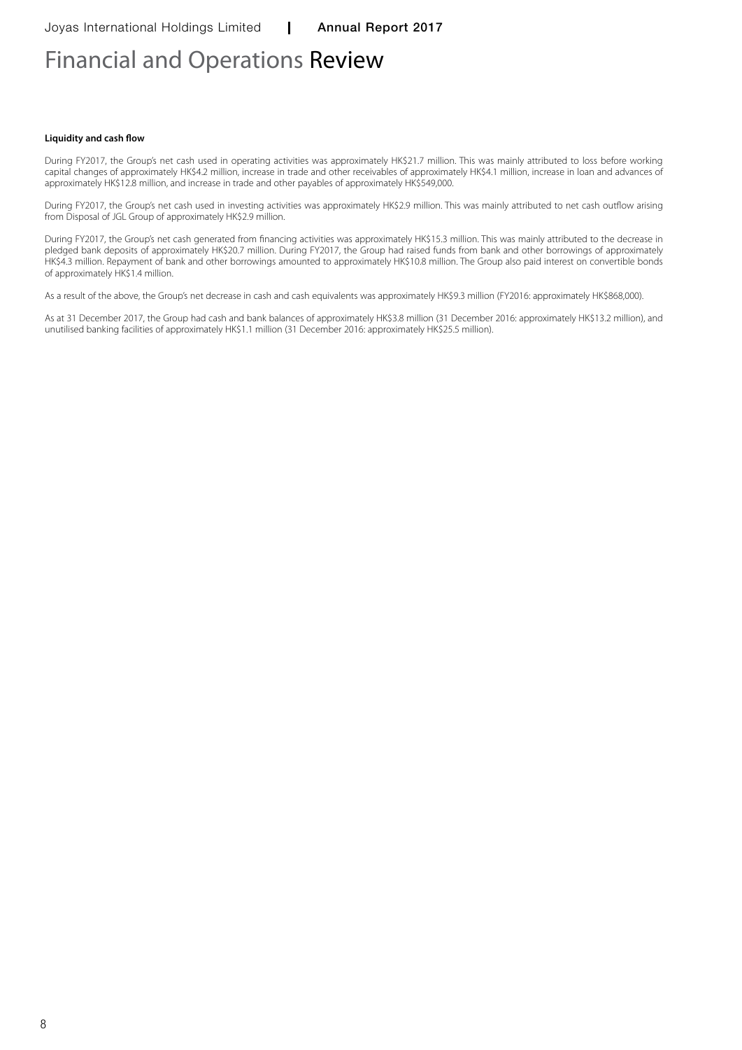# Financial and Operations Review

**Liquidity and cash flow**

During FY2017, the Group's net cash used in operating activities was approximately HK$21.7 million. This was mainly attributed to loss before working capital changes of approximately HK$4.2 million, increase in trade and other receivables of approximately HK$4.1 million, increase in loan and advances of approximately HK$12.8 million, and increase in trade and other payables of approximately HK$549,000.

During FY2017, the Group's net cash used in investing activities was approximately HK$2.9 million. This was mainly attributed to net cash outflow arising from Disposal of JGL Group of approximately HK$2.9 million.

During FY2017, the Group's net cash generated from financing activities was approximately HK$15.3 million. This was mainly attributed to the decrease in pledged bank deposits of approximately HK$20.7 million. During FY2017, the Group had raised funds from bank and other borrowings of approximately HK$4.3 million. Repayment of bank and other borrowings amounted to approximately HK$10.8 million. The Group also paid interest on convertible bonds of approximately HK$1.4 million.

As a result of the above, the Group's net decrease in cash and cash equivalents was approximately HK$9.3 million (FY2016: approximately HK$868,000).

As at 31 December 2017, the Group had cash and bank balances of approximately HK$3.8 million (31 December 2016: approximately HK$13.2 million), and unutilised banking facilities of approximately HK$1.1 million (31 December 2016: approximately HK$25.5 million).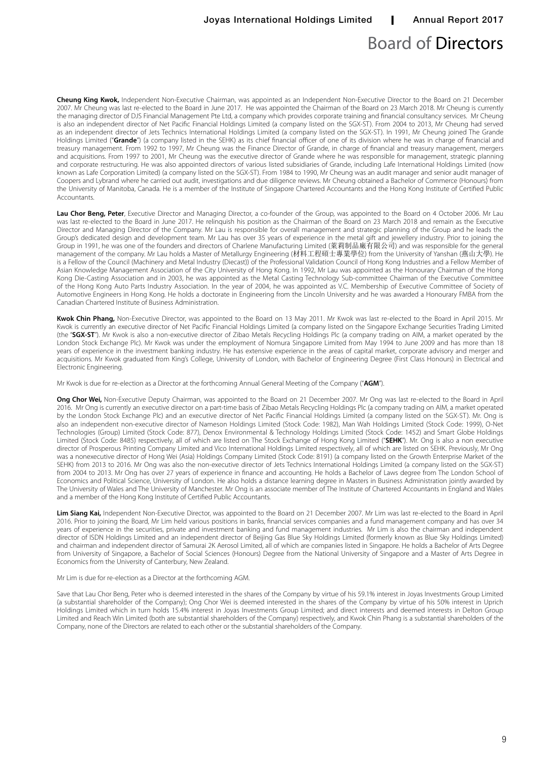# Board of Directors

**Cheung King Kwok,** Independent Non-Executive Chairman, was appointed as an Independent Non-Executive Director to the Board on 21 December 2007. Mr Cheung was last re-elected to the Board in June 2017. He was appointed the Chairman of the Board on 23 March 2018. Mr Cheung is currently the managing director of DJS Financial Management Pte Ltd, a company which provides corporate training and financial consultancy services. Mr Cheung is also an independent director of Net Pacific Financial Holdings Limited (a company listed on the SGX-ST). From 2004 to 2013, Mr Cheung had served as an independent director of Jets Technics International Holdings Limited (a company listed on the SGX-ST). In 1991, Mr Cheung joined The Grande Holdings Limited ("**Grande**") (a company listed in the SEHK) as its chief financial officer of one of its division where he was in charge of financial and treasury management. From 1992 to 1997, Mr Cheung was the Finance Director of Grande, in charge of financial and treasury management, mergers and acquisitions. From 1997 to 2001, Mr Cheung was the executive director of Grande where he was responsible for management, strategic planning and corporate restructuring. He was also appointed directors of various listed subsidiaries of Grande, including Lafe International Holdings Limited (now known as Lafe Corporation Limited) (a company listed on the SGX-ST). From 1984 to 1990, Mr Cheung was an audit manager and senior audit manager of Coopers and Lybrand where he carried out audit, investigations and due diligence reviews. Mr Cheung obtained a Bachelor of Commerce (Honours) from the University of Manitoba, Canada. He is a member of the Institute of Singapore Chartered Accountants and the Hong Kong Institute of Certified Public Accountants.

**Lau Chor Beng, Peter**, Executive Director and Managing Director, a co-founder of the Group, was appointed to the Board on 4 October 2006. Mr Lau was last re-elected to the Board in June 2017. He relinquish his position as the Chairman of the Board on 23 March 2018 and remain as the Executive Director and Managing Director of the Company. Mr Lau is responsible for overall management and strategic planning of the Group and he leads the Group's dedicated design and development team. Mr Lau has over 35 years of experience in the metal gift and jewellery industry. Prior to joining the Group in 1991, he was one of the founders and directors of Charlene Manufacturing Limited (萊莉制品廠有限公司) and was responsible for the general management of the company. Mr Lau holds a Master of Metallurgy Engineering (材料工程碩士專業學位) from the University of Yanshan (燕山大學). He is a Fellow of the Council (Machinery and Metal Industry (Diecast)) of the Professional Validation Council of Hong Kong Industries and a Fellow Member of Asian Knowledge Management Association of the City University of Hong Kong. In 1992, Mr Lau was appointed as the Honourary Chairman of the Hong Kong Die-Casting Association and in 2003, he was appointed as the Metal Casting Technology Sub-committee Chairman of the Executive Committee of the Hong Kong Auto Parts Industry Association. In the year of 2004, he was appointed as V.C. Membership of Executive Committee of Society of Automotive Engineers in Hong Kong. He holds a doctorate in Engineering from the Lincoln University and he was awarded a Honourary FMBA from the Canadian Chartered Institute of Business Administration.

**Kwok Chin Phang,** Non-Executive Director, was appointed to the Board on 13 May 2011. Mr Kwok was last re-elected to the Board in April 2015. Mr Kwok is currently an executive director of Net Pacific Financial Holdings Limited (a company listed on the Singapore Exchange Securities Trading Limited (the "**SGX-ST**"). Mr Kwok is also a non-executive director of Zibao Metals Recycling Holdings Plc (a company trading on AIM, a market operated by the London Stock Exchange Plc). Mr Kwok was under the employment of Nomura Singapore Limited from May 1994 to June 2009 and has more than 18 years of experience in the investment banking industry. He has extensive experience in the areas of capital market, corporate advisory and merger and acquisitions. Mr Kwok graduated from King's College, University of London, with Bachelor of Engineering Degree (First Class Honours) in Electrical and Electronic Engineering.

Mr Kwok is due for re-election as a Director at the forthcoming Annual General Meeting of the Company ("**AGM**").

**Ong Chor Wei,** Non-Executive Deputy Chairman, was appointed to the Board on 21 December 2007. Mr Ong was last re-elected to the Board in April 2016. Mr Ong is currently an executive director on a part-time basis of Zibao Metals Recycling Holdings Plc (a company trading on AIM, a market operated by the London Stock Exchange Plc) and an executive director of Net Pacific Financial Holdings Limited (a company listed on the SGX-ST). Mr. Ong is also an independent non-executive director of Nameson Holdings Limited (Stock Code: 1982), Man Wah Holdings Limited (Stock Code: 1999), O-Net Technologies (Group) Limited (Stock Code: 877), Denox Environmental & Technology Holdings Limited (Stock Code: 1452) and Smart Globe Holdings Limited (Stock Code: 8485) respectively, all of which are listed on The Stock Exchange of Hong Kong Limited ("**SEHK**"). Mr. Ong is also a non executive director of Prosperous Printing Company Limited and Vico International Holdings Limited respectively, all of which are listed on SEHK. Previously, Mr Ong was a nonexecutive director of Hong Wei (Asia) Holdings Company Limited (Stock Code: 8191) (a company listed on the Growth Enterprise Market of the SEHK) from 2013 to 2016. Mr Ong was also the non-executive director of Jets Technics International Holdings Limited (a company listed on the SGX-ST) from 2004 to 2013. Mr Ong has over 27 years of experience in finance and accounting. He holds a Bachelor of Laws degree from The London School of Economics and Political Science, University of London. He also holds a distance learning degree in Masters in Business Administration jointly awarded by The University of Wales and The University of Manchester. Mr Ong is an associate member of The Institute of Chartered Accountants in England and Wales and a member of the Hong Kong Institute of Certified Public Accountants.

**Lim Siang Kai,** Independent Non-Executive Director, was appointed to the Board on 21 December 2007. Mr Lim was last re-elected to the Board in April 2016. Prior to joining the Board, Mr Lim held various positions in banks, financial services companies and a fund management company and has over 34 years of experience in the securities, private and investment banking and fund management industries. Mr Lim is also the chairman and independent director of ISDN Holdings Limited and an independent director of Beijing Gas Blue Sky Holdings Limited (formerly known as Blue Sky Holdings Limited) and chairman and independent director of Samurai 2K Aerosol Limited, all of which are companies listed in Singapore. He holds a Bachelor of Arts Degree from University of Singapore, a Bachelor of Social Sciences (Honours) Degree from the National University of Singapore and a Master of Arts Degree in Economics from the University of Canterbury, New Zealand.

Mr Lim is due for re-election as a Director at the forthcoming AGM.

Save that Lau Chor Beng, Peter who is deemed interested in the shares of the Company by virtue of his 59.1% interest in Joyas Investments Group Limited (a substantial shareholder of the Company); Ong Chor Wei is deemed interested in the shares of the Company by virtue of his 50% interest in Uprich Holdings Limited which in turn holds 15.4% interest in Joyas Investments Group Limited; and direct interests and deemed interests in Delton Group Limited and Reach Win Limited (both are substantial shareholders of the Company) respectively, and Kwok Chin Phang is a substantial shareholders of the Company, none of the Directors are related to each other or the substantial shareholders of the Company.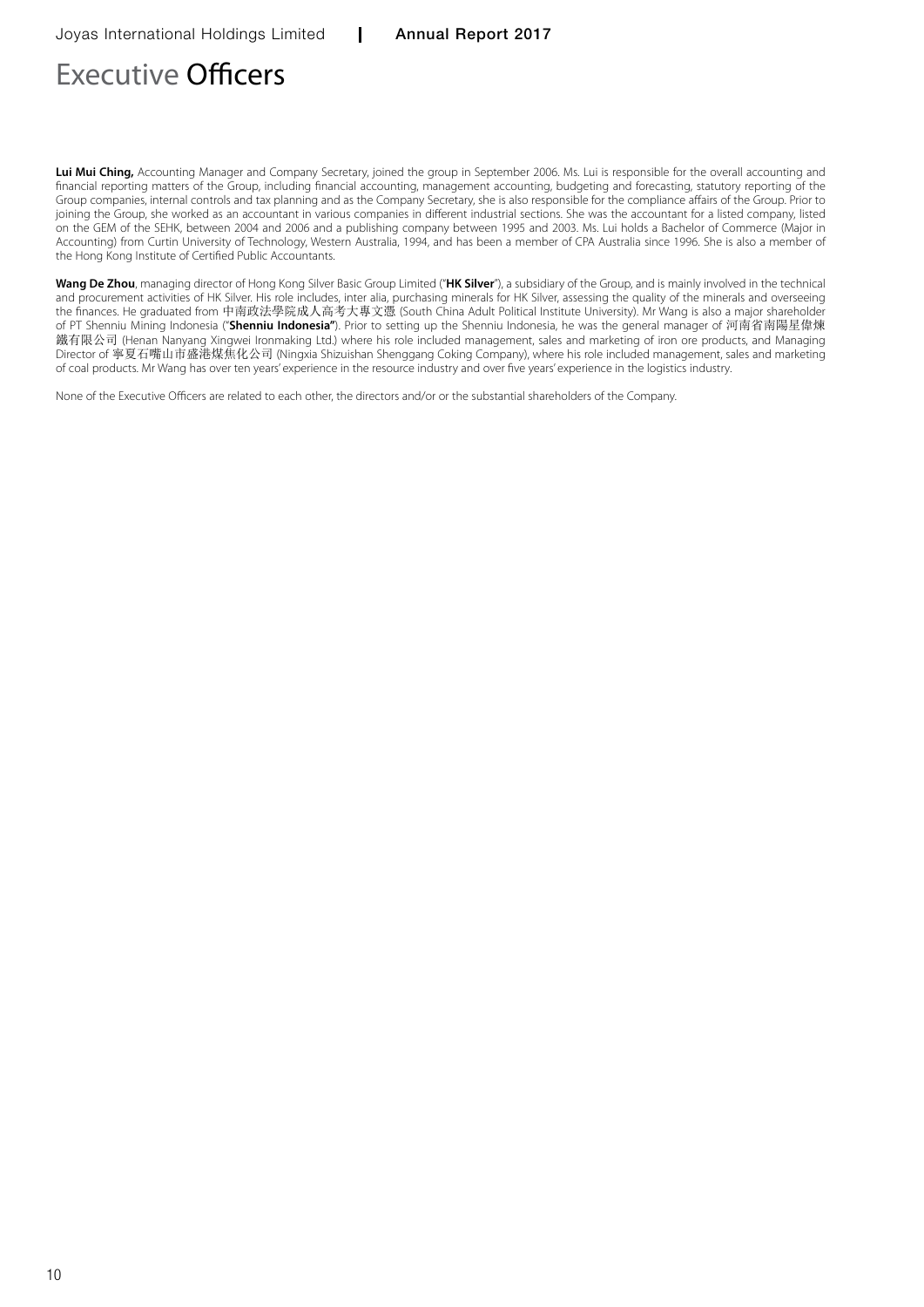# Executive Officers

**Lui Mui Ching,** Accounting Manager and Company Secretary, joined the group in September 2006. Ms. Lui is responsible for the overall accounting and financial reporting matters of the Group, including financial accounting, management accounting, budgeting and forecasting, statutory reporting of the Group companies, internal controls and tax planning and as the Company Secretary, she is also responsible for the compliance affairs of the Group. Prior to joining the Group, she worked as an accountant in various companies in different industrial sections. She was the accountant for a listed company, listed on the GEM of the SEHK, between 2004 and 2006 and a publishing company between 1995 and 2003. Ms. Lui holds a Bachelor of Commerce (Major in Accounting) from Curtin University of Technology, Western Australia, 1994, and has been a member of CPA Australia since 1996. She is also a member of the Hong Kong Institute of Certified Public Accountants.

**Wang De Zhou**, managing director of Hong Kong Silver Basic Group Limited ("**HK Silver**"), a subsidiary of the Group, and is mainly involved in the technical and procurement activities of HK Silver. His role includes, inter alia, purchasing minerals for HK Silver, assessing the quality of the minerals and overseeing the finances. He graduated from 中南政法學院成人高考大專文憑 (South China Adult Political Institute University). Mr Wang is also a major shareholder of PT Shenniu Mining Indonesia ("**Shenniu Indonesia"**). Prior to setting up the Shenniu Indonesia, he was the general manager of 河南省南陽星偉煉鐵有限公司 (Henan Nanyang Xingwei Ironmaking Ltd.) where his role included management, sales and marketing of iron ore products, and Managing Director of 寧夏石嘴山市盛港煤焦化公司 (Ningxia Shizuishan Shenggang Coking Company), where his role included management, sales and marketing of coal products. Mr Wang has over ten years' experience in the resource industry and over five years' experience in the logistics industry.

None of the Executive Officers are related to each other, the directors and/or or the substantial shareholders of the Company.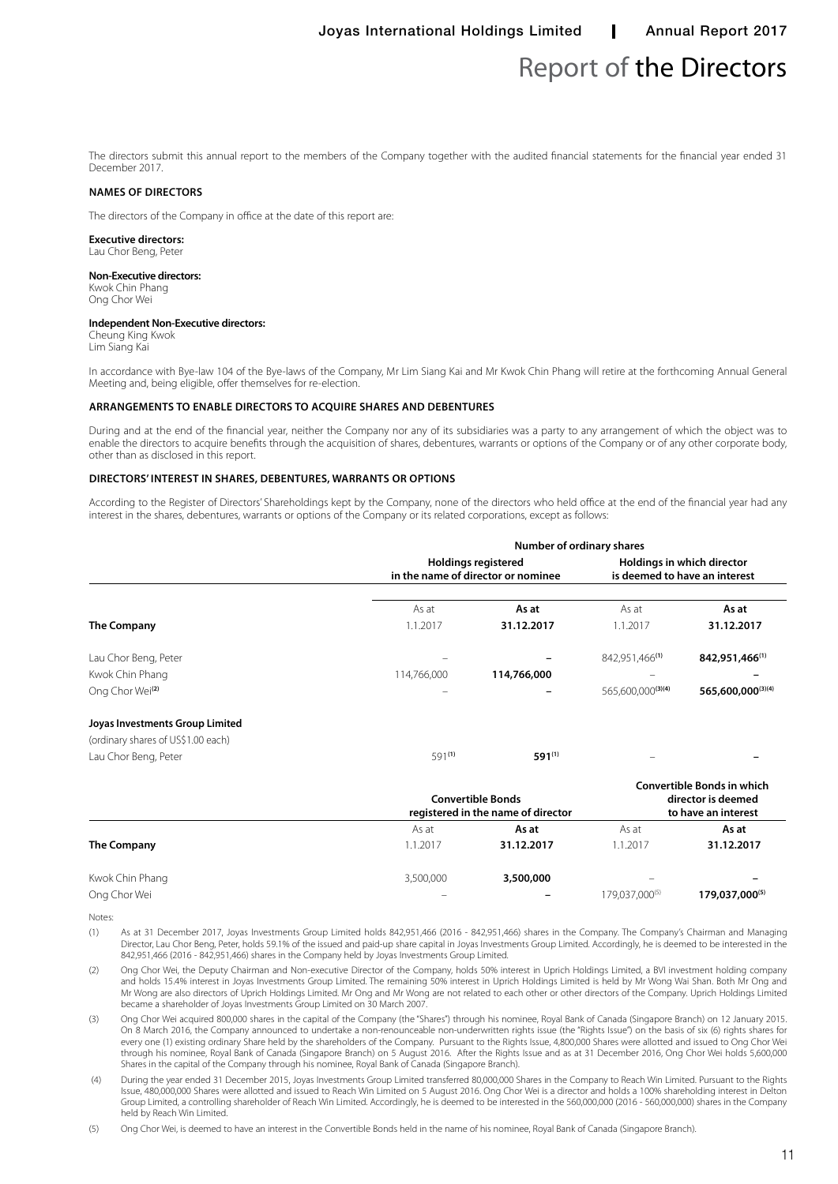# Report of the Directors

The directors submit this annual report to the members of the Company together with the audited financial statements for the financial year ended 31 December 2017.

## NAMES OF DIRECTORS

The directors of the Company in office at the date of this report are:

**Executive directors:**
Lau Chor Beng, Peter

**Non-Executive directors:**
Kwok Chin Phang
Ong Chor Wei

**Independent Non-Executive directors:**
Cheung King Kwok
Lim Siang Kai

In accordance with Bye-law 104 of the Bye-laws of the Company, Mr Lim Siang Kai and Mr Kwok Chin Phang will retire at the forthcoming Annual General Meeting and, being eligible, offer themselves for re-election.

## ARRANGEMENTS TO ENABLE DIRECTORS TO ACQUIRE SHARES AND DEBENTURES

During and at the end of the financial year, neither the Company nor any of its subsidiaries was a party to any arrangement of which the object was to enable the directors to acquire benefits through the acquisition of shares, debentures, warrants or options of the Company or of any other corporate body, other than as disclosed in this report.

## DIRECTORS' INTEREST IN SHARES, DEBENTURES, WARRANTS OR OPTIONS

According to the Register of Directors' Shareholdings kept by the Company, none of the directors who held office at the end of the financial year had any interest in the shares, debentures, warrants or options of the Company or its related corporations, except as follows:

| | Number of ordinary shares | | | |
|---|---|---|---|---|
| | Holdings registered in the name of director or nominee | | Holdings in which director is deemed to have an interest | |
| | As at 1.1.2017 | **As at 31.12.2017** | As at 1.1.2017 | **As at 31.12.2017** |
| **The Company** | | | | |
| Lau Chor Beng, Peter | – | **–** | 842,951,466[(1)] | **842,951,466[(1)]** |
| Kwok Chin Phang | 114,766,000 | **114,766,000** | – | **–** |
| Ong Chor Wei[(2)] | – | **–** | 565,600,000[(3)(4)] | **565,600,000[(3)(4)]** |
| **Joyas Investments Group Limited** | | | | |
| (ordinary shares of US$1.00 each) | | | | |
| Lau Chor Beng, Peter | 591[(1)] | **591[(1)]** | – | **–** |

| | Convertible Bonds registered in the name of director | | Convertible Bonds in which director is deemed to have an interest | |
|---|---|---|---|---|
| | As at 1.1.2017 | **As at 31.12.2017** | As at 1.1.2017 | **As at 31.12.2017** |
| **The Company** | | | | |
| Kwok Chin Phang | 3,500,000 | **3,500,000** | – | **–** |
| Ong Chor Wei | – | **–** | 179,037,000[(5)] | **179,037,000[(5)]** |

Notes:

(1) As at 31 December 2017, Joyas Investments Group Limited holds 842,951,466 (2016 - 842,951,466) shares in the Company. The Company's Chairman and Managing Director, Lau Chor Beng, Peter, holds 59.1% of the issued and paid-up share capital in Joyas Investments Group Limited. Accordingly, he is deemed to be interested in the 842,951,466 (2016 - 842,951,466) shares in the Company held by Joyas Investments Group Limited.

(2) Ong Chor Wei, the Deputy Chairman and Non-executive Director of the Company, holds 50% interest in Uprich Holdings Limited, a BVI investment holding company and holds 15.4% interest in Joyas Investments Group Limited. The remaining 50% interest in Uprich Holdings Limited is held by Mr Wong Wai Shan. Both Mr Ong and Mr Wong are also directors of Uprich Holdings Limited. Mr Ong and Mr Wong are not related to each other or other directors of the Company. Uprich Holdings Limited became a shareholder of Joyas Investments Group Limited on 30 March 2007.

(3) Ong Chor Wei acquired 800,000 shares in the capital of the Company (the "Shares") through his nominee, Royal Bank of Canada (Singapore Branch) on 12 January 2015. On 8 March 2016, the Company announced to undertake a non-renounceable non-underwritten rights issue (the "Rights Issue") on the basis of six (6) rights shares for every one (1) existing ordinary Share held by the shareholders of the Company. Pursuant to the Rights Issue, 4,800,000 Shares were allotted and issued to Ong Chor Wei through his nominee, Royal Bank of Canada (Singapore Branch) on 5 August 2016. After the Rights Issue and as at 31 December 2016, Ong Chor Wei holds 5,600,000 Shares in the capital of the Company through his nominee, Royal Bank of Canada (Singapore Branch).

(4) During the year ended 31 December 2015, Joyas Investments Group Limited transferred 80,000,000 Shares in the Company to Reach Win Limited. Pursuant to the Rights Issue, 480,000,000 Shares were allotted and issued to Reach Win Limited on 5 August 2016. Ong Chor Wei is a director and holds a 100% shareholding interest in Delton Group Limited, a controlling shareholder of Reach Win Limited. Accordingly, he is deemed to be interested in the 560,000,000 (2016 - 560,000,000) shares in the Company held by Reach Win Limited.

(5) Ong Chor Wei, is deemed to have an interest in the Convertible Bonds held in the name of his nominee, Royal Bank of Canada (Singapore Branch).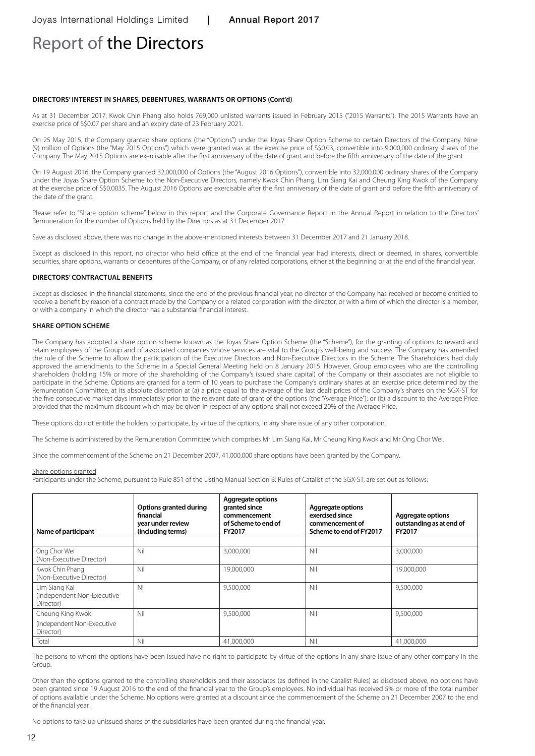# Report of the Directors

**DIRECTORS' INTEREST IN SHARES, DEBENTURES, WARRANTS OR OPTIONS (Cont'd)**

As at 31 December 2017, Kwok Chin Phang also holds 769,000 unlisted warrants issued in February 2015 ("2015 Warrants"). The 2015 Warrants have an exercise price of S$0.07 per share and an expiry date of 23 February 2021.

On 25 May 2015, the Company granted share options (the "Options") under the Joyas Share Option Scheme to certain Directors of the Company. Nine (9) million of Options (the "May 2015 Options") which were granted was at the exercise price of S$0.03, convertible into 9,000,000 ordinary shares of the Company. The May 2015 Options are exercisable after the first anniversary of the date of grant and before the fifth anniversary of the date of the grant.

On 19 August 2016, the Company granted 32,000,000 of Options (the "August 2016 Options"), convertible into 32,000,000 ordinary shares of the Company under the Joyas Share Option Scheme to the Non-Executive Directors, namely Kwok Chin Phang, Lim Siang Kai and Cheung King Kwok of the Company at the exercise price of S$0.0035. The August 2016 Options are exercisable after the first anniversary of the date of grant and before the fifth anniversary of the date of the grant.

Please refer to "Share option scheme" below in this report and the Corporate Governance Report in the Annual Report in relation to the Directors' Remuneration for the number of Options held by the Directors as at 31 December 2017.

Save as disclosed above, there was no change in the above-mentioned interests between 31 December 2017 and 21 January 2018.

Except as disclosed in this report, no director who held office at the end of the financial year had interests, direct or deemed, in shares, convertible securities, share options, warrants or debentures of the Company, or of any related corporations, either at the beginning or at the end of the financial year.

**DIRECTORS' CONTRACTUAL BENEFITS**

Except as disclosed in the financial statements, since the end of the previous financial year, no director of the Company has received or become entitled to receive a benefit by reason of a contract made by the Company or a related corporation with the director, or with a firm of which the director is a member, or with a company in which the director has a substantial financial interest.

**SHARE OPTION SCHEME**

The Company has adopted a share option scheme known as the Joyas Share Option Scheme (the "Scheme"), for the granting of options to reward and retain employees of the Group and of associated companies whose services are vital to the Group's well-being and success. The Company has amended the rule of the Scheme to allow the participation of the Executive Directors and Non-Executive Directors in the Scheme. The Shareholders had duly approved the amendments to the Scheme in a Special General Meeting held on 8 January 2015. However, Group employees who are the controlling shareholders (holding 15% or more of the shareholding of the Company's issued share capital) of the Company or their associates are not eligible to participate in the Scheme. Options are granted for a term of 10 years to purchase the Company's ordinary shares at an exercise price determined by the Remuneration Committee, at its absolute discretion at (a) a price equal to the average of the last dealt prices of the Company's shares on the SGX-ST for the five consecutive market days immediately prior to the relevant date of grant of the options (the "Average Price"); or (b) a discount to the Average Price provided that the maximum discount which may be given in respect of any options shall not exceed 20% of the Average Price.

These options do not entitle the holders to participate, by virtue of the options, in any share issue of any other corporation.

The Scheme is administered by the Remuneration Committee which comprises Mr Lim Siang Kai, Mr Cheung King Kwok and Mr Ong Chor Wei.

Since the commencement of the Scheme on 21 December 2007, 41,000,000 share options have been granted by the Company.

Share options granted

Participants under the Scheme, pursuant to Rule 851 of the Listing Manual Section B: Rules of Catalist of the SGX-ST, are set out as follows:

| Name of participant | Options granted during financial year under review (including terms) | Aggregate options granted since commencement of Scheme to end of FY2017 | Aggregate options exercised since commencement of Scheme to end of FY2017 | Aggregate options outstanding as at end of FY2017 |
|---|---|---|---|---|
| Ong Chor Wei (Non-Executive Director) | Nil | 3,000,000 | Nil | 3,000,000 |
| Kwok Chin Phang (Non-Executive Director) | Nil | 19,000,000 | Nil | 19,000,000 |
| Lim Siang Kai (Independent Non-Executive Director) | Ni | 9,500,000 | Nil | 9,500,000 |
| Cheung King Kwok (Independent Non-Executive Director) | Nil | 9,500,000 | Nil | 9,500,000 |
| Total | Nil | 41,000,000 | Nil | 41,000,000 |

The persons to whom the options have been issued have no right to participate by virtue of the options in any share issue of any other company in the Group.

Other than the options granted to the controlling shareholders and their associates (as defined in the Catalist Rules) as disclosed above, no options have been granted since 19 August 2016 to the end of the financial year to the Group's employees. No individual has received 5% or more of the total number of options available under the Scheme. No options were granted at a discount since the commencement of the Scheme on 21 December 2007 to the end of the financial year.

No options to take up unissued shares of the subsidiaries have been granted during the financial year.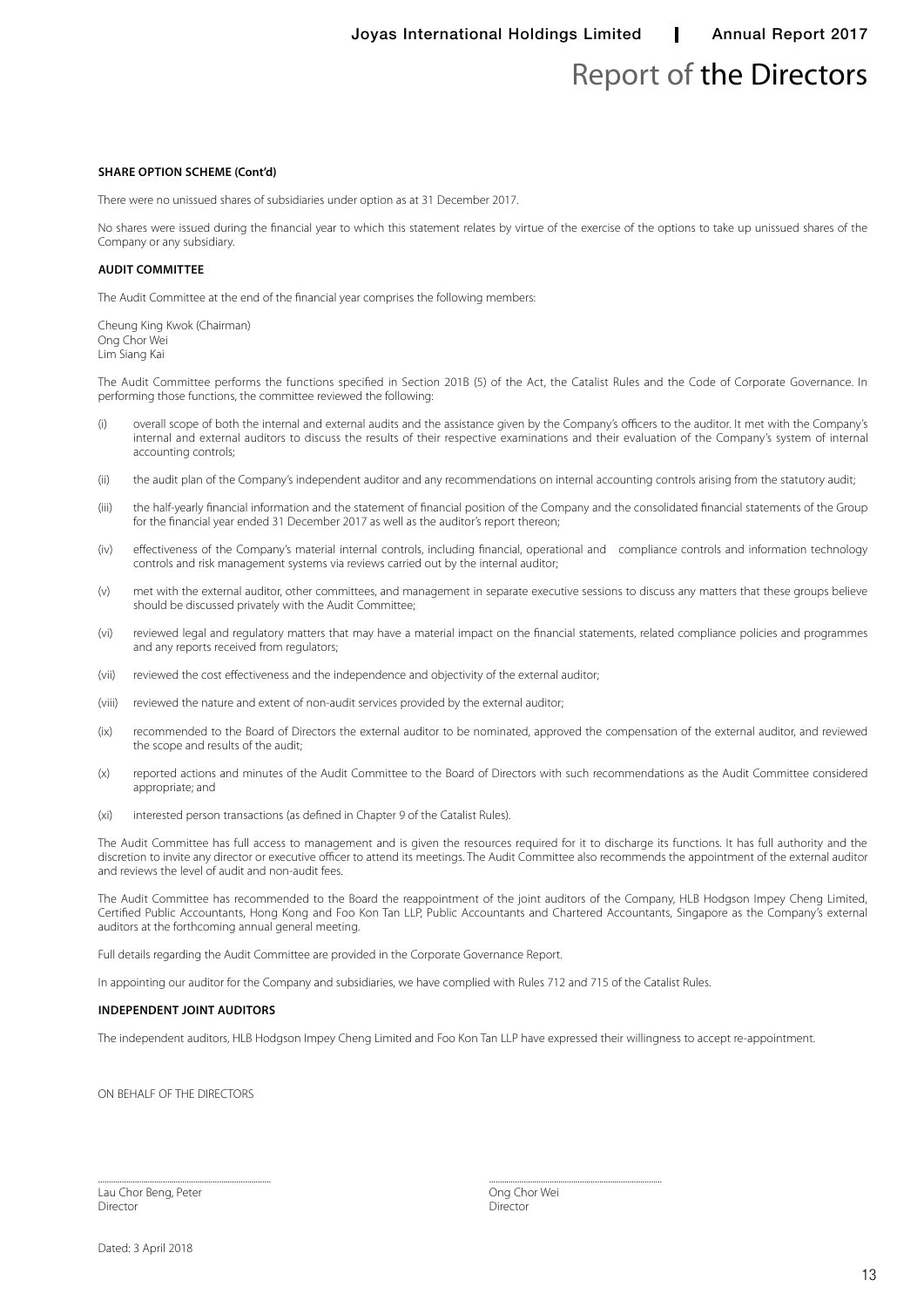# Report of the Directors

**SHARE OPTION SCHEME (Cont'd)**

There were no unissued shares of subsidiaries under option as at 31 December 2017.

No shares were issued during the financial year to which this statement relates by virtue of the exercise of the options to take up unissued shares of the Company or any subsidiary.

**AUDIT COMMITTEE**

The Audit Committee at the end of the financial year comprises the following members:

Cheung King Kwok (Chairman)
Ong Chor Wei
Lim Siang Kai

The Audit Committee performs the functions specified in Section 201B (5) of the Act, the Catalist Rules and the Code of Corporate Governance. In performing those functions, the committee reviewed the following:

(i) overall scope of both the internal and external audits and the assistance given by the Company's officers to the auditor. It met with the Company's internal and external auditors to discuss the results of their respective examinations and their evaluation of the Company's system of internal accounting controls;

(ii) the audit plan of the Company's independent auditor and any recommendations on internal accounting controls arising from the statutory audit;

(iii) the half-yearly financial information and the statement of financial position of the Company and the consolidated financial statements of the Group for the financial year ended 31 December 2017 as well as the auditor's report thereon;

(iv) effectiveness of the Company's material internal controls, including financial, operational and compliance controls and information technology controls and risk management systems via reviews carried out by the internal auditor;

(v) met with the external auditor, other committees, and management in separate executive sessions to discuss any matters that these groups believe should be discussed privately with the Audit Committee;

(vi) reviewed legal and regulatory matters that may have a material impact on the financial statements, related compliance policies and programmes and any reports received from regulators;

(vii) reviewed the cost effectiveness and the independence and objectivity of the external auditor;

(viii) reviewed the nature and extent of non-audit services provided by the external auditor;

(ix) recommended to the Board of Directors the external auditor to be nominated, approved the compensation of the external auditor, and reviewed the scope and results of the audit;

(x) reported actions and minutes of the Audit Committee to the Board of Directors with such recommendations as the Audit Committee considered appropriate; and

(xi) interested person transactions (as defined in Chapter 9 of the Catalist Rules).

The Audit Committee has full access to management and is given the resources required for it to discharge its functions. It has full authority and the discretion to invite any director or executive officer to attend its meetings. The Audit Committee also recommends the appointment of the external auditor and reviews the level of audit and non-audit fees.

The Audit Committee has recommended to the Board the reappointment of the joint auditors of the Company, HLB Hodgson Impey Cheng Limited, Certified Public Accountants, Hong Kong and Foo Kon Tan LLP, Public Accountants and Chartered Accountants, Singapore as the Company's external auditors at the forthcoming annual general meeting.

Full details regarding the Audit Committee are provided in the Corporate Governance Report.

In appointing our auditor for the Company and subsidiaries, we have complied with Rules 712 and 715 of the Catalist Rules.

**INDEPENDENT JOINT AUDITORS**

The independent auditors, HLB Hodgson Impey Cheng Limited and Foo Kon Tan LLP have expressed their willingness to accept re-appointment.

ON BEHALF OF THE DIRECTORS

| | |
|---|---|
| ........................................ | ........................................ |
| Lau Chor Beng, Peter | Ong Chor Wei |
| Director | Director |

Dated: 3 April 2018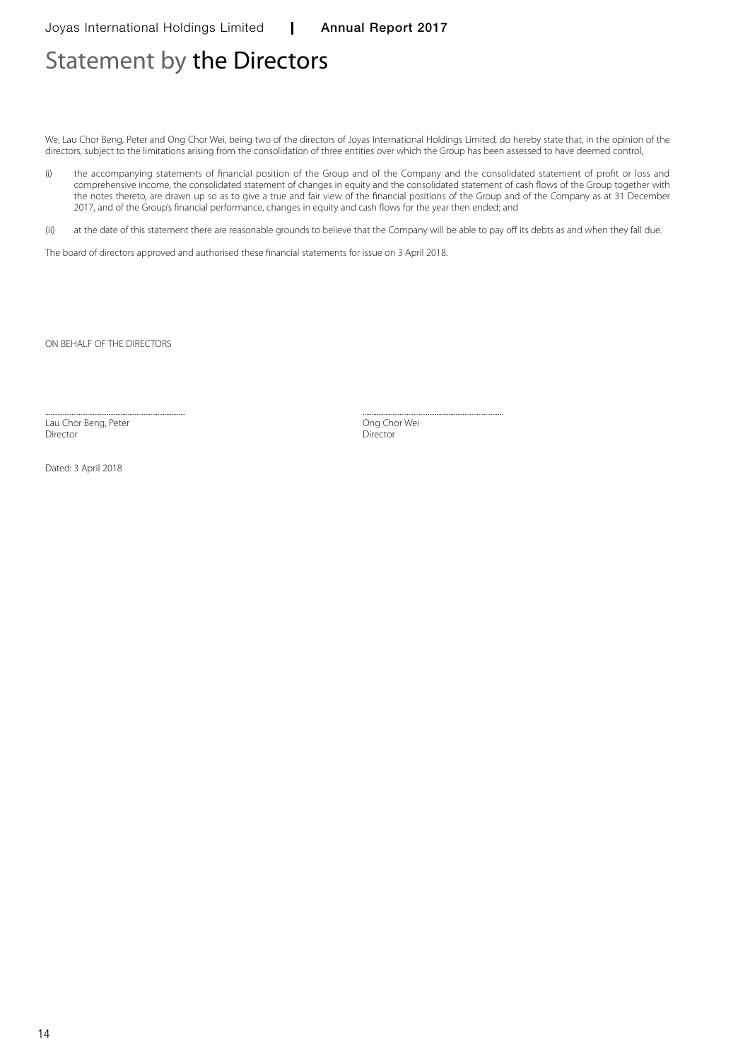# Statement by the Directors

We, Lau Chor Beng, Peter and Ong Chor Wei, being two of the directors of Joyas International Holdings Limited, do hereby state that, in the opinion of the directors, subject to the limitations arising from the consolidation of three entities over which the Group has been assessed to have deemed control,

(i) the accompanying statements of financial position of the Group and of the Company and the consolidated statement of profit or loss and comprehensive income, the consolidated statement of changes in equity and the consolidated statement of cash flows of the Group together with the notes thereto, are drawn up so as to give a true and fair view of the financial positions of the Group and of the Company as at 31 December 2017, and of the Group's financial performance, changes in equity and cash flows for the year then ended; and

(ii) at the date of this statement there are reasonable grounds to believe that the Company will be able to pay off its debts as and when they fall due.

The board of directors approved and authorised these financial statements for issue on 3 April 2018.

ON BEHALF OF THE DIRECTORS

Lau Chor Beng, Peter
Director

Ong Chor Wei
Director

Dated: 3 April 2018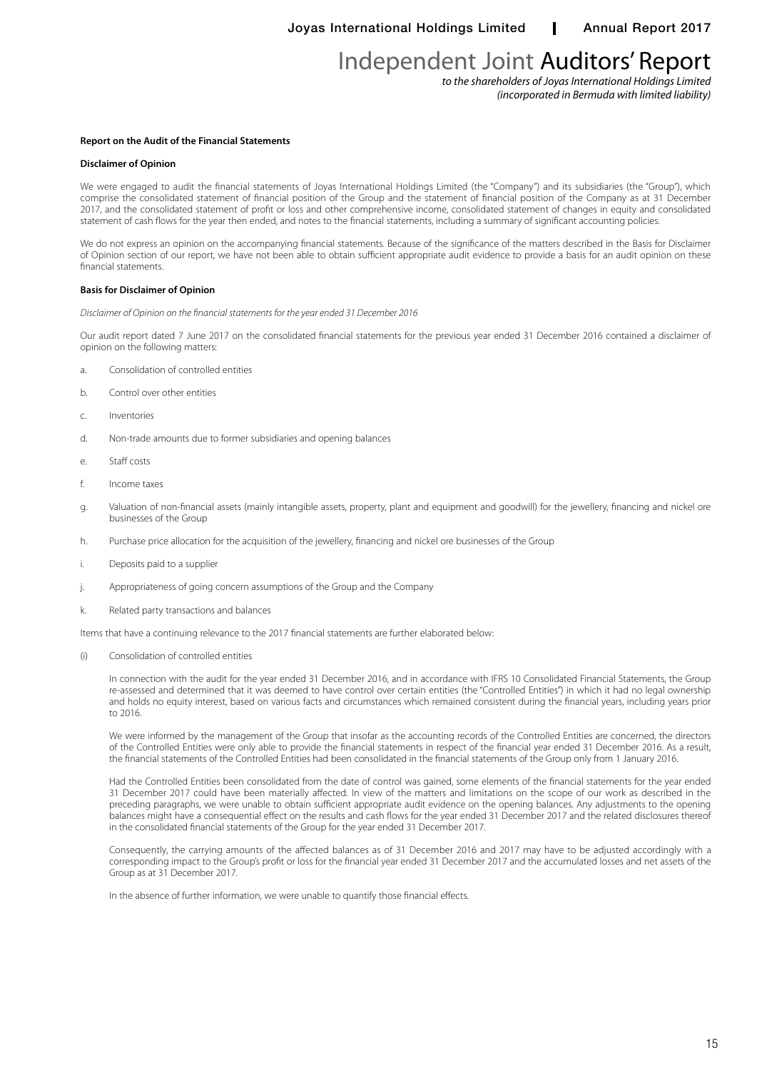# Independent Joint Auditors' Report

*to the shareholders of Joyas International Holdings Limited*
*(incorporated in Bermuda with limited liability)*

**Report on the Audit of the Financial Statements**

**Disclaimer of Opinion**

We were engaged to audit the financial statements of Joyas International Holdings Limited (the "Company") and its subsidiaries (the "Group"), which comprise the consolidated statement of financial position of the Group and the statement of financial position of the Company as at 31 December 2017, and the consolidated statement of profit or loss and other comprehensive income, consolidated statement of changes in equity and consolidated statement of cash flows for the year then ended, and notes to the financial statements, including a summary of significant accounting policies.

We do not express an opinion on the accompanying financial statements. Because of the significance of the matters described in the Basis for Disclaimer of Opinion section of our report, we have not been able to obtain sufficient appropriate audit evidence to provide a basis for an audit opinion on these financial statements.

**Basis for Disclaimer of Opinion**

*Disclaimer of Opinion on the financial statements for the year ended 31 December 2016*

Our audit report dated 7 June 2017 on the consolidated financial statements for the previous year ended 31 December 2016 contained a disclaimer of opinion on the following matters:

a. Consolidation of controlled entities

b. Control over other entities

c. Inventories

d. Non-trade amounts due to former subsidiaries and opening balances

e. Staff costs

f. Income taxes

g. Valuation of non-financial assets (mainly intangible assets, property, plant and equipment and goodwill) for the jewellery, financing and nickel ore businesses of the Group

h. Purchase price allocation for the acquisition of the jewellery, financing and nickel ore businesses of the Group

i. Deposits paid to a supplier

j. Appropriateness of going concern assumptions of the Group and the Company

k. Related party transactions and balances

Items that have a continuing relevance to the 2017 financial statements are further elaborated below:

(i) Consolidation of controlled entities

In connection with the audit for the year ended 31 December 2016, and in accordance with IFRS 10 Consolidated Financial Statements, the Group re-assessed and determined that it was deemed to have control over certain entities (the "Controlled Entities") in which it had no legal ownership and holds no equity interest, based on various facts and circumstances which remained consistent during the financial years, including years prior to 2016.

We were informed by the management of the Group that insofar as the accounting records of the Controlled Entities are concerned, the directors of the Controlled Entities were only able to provide the financial statements in respect of the financial year ended 31 December 2016. As a result, the financial statements of the Controlled Entities had been consolidated in the financial statements of the Group only from 1 January 2016.

Had the Controlled Entities been consolidated from the date of control was gained, some elements of the financial statements for the year ended 31 December 2017 could have been materially affected. In view of the matters and limitations on the scope of our work as described in the preceding paragraphs, we were unable to obtain sufficient appropriate audit evidence on the opening balances. Any adjustments to the opening balances might have a consequential effect on the results and cash flows for the year ended 31 December 2017 and the related disclosures thereof in the consolidated financial statements of the Group for the year ended 31 December 2017.

Consequently, the carrying amounts of the affected balances as of 31 December 2016 and 2017 may have to be adjusted accordingly with a corresponding impact to the Group's profit or loss for the financial year ended 31 December 2017 and the accumulated losses and net assets of the Group as at 31 December 2017.

In the absence of further information, we were unable to quantify those financial effects.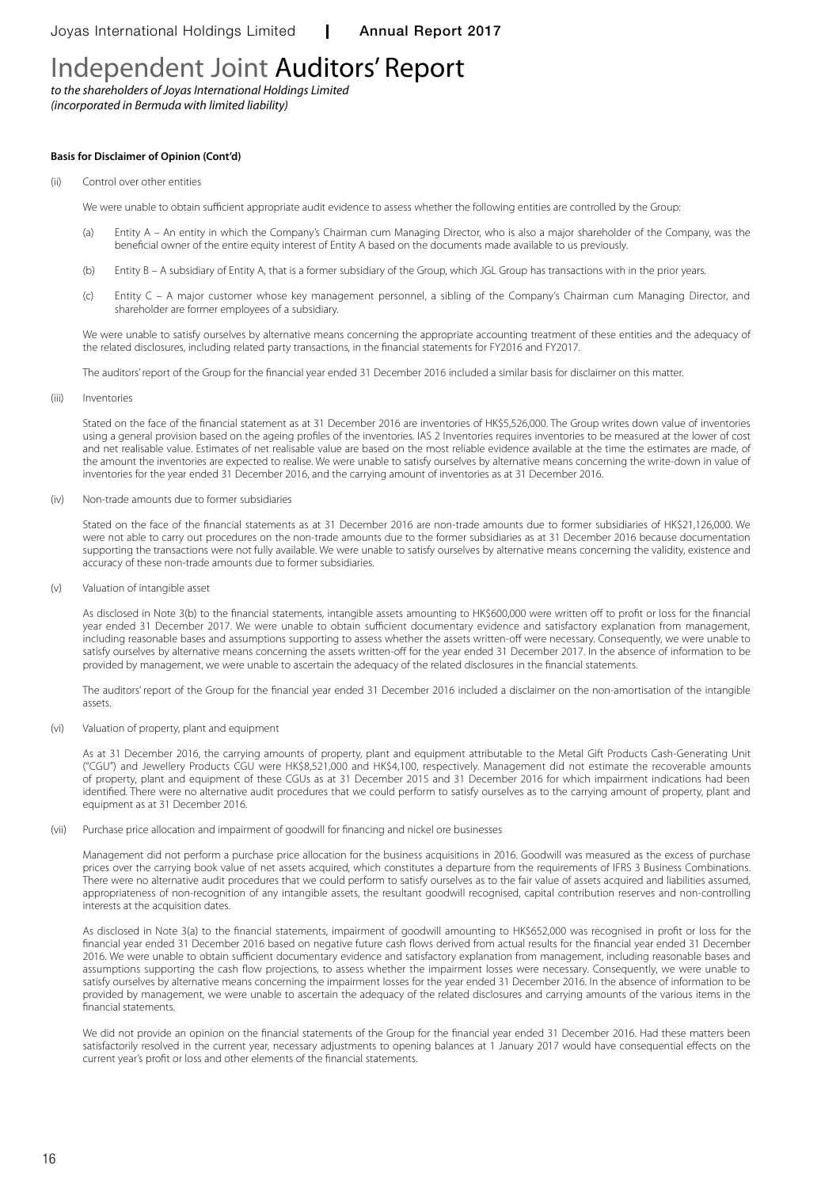# Independent Joint Auditors' Report

*to the shareholders of Joyas International Holdings Limited*
*(incorporated in Bermuda with limited liability)*

**Basis for Disclaimer of Opinion (Cont'd)**

(ii) Control over other entities

We were unable to obtain sufficient appropriate audit evidence to assess whether the following entities are controlled by the Group:

(a) Entity A – An entity in which the Company's Chairman cum Managing Director, who is also a major shareholder of the Company, was the beneficial owner of the entire equity interest of Entity A based on the documents made available to us previously.

(b) Entity B – A subsidiary of Entity A, that is a former subsidiary of the Group, which JGL Group has transactions with in the prior years.

(c) Entity C – A major customer whose key management personnel, a sibling of the Company's Chairman cum Managing Director, and shareholder are former employees of a subsidiary.

We were unable to satisfy ourselves by alternative means concerning the appropriate accounting treatment of these entities and the adequacy of the related disclosures, including related party transactions, in the financial statements for FY2016 and FY2017.

The auditors' report of the Group for the financial year ended 31 December 2016 included a similar basis for disclaimer on this matter.

(iii) Inventories

Stated on the face of the financial statement as at 31 December 2016 are inventories of HK$5,526,000. The Group writes down value of inventories using a general provision based on the ageing profiles of the inventories. IAS 2 Inventories requires inventories to be measured at the lower of cost and net realisable value. Estimates of net realisable value are based on the most reliable evidence available at the time the estimates are made, of the amount the inventories are expected to realise. We were unable to satisfy ourselves by alternative means concerning the write-down in value of inventories for the year ended 31 December 2016, and the carrying amount of inventories as at 31 December 2016.

(iv) Non-trade amounts due to former subsidiaries

Stated on the face of the financial statements as at 31 December 2016 are non-trade amounts due to former subsidiaries of HK$21,126,000. We were not able to carry out procedures on the non-trade amounts due to the former subsidiaries as at 31 December 2016 because documentation supporting the transactions were not fully available. We were unable to satisfy ourselves by alternative means concerning the validity, existence and accuracy of these non-trade amounts due to former subsidiaries.

(v) Valuation of intangible asset

As disclosed in Note 3(b) to the financial statements, intangible assets amounting to HK$600,000 were written off to profit or loss for the financial year ended 31 December 2017. We were unable to obtain sufficient documentary evidence and satisfactory explanation from management, including reasonable bases and assumptions supporting to assess whether the assets written-off were necessary. Consequently, we were unable to satisfy ourselves by alternative means concerning the assets written-off for the year ended 31 December 2017. In the absence of information to be provided by management, we were unable to ascertain the adequacy of the related disclosures in the financial statements.

The auditors' report of the Group for the financial year ended 31 December 2016 included a disclaimer on the non-amortisation of the intangible assets.

(vi) Valuation of property, plant and equipment

As at 31 December 2016, the carrying amounts of property, plant and equipment attributable to the Metal Gift Products Cash-Generating Unit ("CGU") and Jewellery Products CGU were HK$8,521,000 and HK$4,100, respectively. Management did not estimate the recoverable amounts of property, plant and equipment of these CGUs as at 31 December 2015 and 31 December 2016 for which impairment indications had been identified. There were no alternative audit procedures that we could perform to satisfy ourselves as to the carrying amount of property, plant and equipment as at 31 December 2016.

(vii) Purchase price allocation and impairment of goodwill for financing and nickel ore businesses

Management did not perform a purchase price allocation for the business acquisitions in 2016. Goodwill was measured as the excess of purchase prices over the carrying book value of net assets acquired, which constitutes a departure from the requirements of IFRS 3 Business Combinations. There were no alternative audit procedures that we could perform to satisfy ourselves as to the fair value of assets acquired and liabilities assumed, appropriateness of non-recognition of any intangible assets, the resultant goodwill recognised, capital contribution reserves and non-controlling interests at the acquisition dates.

As disclosed in Note 3(a) to the financial statements, impairment of goodwill amounting to HK$652,000 was recognised in profit or loss for the financial year ended 31 December 2016 based on negative future cash flows derived from actual results for the financial year ended 31 December 2016. We were unable to obtain sufficient documentary evidence and satisfactory explanation from management, including reasonable bases and assumptions supporting the cash flow projections, to assess whether the impairment losses were necessary. Consequently, we were unable to satisfy ourselves by alternative means concerning the impairment losses for the year ended 31 December 2016. In the absence of information to be provided by management, we were unable to ascertain the adequacy of the related disclosures and carrying amounts of the various items in the financial statements.

We did not provide an opinion on the financial statements of the Group for the financial year ended 31 December 2016. Had these matters been satisfactorily resolved in the current year, necessary adjustments to opening balances at 1 January 2017 would have consequential effects on the current year's profit or loss and other elements of the financial statements.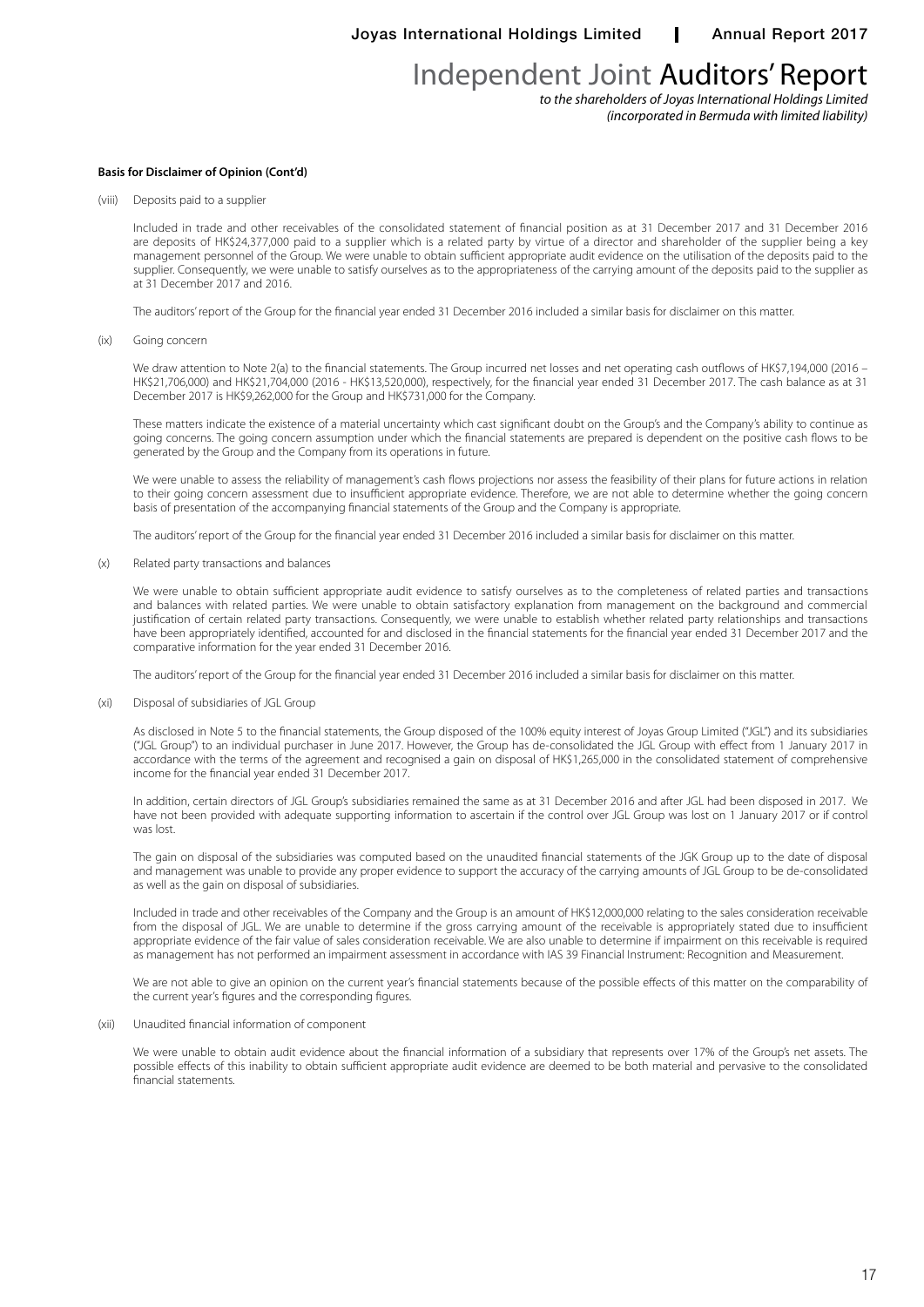# Independent Joint Auditors' Report

*to the shareholders of Joyas International Holdings Limited*
*(incorporated in Bermuda with limited liability)*

**Basis for Disclaimer of Opinion (Cont'd)**

(viii) Deposits paid to a supplier

Included in trade and other receivables of the consolidated statement of financial position as at 31 December 2017 and 31 December 2016 are deposits of HK$24,377,000 paid to a supplier which is a related party by virtue of a director and shareholder of the supplier being a key management personnel of the Group. We were unable to obtain sufficient appropriate audit evidence on the utilisation of the deposits paid to the supplier. Consequently, we were unable to satisfy ourselves as to the appropriateness of the carrying amount of the deposits paid to the supplier as at 31 December 2017 and 2016.

The auditors' report of the Group for the financial year ended 31 December 2016 included a similar basis for disclaimer on this matter.

(ix) Going concern

We draw attention to Note 2(a) to the financial statements. The Group incurred net losses and net operating cash outflows of HK$7,194,000 (2016 – HK$21,706,000) and HK$21,704,000 (2016 - HK$13,520,000), respectively, for the financial year ended 31 December 2017. The cash balance as at 31 December 2017 is HK$9,262,000 for the Group and HK$731,000 for the Company.

These matters indicate the existence of a material uncertainty which cast significant doubt on the Group's and the Company's ability to continue as going concerns. The going concern assumption under which the financial statements are prepared is dependent on the positive cash flows to be generated by the Group and the Company from its operations in future.

We were unable to assess the reliability of management's cash flows projections nor assess the feasibility of their plans for future actions in relation to their going concern assessment due to insufficient appropriate evidence. Therefore, we are not able to determine whether the going concern basis of presentation of the accompanying financial statements of the Group and the Company is appropriate.

The auditors' report of the Group for the financial year ended 31 December 2016 included a similar basis for disclaimer on this matter.

(x) Related party transactions and balances

We were unable to obtain sufficient appropriate audit evidence to satisfy ourselves as to the completeness of related parties and transactions and balances with related parties. We were unable to obtain satisfactory explanation from management on the background and commercial justification of certain related party transactions. Consequently, we were unable to establish whether related party relationships and transactions have been appropriately identified, accounted for and disclosed in the financial statements for the financial year ended 31 December 2017 and the comparative information for the year ended 31 December 2016.

The auditors' report of the Group for the financial year ended 31 December 2016 included a similar basis for disclaimer on this matter.

(xi) Disposal of subsidiaries of JGL Group

As disclosed in Note 5 to the financial statements, the Group disposed of the 100% equity interest of Joyas Group Limited ("JGL") and its subsidiaries ("JGL Group") to an individual purchaser in June 2017. However, the Group has de-consolidated the JGL Group with effect from 1 January 2017 in accordance with the terms of the agreement and recognised a gain on disposal of HK$1,265,000 in the consolidated statement of comprehensive income for the financial year ended 31 December 2017.

In addition, certain directors of JGL Group's subsidiaries remained the same as at 31 December 2016 and after JGL had been disposed in 2017. We have not been provided with adequate supporting information to ascertain if the control over JGL Group was lost on 1 January 2017 or if control was lost.

The gain on disposal of the subsidiaries was computed based on the unaudited financial statements of the JGK Group up to the date of disposal and management was unable to provide any proper evidence to support the accuracy of the carrying amounts of JGL Group to be de-consolidated as well as the gain on disposal of subsidiaries.

Included in trade and other receivables of the Company and the Group is an amount of HK$12,000,000 relating to the sales consideration receivable from the disposal of JGL. We are unable to determine if the gross carrying amount of the receivable is appropriately stated due to insufficient appropriate evidence of the fair value of sales consideration receivable. We are also unable to determine if impairment on this receivable is required as management has not performed an impairment assessment in accordance with IAS 39 Financial Instrument: Recognition and Measurement.

We are not able to give an opinion on the current year's financial statements because of the possible effects of this matter on the comparability of the current year's figures and the corresponding figures.

(xii) Unaudited financial information of component

We were unable to obtain audit evidence about the financial information of a subsidiary that represents over 17% of the Group's net assets. The possible effects of this inability to obtain sufficient appropriate audit evidence are deemed to be both material and pervasive to the consolidated financial statements.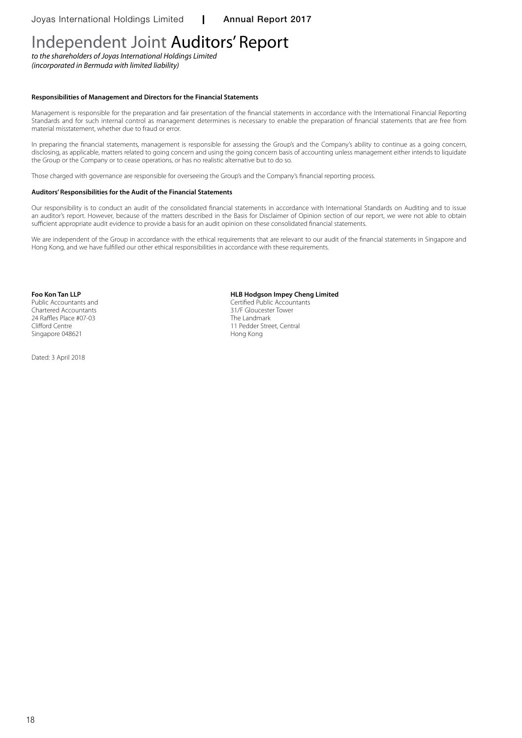# Independent Joint Auditors' Report

*to the shareholders of Joyas International Holdings Limited*
*(incorporated in Bermuda with limited liability)*

**Responsibilities of Management and Directors for the Financial Statements**

Management is responsible for the preparation and fair presentation of the financial statements in accordance with the International Financial Reporting Standards and for such internal control as management determines is necessary to enable the preparation of financial statements that are free from material misstatement, whether due to fraud or error.

In preparing the financial statements, management is responsible for assessing the Group's and the Company's ability to continue as a going concern, disclosing, as applicable, matters related to going concern and using the going concern basis of accounting unless management either intends to liquidate the Group or the Company or to cease operations, or has no realistic alternative but to do so.

Those charged with governance are responsible for overseeing the Group's and the Company's financial reporting process.

**Auditors' Responsibilities for the Audit of the Financial Statements**

Our responsibility is to conduct an audit of the consolidated financial statements in accordance with International Standards on Auditing and to issue an auditor's report. However, because of the matters described in the Basis for Disclaimer of Opinion section of our report, we were not able to obtain sufficient appropriate audit evidence to provide a basis for an audit opinion on these consolidated financial statements.

We are independent of the Group in accordance with the ethical requirements that are relevant to our audit of the financial statements in Singapore and Hong Kong, and we have fulfilled our other ethical responsibilities in accordance with these requirements.

**Foo Kon Tan LLP**
Public Accountants and
Chartered Accountants
24 Raffles Place #07-03
Clifford Centre
Singapore 048621

**HLB Hodgson Impey Cheng Limited**
Certified Public Accountants
31/F Gloucester Tower
The Landmark
11 Pedder Street, Central
Hong Kong

Dated: 3 April 2018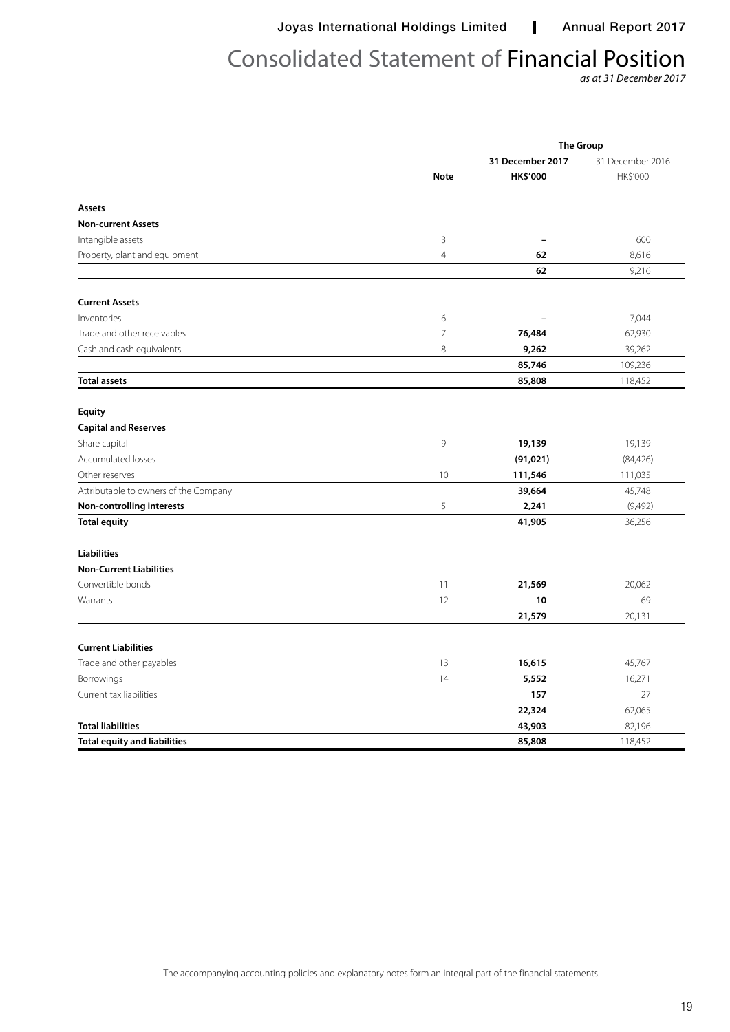# Consolidated Statement of Financial Position

*as at 31 December 2017*

| | Note | The Group | |
|---|---|---|---|
| | | **31 December 2017** | 31 December 2016 |
| | | **HK$'000** | HK$'000 |
| **Assets** | | | |
| **Non-current Assets** | | | |
| Intangible assets | 3 | **–** | 600 |
| Property, plant and equipment | 4 | **62** | 8,616 |
| | | **62** | 9,216 |
| **Current Assets** | | | |
| Inventories | 6 | **–** | 7,044 |
| Trade and other receivables | 7 | **76,484** | 62,930 |
| Cash and cash equivalents | 8 | **9,262** | 39,262 |
| | | **85,746** | 109,236 |
| **Total assets** | | **85,808** | 118,452 |
| **Equity** | | | |
| **Capital and Reserves** | | | |
| Share capital | 9 | **19,139** | 19,139 |
| Accumulated losses | | **(91,021)** | (84,426) |
| Other reserves | 10 | **111,546** | 111,035 |
| Attributable to owners of the Company | | **39,664** | 45,748 |
| **Non-controlling interests** | 5 | **2,241** | (9,492) |
| **Total equity** | | **41,905** | 36,256 |
| **Liabilities** | | | |
| **Non-Current Liabilities** | | | |
| Convertible bonds | 11 | **21,569** | 20,062 |
| Warrants | 12 | **10** | 69 |
| | | **21,579** | 20,131 |
| **Current Liabilities** | | | |
| Trade and other payables | 13 | **16,615** | 45,767 |
| Borrowings | 14 | **5,552** | 16,271 |
| Current tax liabilities | | **157** | 27 |
| | | **22,324** | 62,065 |
| **Total liabilities** | | **43,903** | 82,196 |
| **Total equity and liabilities** | | **85,808** | 118,452 |

The accompanying accounting policies and explanatory notes form an integral part of the financial statements.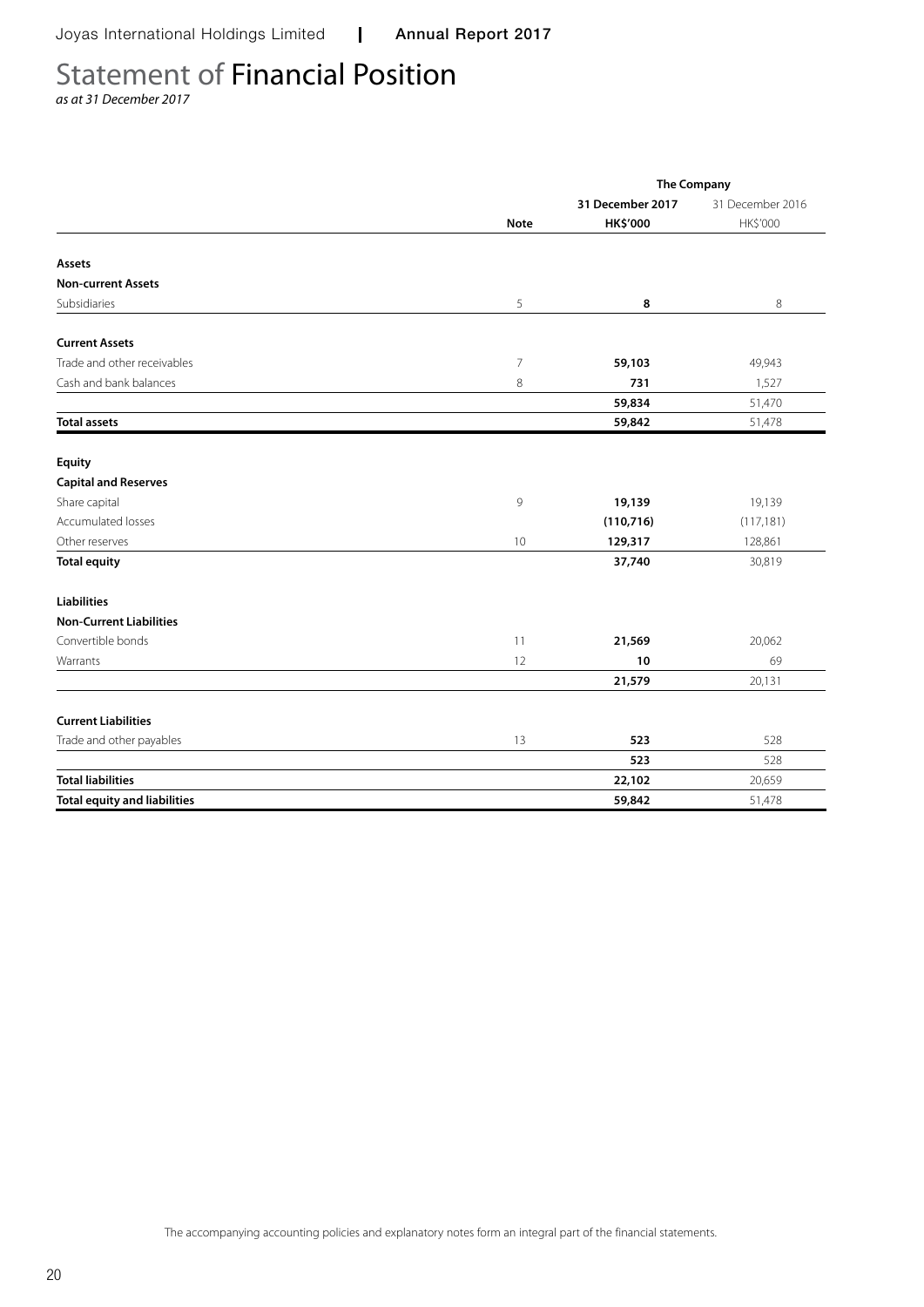# Statement of Financial Position

*as at 31 December 2017*

| | | The Company | |
|---|---|---|---|
| | | **31 December 2017** | 31 December 2016 |
| | **Note** | **HK$'000** | HK$'000 |
| **Assets** | | | |
| **Non-current Assets** | | | |
| Subsidiaries | 5 | **8** | 8 |
| **Current Assets** | | | |
| Trade and other receivables | 7 | **59,103** | 49,943 |
| Cash and bank balances | 8 | **731** | 1,527 |
| | | **59,834** | 51,470 |
| **Total assets** | | **59,842** | 51,478 |
| **Equity** | | | |
| **Capital and Reserves** | | | |
| Share capital | 9 | **19,139** | 19,139 |
| Accumulated losses | | **(110,716)** | (117,181) |
| Other reserves | 10 | **129,317** | 128,861 |
| **Total equity** | | **37,740** | 30,819 |
| **Liabilities** | | | |
| **Non-Current Liabilities** | | | |
| Convertible bonds | 11 | **21,569** | 20,062 |
| Warrants | 12 | **10** | 69 |
| | | **21,579** | 20,131 |
| **Current Liabilities** | | | |
| Trade and other payables | 13 | **523** | 528 |
| | | **523** | 528 |
| **Total liabilities** | | **22,102** | 20,659 |
| **Total equity and liabilities** | | **59,842** | 51,478 |

The accompanying accounting policies and explanatory notes form an integral part of the financial statements.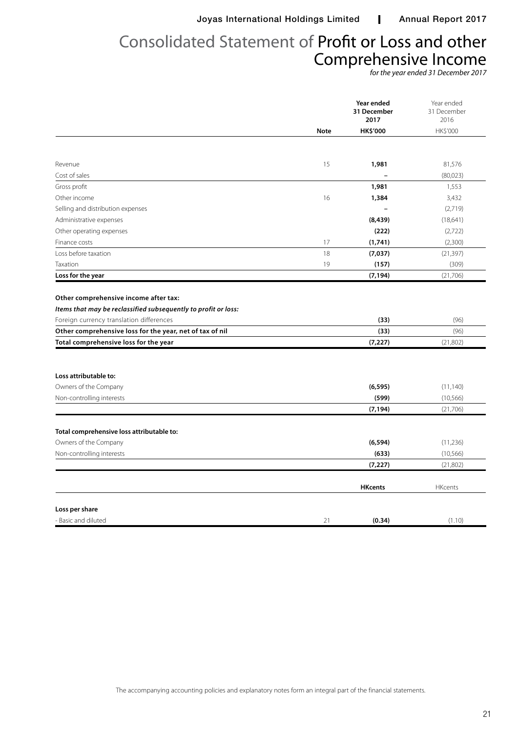# Consolidated Statement of Profit or Loss and other Comprehensive Income

*for the year ended 31 December 2017*

| | Note | Year ended 31 December 2017 | Year ended 31 December 2016 |
|---|---|---|---|
| | | **HK$'000** | HK$'000 |
| Revenue | 15 | **1,981** | 81,576 |
| Cost of sales | | **–** | (80,023) |
| Gross profit | | **1,981** | 1,553 |
| Other income | 16 | **1,384** | 3,432 |
| Selling and distribution expenses | | **–** | (2,719) |
| Administrative expenses | | **(8,439)** | (18,641) |
| Other operating expenses | | **(222)** | (2,722) |
| Finance costs | 17 | **(1,741)** | (2,300) |
| Loss before taxation | 18 | **(7,037)** | (21,397) |
| Taxation | 19 | **(157)** | (309) |
| **Loss for the year** | | **(7,194)** | (21,706) |
| **Other comprehensive income after tax:** | | | |
| ***Items that may be reclassified subsequently to profit or loss:*** | | | |
| Foreign currency translation differences | | **(33)** | (96) |
| **Other comprehensive loss for the year, net of tax of nil** | | **(33)** | (96) |
| **Total comprehensive loss for the year** | | **(7,227)** | (21,802) |
| **Loss attributable to:** | | | |
| Owners of the Company | | **(6,595)** | (11,140) |
| Non-controlling interests | | **(599)** | (10,566) |
| | | **(7,194)** | (21,706) |
| **Total comprehensive loss attributable to:** | | | |
| Owners of the Company | | **(6,594)** | (11,236) |
| Non-controlling interests | | **(633)** | (10,566) |
| | | **(7,227)** | (21,802) |
| | | **HKcents** | HKcents |
| **Loss per share** | | | |
| - Basic and diluted | 21 | **(0.34)** | (1.10) |

The accompanying accounting policies and explanatory notes form an integral part of the financial statements.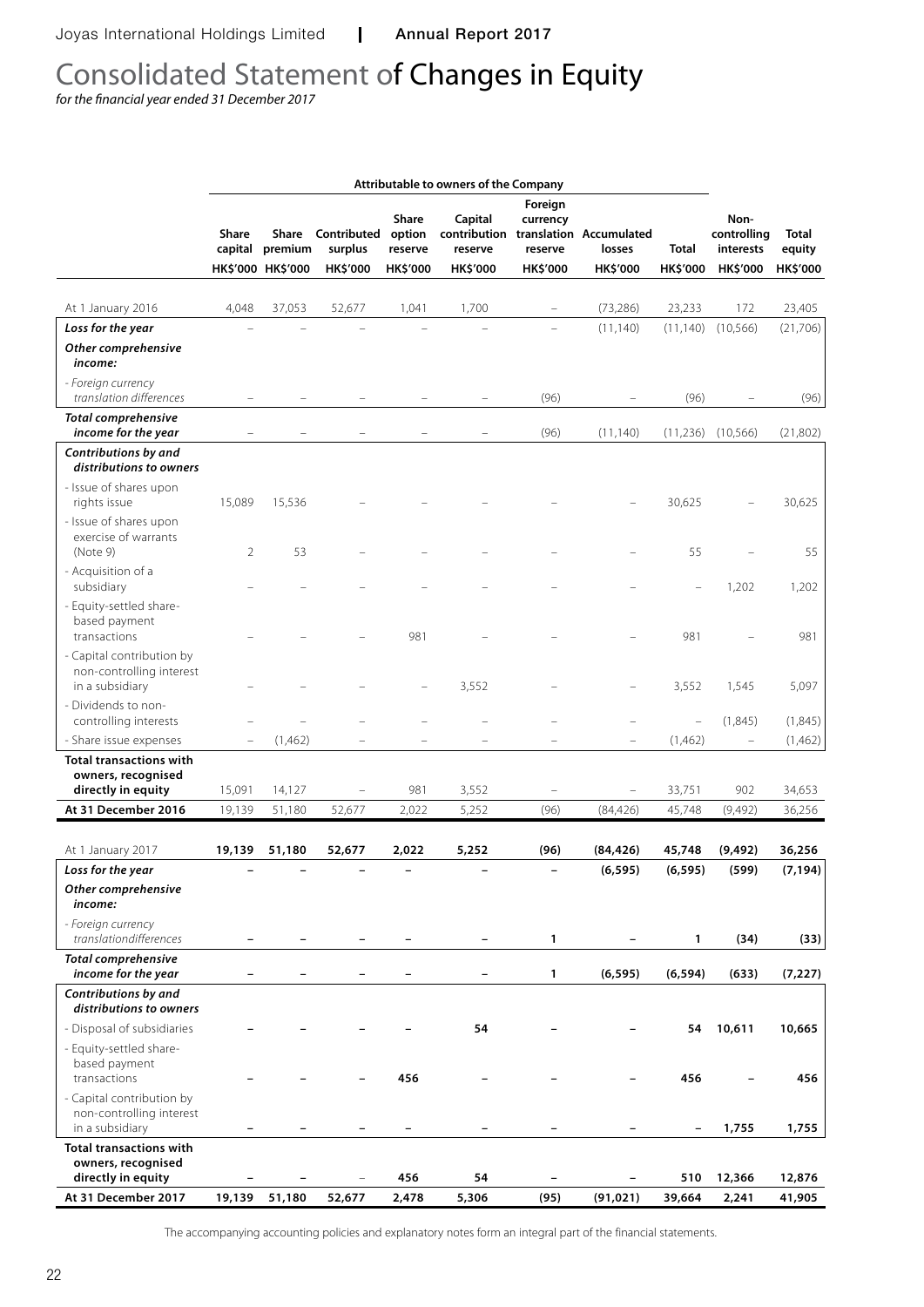# Consolidated Statement of Changes in Equity

*for the financial year ended 31 December 2017*

| | Attributable to owners of the Company | | | | | | | | | |
|---|---|---|---|---|---|---|---|---|---|---|
| | Share capital | Share premium | Contributed surplus | Share option reserve | Capital contribution reserve | Foreign currency translation reserve | Accumulated losses | Total | Non-controlling interests | Total equity |
| | HK$'000 | HK$'000 | HK$'000 | HK$'000 | HK$'000 | HK$'000 | HK$'000 | HK$'000 | HK$'000 | HK$'000 |
| At 1 January 2016 | 4,048 | 37,053 | 52,677 | 1,041 | 1,700 | – | (73,286) | 23,233 | 172 | 23,405 |
| ***Loss for the year*** | – | – | – | – | – | – | (11,140) | (11,140) | (10,566) | (21,706) |
| ***Other comprehensive income:*** | | | | | | | | | | |
| *- Foreign currency translation differences* | – | – | – | – | – | (96) | – | (96) | – | (96) |
| ***Total comprehensive income for the year*** | – | – | – | – | – | (96) | (11,140) | (11,236) | (10,566) | (21,802) |
| ***Contributions by and distributions to owners*** | | | | | | | | | | |
| - Issue of shares upon rights issue | 15,089 | 15,536 | – | – | – | – | – | 30,625 | – | 30,625 |
| - Issue of shares upon exercise of warrants (Note 9) | 2 | 53 | – | – | – | – | – | 55 | – | 55 |
| - Acquisition of a subsidiary | – | – | – | – | – | – | – | – | 1,202 | 1,202 |
| - Equity-settled share-based payment transactions | – | – | – | 981 | – | – | – | 981 | – | 981 |
| - Capital contribution by non-controlling interest in a subsidiary | – | – | – | – | 3,552 | – | – | 3,552 | 1,545 | 5,097 |
| - Dividends to non-controlling interests | – | – | – | – | – | – | – | – | (1,845) | (1,845) |
| - Share issue expenses | – | (1,462) | – | – | – | – | – | (1,462) | – | (1,462) |
| **Total transactions with owners, recognised directly in equity** | 15,091 | 14,127 | – | 981 | 3,552 | – | – | 33,751 | 902 | 34,653 |
| **At 31 December 2016** | 19,139 | 51,180 | 52,677 | 2,022 | 5,252 | (96) | (84,426) | 45,748 | (9,492) | 36,256 |
| At 1 January 2017 | **19,139** | **51,180** | **52,677** | **2,022** | **5,252** | **(96)** | **(84,426)** | **45,748** | **(9,492)** | **36,256** |
| ***Loss for the year*** | **–** | **–** | **–** | **–** | **–** | **–** | **(6,595)** | **(6,595)** | **(599)** | **(7,194)** |
| ***Other comprehensive income:*** | | | | | | | | | | |
| *- Foreign currency translationdifferences* | **–** | **–** | **–** | **–** | **–** | **1** | **–** | **1** | **(34)** | **(33)** |
| ***Total comprehensive income for the year*** | **–** | **–** | **–** | **–** | **–** | **1** | **(6,595)** | **(6,594)** | **(633)** | **(7,227)** |
| ***Contributions by and distributions to owners*** | | | | | | | | | | |
| - Disposal of subsidiaries | **–** | **–** | **–** | **–** | **54** | **–** | **–** | **54** | **10,611** | **10,665** |
| - Equity-settled share-based payment transactions | **–** | **–** | **–** | **456** | **–** | **–** | **–** | **456** | **–** | **456** |
| - Capital contribution by non-controlling interest in a subsidiary | **–** | **–** | **–** | **–** | **–** | **–** | **–** | **–** | **1,755** | **1,755** |
| **Total transactions with owners, recognised directly in equity** | **–** | **–** | – | **456** | **54** | **–** | **–** | **510** | **12,366** | **12,876** |
| **At 31 December 2017** | **19,139** | **51,180** | **52,677** | **2,478** | **5,306** | **(95)** | **(91,021)** | **39,664** | **2,241** | **41,905** |

The accompanying accounting policies and explanatory notes form an integral part of the financial statements.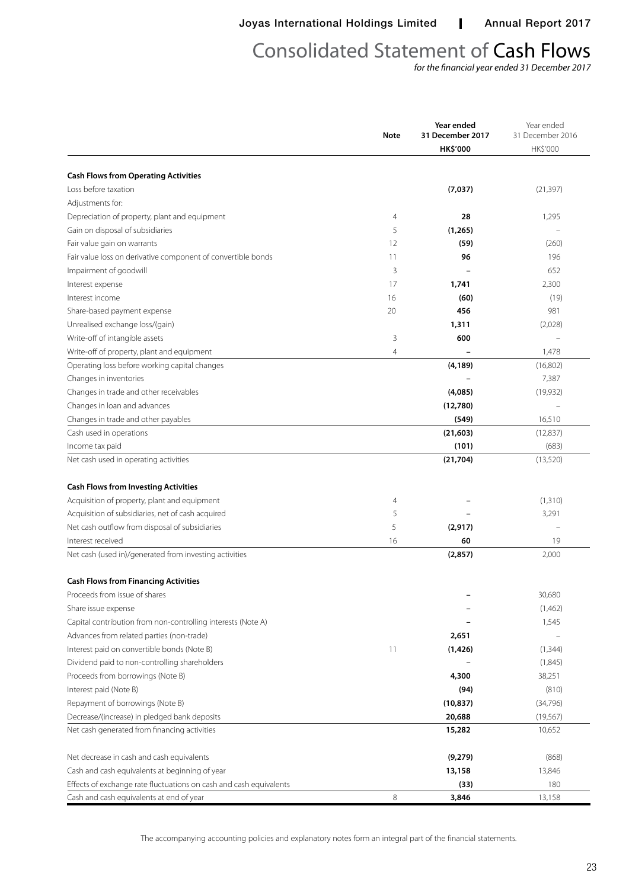# Consolidated Statement of Cash Flows

*for the financial year ended 31 December 2017*

| | Note | Year ended 31 December 2017 HK$'000 | Year ended 31 December 2016 HK$'000 |
|---|---|---|---|
| **Cash Flows from Operating Activities** | | | |
| Loss before taxation | | **(7,037)** | (21,397) |
| Adjustments for: | | | |
| Depreciation of property, plant and equipment | 4 | **28** | 1,295 |
| Gain on disposal of subsidiaries | 5 | **(1,265)** | – |
| Fair value gain on warrants | 12 | **(59)** | (260) |
| Fair value loss on derivative component of convertible bonds | 11 | **96** | 196 |
| Impairment of goodwill | 3 | **–** | 652 |
| Interest expense | 17 | **1,741** | 2,300 |
| Interest income | 16 | **(60)** | (19) |
| Share-based payment expense | 20 | **456** | 981 |
| Unrealised exchange loss/(gain) | | **1,311** | (2,028) |
| Write-off of intangible assets | 3 | **600** | – |
| Write-off of property, plant and equipment | 4 | **–** | 1,478 |
| Operating loss before working capital changes | | **(4,189)** | (16,802) |
| Changes in inventories | | **–** | 7,387 |
| Changes in trade and other receivables | | **(4,085)** | (19,932) |
| Changes in loan and advances | | **(12,780)** | – |
| Changes in trade and other payables | | **(549)** | 16,510 |
| Cash used in operations | | **(21,603)** | (12,837) |
| Income tax paid | | **(101)** | (683) |
| Net cash used in operating activities | | **(21,704)** | (13,520) |
| **Cash Flows from Investing Activities** | | | |
| Acquisition of property, plant and equipment | 4 | **–** | (1,310) |
| Acquisition of subsidiaries, net of cash acquired | 5 | **–** | 3,291 |
| Net cash outflow from disposal of subsidiaries | 5 | **(2,917)** | – |
| Interest received | 16 | **60** | 19 |
| Net cash (used in)/generated from investing activities | | **(2,857)** | 2,000 |
| **Cash Flows from Financing Activities** | | | |
| Proceeds from issue of shares | | **–** | 30,680 |
| Share issue expense | | **–** | (1,462) |
| Capital contribution from non-controlling interests (Note A) | | **–** | 1,545 |
| Advances from related parties (non-trade) | | **2,651** | – |
| Interest paid on convertible bonds (Note B) | 11 | **(1,426)** | (1,344) |
| Dividend paid to non-controlling shareholders | | **–** | (1,845) |
| Proceeds from borrowings (Note B) | | **4,300** | 38,251 |
| Interest paid (Note B) | | **(94)** | (810) |
| Repayment of borrowings (Note B) | | **(10,837)** | (34,796) |
| Decrease/(increase) in pledged bank deposits | | **20,688** | (19,567) |
| Net cash generated from financing activities | | **15,282** | 10,652 |
| Net decrease in cash and cash equivalents | | **(9,279)** | (868) |
| Cash and cash equivalents at beginning of year | | **13,158** | 13,846 |
| Effects of exchange rate fluctuations on cash and cash equivalents | | **(33)** | 180 |
| Cash and cash equivalents at end of year | 8 | **3,846** | 13,158 |

The accompanying accounting policies and explanatory notes form an integral part of the financial statements.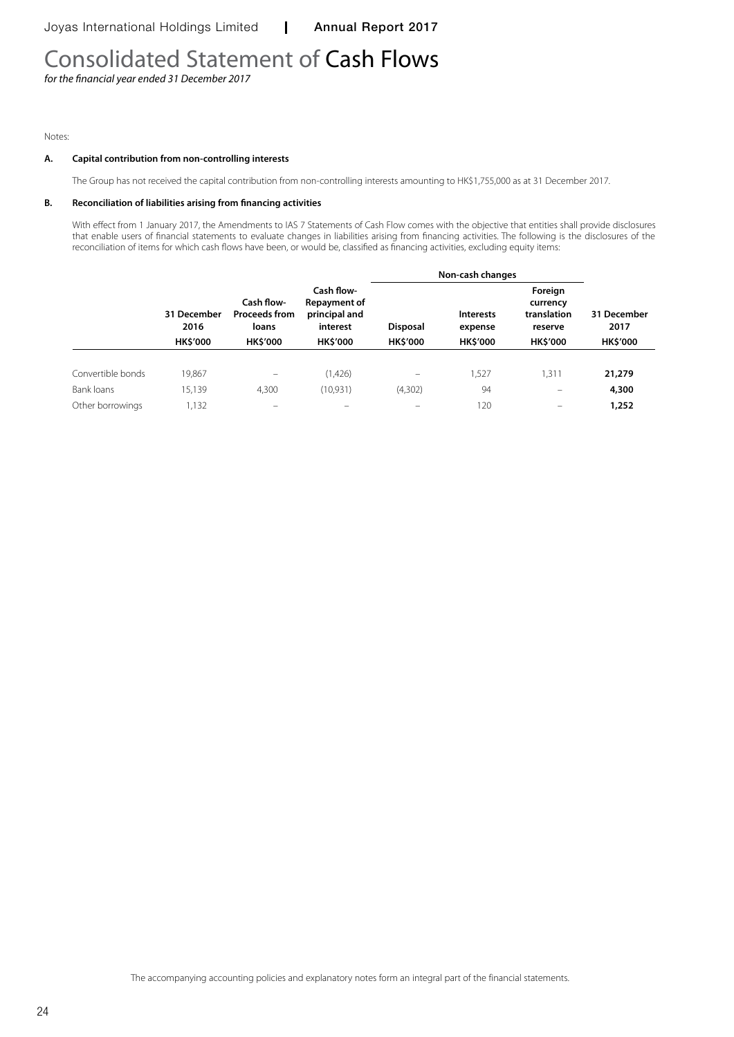# Consolidated Statement of Cash Flows

*for the financial year ended 31 December 2017*

Notes:

**A. Capital contribution from non-controlling interests**

The Group has not received the capital contribution from non-controlling interests amounting to HK$1,755,000 as at 31 December 2017.

**B. Reconciliation of liabilities arising from financing activities**

With effect from 1 January 2017, the Amendments to IAS 7 Statements of Cash Flow comes with the objective that entities shall provide disclosures that enable users of financial statements to evaluate changes in liabilities arising from financing activities. The following is the disclosures of the reconciliation of items for which cash flows have been, or would be, classified as financing activities, excluding equity items:

| | | | | Non-cash changes | | | |
|---|---|---|---|---|---|---|---|
| | 31 December 2016 | Cash flow-Proceeds from loans | Cash flow-Repayment of principal and interest | Disposal | Interests expense | Foreign currency translation reserve | 31 December 2017 |
| | HK$'000 | HK$'000 | HK$'000 | HK$'000 | HK$'000 | HK$'000 | HK$'000 |
| Convertible bonds | 19,867 | – | (1,426) | – | 1,527 | 1,311 | **21,279** |
| Bank loans | 15,139 | 4,300 | (10,931) | (4,302) | 94 | – | **4,300** |
| Other borrowings | 1,132 | – | – | – | 120 | – | **1,252** |

The accompanying accounting policies and explanatory notes form an integral part of the financial statements.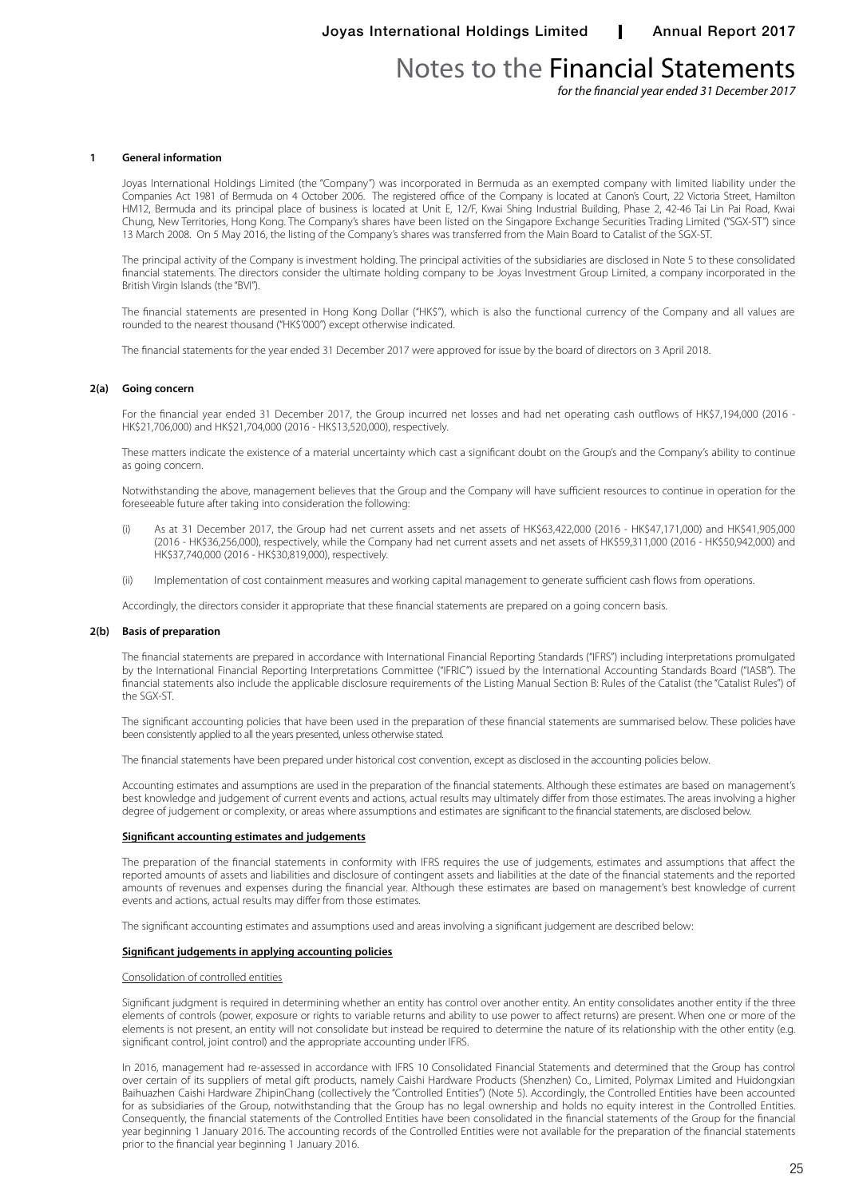# Notes to the Financial Statements

*for the financial year ended 31 December 2017*

## 1 General information

Joyas International Holdings Limited (the "Company") was incorporated in Bermuda as an exempted company with limited liability under the Companies Act 1981 of Bermuda on 4 October 2006. The registered office of the Company is located at Canon's Court, 22 Victoria Street, Hamilton HM12, Bermuda and its principal place of business is located at Unit E, 12/F, Kwai Shing Industrial Building, Phase 2, 42-46 Tai Lin Pai Road, Kwai Chung, New Territories, Hong Kong. The Company's shares have been listed on the Singapore Exchange Securities Trading Limited ("SGX-ST") since 13 March 2008. On 5 May 2016, the listing of the Company's shares was transferred from the Main Board to Catalist of the SGX-ST.

The principal activity of the Company is investment holding. The principal activities of the subsidiaries are disclosed in Note 5 to these consolidated financial statements. The directors consider the ultimate holding company to be Joyas Investment Group Limited, a company incorporated in the British Virgin Islands (the "BVI").

The financial statements are presented in Hong Kong Dollar ("HK$"), which is also the functional currency of the Company and all values are rounded to the nearest thousand ("HK$'000") except otherwise indicated.

The financial statements for the year ended 31 December 2017 were approved for issue by the board of directors on 3 April 2018.

## 2(a) Going concern

For the financial year ended 31 December 2017, the Group incurred net losses and had net operating cash outflows of HK$7,194,000 (2016 - HK$21,706,000) and HK$21,704,000 (2016 - HK$13,520,000), respectively.

These matters indicate the existence of a material uncertainty which cast a significant doubt on the Group's and the Company's ability to continue as going concern.

Notwithstanding the above, management believes that the Group and the Company will have sufficient resources to continue in operation for the foreseeable future after taking into consideration the following:

(i) As at 31 December 2017, the Group had net current assets and net assets of HK$63,422,000 (2016 - HK$47,171,000) and HK$41,905,000 (2016 - HK$36,256,000), respectively, while the Company had net current assets and net assets of HK$59,311,000 (2016 - HK$50,942,000) and HK$37,740,000 (2016 - HK$30,819,000), respectively.

(ii) Implementation of cost containment measures and working capital management to generate sufficient cash flows from operations.

Accordingly, the directors consider it appropriate that these financial statements are prepared on a going concern basis.

## 2(b) Basis of preparation

The financial statements are prepared in accordance with International Financial Reporting Standards ("IFRS") including interpretations promulgated by the International Financial Reporting Interpretations Committee ("IFRIC") issued by the International Accounting Standards Board ("IASB"). The financial statements also include the applicable disclosure requirements of the Listing Manual Section B: Rules of the Catalist (the "Catalist Rules") of the SGX-ST.

The significant accounting policies that have been used in the preparation of these financial statements are summarised below. These policies have been consistently applied to all the years presented, unless otherwise stated.

The financial statements have been prepared under historical cost convention, except as disclosed in the accounting policies below.

Accounting estimates and assumptions are used in the preparation of the financial statements. Although these estimates are based on management's best knowledge and judgement of current events and actions, actual results may ultimately differ from those estimates. The areas involving a higher degree of judgement or complexity, or areas where assumptions and estimates are significant to the financial statements, are disclosed below.

**Significant accounting estimates and judgements**

The preparation of the financial statements in conformity with IFRS requires the use of judgements, estimates and assumptions that affect the reported amounts of assets and liabilities and disclosure of contingent assets and liabilities at the date of the financial statements and the reported amounts of revenues and expenses during the financial year. Although these estimates are based on management's best knowledge of current events and actions, actual results may differ from those estimates.

The significant accounting estimates and assumptions used and areas involving a significant judgement are described below:

**Significant judgements in applying accounting policies**

Consolidation of controlled entities

Significant judgment is required in determining whether an entity has control over another entity. An entity consolidates another entity if the three elements of controls (power, exposure or rights to variable returns and ability to use power to affect returns) are present. When one or more of the elements is not present, an entity will not consolidate but instead be required to determine the nature of its relationship with the other entity (e.g. significant control, joint control) and the appropriate accounting under IFRS.

In 2016, management had re-assessed in accordance with IFRS 10 Consolidated Financial Statements and determined that the Group has control over certain of its suppliers of metal gift products, namely Caishi Hardware Products (Shenzhen) Co., Limited, Polymax Limited and Huidongxian Baihuazhen Caishi Hardware ZhipinChang (collectively the "Controlled Entities") (Note 5). Accordingly, the Controlled Entities have been accounted for as subsidiaries of the Group, notwithstanding that the Group has no legal ownership and holds no equity interest in the Controlled Entities. Consequently, the financial statements of the Controlled Entities have been consolidated in the financial statements of the Group for the financial year beginning 1 January 2016. The accounting records of the Controlled Entities were not available for the preparation of the financial statements prior to the financial year beginning 1 January 2016.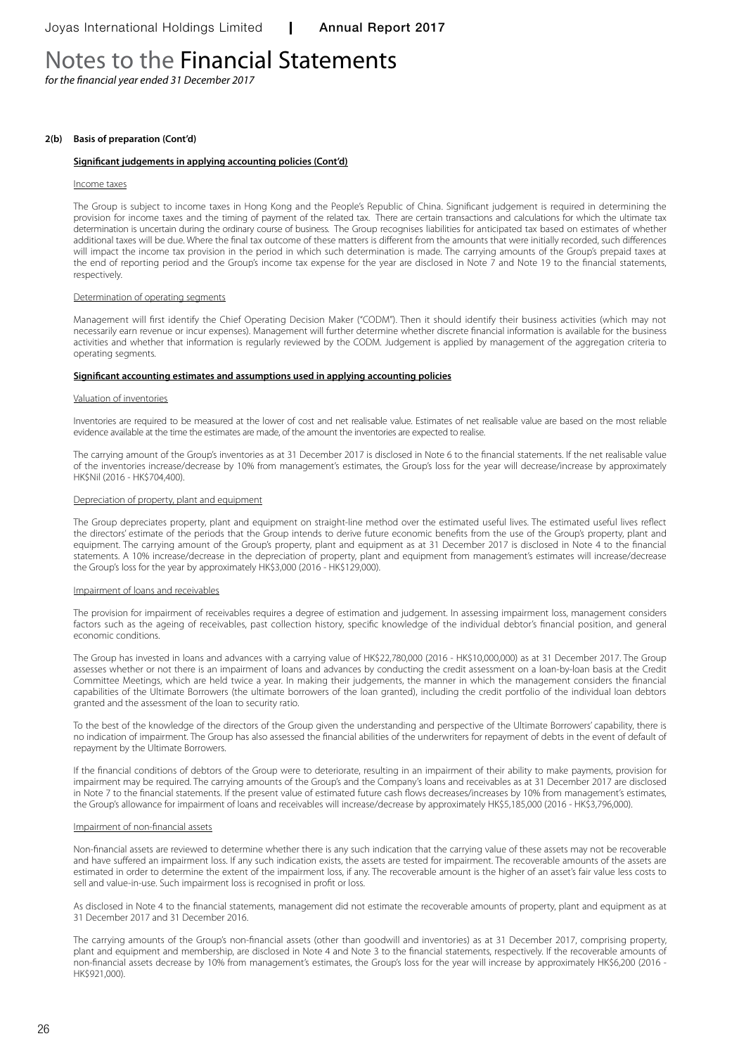# Notes to the Financial Statements

*for the financial year ended 31 December 2017*

**2(b) Basis of preparation (Cont'd)**

**Significant judgements in applying accounting policies (Cont'd)**

Income taxes

The Group is subject to income taxes in Hong Kong and the People's Republic of China. Significant judgement is required in determining the provision for income taxes and the timing of payment of the related tax. There are certain transactions and calculations for which the ultimate tax determination is uncertain during the ordinary course of business. The Group recognises liabilities for anticipated tax based on estimates of whether additional taxes will be due. Where the final tax outcome of these matters is different from the amounts that were initially recorded, such differences will impact the income tax provision in the period in which such determination is made. The carrying amounts of the Group's prepaid taxes at the end of reporting period and the Group's income tax expense for the year are disclosed in Note 7 and Note 19 to the financial statements, respectively.

Determination of operating segments

Management will first identify the Chief Operating Decision Maker ("CODM"). Then it should identify their business activities (which may not necessarily earn revenue or incur expenses). Management will further determine whether discrete financial information is available for the business activities and whether that information is regularly reviewed by the CODM. Judgement is applied by management of the aggregation criteria to operating segments.

**Significant accounting estimates and assumptions used in applying accounting policies**

Valuation of inventories

Inventories are required to be measured at the lower of cost and net realisable value. Estimates of net realisable value are based on the most reliable evidence available at the time the estimates are made, of the amount the inventories are expected to realise.

The carrying amount of the Group's inventories as at 31 December 2017 is disclosed in Note 6 to the financial statements. If the net realisable value of the inventories increase/decrease by 10% from management's estimates, the Group's loss for the year will decrease/increase by approximately HK$Nil (2016 - HK$704,400).

Depreciation of property, plant and equipment

The Group depreciates property, plant and equipment on straight-line method over the estimated useful lives. The estimated useful lives reflect the directors' estimate of the periods that the Group intends to derive future economic benefits from the use of the Group's property, plant and equipment. The carrying amount of the Group's property, plant and equipment as at 31 December 2017 is disclosed in Note 4 to the financial statements. A 10% increase/decrease in the depreciation of property, plant and equipment from management's estimates will increase/decrease the Group's loss for the year by approximately HK$3,000 (2016 - HK$129,000).

Impairment of loans and receivables

The provision for impairment of receivables requires a degree of estimation and judgement. In assessing impairment loss, management considers factors such as the ageing of receivables, past collection history, specific knowledge of the individual debtor's financial position, and general economic conditions.

The Group has invested in loans and advances with a carrying value of HK$22,780,000 (2016 - HK$10,000,000) as at 31 December 2017. The Group assesses whether or not there is an impairment of loans and advances by conducting the credit assessment on a loan-by-loan basis at the Credit Committee Meetings, which are held twice a year. In making their judgements, the manner in which the management considers the financial capabilities of the Ultimate Borrowers (the ultimate borrowers of the loan granted), including the credit portfolio of the individual loan debtors granted and the assessment of the loan to security ratio.

To the best of the knowledge of the directors of the Group given the understanding and perspective of the Ultimate Borrowers' capability, there is no indication of impairment. The Group has also assessed the financial abilities of the underwriters for repayment of debts in the event of default of repayment by the Ultimate Borrowers.

If the financial conditions of debtors of the Group were to deteriorate, resulting in an impairment of their ability to make payments, provision for impairment may be required. The carrying amounts of the Group's and the Company's loans and receivables as at 31 December 2017 are disclosed in Note 7 to the financial statements. If the present value of estimated future cash flows decreases/increases by 10% from management's estimates, the Group's allowance for impairment of loans and receivables will increase/decrease by approximately HK$5,185,000 (2016 - HK$3,796,000).

Impairment of non-financial assets

Non-financial assets are reviewed to determine whether there is any such indication that the carrying value of these assets may not be recoverable and have suffered an impairment loss. If any such indication exists, the assets are tested for impairment. The recoverable amounts of the assets are estimated in order to determine the extent of the impairment loss, if any. The recoverable amount is the higher of an asset's fair value less costs to sell and value-in-use. Such impairment loss is recognised in profit or loss.

As disclosed in Note 4 to the financial statements, management did not estimate the recoverable amounts of property, plant and equipment as at 31 December 2017 and 31 December 2016.

The carrying amounts of the Group's non-financial assets (other than goodwill and inventories) as at 31 December 2017, comprising property, plant and equipment and membership, are disclosed in Note 4 and Note 3 to the financial statements, respectively. If the recoverable amounts of non-financial assets decrease by 10% from management's estimates, the Group's loss for the year will increase by approximately HK$6,200 (2016 - HK$921,000).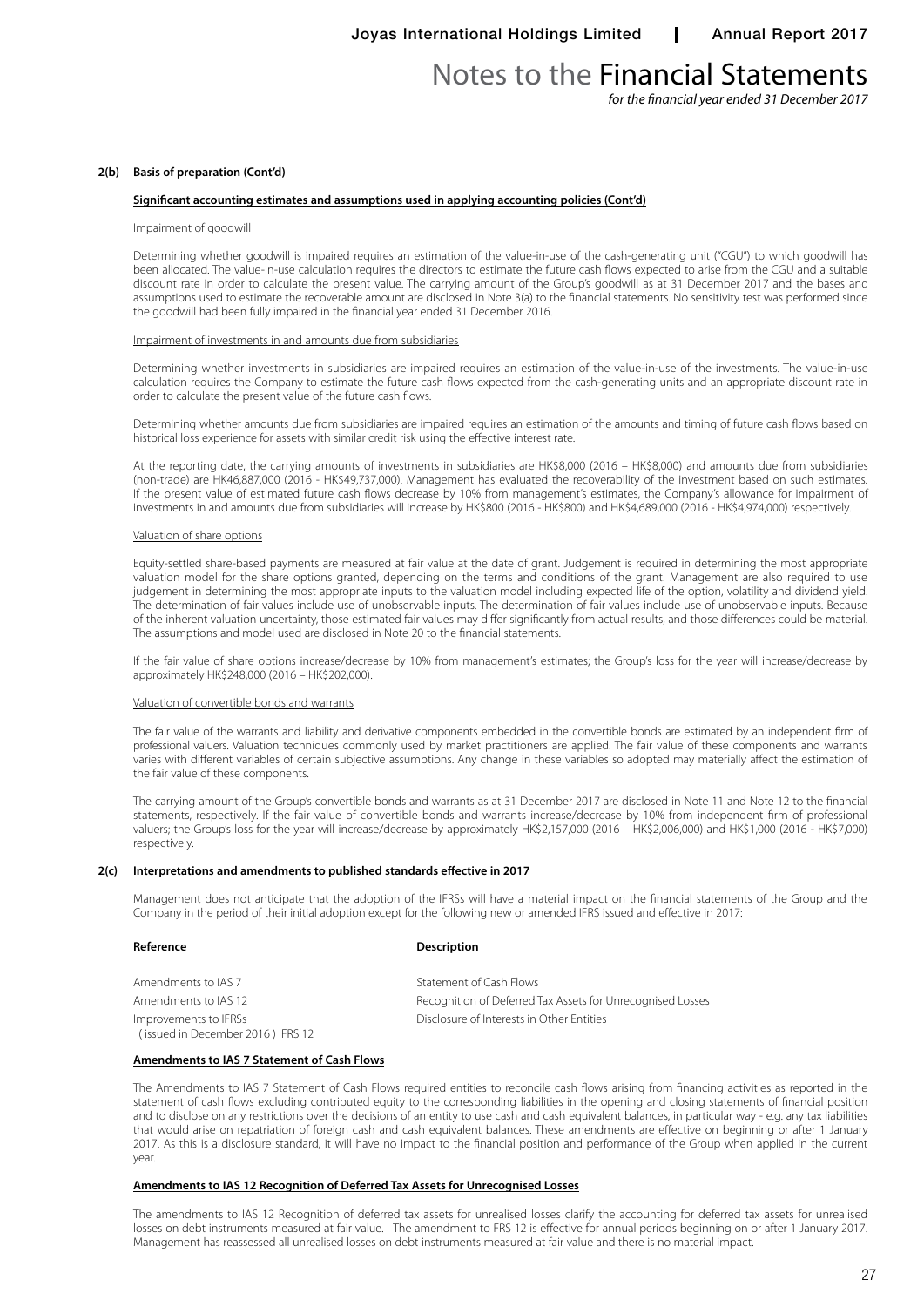## 2(b) Basis of preparation (Cont'd)

**Significant accounting estimates and assumptions used in applying accounting policies (Cont'd)**

Impairment of goodwill

Determining whether goodwill is impaired requires an estimation of the value-in-use of the cash-generating unit ("CGU") to which goodwill has been allocated. The value-in-use calculation requires the directors to estimate the future cash flows expected to arise from the CGU and a suitable discount rate in order to calculate the present value. The carrying amount of the Group's goodwill as at 31 December 2017 and the bases and assumptions used to estimate the recoverable amount are disclosed in Note 3(a) to the financial statements. No sensitivity test was performed since the goodwill had been fully impaired in the financial year ended 31 December 2016.

Impairment of investments in and amounts due from subsidiaries

Determining whether investments in subsidiaries are impaired requires an estimation of the value-in-use of the investments. The value-in-use calculation requires the Company to estimate the future cash flows expected from the cash-generating units and an appropriate discount rate in order to calculate the present value of the future cash flows.

Determining whether amounts due from subsidiaries are impaired requires an estimation of the amounts and timing of future cash flows based on historical loss experience for assets with similar credit risk using the effective interest rate.

At the reporting date, the carrying amounts of investments in subsidiaries are HK$8,000 (2016 – HK$8,000) and amounts due from subsidiaries (non-trade) are HK46,887,000 (2016 - HK$49,737,000). Management has evaluated the recoverability of the investment based on such estimates. If the present value of estimated future cash flows decrease by 10% from management's estimates, the Company's allowance for impairment of investments in and amounts due from subsidiaries will increase by HK$800 (2016 - HK$800) and HK$4,689,000 (2016 - HK$4,974,000) respectively.

Valuation of share options

Equity-settled share-based payments are measured at fair value at the date of grant. Judgement is required in determining the most appropriate valuation model for the share options granted, depending on the terms and conditions of the grant. Management are also required to use judgement in determining the most appropriate inputs to the valuation model including expected life of the option, volatility and dividend yield. The determination of fair values include use of unobservable inputs. The determination of fair values include use of unobservable inputs. Because of the inherent valuation uncertainty, those estimated fair values may differ significantly from actual results, and those differences could be material. The assumptions and model used are disclosed in Note 20 to the financial statements.

If the fair value of share options increase/decrease by 10% from management's estimates; the Group's loss for the year will increase/decrease by approximately HK$248,000 (2016 – HK$202,000).

Valuation of convertible bonds and warrants

The fair value of the warrants and liability and derivative components embedded in the convertible bonds are estimated by an independent firm of professional valuers. Valuation techniques commonly used by market practitioners are applied. The fair value of these components and warrants varies with different variables of certain subjective assumptions. Any change in these variables so adopted may materially affect the estimation of the fair value of these components.

The carrying amount of the Group's convertible bonds and warrants as at 31 December 2017 are disclosed in Note 11 and Note 12 to the financial statements, respectively. If the fair value of convertible bonds and warrants increase/decrease by 10% from independent firm of professional valuers; the Group's loss for the year will increase/decrease by approximately HK$2,157,000 (2016 – HK$2,006,000) and HK$1,000 (2016 - HK$7,000) respectively.

## 2(c) Interpretations and amendments to published standards effective in 2017

Management does not anticipate that the adoption of the IFRSs will have a material impact on the financial statements of the Group and the Company in the period of their initial adoption except for the following new or amended IFRS issued and effective in 2017:

| Reference | Description |
|---|---|
| Amendments to IAS 7 | Statement of Cash Flows |
| Amendments to IAS 12 | Recognition of Deferred Tax Assets for Unrecognised Losses |
| Improvements to IFRSs (issued in December 2016) IFRS 12 | Disclosure of Interests in Other Entities |

**Amendments to IAS 7 Statement of Cash Flows**

The Amendments to IAS 7 Statement of Cash Flows required entities to reconcile cash flows arising from financing activities as reported in the statement of cash flows excluding contributed equity to the corresponding liabilities in the opening and closing statements of financial position and to disclose on any restrictions over the decisions of an entity to use cash and cash equivalent balances, in particular way - e.g. any tax liabilities that would arise on repatriation of foreign cash and cash equivalent balances. These amendments are effective on beginning or after 1 January 2017. As this is a disclosure standard, it will have no impact to the financial position and performance of the Group when applied in the current year.

**Amendments to IAS 12 Recognition of Deferred Tax Assets for Unrecognised Losses**

The amendments to IAS 12 Recognition of deferred tax assets for unrealised losses clarify the accounting for deferred tax assets for unrealised losses on debt instruments measured at fair value. The amendment to FRS 12 is effective for annual periods beginning on or after 1 January 2017. Management has reassessed all unrealised losses on debt instruments measured at fair value and there is no material impact.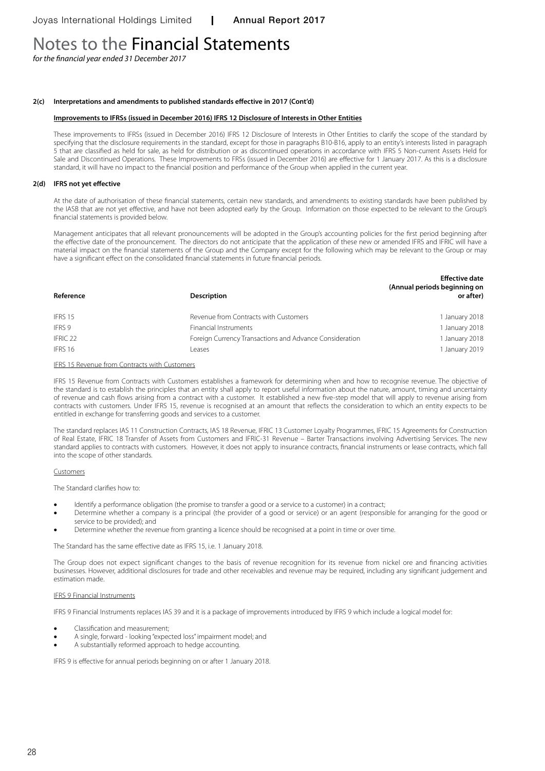# Notes to the Financial Statements

*for the financial year ended 31 December 2017*

**2(c) Interpretations and amendments to published standards effective in 2017 (Cont'd)**

**Improvements to IFRSs (issued in December 2016) IFRS 12 Disclosure of Interests in Other Entities**

These improvements to IFRSs (issued in December 2016) IFRS 12 Disclosure of Interests in Other Entities to clarify the scope of the standard by specifying that the disclosure requirements in the standard, except for those in paragraphs B10-B16, apply to an entity's interests listed in paragraph 5 that are classified as held for sale, as held for distribution or as discontinued operations in accordance with IFRS 5 Non-current Assets Held for Sale and Discontinued Operations. These Improvements to FRSs (issued in December 2016) are effective for 1 January 2017. As this is a disclosure standard, it will have no impact to the financial position and performance of the Group when applied in the current year.

**2(d) IFRS not yet effective**

At the date of authorisation of these financial statements, certain new standards, and amendments to existing standards have been published by the IASB that are not yet effective, and have not been adopted early by the Group. Information on those expected to be relevant to the Group's financial statements is provided below.

Management anticipates that all relevant pronouncements will be adopted in the Group's accounting policies for the first period beginning after the effective date of the pronouncement. The directors do not anticipate that the application of these new or amended IFRS and IFRIC will have a material impact on the financial statements of the Group and the Company except for the following which may be relevant to the Group or may have a significant effect on the consolidated financial statements in future financial periods.

| Reference | Description | Effective date (Annual periods beginning on or after) |
|---|---|---|
| IFRS 15 | Revenue from Contracts with Customers | 1 January 2018 |
| IFRS 9 | Financial Instruments | 1 January 2018 |
| IFRIC 22 | Foreign Currency Transactions and Advance Consideration | 1 January 2018 |
| IFRS 16 | Leases | 1 January 2019 |

IFRS 15 Revenue from Contracts with Customers

IFRS 15 Revenue from Contracts with Customers establishes a framework for determining when and how to recognise revenue. The objective of the standard is to establish the principles that an entity shall apply to report useful information about the nature, amount, timing and uncertainty of revenue and cash flows arising from a contract with a customer. It established a new five-step model that will apply to revenue arising from contracts with customers. Under IFRS 15, revenue is recognised at an amount that reflects the consideration to which an entity expects to be entitled in exchange for transferring goods and services to a customer.

The standard replaces IAS 11 Construction Contracts, IAS 18 Revenue, IFRIC 13 Customer Loyalty Programmes, IFRIC 15 Agreements for Construction of Real Estate, IFRIC 18 Transfer of Assets from Customers and IFRIC-31 Revenue – Barter Transactions involving Advertising Services. The new standard applies to contracts with customers. However, it does not apply to insurance contracts, financial instruments or lease contracts, which fall into the scope of other standards.

Customers

The Standard clarifies how to:

- Identify a performance obligation (the promise to transfer a good or a service to a customer) in a contract;
- Determine whether a company is a principal (the provider of a good or service) or an agent (responsible for arranging for the good or service to be provided); and
- Determine whether the revenue from granting a licence should be recognised at a point in time or over time.

The Standard has the same effective date as IFRS 15, i.e. 1 January 2018.

The Group does not expect significant changes to the basis of revenue recognition for its revenue from nickel ore and financing activities businesses. However, additional disclosures for trade and other receivables and revenue may be required, including any significant judgement and estimation made.

IFRS 9 Financial Instruments

IFRS 9 Financial Instruments replaces IAS 39 and it is a package of improvements introduced by IFRS 9 which include a logical model for:

- Classification and measurement;
- A single, forward - looking "expected loss" impairment model; and
- A substantially reformed approach to hedge accounting.

IFRS 9 is effective for annual periods beginning on or after 1 January 2018.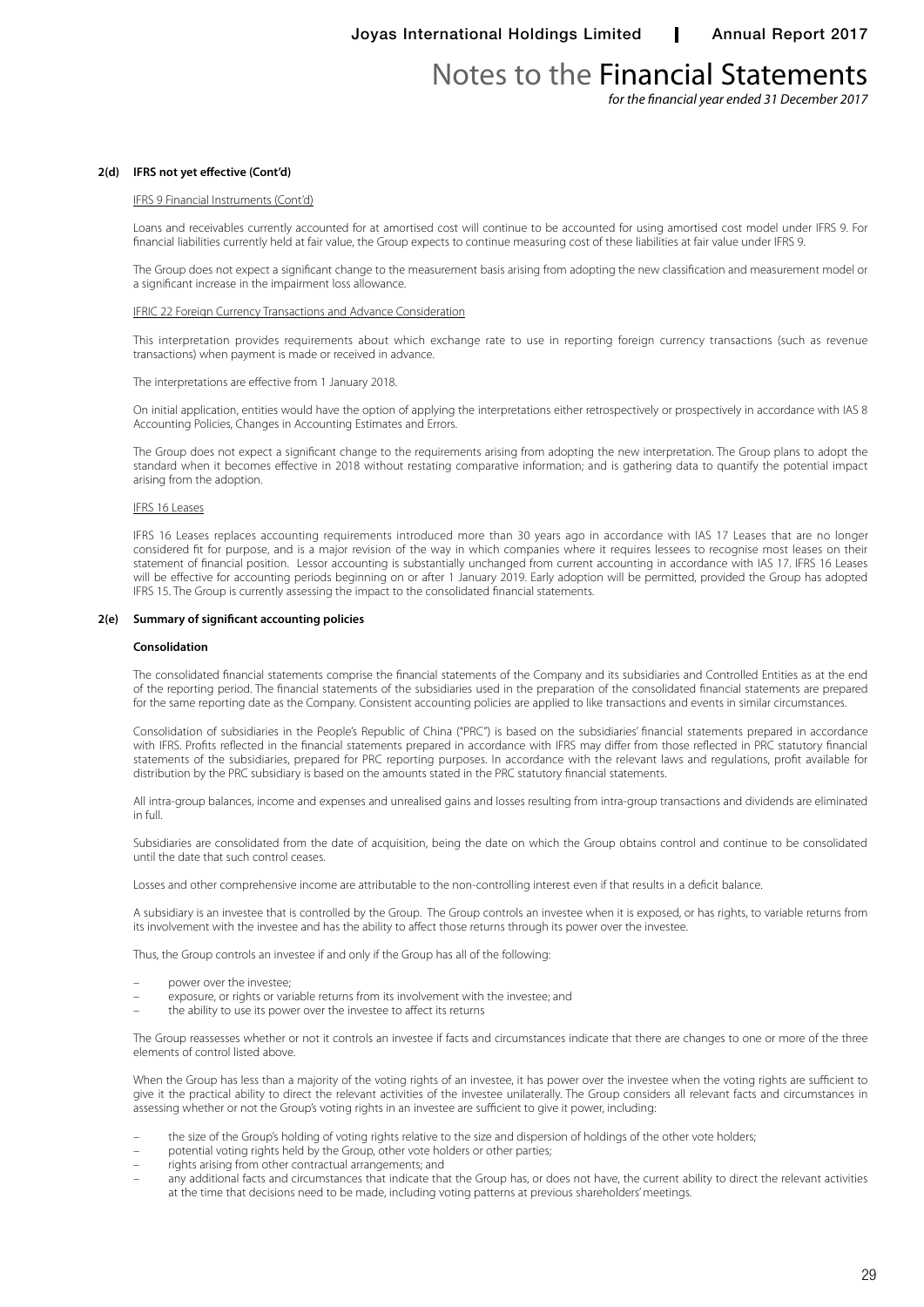### 2(d) IFRS not yet effective (Cont'd)

IFRS 9 Financial Instruments (Cont'd)

Loans and receivables currently accounted for at amortised cost will continue to be accounted for using amortised cost model under IFRS 9. For financial liabilities currently held at fair value, the Group expects to continue measuring cost of these liabilities at fair value under IFRS 9.

The Group does not expect a significant change to the measurement basis arising from adopting the new classification and measurement model or a significant increase in the impairment loss allowance.

IFRIC 22 Foreign Currency Transactions and Advance Consideration

This interpretation provides requirements about which exchange rate to use in reporting foreign currency transactions (such as revenue transactions) when payment is made or received in advance.

The interpretations are effective from 1 January 2018.

On initial application, entities would have the option of applying the interpretations either retrospectively or prospectively in accordance with IAS 8 Accounting Policies, Changes in Accounting Estimates and Errors.

The Group does not expect a significant change to the requirements arising from adopting the new interpretation. The Group plans to adopt the standard when it becomes effective in 2018 without restating comparative information; and is gathering data to quantify the potential impact arising from the adoption.

IFRS 16 Leases

IFRS 16 Leases replaces accounting requirements introduced more than 30 years ago in accordance with IAS 17 Leases that are no longer considered fit for purpose, and is a major revision of the way in which companies where it requires lessees to recognise most leases on their statement of financial position. Lessor accounting is substantially unchanged from current accounting in accordance with IAS 17. IFRS 16 Leases will be effective for accounting periods beginning on or after 1 January 2019. Early adoption will be permitted, provided the Group has adopted IFRS 15. The Group is currently assessing the impact to the consolidated financial statements.

### 2(e) Summary of significant accounting policies

**Consolidation**

The consolidated financial statements comprise the financial statements of the Company and its subsidiaries and Controlled Entities as at the end of the reporting period. The financial statements of the subsidiaries used in the preparation of the consolidated financial statements are prepared for the same reporting date as the Company. Consistent accounting policies are applied to like transactions and events in similar circumstances.

Consolidation of subsidiaries in the People's Republic of China ("PRC") is based on the subsidiaries' financial statements prepared in accordance with IFRS. Profits reflected in the financial statements prepared in accordance with IFRS may differ from those reflected in PRC statutory financial statements of the subsidiaries, prepared for PRC reporting purposes. In accordance with the relevant laws and regulations, profit available for distribution by the PRC subsidiary is based on the amounts stated in the PRC statutory financial statements.

All intra-group balances, income and expenses and unrealised gains and losses resulting from intra-group transactions and dividends are eliminated in full.

Subsidiaries are consolidated from the date of acquisition, being the date on which the Group obtains control and continue to be consolidated until the date that such control ceases.

Losses and other comprehensive income are attributable to the non-controlling interest even if that results in a deficit balance.

A subsidiary is an investee that is controlled by the Group. The Group controls an investee when it is exposed, or has rights, to variable returns from its involvement with the investee and has the ability to affect those returns through its power over the investee.

Thus, the Group controls an investee if and only if the Group has all of the following:

- power over the investee;
- exposure, or rights or variable returns from its involvement with the investee; and
- the ability to use its power over the investee to affect its returns

The Group reassesses whether or not it controls an investee if facts and circumstances indicate that there are changes to one or more of the three elements of control listed above.

When the Group has less than a majority of the voting rights of an investee, it has power over the investee when the voting rights are sufficient to give it the practical ability to direct the relevant activities of the investee unilaterally. The Group considers all relevant facts and circumstances in assessing whether or not the Group's voting rights in an investee are sufficient to give it power, including:

- the size of the Group's holding of voting rights relative to the size and dispersion of holdings of the other vote holders;
- potential voting rights held by the Group, other vote holders or other parties;
- rights arising from other contractual arrangements; and
- any additional facts and circumstances that indicate that the Group has, or does not have, the current ability to direct the relevant activities at the time that decisions need to be made, including voting patterns at previous shareholders' meetings.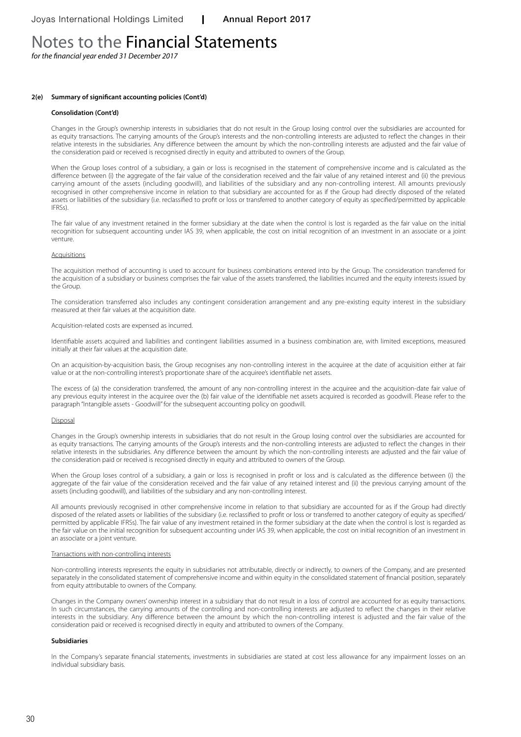# Notes to the Financial Statements

*for the financial year ended 31 December 2017*

**2(e) Summary of significant accounting policies (Cont'd)**

**Consolidation (Cont'd)**

Changes in the Group's ownership interests in subsidiaries that do not result in the Group losing control over the subsidiaries are accounted for as equity transactions. The carrying amounts of the Group's interests and the non-controlling interests are adjusted to reflect the changes in their relative interests in the subsidiaries. Any difference between the amount by which the non-controlling interests are adjusted and the fair value of the consideration paid or received is recognised directly in equity and attributed to owners of the Group.

When the Group loses control of a subsidiary, a gain or loss is recognised in the statement of comprehensive income and is calculated as the difference between (i) the aggregate of the fair value of the consideration received and the fair value of any retained interest and (ii) the previous carrying amount of the assets (including goodwill), and liabilities of the subsidiary and any non-controlling interest. All amounts previously recognised in other comprehensive income in relation to that subsidiary are accounted for as if the Group had directly disposed of the related assets or liabilities of the subsidiary (i.e. reclassified to profit or loss or transferred to another category of equity as specified/permitted by applicable IFRSs).

The fair value of any investment retained in the former subsidiary at the date when the control is lost is regarded as the fair value on the initial recognition for subsequent accounting under IAS 39, when applicable, the cost on initial recognition of an investment in an associate or a joint venture.

Acquisitions

The acquisition method of accounting is used to account for business combinations entered into by the Group. The consideration transferred for the acquisition of a subsidiary or business comprises the fair value of the assets transferred, the liabilities incurred and the equity interests issued by the Group.

The consideration transferred also includes any contingent consideration arrangement and any pre-existing equity interest in the subsidiary measured at their fair values at the acquisition date.

Acquisition-related costs are expensed as incurred.

Identifiable assets acquired and liabilities and contingent liabilities assumed in a business combination are, with limited exceptions, measured initially at their fair values at the acquisition date.

On an acquisition-by-acquisition basis, the Group recognises any non-controlling interest in the acquiree at the date of acquisition either at fair value or at the non-controlling interest's proportionate share of the acquiree's identifiable net assets.

The excess of (a) the consideration transferred, the amount of any non-controlling interest in the acquiree and the acquisition-date fair value of any previous equity interest in the acquiree over the (b) fair value of the identifiable net assets acquired is recorded as goodwill. Please refer to the paragraph "Intangible assets - Goodwill" for the subsequent accounting policy on goodwill.

Disposal

Changes in the Group's ownership interests in subsidiaries that do not result in the Group losing control over the subsidiaries are accounted for as equity transactions. The carrying amounts of the Group's interests and the non-controlling interests are adjusted to reflect the changes in their relative interests in the subsidiaries. Any difference between the amount by which the non-controlling interests are adjusted and the fair value of the consideration paid or received is recognised directly in equity and attributed to owners of the Group.

When the Group loses control of a subsidiary, a gain or loss is recognised in profit or loss and is calculated as the difference between (i) the aggregate of the fair value of the consideration received and the fair value of any retained interest and (ii) the previous carrying amount of the assets (including goodwill), and liabilities of the subsidiary and any non-controlling interest.

All amounts previously recognised in other comprehensive income in relation to that subsidiary are accounted for as if the Group had directly disposed of the related assets or liabilities of the subsidiary (i.e. reclassified to profit or loss or transferred to another category of equity as specified/permitted by applicable IFRSs). The fair value of any investment retained in the former subsidiary at the date when the control is lost is regarded as the fair value on the initial recognition for subsequent accounting under IAS 39, when applicable, the cost on initial recognition of an investment in an associate or a joint venture.

Transactions with non-controlling interests

Non-controlling interests represents the equity in subsidiaries not attributable, directly or indirectly, to owners of the Company, and are presented separately in the consolidated statement of comprehensive income and within equity in the consolidated statement of financial position, separately from equity attributable to owners of the Company.

Changes in the Company owners' ownership interest in a subsidiary that do not result in a loss of control are accounted for as equity transactions. In such circumstances, the carrying amounts of the controlling and non-controlling interests are adjusted to reflect the changes in their relative interests in the subsidiary. Any difference between the amount by which the non-controlling interest is adjusted and the fair value of the consideration paid or received is recognised directly in equity and attributed to owners of the Company.

**Subsidiaries**

In the Company's separate financial statements, investments in subsidiaries are stated at cost less allowance for any impairment losses on an individual subsidiary basis.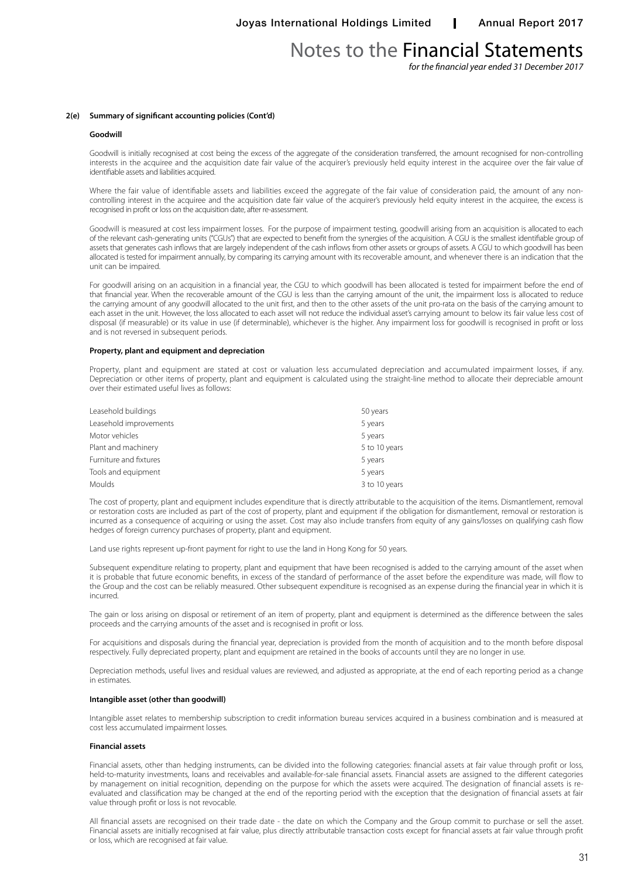## 2(e) Summary of significant accounting policies (Cont'd)

### Goodwill

Goodwill is initially recognised at cost being the excess of the aggregate of the consideration transferred, the amount recognised for non-controlling interests in the acquiree and the acquisition date fair value of the acquirer's previously held equity interest in the acquiree over the fair value of identifiable assets and liabilities acquired.

Where the fair value of identifiable assets and liabilities exceed the aggregate of the fair value of consideration paid, the amount of any non-controlling interest in the acquiree and the acquisition date fair value of the acquirer's previously held equity interest in the acquiree, the excess is recognised in profit or loss on the acquisition date, after re-assessment.

Goodwill is measured at cost less impairment losses. For the purpose of impairment testing, goodwill arising from an acquisition is allocated to each of the relevant cash-generating units ("CGUs") that are expected to benefit from the synergies of the acquisition. A CGU is the smallest identifiable group of assets that generates cash inflows that are largely independent of the cash inflows from other assets or groups of assets. A CGU to which goodwill has been allocated is tested for impairment annually, by comparing its carrying amount with its recoverable amount, and whenever there is an indication that the unit can be impaired.

For goodwill arising on an acquisition in a financial year, the CGU to which goodwill has been allocated is tested for impairment before the end of that financial year. When the recoverable amount of the CGU is less than the carrying amount of the unit, the impairment loss is allocated to reduce the carrying amount of any goodwill allocated to the unit first, and then to the other assets of the unit pro-rata on the basis of the carrying amount to each asset in the unit. However, the loss allocated to each asset will not reduce the individual asset's carrying amount to below its fair value less cost of disposal (if measurable) or its value in use (if determinable), whichever is the higher. Any impairment loss for goodwill is recognised in profit or loss and is not reversed in subsequent periods.

### Property, plant and equipment and depreciation

Property, plant and equipment are stated at cost or valuation less accumulated depreciation and accumulated impairment losses, if any. Depreciation or other items of property, plant and equipment is calculated using the straight-line method to allocate their depreciable amount over their estimated useful lives as follows:

| | |
|---|---|
| Leasehold buildings | 50 years |
| Leasehold improvements | 5 years |
| Motor vehicles | 5 years |
| Plant and machinery | 5 to 10 years |
| Furniture and fixtures | 5 years |
| Tools and equipment | 5 years |
| Moulds | 3 to 10 years |

The cost of property, plant and equipment includes expenditure that is directly attributable to the acquisition of the items. Dismantlement, removal or restoration costs are included as part of the cost of property, plant and equipment if the obligation for dismantlement, removal or restoration is incurred as a consequence of acquiring or using the asset. Cost may also include transfers from equity of any gains/losses on qualifying cash flow hedges of foreign currency purchases of property, plant and equipment.

Land use rights represent up-front payment for right to use the land in Hong Kong for 50 years.

Subsequent expenditure relating to property, plant and equipment that have been recognised is added to the carrying amount of the asset when it is probable that future economic benefits, in excess of the standard of performance of the asset before the expenditure was made, will flow to the Group and the cost can be reliably measured. Other subsequent expenditure is recognised as an expense during the financial year in which it is incurred.

The gain or loss arising on disposal or retirement of an item of property, plant and equipment is determined as the difference between the sales proceeds and the carrying amounts of the asset and is recognised in profit or loss.

For acquisitions and disposals during the financial year, depreciation is provided from the month of acquisition and to the month before disposal respectively. Fully depreciated property, plant and equipment are retained in the books of accounts until they are no longer in use.

Depreciation methods, useful lives and residual values are reviewed, and adjusted as appropriate, at the end of each reporting period as a change in estimates.

### Intangible asset (other than goodwill)

Intangible asset relates to membership subscription to credit information bureau services acquired in a business combination and is measured at cost less accumulated impairment losses.

### Financial assets

Financial assets, other than hedging instruments, can be divided into the following categories: financial assets at fair value through profit or loss, held-to-maturity investments, loans and receivables and available-for-sale financial assets. Financial assets are assigned to the different categories by management on initial recognition, depending on the purpose for which the assets were acquired. The designation of financial assets is re-evaluated and classification may be changed at the end of the reporting period with the exception that the designation of financial assets at fair value through profit or loss is not revocable.

All financial assets are recognised on their trade date - the date on which the Company and the Group commit to purchase or sell the asset. Financial assets are initially recognised at fair value, plus directly attributable transaction costs except for financial assets at fair value through profit or loss, which are recognised at fair value.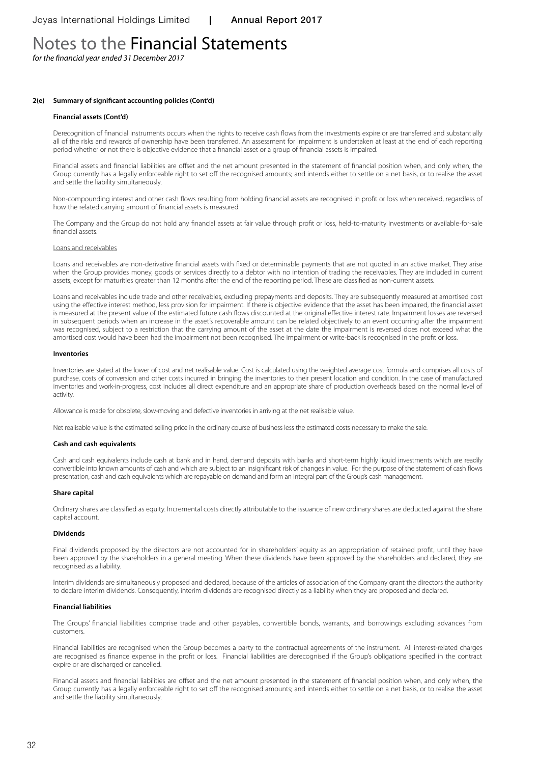# Notes to the Financial Statements

*for the financial year ended 31 December 2017*

**2(e) Summary of significant accounting policies (Cont'd)**

**Financial assets (Cont'd)**

Derecognition of financial instruments occurs when the rights to receive cash flows from the investments expire or are transferred and substantially all of the risks and rewards of ownership have been transferred. An assessment for impairment is undertaken at least at the end of each reporting period whether or not there is objective evidence that a financial asset or a group of financial assets is impaired.

Financial assets and financial liabilities are offset and the net amount presented in the statement of financial position when, and only when, the Group currently has a legally enforceable right to set off the recognised amounts; and intends either to settle on a net basis, or to realise the asset and settle the liability simultaneously.

Non-compounding interest and other cash flows resulting from holding financial assets are recognised in profit or loss when received, regardless of how the related carrying amount of financial assets is measured.

The Company and the Group do not hold any financial assets at fair value through profit or loss, held-to-maturity investments or available-for-sale financial assets.

Loans and receivables

Loans and receivables are non-derivative financial assets with fixed or determinable payments that are not quoted in an active market. They arise when the Group provides money, goods or services directly to a debtor with no intention of trading the receivables. They are included in current assets, except for maturities greater than 12 months after the end of the reporting period. These are classified as non-current assets.

Loans and receivables include trade and other receivables, excluding prepayments and deposits. They are subsequently measured at amortised cost using the effective interest method, less provision for impairment. If there is objective evidence that the asset has been impaired, the financial asset is measured at the present value of the estimated future cash flows discounted at the original effective interest rate. Impairment losses are reversed in subsequent periods when an increase in the asset's recoverable amount can be related objectively to an event occurring after the impairment was recognised, subject to a restriction that the carrying amount of the asset at the date the impairment is reversed does not exceed what the amortised cost would have been had the impairment not been recognised. The impairment or write-back is recognised in the profit or loss.

**Inventories**

Inventories are stated at the lower of cost and net realisable value. Cost is calculated using the weighted average cost formula and comprises all costs of purchase, costs of conversion and other costs incurred in bringing the inventories to their present location and condition. In the case of manufactured inventories and work-in-progress, cost includes all direct expenditure and an appropriate share of production overheads based on the normal level of activity.

Allowance is made for obsolete, slow-moving and defective inventories in arriving at the net realisable value.

Net realisable value is the estimated selling price in the ordinary course of business less the estimated costs necessary to make the sale.

**Cash and cash equivalents**

Cash and cash equivalents include cash at bank and in hand, demand deposits with banks and short-term highly liquid investments which are readily convertible into known amounts of cash and which are subject to an insignificant risk of changes in value. For the purpose of the statement of cash flows presentation, cash and cash equivalents which are repayable on demand and form an integral part of the Group's cash management.

**Share capital**

Ordinary shares are classified as equity. Incremental costs directly attributable to the issuance of new ordinary shares are deducted against the share capital account.

**Dividends**

Final dividends proposed by the directors are not accounted for in shareholders' equity as an appropriation of retained profit, until they have been approved by the shareholders in a general meeting. When these dividends have been approved by the shareholders and declared, they are recognised as a liability.

Interim dividends are simultaneously proposed and declared, because of the articles of association of the Company grant the directors the authority to declare interim dividends. Consequently, interim dividends are recognised directly as a liability when they are proposed and declared.

**Financial liabilities**

The Groups' financial liabilities comprise trade and other payables, convertible bonds, warrants, and borrowings excluding advances from customers.

Financial liabilities are recognised when the Group becomes a party to the contractual agreements of the instrument. All interest-related charges are recognised as finance expense in the profit or loss. Financial liabilities are derecognised if the Group's obligations specified in the contract expire or are discharged or cancelled.

Financial assets and financial liabilities are offset and the net amount presented in the statement of financial position when, and only when, the Group currently has a legally enforceable right to set off the recognised amounts; and intends either to settle on a net basis, or to realise the asset and settle the liability simultaneously.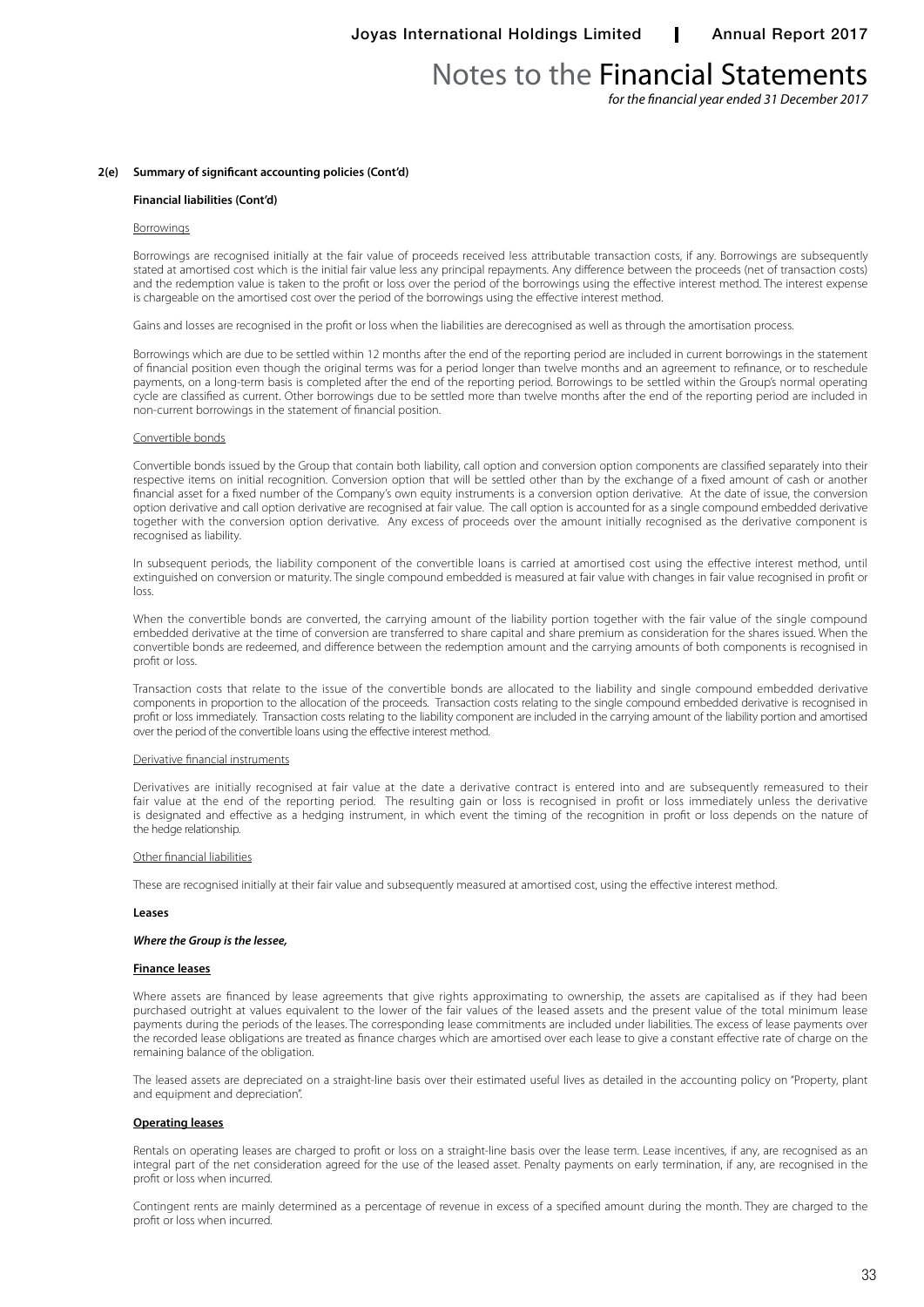## 2(e) Summary of significant accounting policies (Cont'd)

### Financial liabilities (Cont'd)

Borrowings

Borrowings are recognised initially at the fair value of proceeds received less attributable transaction costs, if any. Borrowings are subsequently stated at amortised cost which is the initial fair value less any principal repayments. Any difference between the proceeds (net of transaction costs) and the redemption value is taken to the profit or loss over the period of the borrowings using the effective interest method. The interest expense is chargeable on the amortised cost over the period of the borrowings using the effective interest method.

Gains and losses are recognised in the profit or loss when the liabilities are derecognised as well as through the amortisation process.

Borrowings which are due to be settled within 12 months after the end of the reporting period are included in current borrowings in the statement of financial position even though the original terms was for a period longer than twelve months and an agreement to refinance, or to reschedule payments, on a long-term basis is completed after the end of the reporting period. Borrowings to be settled within the Group's normal operating cycle are classified as current. Other borrowings due to be settled more than twelve months after the end of the reporting period are included in non-current borrowings in the statement of financial position.

Convertible bonds

Convertible bonds issued by the Group that contain both liability, call option and conversion option components are classified separately into their respective items on initial recognition. Conversion option that will be settled other than by the exchange of a fixed amount of cash or another financial asset for a fixed number of the Company's own equity instruments is a conversion option derivative. At the date of issue, the conversion option derivative and call option derivative are recognised at fair value. The call option is accounted for as a single compound embedded derivative together with the conversion option derivative. Any excess of proceeds over the amount initially recognised as the derivative component is recognised as liability.

In subsequent periods, the liability component of the convertible loans is carried at amortised cost using the effective interest method, until extinguished on conversion or maturity. The single compound embedded is measured at fair value with changes in fair value recognised in profit or loss.

When the convertible bonds are converted, the carrying amount of the liability portion together with the fair value of the single compound embedded derivative at the time of conversion are transferred to share capital and share premium as consideration for the shares issued. When the convertible bonds are redeemed, and difference between the redemption amount and the carrying amounts of both components is recognised in profit or loss.

Transaction costs that relate to the issue of the convertible bonds are allocated to the liability and single compound embedded derivative components in proportion to the allocation of the proceeds. Transaction costs relating to the single compound embedded derivative is recognised in profit or loss immediately. Transaction costs relating to the liability component are included in the carrying amount of the liability portion and amortised over the period of the convertible loans using the effective interest method.

Derivative financial instruments

Derivatives are initially recognised at fair value at the date a derivative contract is entered into and are subsequently remeasured to their fair value at the end of the reporting period. The resulting gain or loss is recognised in profit or loss immediately unless the derivative is designated and effective as a hedging instrument, in which event the timing of the recognition in profit or loss depends on the nature of the hedge relationship.

Other financial liabilities

These are recognised initially at their fair value and subsequently measured at amortised cost, using the effective interest method.

### Leases

***Where the Group is the lessee,***

**Finance leases**

Where assets are financed by lease agreements that give rights approximating to ownership, the assets are capitalised as if they had been purchased outright at values equivalent to the lower of the fair values of the leased assets and the present value of the total minimum lease payments during the periods of the leases. The corresponding lease commitments are included under liabilities. The excess of lease payments over the recorded lease obligations are treated as finance charges which are amortised over each lease to give a constant effective rate of charge on the remaining balance of the obligation.

The leased assets are depreciated on a straight-line basis over their estimated useful lives as detailed in the accounting policy on "Property, plant and equipment and depreciation".

**Operating leases**

Rentals on operating leases are charged to profit or loss on a straight-line basis over the lease term. Lease incentives, if any, are recognised as an integral part of the net consideration agreed for the use of the leased asset. Penalty payments on early termination, if any, are recognised in the profit or loss when incurred.

Contingent rents are mainly determined as a percentage of revenue in excess of a specified amount during the month. They are charged to the profit or loss when incurred.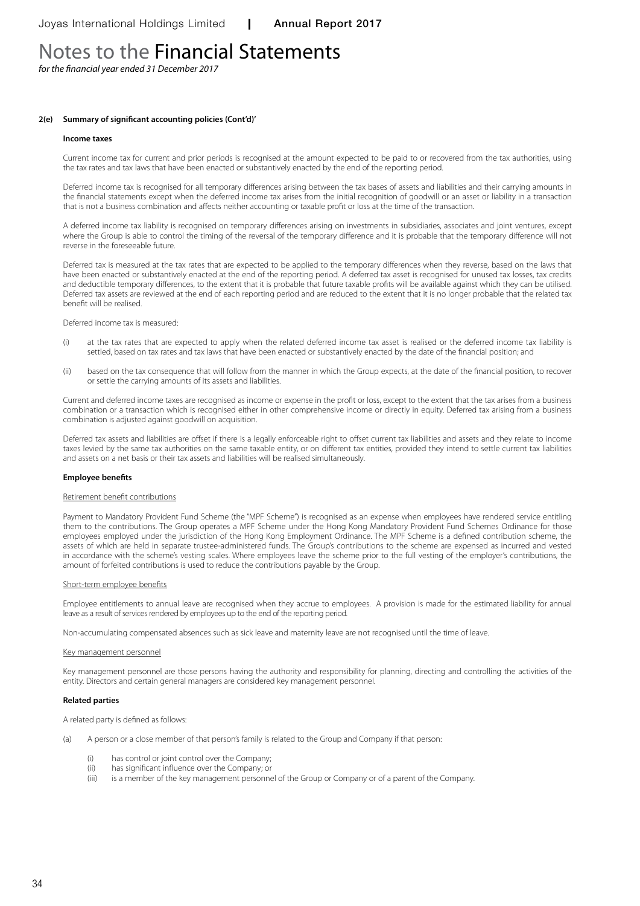# Notes to the Financial Statements

*for the financial year ended 31 December 2017*

**2(e) Summary of significant accounting policies (Cont'd)'**

**Income taxes**

Current income tax for current and prior periods is recognised at the amount expected to be paid to or recovered from the tax authorities, using the tax rates and tax laws that have been enacted or substantively enacted by the end of the reporting period.

Deferred income tax is recognised for all temporary differences arising between the tax bases of assets and liabilities and their carrying amounts in the financial statements except when the deferred income tax arises from the initial recognition of goodwill or an asset or liability in a transaction that is not a business combination and affects neither accounting or taxable profit or loss at the time of the transaction.

A deferred income tax liability is recognised on temporary differences arising on investments in subsidiaries, associates and joint ventures, except where the Group is able to control the timing of the reversal of the temporary difference and it is probable that the temporary difference will not reverse in the foreseeable future.

Deferred tax is measured at the tax rates that are expected to be applied to the temporary differences when they reverse, based on the laws that have been enacted or substantively enacted at the end of the reporting period. A deferred tax asset is recognised for unused tax losses, tax credits and deductible temporary differences, to the extent that it is probable that future taxable profits will be available against which they can be utilised. Deferred tax assets are reviewed at the end of each reporting period and are reduced to the extent that it is no longer probable that the related tax benefit will be realised.

Deferred income tax is measured:

(i) at the tax rates that are expected to apply when the related deferred income tax asset is realised or the deferred income tax liability is settled, based on tax rates and tax laws that have been enacted or substantively enacted by the date of the financial position; and

(ii) based on the tax consequence that will follow from the manner in which the Group expects, at the date of the financial position, to recover or settle the carrying amounts of its assets and liabilities.

Current and deferred income taxes are recognised as income or expense in the profit or loss, except to the extent that the tax arises from a business combination or a transaction which is recognised either in other comprehensive income or directly in equity. Deferred tax arising from a business combination is adjusted against goodwill on acquisition.

Deferred tax assets and liabilities are offset if there is a legally enforceable right to offset current tax liabilities and assets and they relate to income taxes levied by the same tax authorities on the same taxable entity, or on different tax entities, provided they intend to settle current tax liabilities and assets on a net basis or their tax assets and liabilities will be realised simultaneously.

**Employee benefits**

Retirement benefit contributions

Payment to Mandatory Provident Fund Scheme (the "MPF Scheme") is recognised as an expense when employees have rendered service entitling them to the contributions. The Group operates a MPF Scheme under the Hong Kong Mandatory Provident Fund Schemes Ordinance for those employees employed under the jurisdiction of the Hong Kong Employment Ordinance. The MPF Scheme is a defined contribution scheme, the assets of which are held in separate trustee-administered funds. The Group's contributions to the scheme are expensed as incurred and vested in accordance with the scheme's vesting scales. Where employees leave the scheme prior to the full vesting of the employer's contributions, the amount of forfeited contributions is used to reduce the contributions payable by the Group.

Short-term employee benefits

Employee entitlements to annual leave are recognised when they accrue to employees. A provision is made for the estimated liability for annual leave as a result of services rendered by employees up to the end of the reporting period.

Non-accumulating compensated absences such as sick leave and maternity leave are not recognised until the time of leave.

Key management personnel

Key management personnel are those persons having the authority and responsibility for planning, directing and controlling the activities of the entity. Directors and certain general managers are considered key management personnel.

**Related parties**

A related party is defined as follows:

(a) A person or a close member of that person's family is related to the Group and Company if that person:

(i) has control or joint control over the Company;

(ii) has significant influence over the Company; or

(iii) is a member of the key management personnel of the Group or Company or of a parent of the Company.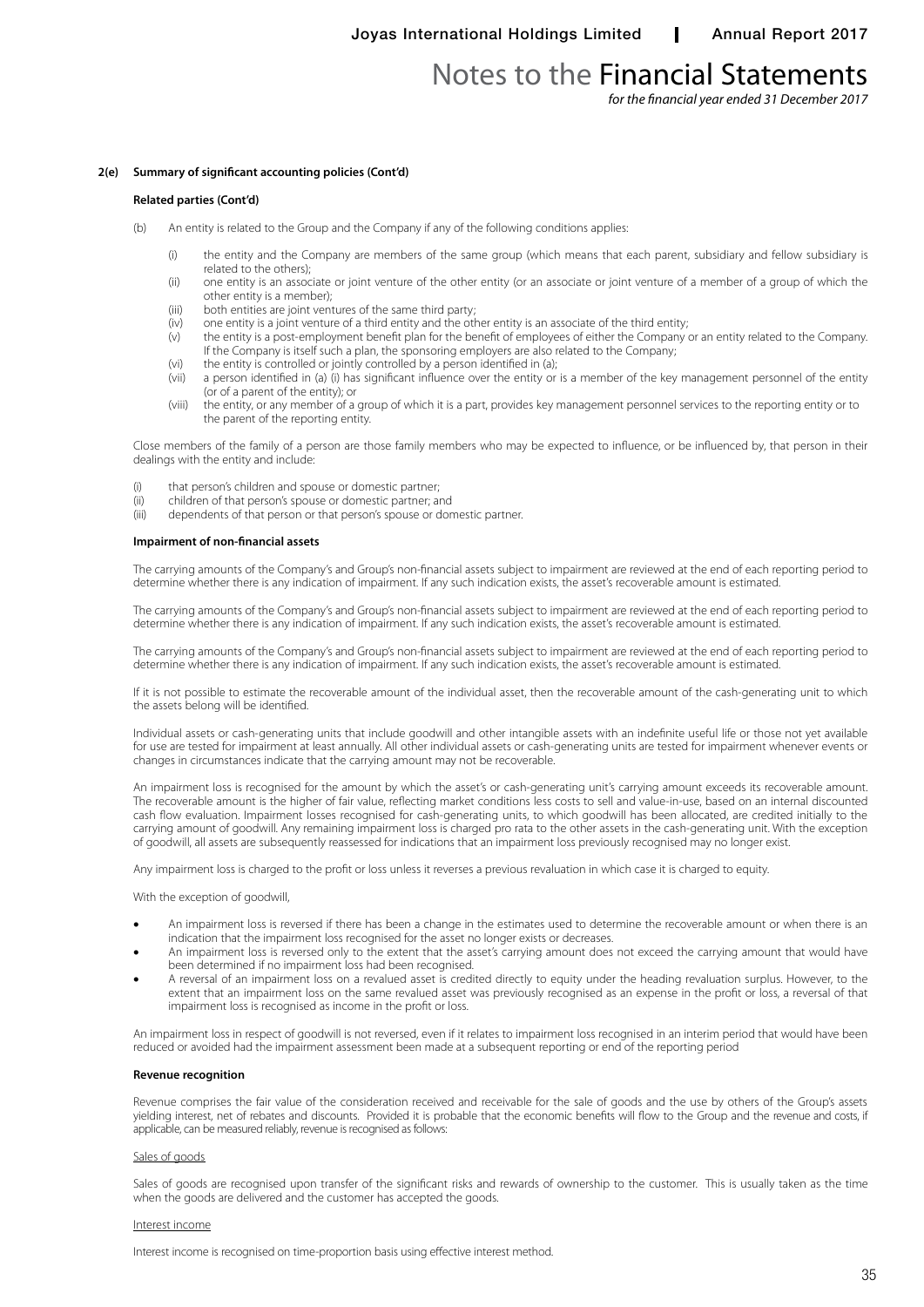**2(e) Summary of significant accounting policies (Cont'd)**

**Related parties (Cont'd)**

(b) An entity is related to the Group and the Company if any of the following conditions applies:

(i) the entity and the Company are members of the same group (which means that each parent, subsidiary and fellow subsidiary is related to the others);
(ii) one entity is an associate or joint venture of the other entity (or an associate or joint venture of a member of a group of which the other entity is a member);
(iii) both entities are joint ventures of the same third party;
(iv) one entity is a joint venture of a third entity and the other entity is an associate of the third entity;
(v) the entity is a post-employment benefit plan for the benefit of employees of either the Company or an entity related to the Company. If the Company is itself such a plan, the sponsoring employers are also related to the Company;
(vi) the entity is controlled or jointly controlled by a person identified in (a);
(vii) a person identified in (a) (i) has significant influence over the entity or is a member of the key management personnel of the entity (or of a parent of the entity); or
(viii) the entity, or any member of a group of which it is a part, provides key management personnel services to the reporting entity or to the parent of the reporting entity.

Close members of the family of a person are those family members who may be expected to influence, or be influenced by, that person in their dealings with the entity and include:

(i) that person's children and spouse or domestic partner;
(ii) children of that person's spouse or domestic partner; and
(iii) dependents of that person or that person's spouse or domestic partner.

**Impairment of non-financial assets**

The carrying amounts of the Company's and Group's non-financial assets subject to impairment are reviewed at the end of each reporting period to determine whether there is any indication of impairment. If any such indication exists, the asset's recoverable amount is estimated.

The carrying amounts of the Company's and Group's non-financial assets subject to impairment are reviewed at the end of each reporting period to determine whether there is any indication of impairment. If any such indication exists, the asset's recoverable amount is estimated.

The carrying amounts of the Company's and Group's non-financial assets subject to impairment are reviewed at the end of each reporting period to determine whether there is any indication of impairment. If any such indication exists, the asset's recoverable amount is estimated.

If it is not possible to estimate the recoverable amount of the individual asset, then the recoverable amount of the cash-generating unit to which the assets belong will be identified.

Individual assets or cash-generating units that include goodwill and other intangible assets with an indefinite useful life or those not yet available for use are tested for impairment at least annually. All other individual assets or cash-generating units are tested for impairment whenever events or changes in circumstances indicate that the carrying amount may not be recoverable.

An impairment loss is recognised for the amount by which the asset's or cash-generating unit's carrying amount exceeds its recoverable amount. The recoverable amount is the higher of fair value, reflecting market conditions less costs to sell and value-in-use, based on an internal discounted cash flow evaluation. Impairment losses recognised for cash-generating units, to which goodwill has been allocated, are credited initially to the carrying amount of goodwill. Any remaining impairment loss is charged pro rata to the other assets in the cash-generating unit. With the exception of goodwill, all assets are subsequently reassessed for indications that an impairment loss previously recognised may no longer exist.

Any impairment loss is charged to the profit or loss unless it reverses a previous revaluation in which case it is charged to equity.

With the exception of goodwill,

- An impairment loss is reversed if there has been a change in the estimates used to determine the recoverable amount or when there is an indication that the impairment loss recognised for the asset no longer exists or decreases.
- An impairment loss is reversed only to the extent that the asset's carrying amount does not exceed the carrying amount that would have been determined if no impairment loss had been recognised.
- A reversal of an impairment loss on a revalued asset is credited directly to equity under the heading revaluation surplus. However, to the extent that an impairment loss on the same revalued asset was previously recognised as an expense in the profit or loss, a reversal of that impairment loss is recognised as income in the profit or loss.

An impairment loss in respect of goodwill is not reversed, even if it relates to impairment loss recognised in an interim period that would have been reduced or avoided had the impairment assessment been made at a subsequent reporting or end of the reporting period

**Revenue recognition**

Revenue comprises the fair value of the consideration received and receivable for the sale of goods and the use by others of the Group's assets yielding interest, net of rebates and discounts. Provided it is probable that the economic benefits will flow to the Group and the revenue and costs, if applicable, can be measured reliably, revenue is recognised as follows:

Sales of goods

Sales of goods are recognised upon transfer of the significant risks and rewards of ownership to the customer. This is usually taken as the time when the goods are delivered and the customer has accepted the goods.

Interest income

Interest income is recognised on time-proportion basis using effective interest method.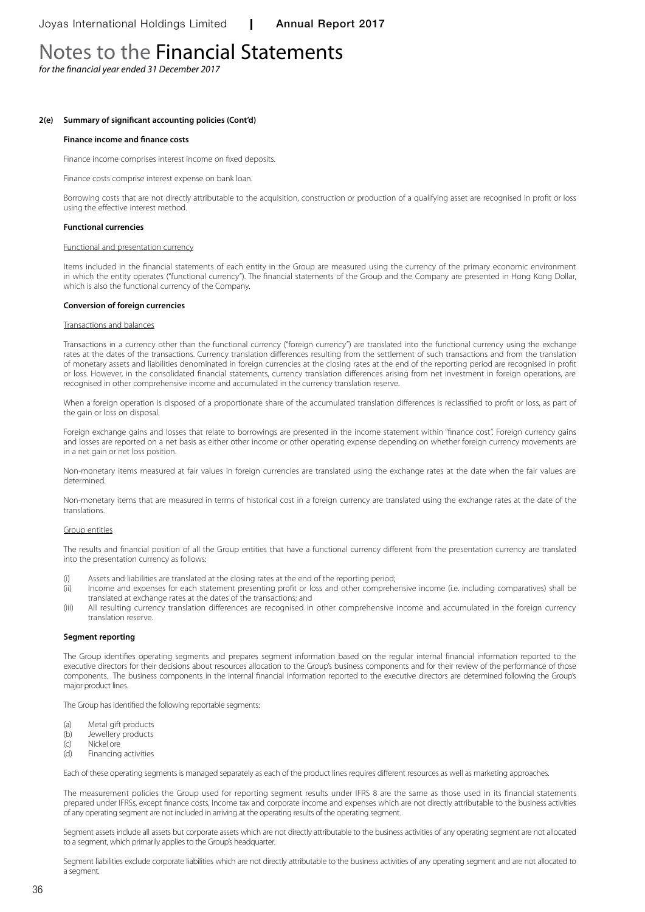# Notes to the Financial Statements

*for the financial year ended 31 December 2017*

## 2(e) Summary of significant accounting policies (Cont'd)

### Finance income and finance costs

Finance income comprises interest income on fixed deposits.

Finance costs comprise interest expense on bank loan.

Borrowing costs that are not directly attributable to the acquisition, construction or production of a qualifying asset are recognised in profit or loss using the effective interest method.

### Functional currencies

Functional and presentation currency

Items included in the financial statements of each entity in the Group are measured using the currency of the primary economic environment in which the entity operates ("functional currency"). The financial statements of the Group and the Company are presented in Hong Kong Dollar, which is also the functional currency of the Company.

### Conversion of foreign currencies

Transactions and balances

Transactions in a currency other than the functional currency ("foreign currency") are translated into the functional currency using the exchange rates at the dates of the transactions. Currency translation differences resulting from the settlement of such transactions and from the translation of monetary assets and liabilities denominated in foreign currencies at the closing rates at the end of the reporting period are recognised in profit or loss. However, in the consolidated financial statements, currency translation differences arising from net investment in foreign operations, are recognised in other comprehensive income and accumulated in the currency translation reserve.

When a foreign operation is disposed of a proportionate share of the accumulated translation differences is reclassified to profit or loss, as part of the gain or loss on disposal.

Foreign exchange gains and losses that relate to borrowings are presented in the income statement within "finance cost". Foreign currency gains and losses are reported on a net basis as either other income or other operating expense depending on whether foreign currency movements are in a net gain or net loss position.

Non-monetary items measured at fair values in foreign currencies are translated using the exchange rates at the date when the fair values are determined.

Non-monetary items that are measured in terms of historical cost in a foreign currency are translated using the exchange rates at the date of the translations.

Group entities

The results and financial position of all the Group entities that have a functional currency different from the presentation currency are translated into the presentation currency as follows:

(i) Assets and liabilities are translated at the closing rates at the end of the reporting period;
(ii) Income and expenses for each statement presenting profit or loss and other comprehensive income (i.e. including comparatives) shall be translated at exchange rates at the dates of the transactions; and
(iii) All resulting currency translation differences are recognised in other comprehensive income and accumulated in the foreign currency translation reserve.

### Segment reporting

The Group identifies operating segments and prepares segment information based on the regular internal financial information reported to the executive directors for their decisions about resources allocation to the Group's business components and for their review of the performance of those components. The business components in the internal financial information reported to the executive directors are determined following the Group's major product lines.

The Group has identified the following reportable segments:

(a) Metal gift products
(b) Jewellery products
(c) Nickel ore
(d) Financing activities

Each of these operating segments is managed separately as each of the product lines requires different resources as well as marketing approaches.

The measurement policies the Group used for reporting segment results under IFRS 8 are the same as those used in its financial statements prepared under IFRSs, except finance costs, income tax and corporate income and expenses which are not directly attributable to the business activities of any operating segment are not included in arriving at the operating results of the operating segment.

Segment assets include all assets but corporate assets which are not directly attributable to the business activities of any operating segment are not allocated to a segment, which primarily applies to the Group's headquarter.

Segment liabilities exclude corporate liabilities which are not directly attributable to the business activities of any operating segment and are not allocated to a segment.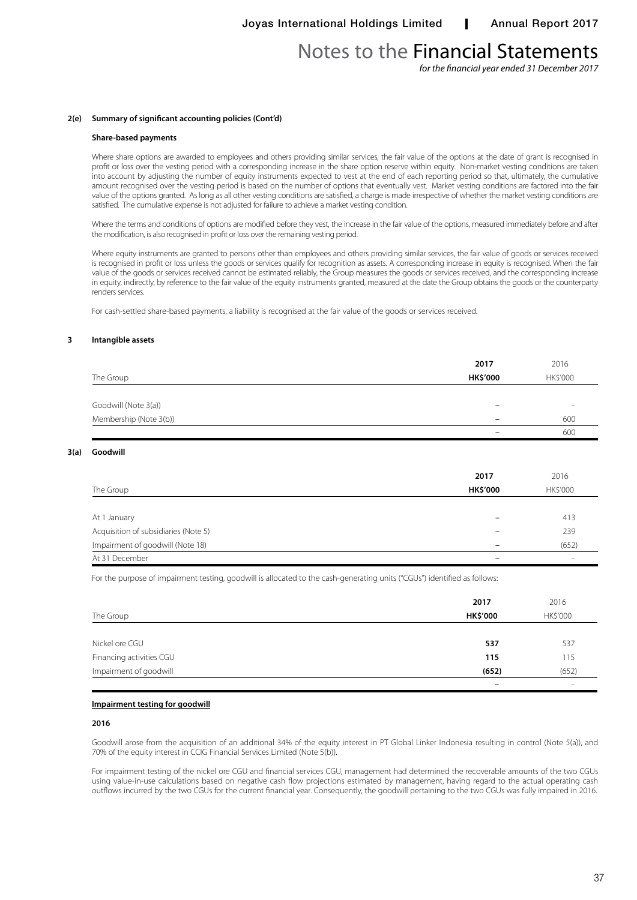#### 2(e) Summary of significant accounting policies (Cont'd)

**Share-based payments**

Where share options are awarded to employees and others providing similar services, the fair value of the options at the date of grant is recognised in profit or loss over the vesting period with a corresponding increase in the share option reserve within equity. Non-market vesting conditions are taken into account by adjusting the number of equity instruments expected to vest at the end of each reporting period so that, ultimately, the cumulative amount recognised over the vesting period is based on the number of options that eventually vest. Market vesting conditions are factored into the fair value of the options granted. As long as all other vesting conditions are satisfied, a charge is made irrespective of whether the market vesting conditions are satisfied. The cumulative expense is not adjusted for failure to achieve a market vesting condition.

Where the terms and conditions of options are modified before they vest, the increase in the fair value of the options, measured immediately before and after the modification, is also recognised in profit or loss over the remaining vesting period.

Where equity instruments are granted to persons other than employees and others providing similar services, the fair value of goods or services received is recognised in profit or loss unless the goods or services qualify for recognition as assets. A corresponding increase in equity is recognised. When the fair value of the goods or services received cannot be estimated reliably, the Group measures the goods or services received, and the corresponding increase in equity, indirectly, by reference to the fair value of the equity instruments granted, measured at the date the Group obtains the goods or the counterparty renders services.

For cash-settled share-based payments, a liability is recognised at the fair value of the goods or services received.

#### 3 Intangible assets

| The Group | **2017 HK$'000** | 2016 HK$'000 |
|---|---|---|
| Goodwill (Note 3(a)) | **–** | – |
| Membership (Note 3(b)) | **–** | 600 |
| | **–** | 600 |

#### 3(a) Goodwill

| The Group | **2017 HK$'000** | 2016 HK$'000 |
|---|---|---|
| At 1 January | **–** | 413 |
| Acquisition of subsidiaries (Note 5) | **–** | 239 |
| Impairment of goodwill (Note 18) | **–** | (652) |
| At 31 December | **–** | – |

For the purpose of impairment testing, goodwill is allocated to the cash-generating units ("CGUs") identified as follows:

| The Group | **2017 HK$'000** | 2016 HK$'000 |
|---|---|---|
| Nickel ore CGU | **537** | 537 |
| Financing activities CGU | **115** | 115 |
| Impairment of goodwill | **(652)** | (652) |
| | **–** | – |

**Impairment testing for goodwill**

**2016**

Goodwill arose from the acquisition of an additional 34% of the equity interest in PT Global Linker Indonesia resulting in control (Note 5(a)), and 70% of the equity interest in CCIG Financial Services Limited (Note 5(b)).

For impairment testing of the nickel ore CGU and financial services CGU, management had determined the recoverable amounts of the two CGUs using value-in-use calculations based on negative cash flow projections estimated by management, having regard to the actual operating cash outflows incurred by the two CGUs for the current financial year. Consequently, the goodwill pertaining to the two CGUs was fully impaired in 2016.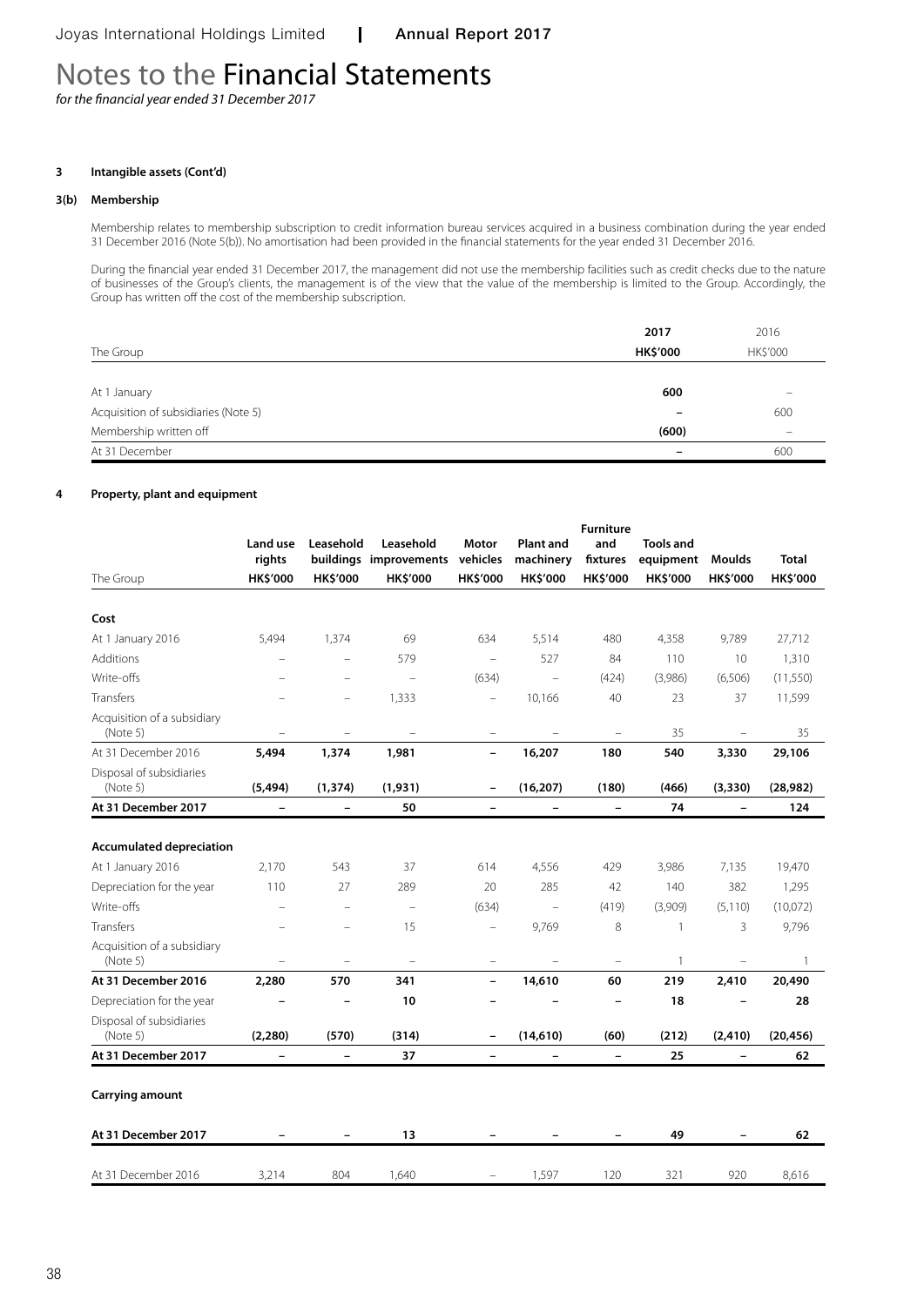# Notes to the Financial Statements

*for the financial year ended 31 December 2017*

**3 Intangible assets (Cont'd)**

**3(b) Membership**

Membership relates to membership subscription to credit information bureau services acquired in a business combination during the year ended 31 December 2016 (Note 5(b)). No amortisation had been provided in the financial statements for the year ended 31 December 2016.

During the financial year ended 31 December 2017, the management did not use the membership facilities such as credit checks due to the nature of businesses of the Group's clients, the management is of the view that the value of the membership is limited to the Group. Accordingly, the Group has written off the cost of the membership subscription.

| The Group | 2017 HK$'000 | 2016 HK$'000 |
|---|---|---|
| At 1 January | **600** | – |
| Acquisition of subsidiaries (Note 5) | **–** | 600 |
| Membership written off | **(600)** | – |
| At 31 December | **–** | 600 |

**4 Property, plant and equipment**

| The Group | Land use rights HK$'000 | Leasehold buildings HK$'000 | Leasehold improvements HK$'000 | Motor vehicles HK$'000 | Plant and machinery HK$'000 | Furniture and fixtures HK$'000 | Tools and equipment HK$'000 | Moulds HK$'000 | Total HK$'000 |
|---|---|---|---|---|---|---|---|---|---|
| **Cost** | | | | | | | | | |
| At 1 January 2016 | 5,494 | 1,374 | 69 | 634 | 5,514 | 480 | 4,358 | 9,789 | 27,712 |
| Additions | – | – | 579 | – | 527 | 84 | 110 | 10 | 1,310 |
| Write-offs | – | – | – | (634) | – | (424) | (3,986) | (6,506) | (11,550) |
| Transfers | – | – | 1,333 | – | 10,166 | 40 | 23 | 37 | 11,599 |
| Acquisition of a subsidiary (Note 5) | – | – | – | – | – | – | 35 | – | 35 |
| At 31 December 2016 | **5,494** | **1,374** | **1,981** | **–** | **16,207** | **180** | **540** | **3,330** | **29,106** |
| Disposal of subsidiaries (Note 5) | **(5,494)** | **(1,374)** | **(1,931)** | **–** | **(16,207)** | **(180)** | **(466)** | **(3,330)** | **(28,982)** |
| **At 31 December 2017** | **–** | **–** | **50** | **–** | **–** | **–** | **74** | **–** | **124** |
| **Accumulated depreciation** | | | | | | | | | |
| At 1 January 2016 | 2,170 | 543 | 37 | 614 | 4,556 | 429 | 3,986 | 7,135 | 19,470 |
| Depreciation for the year | 110 | 27 | 289 | 20 | 285 | 42 | 140 | 382 | 1,295 |
| Write-offs | – | – | – | (634) | – | (419) | (3,909) | (5,110) | (10,072) |
| Transfers | – | – | 15 | – | 9,769 | 8 | 1 | 3 | 9,796 |
| Acquisition of a subsidiary (Note 5) | – | – | – | – | – | – | 1 | – | 1 |
| **At 31 December 2016** | **2,280** | **570** | **341** | **–** | **14,610** | **60** | **219** | **2,410** | **20,490** |
| Depreciation for the year | **–** | **–** | **10** | **–** | **–** | **–** | **18** | **–** | **28** |
| Disposal of subsidiaries (Note 5) | **(2,280)** | **(570)** | **(314)** | **–** | **(14,610)** | **(60)** | **(212)** | **(2,410)** | **(20,456)** |
| **At 31 December 2017** | **–** | **–** | **37** | **–** | **–** | **–** | **25** | **–** | **62** |
| **Carrying amount** | | | | | | | | | |
| **At 31 December 2017** | **–** | **–** | **13** | **–** | **–** | **–** | **49** | **–** | **62** |
| At 31 December 2016 | 3,214 | 804 | 1,640 | – | 1,597 | 120 | 321 | 920 | 8,616 |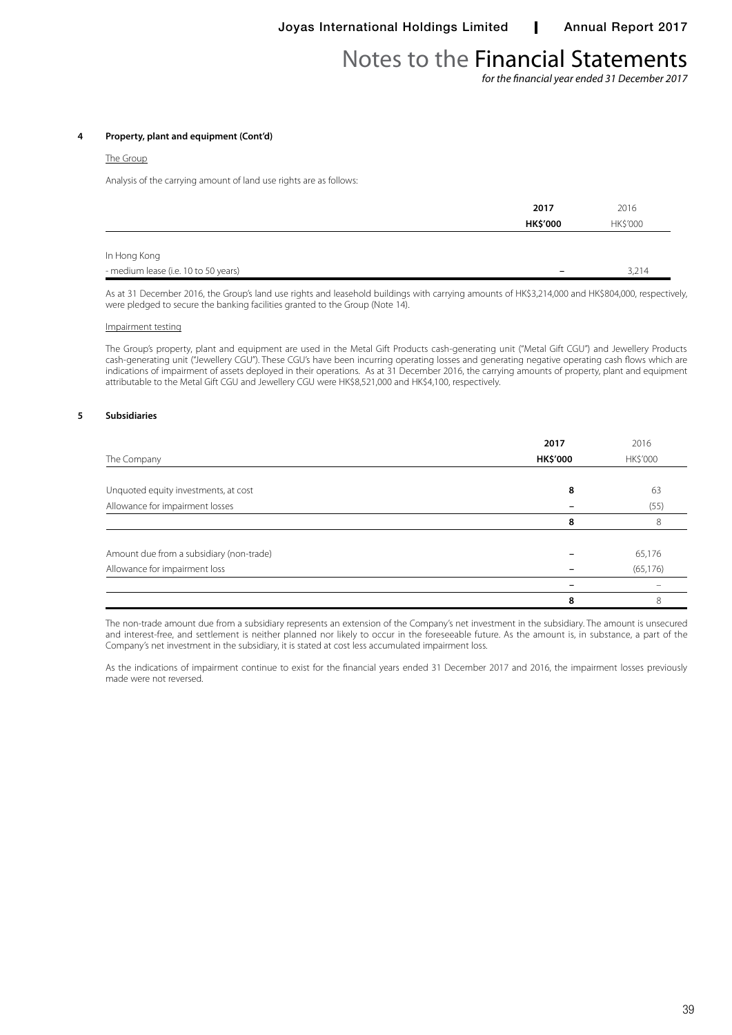## 4 Property, plant and equipment (Cont'd)

The Group

Analysis of the carrying amount of land use rights are as follows:

| | 2017 HK$'000 | 2016 HK$'000 |
|---|---|---|
| In Hong Kong | | |
| - medium lease (i.e. 10 to 50 years) | – | 3,214 |

As at 31 December 2016, the Group's land use rights and leasehold buildings with carrying amounts of HK$3,214,000 and HK$804,000, respectively, were pledged to secure the banking facilities granted to the Group (Note 14).

Impairment testing

The Group's property, plant and equipment are used in the Metal Gift Products cash-generating unit ("Metal Gift CGU") and Jewellery Products cash-generating unit ("Jewellery CGU"). These CGU's have been incurring operating losses and generating negative operating cash flows which are indications of impairment of assets deployed in their operations. As at 31 December 2016, the carrying amounts of property, plant and equipment attributable to the Metal Gift CGU and Jewellery CGU were HK$8,521,000 and HK$4,100, respectively.

## 5 Subsidiaries

| The Company | 2017 HK$'000 | 2016 HK$'000 |
|---|---|---|
| Unquoted equity investments, at cost | 8 | 63 |
| Allowance for impairment losses | – | (55) |
| | 8 | 8 |
| Amount due from a subsidiary (non-trade) | – | 65,176 |
| Allowance for impairment loss | – | (65,176) |
| | – | – |
| | 8 | 8 |

The non-trade amount due from a subsidiary represents an extension of the Company's net investment in the subsidiary. The amount is unsecured and interest-free, and settlement is neither planned nor likely to occur in the foreseeable future. As the amount is, in substance, a part of the Company's net investment in the subsidiary, it is stated at cost less accumulated impairment loss.

As the indications of impairment continue to exist for the financial years ended 31 December 2017 and 2016, the impairment losses previously made were not reversed.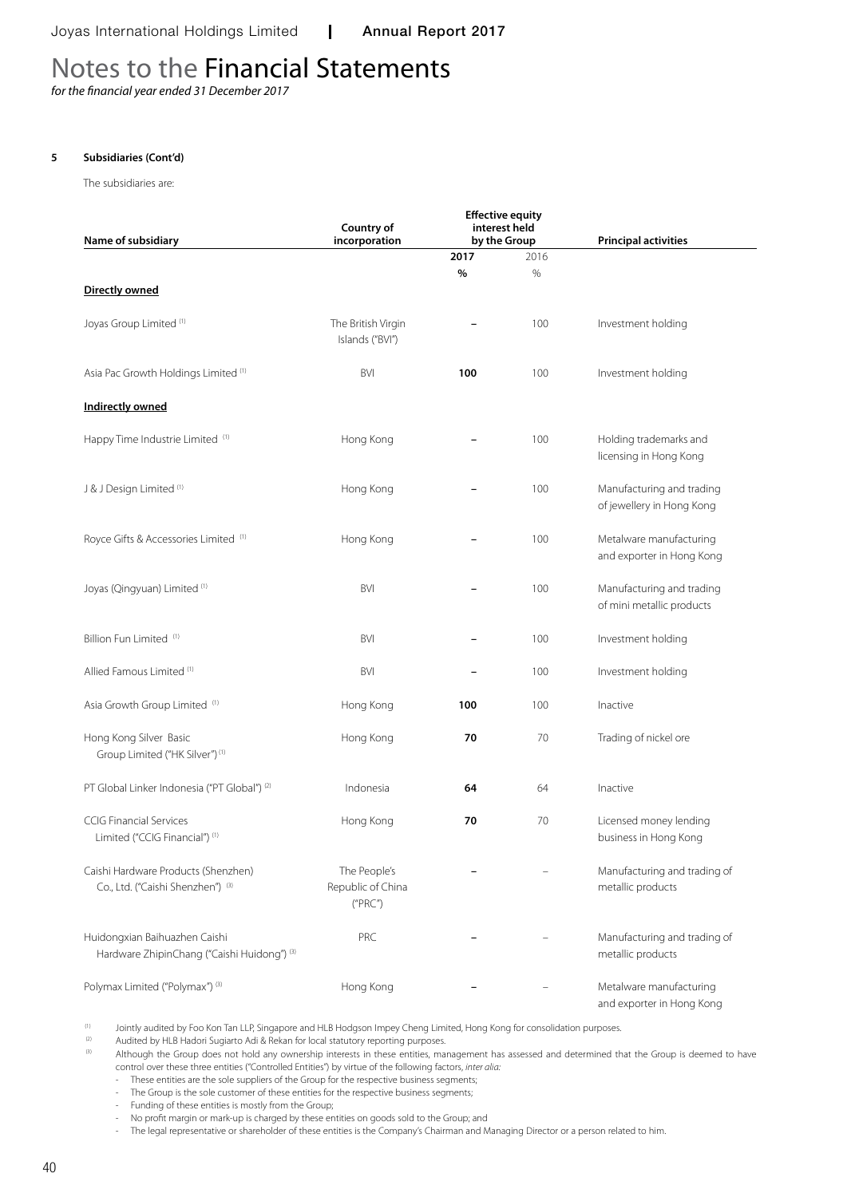# Notes to the Financial Statements

*for the financial year ended 31 December 2017*

**5 Subsidiaries (Cont'd)**

The subsidiaries are:

| Name of subsidiary | Country of incorporation | Effective equity interest held by the Group | | Principal activities |
|---|---|---|---|---|
| | | **2017** | 2016 | |
| | | **%** | % | |
| **Directly owned** | | | | |
| Joyas Group Limited [(1)] | The British Virgin Islands ("BVI") | **–** | 100 | Investment holding |
| Asia Pac Growth Holdings Limited [(1)] | BVI | **100** | 100 | Investment holding |
| **Indirectly owned** | | | | |
| Happy Time Industrie Limited [(1)] | Hong Kong | **–** | 100 | Holding trademarks and licensing in Hong Kong |
| J & J Design Limited [(1)] | Hong Kong | **–** | 100 | Manufacturing and trading of jewellery in Hong Kong |
| Royce Gifts & Accessories Limited [(1)] | Hong Kong | **–** | 100 | Metalware manufacturing and exporter in Hong Kong |
| Joyas (Qingyuan) Limited [(1)] | BVI | **–** | 100 | Manufacturing and trading of mini metallic products |
| Billion Fun Limited [(1)] | BVI | **–** | 100 | Investment holding |
| Allied Famous Limited [(1)] | BVI | **–** | 100 | Investment holding |
| Asia Growth Group Limited [(1)] | Hong Kong | **100** | 100 | Inactive |
| Hong Kong Silver Basic Group Limited ("HK Silver") [(1)] | Hong Kong | **70** | 70 | Trading of nickel ore |
| PT Global Linker Indonesia ("PT Global") [(2)] | Indonesia | **64** | 64 | Inactive |
| CCIG Financial Services Limited ("CCIG Financial") [(1)] | Hong Kong | **70** | 70 | Licensed money lending business in Hong Kong |
| Caishi Hardware Products (Shenzhen) Co., Ltd. ("Caishi Shenzhen") [(3)] | The People's Republic of China ("PRC") | **–** | – | Manufacturing and trading of metallic products |
| Huidongxian Baihuazhen Caishi Hardware ZhipinChang ("Caishi Huidong") [(3)] | PRC | **–** | – | Manufacturing and trading of metallic products |
| Polymax Limited ("Polymax") [(3)] | Hong Kong | **–** | – | Metalware manufacturing and exporter in Hong Kong |

(1) Jointly audited by Foo Kon Tan LLP, Singapore and HLB Hodgson Impey Cheng Limited, Hong Kong for consolidation purposes.

(2) Audited by HLB Hadori Sugiarto Adi & Rekan for local statutory reporting purposes.

(3) Although the Group does not hold any ownership interests in these entities, management has assessed and determined that the Group is deemed to have control over these three entities ("Controlled Entities") by virtue of the following factors, *inter alia:*

- These entities are the sole suppliers of the Group for the respective business segments;
- The Group is the sole customer of these entities for the respective business segments;
- Funding of these entities is mostly from the Group;
- No profit margin or mark-up is charged by these entities on goods sold to the Group; and
- The legal representative or shareholder of these entities is the Company's Chairman and Managing Director or a person related to him.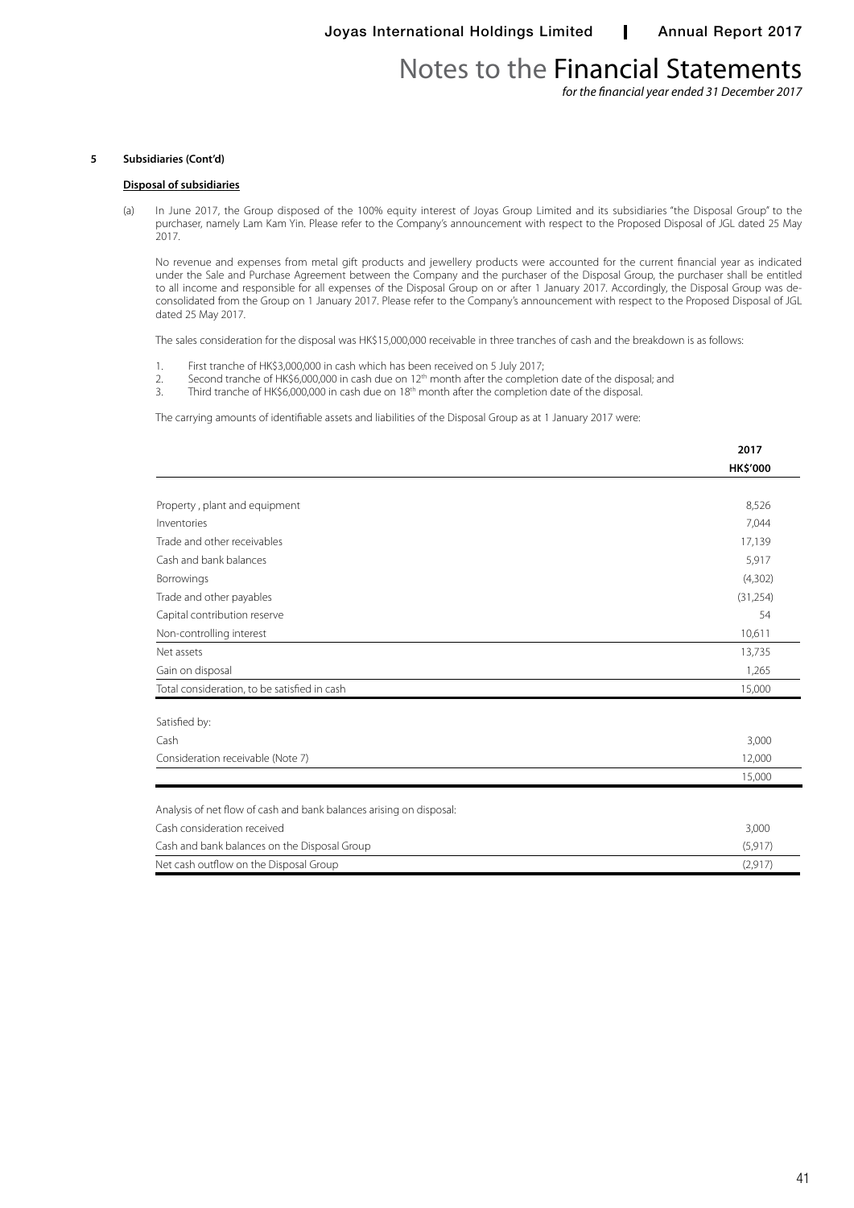# Notes to the Financial Statements

*for the financial year ended 31 December 2017*

## 5 Subsidiaries (Cont'd)

### Disposal of subsidiaries

(a) In June 2017, the Group disposed of the 100% equity interest of Joyas Group Limited and its subsidiaries "the Disposal Group" to the purchaser, namely Lam Kam Yin. Please refer to the Company's announcement with respect to the Proposed Disposal of JGL dated 25 May 2017.

No revenue and expenses from metal gift products and jewellery products were accounted for the current financial year as indicated under the Sale and Purchase Agreement between the Company and the purchaser of the Disposal Group, the purchaser shall be entitled to all income and responsible for all expenses of the Disposal Group on or after 1 January 2017. Accordingly, the Disposal Group was de-consolidated from the Group on 1 January 2017. Please refer to the Company's announcement with respect to the Proposed Disposal of JGL dated 25 May 2017.

The sales consideration for the disposal was HK$15,000,000 receivable in three tranches of cash and the breakdown is as follows:

1. First tranche of HK$3,000,000 in cash which has been received on 5 July 2017;
2. Second tranche of HK$6,000,000 in cash due on 12th month after the completion date of the disposal; and
3. Third tranche of HK$6,000,000 in cash due on 18th month after the completion date of the disposal.

The carrying amounts of identifiable assets and liabilities of the Disposal Group as at 1 January 2017 were:

| | 2017 HK$'000 |
|---|---|
| Property , plant and equipment | 8,526 |
| Inventories | 7,044 |
| Trade and other receivables | 17,139 |
| Cash and bank balances | 5,917 |
| Borrowings | (4,302) |
| Trade and other payables | (31,254) |
| Capital contribution reserve | 54 |
| Non-controlling interest | 10,611 |
| Net assets | 13,735 |
| Gain on disposal | 1,265 |
| Total consideration, to be satisfied in cash | 15,000 |
| Satisfied by: | |
| Cash | 3,000 |
| Consideration receivable (Note 7) | 12,000 |
| | 15,000 |
| Analysis of net flow of cash and bank balances arising on disposal: | |
| Cash consideration received | 3,000 |
| Cash and bank balances on the Disposal Group | (5,917) |
| Net cash outflow on the Disposal Group | (2,917) |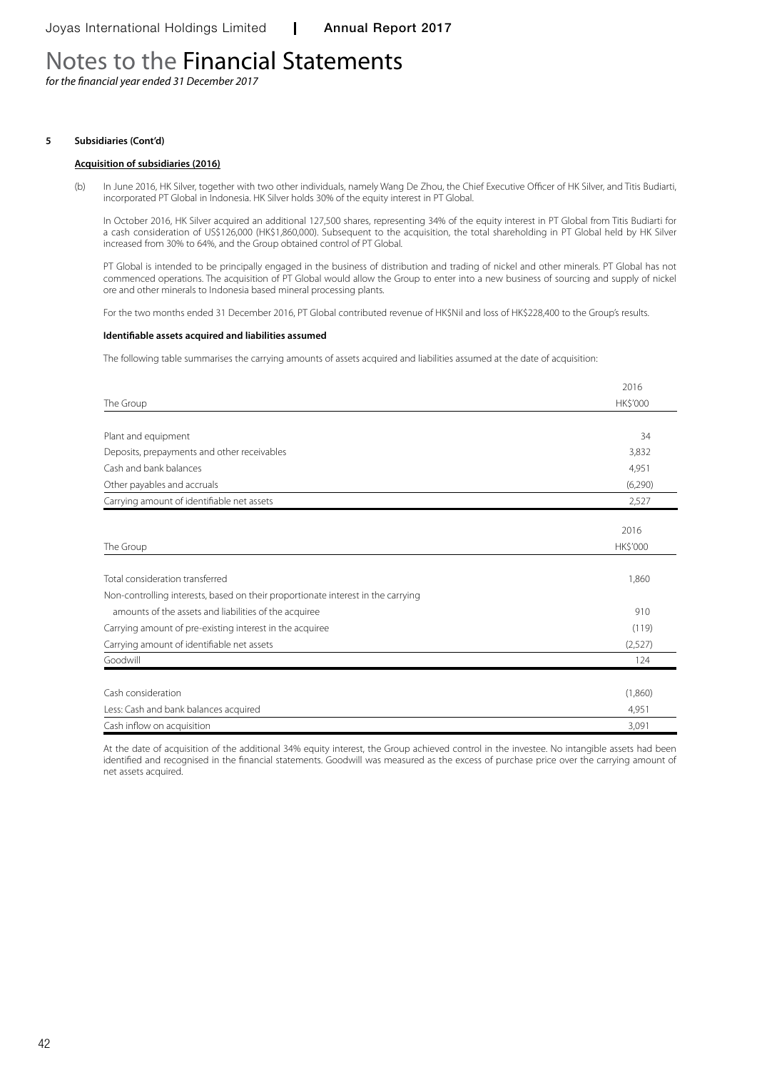# Notes to the Financial Statements

*for the financial year ended 31 December 2017*

**5 Subsidiaries (Cont'd)**

**Acquisition of subsidiaries (2016)**

(b) In June 2016, HK Silver, together with two other individuals, namely Wang De Zhou, the Chief Executive Officer of HK Silver, and Titis Budiarti, incorporated PT Global in Indonesia. HK Silver holds 30% of the equity interest in PT Global.

In October 2016, HK Silver acquired an additional 127,500 shares, representing 34% of the equity interest in PT Global from Titis Budiarti for a cash consideration of US$126,000 (HK$1,860,000). Subsequent to the acquisition, the total shareholding in PT Global held by HK Silver increased from 30% to 64%, and the Group obtained control of PT Global.

PT Global is intended to be principally engaged in the business of distribution and trading of nickel and other minerals. PT Global has not commenced operations. The acquisition of PT Global would allow the Group to enter into a new business of sourcing and supply of nickel ore and other minerals to Indonesia based mineral processing plants.

For the two months ended 31 December 2016, PT Global contributed revenue of HK$Nil and loss of HK$228,400 to the Group's results.

**Identifiable assets acquired and liabilities assumed**

The following table summarises the carrying amounts of assets acquired and liabilities assumed at the date of acquisition:

| The Group | 2016<br>HK$'000 |
|---|---|
| Plant and equipment | 34 |
| Deposits, prepayments and other receivables | 3,832 |
| Cash and bank balances | 4,951 |
| Other payables and accruals | (6,290) |
| Carrying amount of identifiable net assets | 2,527 |

| The Group | 2016<br>HK$'000 |
|---|---|
| Total consideration transferred | 1,860 |
| Non-controlling interests, based on their proportionate interest in the carrying amounts of the assets and liabilities of the acquiree | 910 |
| Carrying amount of pre-existing interest in the acquiree | (119) |
| Carrying amount of identifiable net assets | (2,527) |
| Goodwill | 124 |
| | |
| Cash consideration | (1,860) |
| Less: Cash and bank balances acquired | 4,951 |
| Cash inflow on acquisition | 3,091 |

At the date of acquisition of the additional 34% equity interest, the Group achieved control in the investee. No intangible assets had been identified and recognised in the financial statements. Goodwill was measured as the excess of purchase price over the carrying amount of net assets acquired.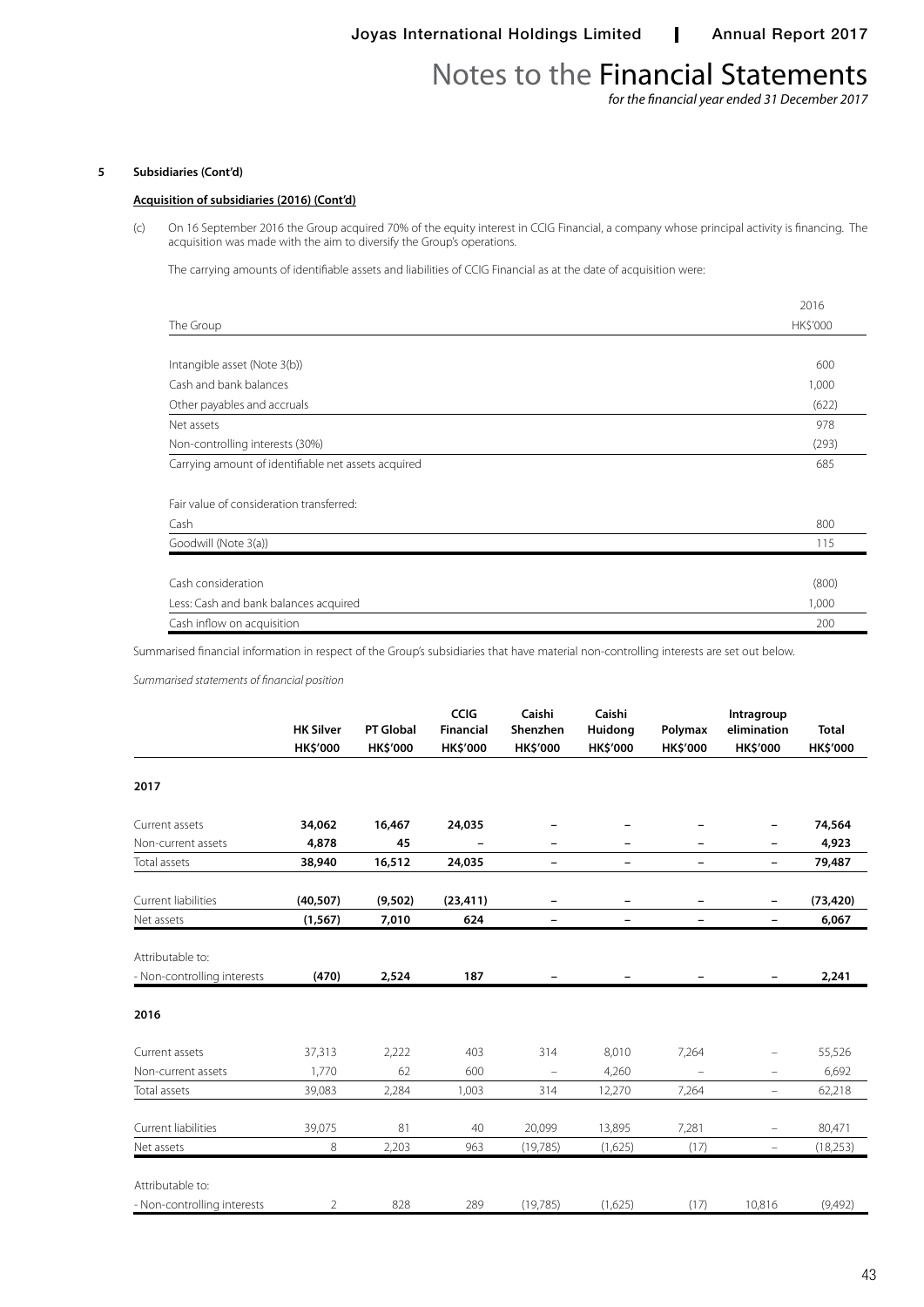## 5 Subsidiaries (Cont'd)

### Acquisition of subsidiaries (2016) (Cont'd)

(c) On 16 September 2016 the Group acquired 70% of the equity interest in CCIG Financial, a company whose principal activity is financing. The acquisition was made with the aim to diversify the Group's operations.

The carrying amounts of identifiable assets and liabilities of CCIG Financial as at the date of acquisition were:

| The Group | 2016 HK$'000 |
|---|---|
| Intangible asset (Note 3(b)) | 600 |
| Cash and bank balances | 1,000 |
| Other payables and accruals | (622) |
| Net assets | 978 |
| Non-controlling interests (30%) | (293) |
| Carrying amount of identifiable net assets acquired | 685 |
| | |
| Fair value of consideration transferred: | |
| Cash | 800 |
| Goodwill (Note 3(a)) | 115 |
| | |
| Cash consideration | (800) |
| Less: Cash and bank balances acquired | 1,000 |
| Cash inflow on acquisition | 200 |

Summarised financial information in respect of the Group's subsidiaries that have material non-controlling interests are set out below.

*Summarised statements of financial position*

| | HK Silver HK$'000 | PT Global HK$'000 | CCIG Financial HK$'000 | Caishi Shenzhen HK$'000 | Caishi Huidong HK$'000 | Polymax HK$'000 | Intragroup elimination HK$'000 | Total HK$'000 |
|---|---|---|---|---|---|---|---|---|
| **2017** | | | | | | | | |
| Current assets | **34,062** | **16,467** | **24,035** | – | – | – | – | **74,564** |
| Non-current assets | **4,878** | **45** | – | – | – | – | – | **4,923** |
| Total assets | **38,940** | **16,512** | **24,035** | – | – | – | – | **79,487** |
| Current liabilities | **(40,507)** | **(9,502)** | **(23,411)** | – | – | – | – | **(73,420)** |
| Net assets | **(1,567)** | **7,010** | **624** | – | – | – | – | **6,067** |
| Attributable to: | | | | | | | | |
| - Non-controlling interests | **(470)** | **2,524** | **187** | – | – | – | – | **2,241** |
| **2016** | | | | | | | | |
| Current assets | 37,313 | 2,222 | 403 | 314 | 8,010 | 7,264 | – | 55,526 |
| Non-current assets | 1,770 | 62 | 600 | – | 4,260 | – | – | 6,692 |
| Total assets | 39,083 | 2,284 | 1,003 | 314 | 12,270 | 7,264 | – | 62,218 |
| Current liabilities | 39,075 | 81 | 40 | 20,099 | 13,895 | 7,281 | – | 80,471 |
| Net assets | 8 | 2,203 | 963 | (19,785) | (1,625) | (17) | – | (18,253) |
| Attributable to: | | | | | | | | |
| - Non-controlling interests | 2 | 828 | 289 | (19,785) | (1,625) | (17) | 10,816 | (9,492) |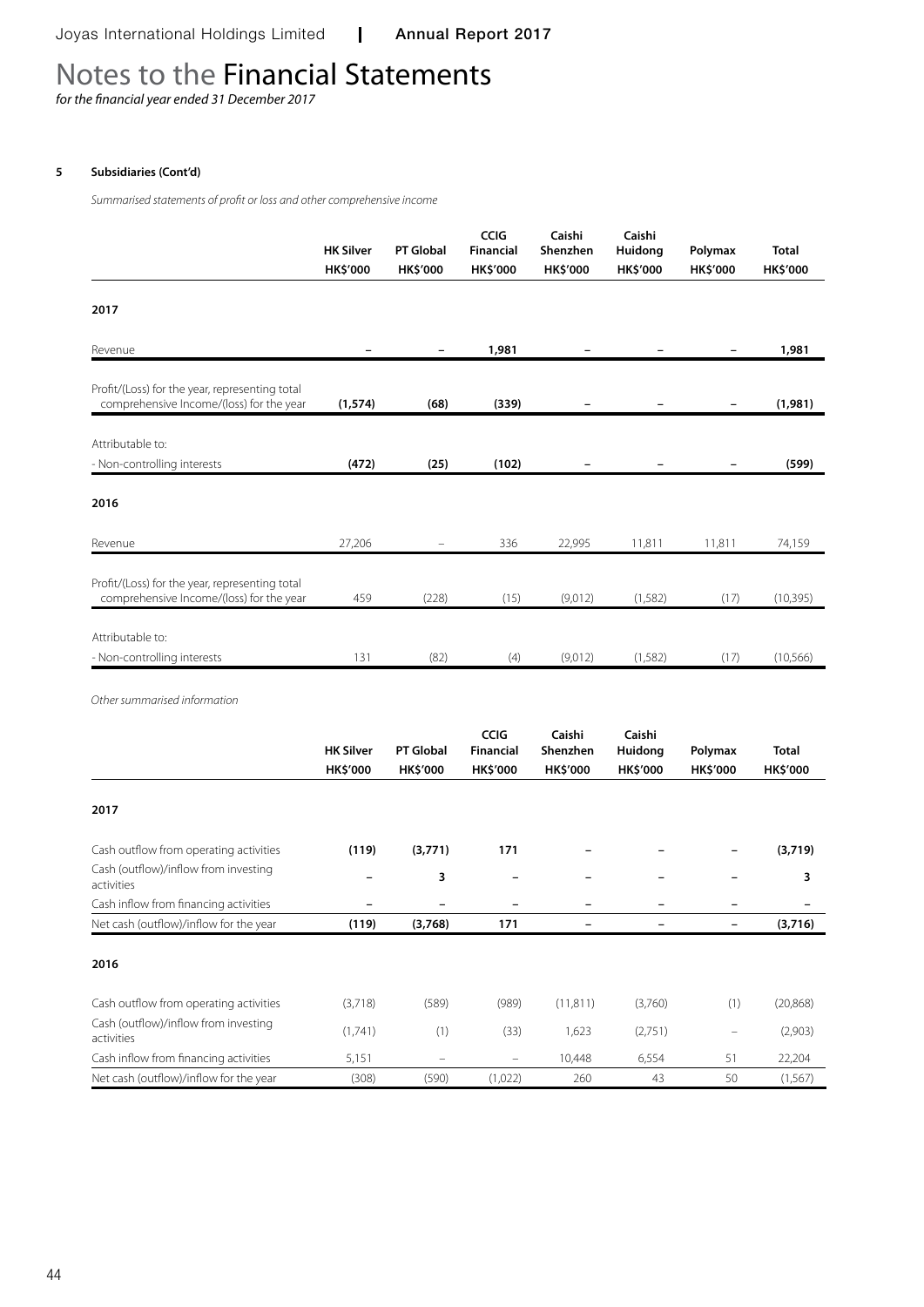# Notes to the Financial Statements

*for the financial year ended 31 December 2017*

**5 Subsidiaries (Cont'd)**

*Summarised statements of profit or loss and other comprehensive income*

| | HK Silver HK$'000 | PT Global HK$'000 | CCIG Financial HK$'000 | Caishi Shenzhen HK$'000 | Caishi Huidong HK$'000 | Polymax HK$'000 | Total HK$'000 |
|---|---|---|---|---|---|---|---|
| **2017** | | | | | | | |
| Revenue | **–** | **–** | **1,981** | **–** | **–** | **–** | **1,981** |
| Profit/(Loss) for the year, representing total comprehensive Income/(loss) for the year | **(1,574)** | **(68)** | **(339)** | **–** | **–** | **–** | **(1,981)** |
| Attributable to: | | | | | | | |
| - Non-controlling interests | **(472)** | **(25)** | **(102)** | **–** | **–** | **–** | **(599)** |
| **2016** | | | | | | | |
| Revenue | 27,206 | – | 336 | 22,995 | 11,811 | 11,811 | 74,159 |
| Profit/(Loss) for the year, representing total comprehensive Income/(loss) for the year | 459 | (228) | (15) | (9,012) | (1,582) | (17) | (10,395) |
| Attributable to: | | | | | | | |
| - Non-controlling interests | 131 | (82) | (4) | (9,012) | (1,582) | (17) | (10,566) |

*Other summarised information*

| | HK Silver HK$'000 | PT Global HK$'000 | CCIG Financial HK$'000 | Caishi Shenzhen HK$'000 | Caishi Huidong HK$'000 | Polymax HK$'000 | Total HK$'000 |
|---|---|---|---|---|---|---|---|
| **2017** | | | | | | | |
| Cash outflow from operating activities | **(119)** | **(3,771)** | **171** | **–** | **–** | **–** | **(3,719)** |
| Cash (outflow)/inflow from investing activities | **–** | **3** | **–** | **–** | **–** | **–** | **3** |
| Cash inflow from financing activities | **–** | **–** | **–** | **–** | **–** | **–** | **–** |
| Net cash (outflow)/inflow for the year | **(119)** | **(3,768)** | **171** | **–** | **–** | **–** | **(3,716)** |
| **2016** | | | | | | | |
| Cash outflow from operating activities | (3,718) | (589) | (989) | (11,811) | (3,760) | (1) | (20,868) |
| Cash (outflow)/inflow from investing activities | (1,741) | (1) | (33) | 1,623 | (2,751) | – | (2,903) |
| Cash inflow from financing activities | 5,151 | – | – | 10,448 | 6,554 | 51 | 22,204 |
| Net cash (outflow)/inflow for the year | (308) | (590) | (1,022) | 260 | 43 | 50 | (1,567) |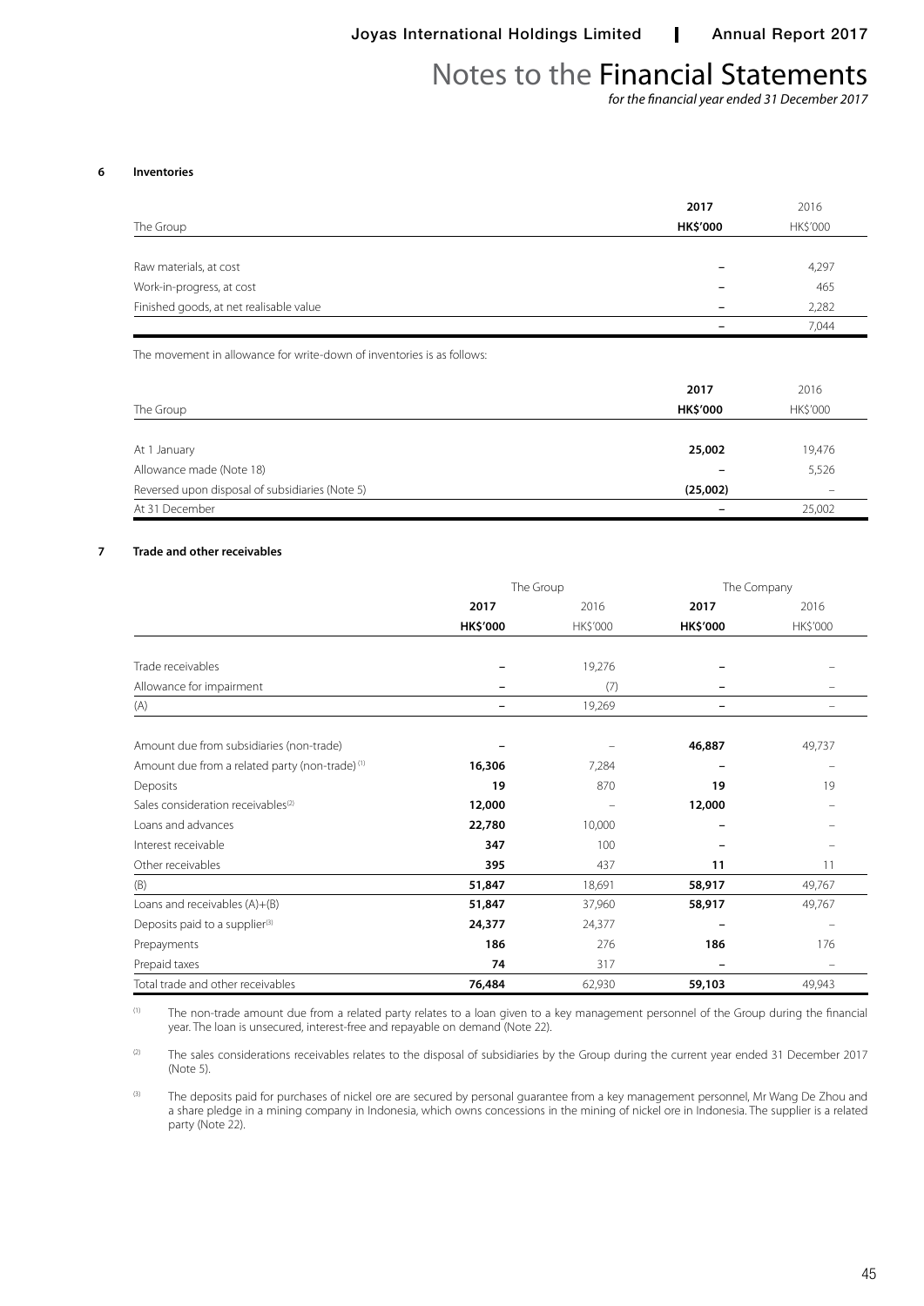# Notes to the Financial Statements

*for the financial year ended 31 December 2017*

## 6 Inventories

| The Group | 2017 HK$'000 | 2016 HK$'000 |
|---|---|---|
| Raw materials, at cost | – | 4,297 |
| Work-in-progress, at cost | – | 465 |
| Finished goods, at net realisable value | – | 2,282 |
| | – | 7,044 |

The movement in allowance for write-down of inventories is as follows:

| The Group | 2017 HK$'000 | 2016 HK$'000 |
|---|---|---|
| At 1 January | 25,002 | 19,476 |
| Allowance made (Note 18) | – | 5,526 |
| Reversed upon disposal of subsidiaries (Note 5) | (25,002) | – |
| At 31 December | – | 25,002 |

## 7 Trade and other receivables

| | The Group | | The Company | |
|---|---|---|---|---|
| | 2017 HK$'000 | 2016 HK$'000 | 2017 HK$'000 | 2016 HK$'000 |
| Trade receivables | – | 19,276 | – | – |
| Allowance for impairment | – | (7) | – | – |
| (A) | – | 19,269 | – | – |
| Amount due from subsidiaries (non-trade) | – | – | 46,887 | 49,737 |
| Amount due from a related party (non-trade) [1] | 16,306 | 7,284 | – | – |
| Deposits | 19 | 870 | 19 | 19 |
| Sales consideration receivables [2] | 12,000 | – | 12,000 | – |
| Loans and advances | 22,780 | 10,000 | – | – |
| Interest receivable | 347 | 100 | – | – |
| Other receivables | 395 | 437 | 11 | 11 |
| (B) | 51,847 | 18,691 | 58,917 | 49,767 |
| Loans and receivables (A)+(B) | 51,847 | 37,960 | 58,917 | 49,767 |
| Deposits paid to a supplier [3] | 24,377 | 24,377 | – | – |
| Prepayments | 186 | 276 | 186 | 176 |
| Prepaid taxes | 74 | 317 | – | – |
| Total trade and other receivables | 76,484 | 62,930 | 59,103 | 49,943 |

[1] The non-trade amount due from a related party relates to a loan given to a key management personnel of the Group during the financial year. The loan is unsecured, interest-free and repayable on demand (Note 22).

[2] The sales considerations receivables relates to the disposal of subsidiaries by the Group during the current year ended 31 December 2017 (Note 5).

[3] The deposits paid for purchases of nickel ore are secured by personal guarantee from a key management personnel, Mr Wang De Zhou and a share pledge in a mining company in Indonesia, which owns concessions in the mining of nickel ore in Indonesia. The supplier is a related party (Note 22).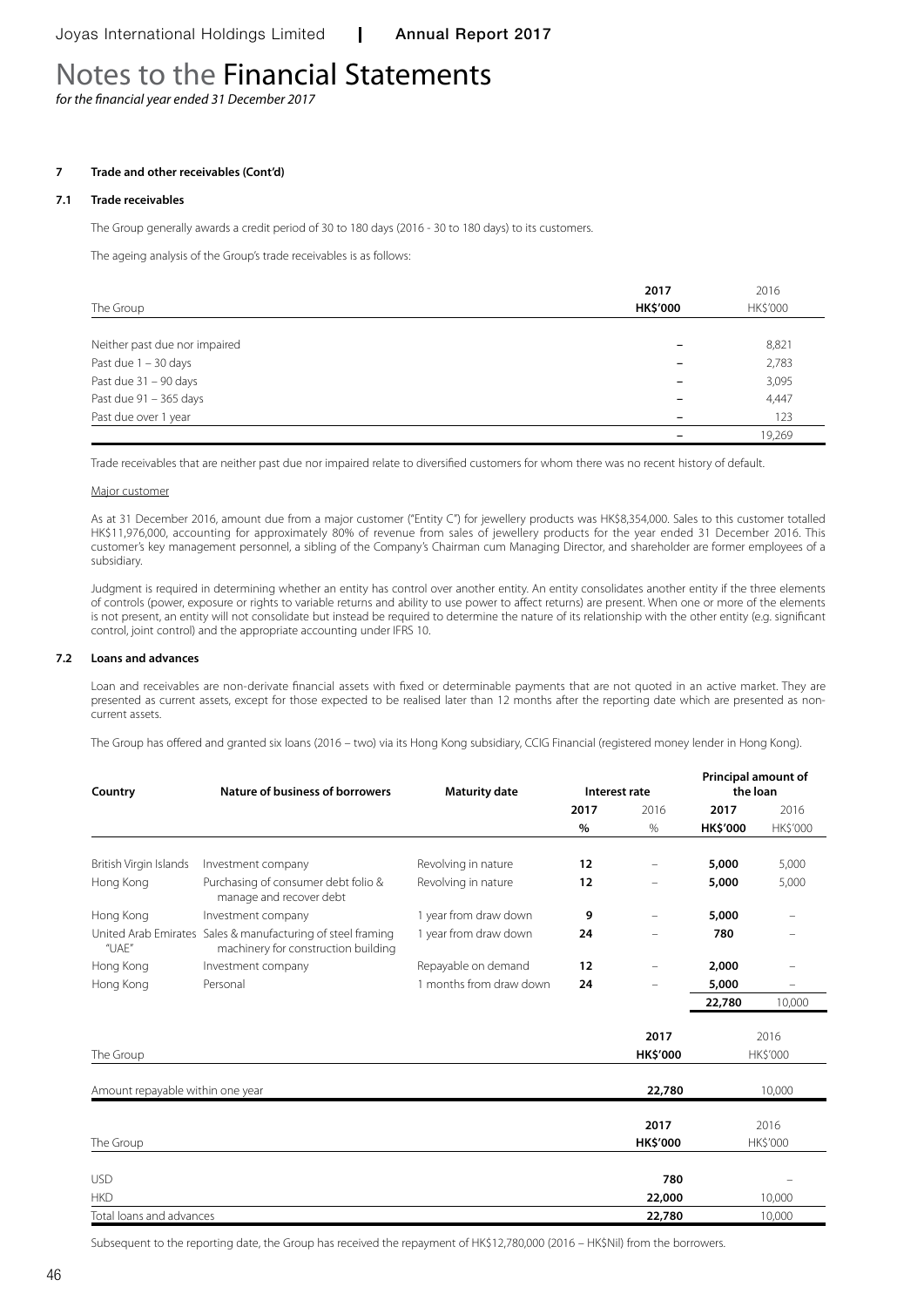# Notes to the Financial Statements

*for the financial year ended 31 December 2017*

**7 Trade and other receivables (Cont'd)**

**7.1 Trade receivables**

The Group generally awards a credit period of 30 to 180 days (2016 - 30 to 180 days) to its customers.

The ageing analysis of the Group's trade receivables is as follows:

| The Group | 2017<br>HK$'000 | 2016<br>HK$'000 |
|---|---|---|
| Neither past due nor impaired | – | 8,821 |
| Past due 1 – 30 days | – | 2,783 |
| Past due 31 – 90 days | – | 3,095 |
| Past due 91 – 365 days | – | 4,447 |
| Past due over 1 year | – | 123 |
| | – | 19,269 |

Trade receivables that are neither past due nor impaired relate to diversified customers for whom there was no recent history of default.

Major customer

As at 31 December 2016, amount due from a major customer ("Entity C") for jewellery products was HK$8,354,000. Sales to this customer totalled HK$11,976,000, accounting for approximately 80% of revenue from sales of jewellery products for the year ended 31 December 2016. This customer's key management personnel, a sibling of the Company's Chairman cum Managing Director, and shareholder are former employees of a subsidiary.

Judgment is required in determining whether an entity has control over another entity. An entity consolidates another entity if the three elements of controls (power, exposure or rights to variable returns and ability to use power to affect returns) are present. When one or more of the elements is not present, an entity will not consolidate but instead be required to determine the nature of its relationship with the other entity (e.g. significant control, joint control) and the appropriate accounting under IFRS 10.

**7.2 Loans and advances**

Loan and receivables are non-derivate financial assets with fixed or determinable payments that are not quoted in an active market. They are presented as current assets, except for those expected to be realised later than 12 months after the reporting date which are presented as non-current assets.

The Group has offered and granted six loans (2016 – two) via its Hong Kong subsidiary, CCIG Financial (registered money lender in Hong Kong).

| Country | Nature of business of borrowers | Maturity date | Interest rate | | Principal amount of the loan | |
|---|---|---|---|---|---|---|
| | | | 2017 | 2016 | 2017 | 2016 |
| | | | % | % | HK$'000 | HK$'000 |
| British Virgin Islands | Investment company | Revolving in nature | 12 | – | 5,000 | 5,000 |
| Hong Kong | Purchasing of consumer debt folio & manage and recover debt | Revolving in nature | 12 | – | 5,000 | 5,000 |
| Hong Kong | Investment company | 1 year from draw down | 9 | – | 5,000 | – |
| United Arab Emirates "UAE" | Sales & manufacturing of steel framing machinery for construction building | 1 year from draw down | 24 | – | 780 | – |
| Hong Kong | Investment company | Repayable on demand | 12 | – | 2,000 | – |
| Hong Kong | Personal | 1 months from draw down | 24 | – | 5,000 | – |
| | | | | | 22,780 | 10,000 |

| The Group | 2017<br>HK$'000 | 2016<br>HK$'000 |
|---|---|---|
| Amount repayable within one year | 22,780 | 10,000 |

| The Group | 2017<br>HK$'000 | 2016<br>HK$'000 |
|---|---|---|
| USD | 780 | – |
| HKD | 22,000 | 10,000 |
| Total loans and advances | 22,780 | 10,000 |

Subsequent to the reporting date, the Group has received the repayment of HK$12,780,000 (2016 – HK$Nil) from the borrowers.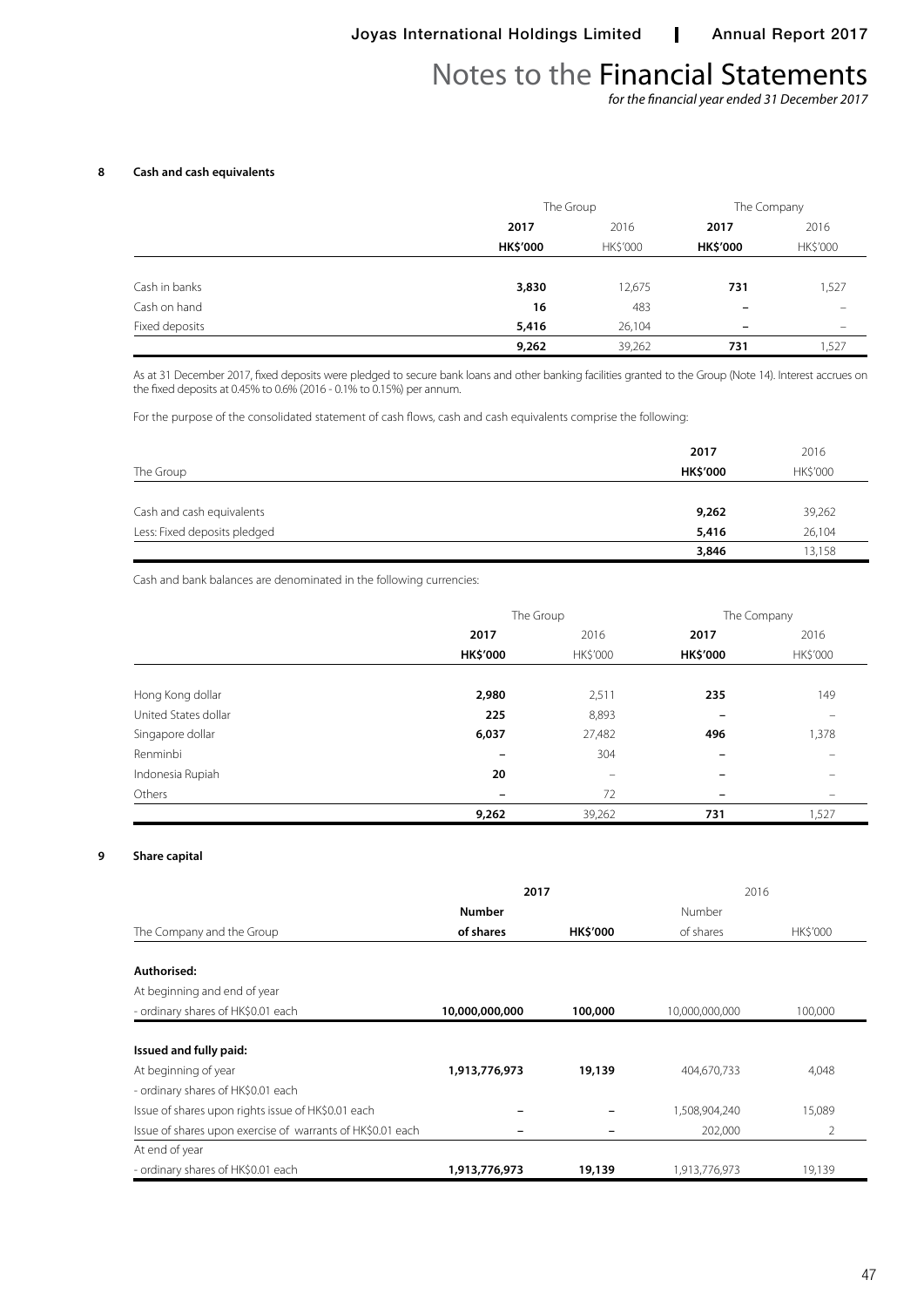# Notes to the Financial Statements

*for the financial year ended 31 December 2017*

## 8 Cash and cash equivalents

| | The Group | | The Company | |
|---|---|---|---|---|
| | **2017** | 2016 | **2017** | 2016 |
| | **HK$'000** | HK$'000 | **HK$'000** | HK$'000 |
| Cash in banks | **3,830** | 12,675 | **731** | 1,527 |
| Cash on hand | **16** | 483 | **–** | – |
| Fixed deposits | **5,416** | 26,104 | **–** | – |
| | **9,262** | 39,262 | **731** | 1,527 |

As at 31 December 2017, fixed deposits were pledged to secure bank loans and other banking facilities granted to the Group (Note 14). Interest accrues on the fixed deposits at 0.45% to 0.6% (2016 - 0.1% to 0.15%) per annum.

For the purpose of the consolidated statement of cash flows, cash and cash equivalents comprise the following:

| The Group | **2017**<br>**HK$'000** | 2016<br>HK$'000 |
|---|---|---|
| Cash and cash equivalents | **9,262** | 39,262 |
| Less: Fixed deposits pledged | **5,416** | 26,104 |
| | **3,846** | 13,158 |

Cash and bank balances are denominated in the following currencies:

| | The Group | | The Company | |
|---|---|---|---|---|
| | **2017** | 2016 | **2017** | 2016 |
| | **HK$'000** | HK$'000 | **HK$'000** | HK$'000 |
| Hong Kong dollar | **2,980** | 2,511 | **235** | 149 |
| United States dollar | **225** | 8,893 | **–** | – |
| Singapore dollar | **6,037** | 27,482 | **496** | 1,378 |
| Renminbi | **–** | 304 | **–** | – |
| Indonesia Rupiah | **20** | – | **–** | – |
| Others | **–** | 72 | **–** | – |
| | **9,262** | 39,262 | **731** | 1,527 |

## 9 Share capital

| | 2017 | | 2016 | |
|---|---|---|---|---|
| The Company and the Group | **Number of shares** | **HK$'000** | Number of shares | HK$'000 |
| **Authorised:** | | | | |
| At beginning and end of year | | | | |
| - ordinary shares of HK$0.01 each | **10,000,000,000** | **100,000** | 10,000,000,000 | 100,000 |
| **Issued and fully paid:** | | | | |
| At beginning of year | **1,913,776,973** | **19,139** | 404,670,733 | 4,048 |
| - ordinary shares of HK$0.01 each | | | | |
| Issue of shares upon rights issue of HK$0.01 each | **–** | **–** | 1,508,904,240 | 15,089 |
| Issue of shares upon exercise of warrants of HK$0.01 each | **–** | **–** | 202,000 | 2 |
| At end of year | | | | |
| - ordinary shares of HK$0.01 each | **1,913,776,973** | **19,139** | 1,913,776,973 | 19,139 |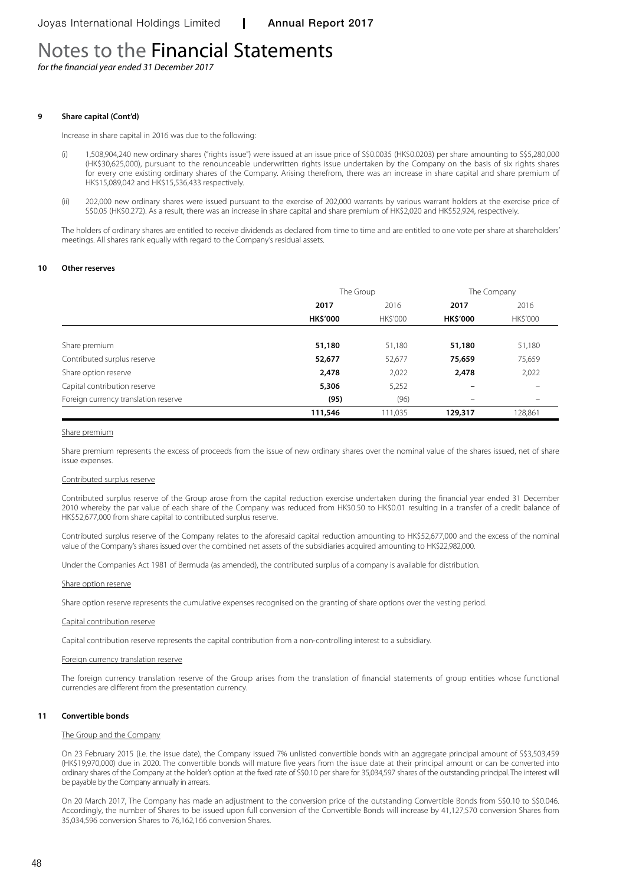# Notes to the Financial Statements

*for the financial year ended 31 December 2017*

### 9 Share capital (Cont'd)

Increase in share capital in 2016 was due to the following:

(i) 1,508,904,240 new ordinary shares ("rights issue") were issued at an issue price of S$0.0035 (HK$0.0203) per share amounting to S$5,280,000 (HK$30,625,000), pursuant to the renounceable underwritten rights issue undertaken by the Company on the basis of six rights shares for every one existing ordinary shares of the Company. Arising therefrom, there was an increase in share capital and share premium of HK$15,089,042 and HK$15,536,433 respectively.

(ii) 202,000 new ordinary shares were issued pursuant to the exercise of 202,000 warrants by various warrant holders at the exercise price of S$0.05 (HK$0.272). As a result, there was an increase in share capital and share premium of HK$2,020 and HK$52,924, respectively.

The holders of ordinary shares are entitled to receive dividends as declared from time to time and are entitled to one vote per share at shareholders' meetings. All shares rank equally with regard to the Company's residual assets.

### 10 Other reserves

| | The Group | | The Company | |
|---|---|---|---|---|
| | **2017** | 2016 | **2017** | 2016 |
| | **HK$'000** | HK$'000 | **HK$'000** | HK$'000 |
| Share premium | **51,180** | 51,180 | **51,180** | 51,180 |
| Contributed surplus reserve | **52,677** | 52,677 | **75,659** | 75,659 |
| Share option reserve | **2,478** | 2,022 | **2,478** | 2,022 |
| Capital contribution reserve | **5,306** | 5,252 | **–** | – |
| Foreign currency translation reserve | **(95)** | (96) | – | – |
| | **111,546** | 111,035 | **129,317** | 128,861 |

Share premium

Share premium represents the excess of proceeds from the issue of new ordinary shares over the nominal value of the shares issued, net of share issue expenses.

Contributed surplus reserve

Contributed surplus reserve of the Group arose from the capital reduction exercise undertaken during the financial year ended 31 December 2010 whereby the par value of each share of the Company was reduced from HK$0.50 to HK$0.01 resulting in a transfer of a credit balance of HK$52,677,000 from share capital to contributed surplus reserve.

Contributed surplus reserve of the Company relates to the aforesaid capital reduction amounting to HK$52,677,000 and the excess of the nominal value of the Company's shares issued over the combined net assets of the subsidiaries acquired amounting to HK$22,982,000.

Under the Companies Act 1981 of Bermuda (as amended), the contributed surplus of a company is available for distribution.

Share option reserve

Share option reserve represents the cumulative expenses recognised on the granting of share options over the vesting period.

Capital contribution reserve

Capital contribution reserve represents the capital contribution from a non-controlling interest to a subsidiary.

Foreign currency translation reserve

The foreign currency translation reserve of the Group arises from the translation of financial statements of group entities whose functional currencies are different from the presentation currency.

### 11 Convertible bonds

The Group and the Company

On 23 February 2015 (i.e. the issue date), the Company issued 7% unlisted convertible bonds with an aggregate principal amount of S$3,503,459 (HK$19,970,000) due in 2020. The convertible bonds will mature five years from the issue date at their principal amount or can be converted into ordinary shares of the Company at the holder's option at the fixed rate of S$0.10 per share for 35,034,597 shares of the outstanding principal. The interest will be payable by the Company annually in arrears.

On 20 March 2017, The Company has made an adjustment to the conversion price of the outstanding Convertible Bonds from S$0.10 to S$0.046. Accordingly, the number of Shares to be issued upon full conversion of the Convertible Bonds will increase by 41,127,570 conversion Shares from 35,034,596 conversion Shares to 76,162,166 conversion Shares.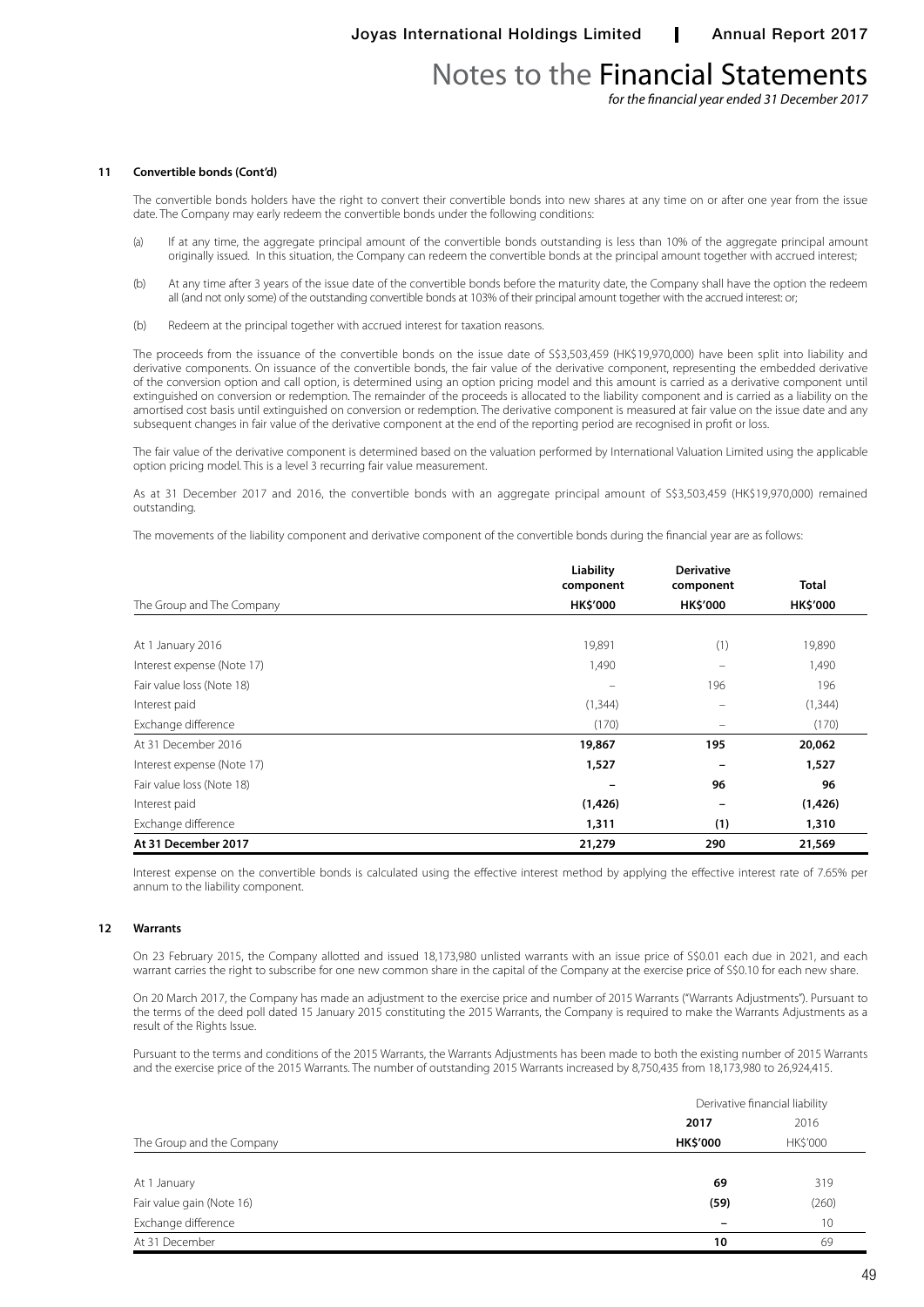# Notes to the Financial Statements

*for the financial year ended 31 December 2017*

### 11 Convertible bonds (Cont'd)

The convertible bonds holders have the right to convert their convertible bonds into new shares at any time on or after one year from the issue date. The Company may early redeem the convertible bonds under the following conditions:

(a) If at any time, the aggregate principal amount of the convertible bonds outstanding is less than 10% of the aggregate principal amount originally issued. In this situation, the Company can redeem the convertible bonds at the principal amount together with accrued interest;

(b) At any time after 3 years of the issue date of the convertible bonds before the maturity date, the Company shall have the option the redeem all (and not only some) of the outstanding convertible bonds at 103% of their principal amount together with the accrued interest: or;

(b) Redeem at the principal together with accrued interest for taxation reasons.

The proceeds from the issuance of the convertible bonds on the issue date of S$3,503,459 (HK$19,970,000) have been split into liability and derivative components. On issuance of the convertible bonds, the fair value of the derivative component, representing the embedded derivative of the conversion option and call option, is determined using an option pricing model and this amount is carried as a derivative component until extinguished on conversion or redemption. The remainder of the proceeds is allocated to the liability component and is carried as a liability on the amortised cost basis until extinguished on conversion or redemption. The derivative component is measured at fair value on the issue date and any subsequent changes in fair value of the derivative component at the end of the reporting period are recognised in profit or loss.

The fair value of the derivative component is determined based on the valuation performed by International Valuation Limited using the applicable option pricing model. This is a level 3 recurring fair value measurement.

As at 31 December 2017 and 2016, the convertible bonds with an aggregate principal amount of S$3,503,459 (HK$19,970,000) remained outstanding.

The movements of the liability component and derivative component of the convertible bonds during the financial year are as follows:

| The Group and The Company | Liability component HK$'000 | Derivative component HK$'000 | Total HK$'000 |
|---|---|---|---|
| At 1 January 2016 | 19,891 | (1) | 19,890 |
| Interest expense (Note 17) | 1,490 | – | 1,490 |
| Fair value loss (Note 18) | – | 196 | 196 |
| Interest paid | (1,344) | – | (1,344) |
| Exchange difference | (170) | – | (170) |
| At 31 December 2016 | **19,867** | **195** | **20,062** |
| Interest expense (Note 17) | **1,527** | **–** | **1,527** |
| Fair value loss (Note 18) | **–** | **96** | **96** |
| Interest paid | **(1,426)** | **–** | **(1,426)** |
| Exchange difference | **1,311** | **(1)** | **1,310** |
| **At 31 December 2017** | **21,279** | **290** | **21,569** |

Interest expense on the convertible bonds is calculated using the effective interest method by applying the effective interest rate of 7.65% per annum to the liability component.

### 12 Warrants

On 23 February 2015, the Company allotted and issued 18,173,980 unlisted warrants with an issue price of S$0.01 each due in 2021, and each warrant carries the right to subscribe for one new common share in the capital of the Company at the exercise price of S$0.10 for each new share.

On 20 March 2017, the Company has made an adjustment to the exercise price and number of 2015 Warrants ("Warrants Adjustments"). Pursuant to the terms of the deed poll dated 15 January 2015 constituting the 2015 Warrants, the Company is required to make the Warrants Adjustments as a result of the Rights Issue.

Pursuant to the terms and conditions of the 2015 Warrants, the Warrants Adjustments has been made to both the existing number of 2015 Warrants and the exercise price of the 2015 Warrants. The number of outstanding 2015 Warrants increased by 8,750,435 from 18,173,980 to 26,924,415.

| | Derivative financial liability | |
|---|---|---|
| The Group and the Company | **2017** **HK$'000** | 2016 HK$'000 |
| At 1 January | **69** | 319 |
| Fair value gain (Note 16) | **(59)** | (260) |
| Exchange difference | **–** | 10 |
| At 31 December | **10** | 69 |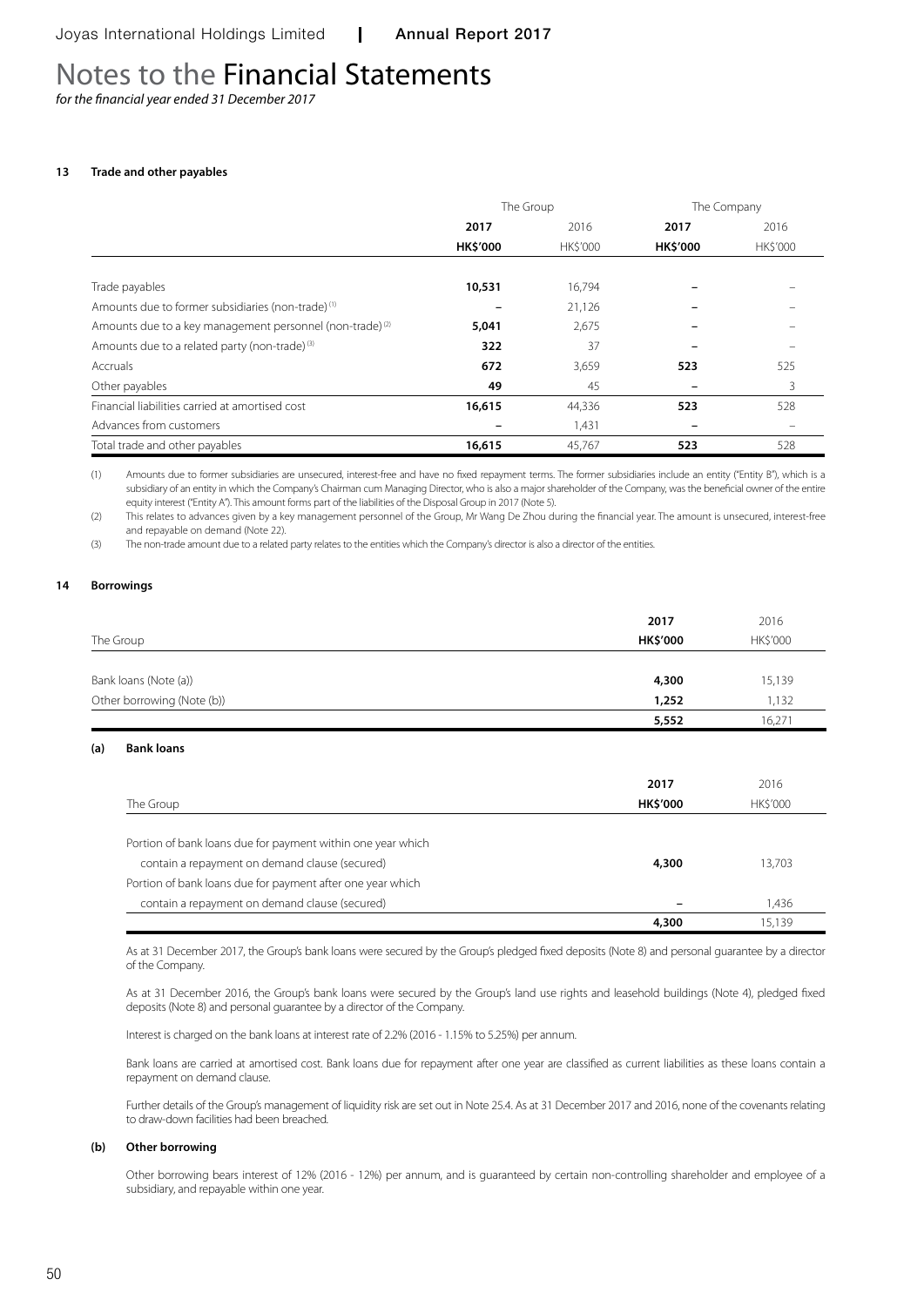# Notes to the Financial Statements

*for the financial year ended 31 December 2017*

## 13 Trade and other payables

| | The Group | | The Company | |
|---|---|---|---|---|
| | **2017** | 2016 | **2017** | 2016 |
| | **HK$'000** | HK$'000 | **HK$'000** | HK$'000 |
| Trade payables | **10,531** | 16,794 | **–** | – |
| Amounts due to former subsidiaries (non-trade) [(1)] | **–** | 21,126 | **–** | – |
| Amounts due to a key management personnel (non-trade) [(2)] | **5,041** | 2,675 | **–** | – |
| Amounts due to a related party (non-trade) [(3)] | **322** | 37 | **–** | – |
| Accruals | **672** | 3,659 | **523** | 525 |
| Other payables | **49** | 45 | **–** | 3 |
| Financial liabilities carried at amortised cost | **16,615** | 44,336 | **523** | 528 |
| Advances from customers | **–** | 1,431 | **–** | – |
| Total trade and other payables | **16,615** | 45,767 | **523** | 528 |

(1) Amounts due to former subsidiaries are unsecured, interest-free and have no fixed repayment terms. The former subsidiaries include an entity ("Entity B"), which is a subsidiary of an entity in which the Company's Chairman cum Managing Director, who is also a major shareholder of the Company, was the beneficial owner of the entire equity interest ("Entity A"). This amount forms part of the liabilities of the Disposal Group in 2017 (Note 5).

(2) This relates to advances given by a key management personnel of the Group, Mr Wang De Zhou during the financial year. The amount is unsecured, interest-free and repayable on demand (Note 22).

(3) The non-trade amount due to a related party relates to the entities which the Company's director is also a director of the entities.

## 14 Borrowings

| The Group | **2017** **HK$'000** | 2016 HK$'000 |
|---|---|---|
| Bank loans (Note (a)) | **4,300** | 15,139 |
| Other borrowing (Note (b)) | **1,252** | 1,132 |
| | **5,552** | 16,271 |

### (a) Bank loans

| The Group | **2017** **HK$'000** | 2016 HK$'000 |
|---|---|---|
| Portion of bank loans due for payment within one year which contain a repayment on demand clause (secured) | **4,300** | 13,703 |
| Portion of bank loans due for payment after one year which contain a repayment on demand clause (secured) | **–** | 1,436 |
| | **4,300** | 15,139 |

As at 31 December 2017, the Group's bank loans were secured by the Group's pledged fixed deposits (Note 8) and personal guarantee by a director of the Company.

As at 31 December 2016, the Group's bank loans were secured by the Group's land use rights and leasehold buildings (Note 4), pledged fixed deposits (Note 8) and personal guarantee by a director of the Company.

Interest is charged on the bank loans at interest rate of 2.2% (2016 - 1.15% to 5.25%) per annum.

Bank loans are carried at amortised cost. Bank loans due for repayment after one year are classified as current liabilities as these loans contain a repayment on demand clause.

Further details of the Group's management of liquidity risk are set out in Note 25.4. As at 31 December 2017 and 2016, none of the covenants relating to draw-down facilities had been breached.

### (b) Other borrowing

Other borrowing bears interest of 12% (2016 - 12%) per annum, and is guaranteed by certain non-controlling shareholder and employee of a subsidiary, and repayable within one year.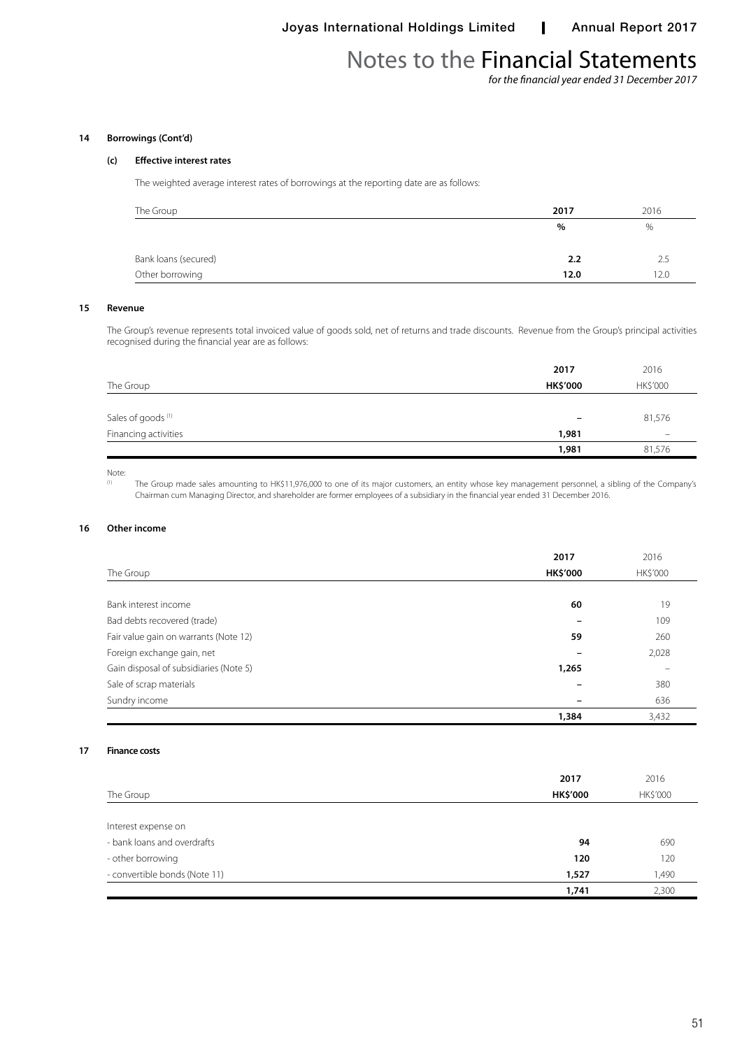## 14 Borrowings (Cont'd)

### (c) Effective interest rates

The weighted average interest rates of borrowings at the reporting date are as follows:

| The Group | 2017 | 2016 |
|---|---|---|
| | **%** | % |
| Bank loans (secured) | **2.2** | 2.5 |
| Other borrowing | **12.0** | 12.0 |

## 15 Revenue

The Group's revenue represents total invoiced value of goods sold, net of returns and trade discounts. Revenue from the Group's principal activities recognised during the financial year are as follows:

| The Group | 2017 HK$'000 | 2016 HK$'000 |
|---|---|---|
| Sales of goods [1] | **–** | 81,576 |
| Financing activities | **1,981** | – |
| | **1,981** | 81,576 |

Note:

[1] The Group made sales amounting to HK$11,976,000 to one of its major customers, an entity whose key management personnel, a sibling of the Company's Chairman cum Managing Director, and shareholder are former employees of a subsidiary in the financial year ended 31 December 2016.

## 16 Other income

| The Group | 2017 HK$'000 | 2016 HK$'000 |
|---|---|---|
| Bank interest income | **60** | 19 |
| Bad debts recovered (trade) | **–** | 109 |
| Fair value gain on warrants (Note 12) | **59** | 260 |
| Foreign exchange gain, net | **–** | 2,028 |
| Gain disposal of subsidiaries (Note 5) | **1,265** | – |
| Sale of scrap materials | **–** | 380 |
| Sundry income | **–** | 636 |
| | **1,384** | 3,432 |

## 17 Finance costs

| The Group | 2017 HK$'000 | 2016 HK$'000 |
|---|---|---|
| Interest expense on | | |
| - bank loans and overdrafts | **94** | 690 |
| - other borrowing | **120** | 120 |
| - convertible bonds (Note 11) | **1,527** | 1,490 |
| | **1,741** | 2,300 |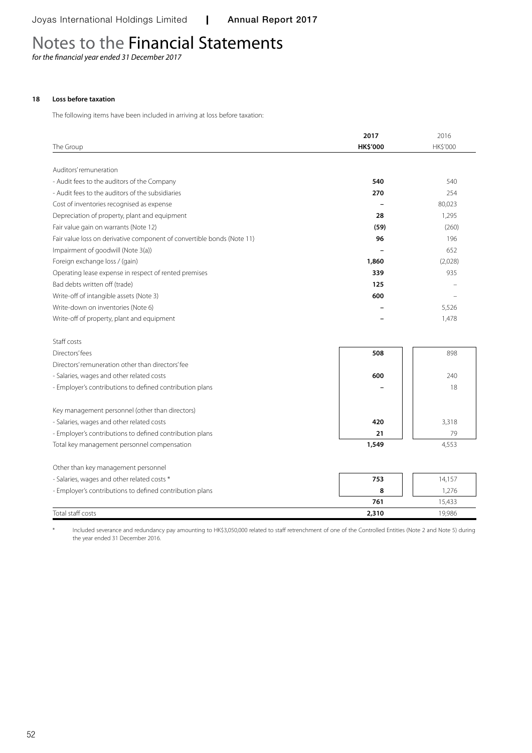# Notes to the Financial Statements

*for the financial year ended 31 December 2017*

## 18 Loss before taxation

The following items have been included in arriving at loss before taxation:

| The Group | 2017 HK$'000 | 2016 HK$'000 |
|---|---|---|
| Auditors' remuneration | | |
| - Audit fees to the auditors of the Company | **540** | 540 |
| - Audit fees to the auditors of the subsidiaries | **270** | 254 |
| Cost of inventories recognised as expense | **–** | 80,023 |
| Depreciation of property, plant and equipment | **28** | 1,295 |
| Fair value gain on warrants (Note 12) | **(59)** | (260) |
| Fair value loss on derivative component of convertible bonds (Note 11) | **96** | 196 |
| Impairment of goodwill (Note 3(a)) | **–** | 652 |
| Foreign exchange loss / (gain) | **1,860** | (2,028) |
| Operating lease expense in respect of rented premises | **339** | 935 |
| Bad debts written off (trade) | **125** | – |
| Write-off of intangible assets (Note 3) | **600** | – |
| Write-down on inventories (Note 6) | **–** | 5,526 |
| Write-off of property, plant and equipment | **–** | 1,478 |
| | | |
| Staff costs | | |
| Directors' fees | **508** | 898 |
| Directors' remuneration other than directors' fee | | |
| - Salaries, wages and other related costs | **600** | 240 |
| - Employer's contributions to defined contribution plans | **–** | 18 |
| | | |
| Key management personnel (other than directors) | | |
| - Salaries, wages and other related costs | **420** | 3,318 |
| - Employer's contributions to defined contribution plans | **21** | 79 |
| Total key management personnel compensation | **1,549** | 4,553 |
| | | |
| Other than key management personnel | | |
| - Salaries, wages and other related costs * | **753** | 14,157 |
| - Employer's contributions to defined contribution plans | **8** | 1,276 |
| | **761** | 15,433 |
| Total staff costs | **2,310** | 19,986 |

\* Included severance and redundancy pay amounting to HK$3,050,000 related to staff retrenchment of one of the Controlled Entities (Note 2 and Note 5) during the year ended 31 December 2016.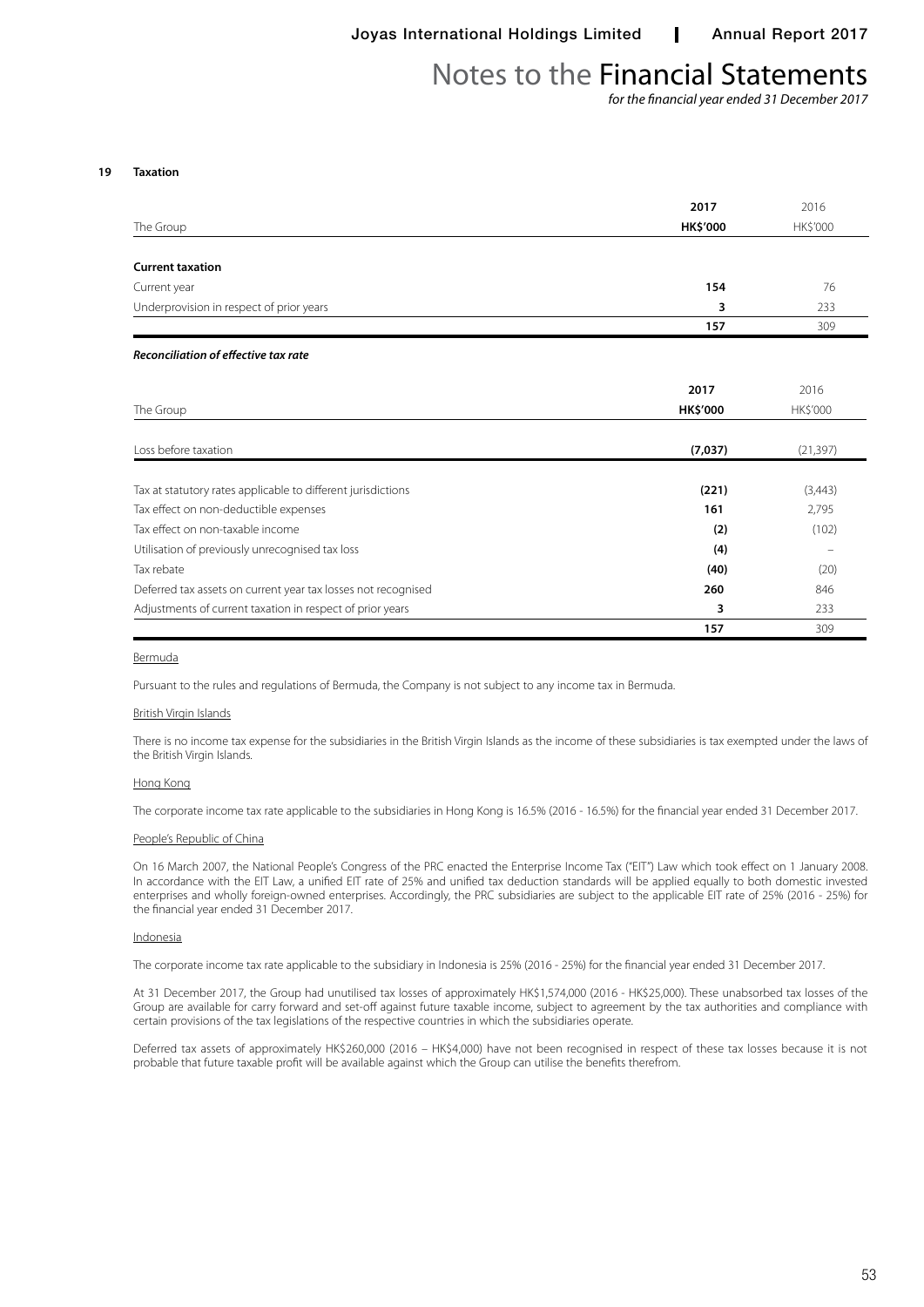# Notes to the Financial Statements

*for the financial year ended 31 December 2017*

## 19 Taxation

| The Group | 2017 HK$'000 | 2016 HK$'000 |
|---|---|---|
| **Current taxation** | | |
| Current year | **154** | 76 |
| Underprovision in respect of prior years | **3** | 233 |
| | **157** | 309 |

***Reconciliation of effective tax rate***

| The Group | 2017 HK$'000 | 2016 HK$'000 |
|---|---|---|
| Loss before taxation | **(7,037)** | (21,397) |
| Tax at statutory rates applicable to different jurisdictions | **(221)** | (3,443) |
| Tax effect on non-deductible expenses | **161** | 2,795 |
| Tax effect on non-taxable income | **(2)** | (102) |
| Utilisation of previously unrecognised tax loss | **(4)** | – |
| Tax rebate | **(40)** | (20) |
| Deferred tax assets on current year tax losses not recognised | **260** | 846 |
| Adjustments of current taxation in respect of prior years | **3** | 233 |
| | **157** | 309 |

Bermuda

Pursuant to the rules and regulations of Bermuda, the Company is not subject to any income tax in Bermuda.

British Virgin Islands

There is no income tax expense for the subsidiaries in the British Virgin Islands as the income of these subsidiaries is tax exempted under the laws of the British Virgin Islands.

Hong Kong

The corporate income tax rate applicable to the subsidiaries in Hong Kong is 16.5% (2016 - 16.5%) for the financial year ended 31 December 2017.

People's Republic of China

On 16 March 2007, the National People's Congress of the PRC enacted the Enterprise Income Tax ("EIT") Law which took effect on 1 January 2008. In accordance with the EIT Law, a unified EIT rate of 25% and unified tax deduction standards will be applied equally to both domestic invested enterprises and wholly foreign-owned enterprises. Accordingly, the PRC subsidiaries are subject to the applicable EIT rate of 25% (2016 - 25%) for the financial year ended 31 December 2017.

Indonesia

The corporate income tax rate applicable to the subsidiary in Indonesia is 25% (2016 - 25%) for the financial year ended 31 December 2017.

At 31 December 2017, the Group had unutilised tax losses of approximately HK$1,574,000 (2016 - HK$25,000). These unabsorbed tax losses of the Group are available for carry forward and set-off against future taxable income, subject to agreement by the tax authorities and compliance with certain provisions of the tax legislations of the respective countries in which the subsidiaries operate.

Deferred tax assets of approximately HK$260,000 (2016 – HK$4,000) have not been recognised in respect of these tax losses because it is not probable that future taxable profit will be available against which the Group can utilise the benefits therefrom.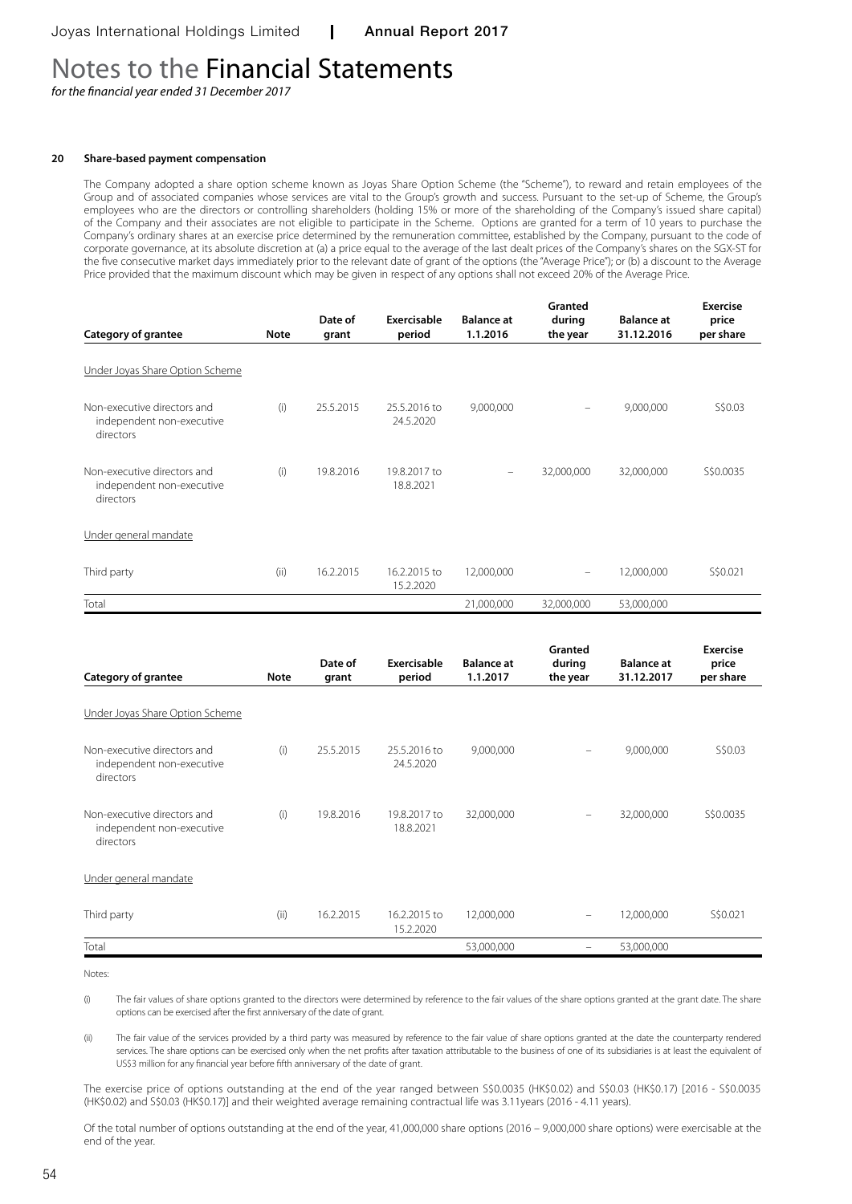## 20 Share-based payment compensation

The Company adopted a share option scheme known as Joyas Share Option Scheme (the "Scheme"), to reward and retain employees of the Group and of associated companies whose services are vital to the Group's growth and success. Pursuant to the set-up of Scheme, the Group's employees who are the directors or controlling shareholders (holding 15% or more of the shareholding of the Company's issued share capital) of the Company and their associates are not eligible to participate in the Scheme. Options are granted for a term of 10 years to purchase the Company's ordinary shares at an exercise price determined by the remuneration committee, established by the Company, pursuant to the code of corporate governance, at its absolute discretion at (a) a price equal to the average of the last dealt prices of the Company's shares on the SGX-ST for the five consecutive market days immediately prior to the relevant date of grant of the options (the "Average Price"); or (b) a discount to the Average Price provided that the maximum discount which may be given in respect of any options shall not exceed 20% of the Average Price.

| Category of grantee | Note | Date of grant | Exercisable period | Balance at 1.1.2016 | Granted during the year | Balance at 31.12.2016 | Exercise price per share |
|---|---|---|---|---|---|---|---|
| Under Joyas Share Option Scheme | | | | | | | |
| Non-executive directors and independent non-executive directors | (i) | 25.5.2015 | 25.5.2016 to 24.5.2020 | 9,000,000 | – | 9,000,000 | S$0.03 |
| Non-executive directors and independent non-executive directors | (i) | 19.8.2016 | 19.8.2017 to 18.8.2021 | – | 32,000,000 | 32,000,000 | S$0.0035 |
| Under general mandate | | | | | | | |
| Third party | (ii) | 16.2.2015 | 16.2.2015 to 15.2.2020 | 12,000,000 | – | 12,000,000 | S$0.021 |
| Total | | | | 21,000,000 | 32,000,000 | 53,000,000 | |

| Category of grantee | Note | Date of grant | Exercisable period | Balance at 1.1.2017 | Granted during the year | Balance at 31.12.2017 | Exercise price per share |
|---|---|---|---|---|---|---|---|
| Under Joyas Share Option Scheme | | | | | | | |
| Non-executive directors and independent non-executive directors | (i) | 25.5.2015 | 25.5.2016 to 24.5.2020 | 9,000,000 | – | 9,000,000 | S$0.03 |
| Non-executive directors and independent non-executive directors | (i) | 19.8.2016 | 19.8.2017 to 18.8.2021 | 32,000,000 | – | 32,000,000 | S$0.0035 |
| Under general mandate | | | | | | | |
| Third party | (ii) | 16.2.2015 | 16.2.2015 to 15.2.2020 | 12,000,000 | – | 12,000,000 | S$0.021 |
| Total | | | | 53,000,000 | – | 53,000,000 | |

Notes:

(i) The fair values of share options granted to the directors were determined by reference to the fair values of the share options granted at the grant date. The share options can be exercised after the first anniversary of the date of grant.

(ii) The fair value of the services provided by a third party was measured by reference to the fair value of share options granted at the date the counterparty rendered services. The share options can be exercised only when the net profits after taxation attributable to the business of one of its subsidiaries is at least the equivalent of US$3 million for any financial year before fifth anniversary of the date of grant.

The exercise price of options outstanding at the end of the year ranged between S$0.0035 (HK$0.02) and S$0.03 (HK$0.17) [2016 - S$0.0035 (HK$0.02) and S$0.03 (HK$0.17)] and their weighted average remaining contractual life was 3.11years (2016 - 4.11 years).

Of the total number of options outstanding at the end of the year, 41,000,000 share options (2016 – 9,000,000 share options) were exercisable at the end of the year.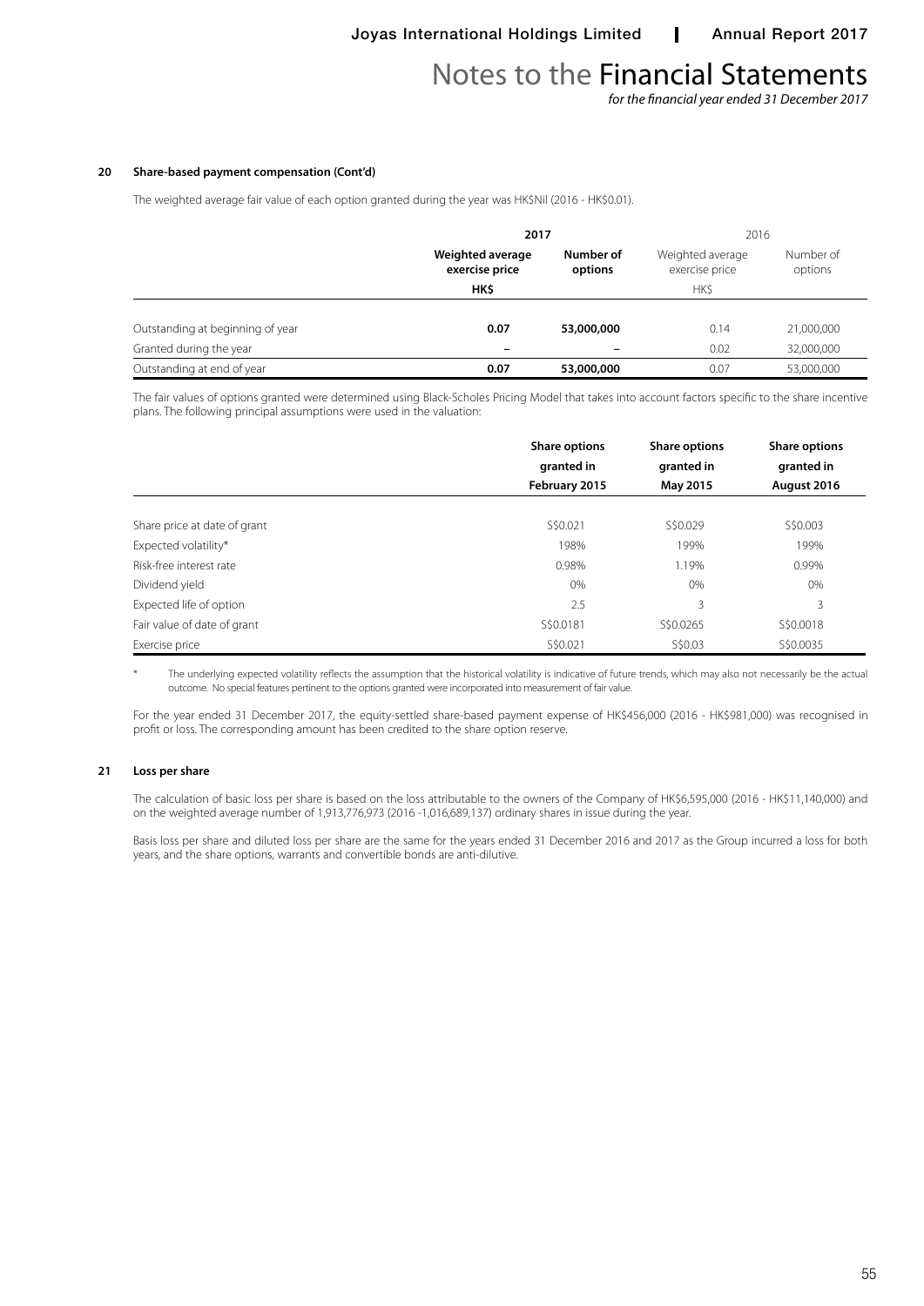### 20 Share-based payment compensation (Cont'd)

The weighted average fair value of each option granted during the year was HK$Nil (2016 - HK$0.01).

| | **2017** | | 2016 | |
|---|---|---|---|---|
| | **Weighted average exercise price** | **Number of options** | Weighted average exercise price | Number of options |
| | **HK$** | | HK$ | |
| Outstanding at beginning of year | **0.07** | **53,000,000** | 0.14 | 21,000,000 |
| Granted during the year | **–** | **–** | 0.02 | 32,000,000 |
| Outstanding at end of year | **0.07** | **53,000,000** | 0.07 | 53,000,000 |

The fair values of options granted were determined using Black-Scholes Pricing Model that takes into account factors specific to the share incentive plans. The following principal assumptions were used in the valuation:

| | **Share options granted in February 2015** | **Share options granted in May 2015** | **Share options granted in August 2016** |
|---|---|---|---|
| Share price at date of grant | S$0.021 | S$0.029 | S$0.003 |
| Expected volatility* | 198% | 199% | 199% |
| Risk-free interest rate | 0.98% | 1.19% | 0.99% |
| Dividend yield | 0% | 0% | 0% |
| Expected life of option | 2.5 | 3 | 3 |
| Fair value of date of grant | S$0.0181 | S$0.0265 | S$0.0018 |
| Exercise price | S$0.021 | S$0.03 | S$0.0035 |

\* The underlying expected volatility reflects the assumption that the historical volatility is indicative of future trends, which may also not necessarily be the actual outcome. No special features pertinent to the options granted were incorporated into measurement of fair value.

For the year ended 31 December 2017, the equity-settled share-based payment expense of HK$456,000 (2016 - HK$981,000) was recognised in profit or loss. The corresponding amount has been credited to the share option reserve.

### 21 Loss per share

The calculation of basic loss per share is based on the loss attributable to the owners of the Company of HK$6,595,000 (2016 - HK$11,140,000) and on the weighted average number of 1,913,776,973 (2016 -1,016,689,137) ordinary shares in issue during the year.

Basis loss per share and diluted loss per share are the same for the years ended 31 December 2016 and 2017 as the Group incurred a loss for both years, and the share options, warrants and convertible bonds are anti-dilutive.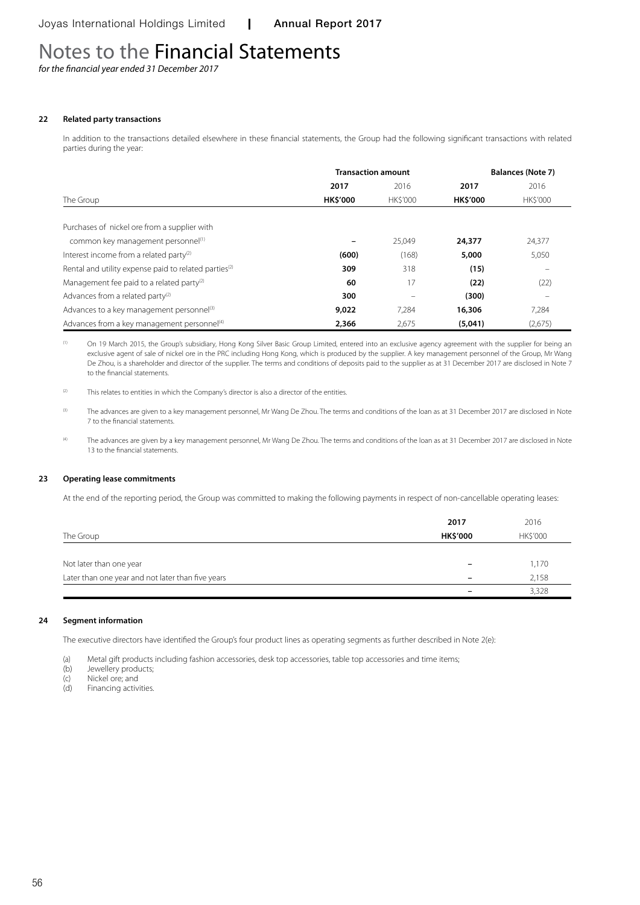# Notes to the Financial Statements

*for the financial year ended 31 December 2017*

## 22 Related party transactions

In addition to the transactions detailed elsewhere in these financial statements, the Group had the following significant transactions with related parties during the year:

| | Transaction amount | | Balances (Note 7) | |
|---|---|---|---|---|
| | **2017** | 2016 | **2017** | 2016 |
| The Group | **HK$'000** | HK$'000 | **HK$'000** | HK$'000 |
| Purchases of nickel ore from a supplier with common key management personnel[1] | **–** | 25,049 | **24,377** | 24,377 |
| Interest income from a related party[2] | **(600)** | (168) | **5,000** | 5,050 |
| Rental and utility expense paid to related parties[2] | **309** | 318 | **(15)** | – |
| Management fee paid to a related party[2] | **60** | 17 | **(22)** | (22) |
| Advances from a related party[2] | **300** | – | **(300)** | – |
| Advances to a key management personnel[3] | **9,022** | 7,284 | **16,306** | 7,284 |
| Advances from a key management personnel[4] | **2,366** | 2,675 | **(5,041)** | (2,675) |

[1] On 19 March 2015, the Group's subsidiary, Hong Kong Silver Basic Group Limited, entered into an exclusive agency agreement with the supplier for being an exclusive agent of sale of nickel ore in the PRC including Hong Kong, which is produced by the supplier. A key management personnel of the Group, Mr Wang De Zhou, is a shareholder and director of the supplier. The terms and conditions of deposits paid to the supplier as at 31 December 2017 are disclosed in Note 7 to the financial statements.

[2] This relates to entities in which the Company's director is also a director of the entities.

[3] The advances are given to a key management personnel, Mr Wang De Zhou. The terms and conditions of the loan as at 31 December 2017 are disclosed in Note 7 to the financial statements.

[4] The advances are given by a key management personnel, Mr Wang De Zhou. The terms and conditions of the loan as at 31 December 2017 are disclosed in Note 13 to the financial statements.

## 23 Operating lease commitments

At the end of the reporting period, the Group was committed to making the following payments in respect of non-cancellable operating leases:

| | **2017** | 2016 |
|---|---|---|
| The Group | **HK$'000** | HK$'000 |
| Not later than one year | **–** | 1,170 |
| Later than one year and not later than five years | **–** | 2,158 |
| | **–** | 3,328 |

## 24 Segment information

The executive directors have identified the Group's four product lines as operating segments as further described in Note 2(e):

(a) Metal gift products including fashion accessories, desk top accessories, table top accessories and time items;
(b) Jewellery products;
(c) Nickel ore; and
(d) Financing activities.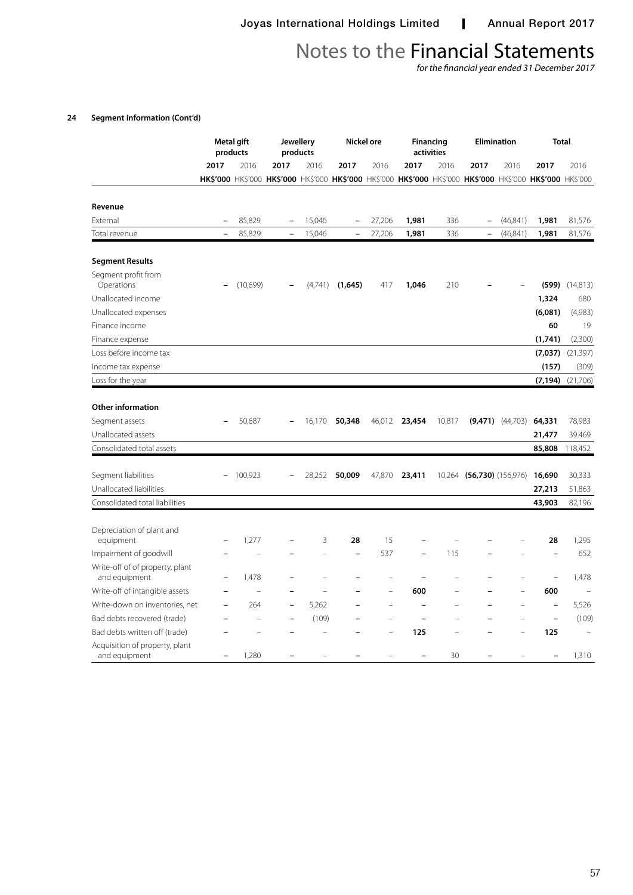# Notes to the Financial Statements

*for the financial year ended 31 December 2017*

**24 Segment information (Cont'd)**

| | Metal gift products | | Jewellery products | | Nickel ore | | Financing activities | | Elimination | | Total | |
|---|---|---|---|---|---|---|---|---|---|---|---|---|
| | **2017** | 2016 | **2017** | 2016 | **2017** | 2016 | **2017** | 2016 | **2017** | 2016 | **2017** | 2016 |
| | **HK$'000** | HK$'000 | **HK$'000** | HK$'000 | **HK$'000** | HK$'000 | **HK$'000** | HK$'000 | **HK$'000** | HK$'000 | **HK$'000** | HK$'000 |
| **Revenue** | | | | | | | | | | | | |
| External | **–** | 85,829 | **–** | 15,046 | **–** | 27,206 | **1,981** | 336 | **–** | (46,841) | **1,981** | 81,576 |
| Total revenue | **–** | 85,829 | **–** | 15,046 | **–** | 27,206 | **1,981** | 336 | **–** | (46,841) | **1,981** | 81,576 |
| **Segment Results** | | | | | | | | | | | | |
| Segment profit from Operations | **–** | (10,699) | **–** | (4,741) | **(1,645)** | 417 | **1,046** | 210 | **–** | – | **(599)** | (14,813) |
| Unallocated income | | | | | | | | | | | **1,324** | 680 |
| Unallocated expenses | | | | | | | | | | | **(6,081)** | (4,983) |
| Finance income | | | | | | | | | | | **60** | 19 |
| Finance expense | | | | | | | | | | | **(1,741)** | (2,300) |
| Loss before income tax | | | | | | | | | | | **(7,037)** | (21,397) |
| Income tax expense | | | | | | | | | | | **(157)** | (309) |
| Loss for the year | | | | | | | | | | | **(7,194)** | (21,706) |
| **Other information** | | | | | | | | | | | | |
| Segment assets | **–** | 50,687 | **–** | 16,170 | **50,348** | 46,012 | **23,454** | 10,817 | **(9,471)** | (44,703) | **64,331** | 78,983 |
| Unallocated assets | | | | | | | | | | | **21,477** | 39.469 |
| Consolidated total assets | | | | | | | | | | | **85,808** | 118,452 |
| Segment liabilities | **–** | 100,923 | **–** | 28,252 | **50,009** | 47,870 | **23,411** | 10,264 | **(56,730)** | (156,976) | **16,690** | 30,333 |
| Unallocated liabilities | | | | | | | | | | | **27,213** | 51,863 |
| Consolidated total liabilities | | | | | | | | | | | **43,903** | 82,196 |
| Depreciation of plant and equipment | **–** | 1,277 | **–** | 3 | **28** | 15 | **–** | – | **–** | – | **28** | 1,295 |
| Impairment of goodwill | **–** | – | **–** | – | **–** | 537 | **–** | 115 | **–** | – | **–** | 652 |
| Write-off of of property, plant and equipment | **–** | 1,478 | **–** | – | **–** | – | **–** | – | **–** | – | **–** | 1,478 |
| Write-off of intangible assets | **–** | – | **–** | – | **–** | – | **600** | – | **–** | – | **600** | – |
| Write-down on inventories, net | **–** | 264 | **–** | 5,262 | **–** | – | **–** | – | **–** | – | **–** | 5,526 |
| Bad debts recovered (trade) | **–** | – | **–** | (109) | **–** | – | **–** | – | **–** | – | **–** | (109) |
| Bad debts written off (trade) | **–** | – | **–** | – | **–** | – | **125** | – | **–** | – | **125** | – |
| Acquisition of property, plant and equipment | **–** | 1,280 | **–** | – | **–** | – | **–** | 30 | **–** | – | **–** | 1,310 |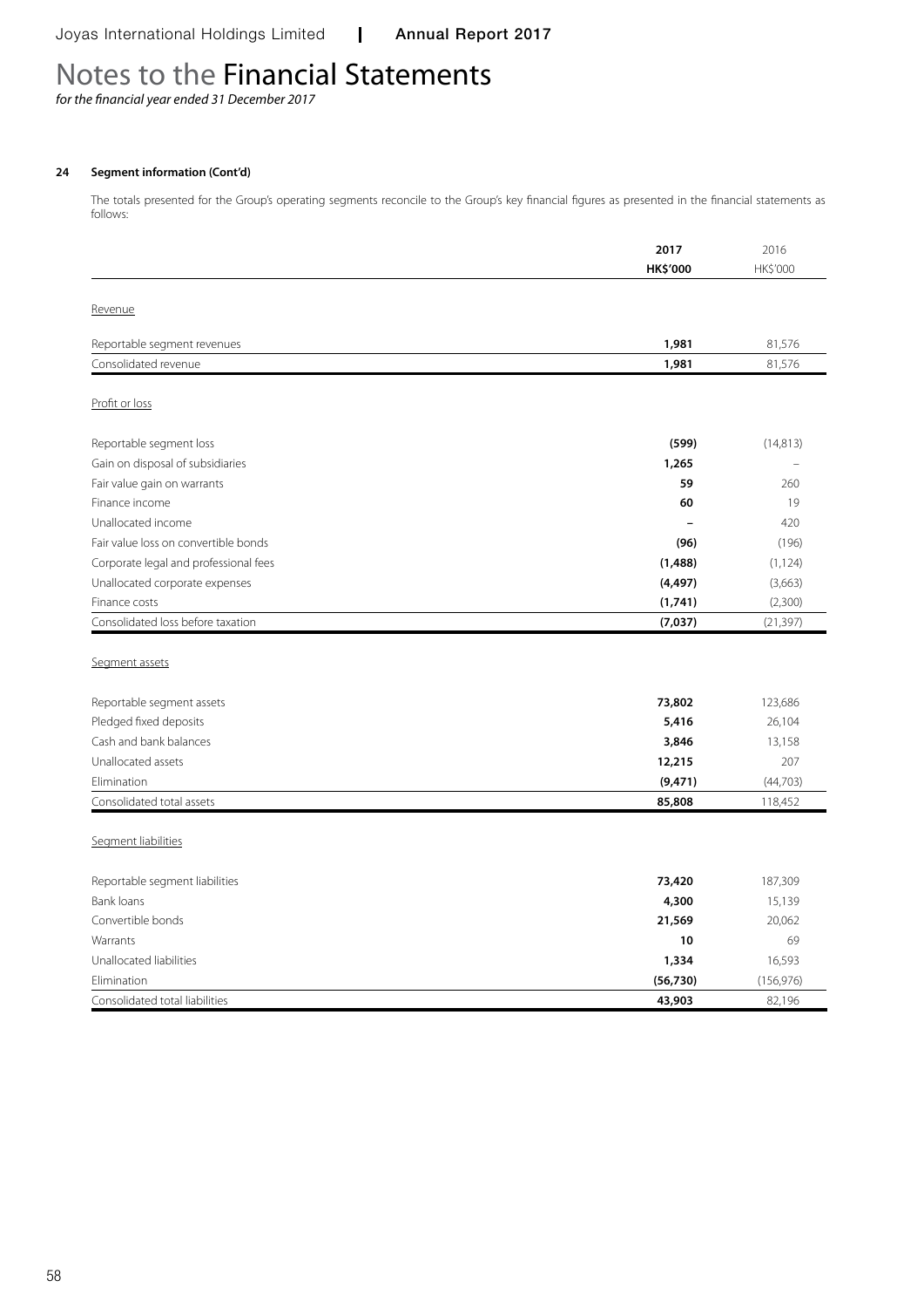# Notes to the Financial Statements

*for the financial year ended 31 December 2017*

**24 Segment information (Cont'd)**

The totals presented for the Group's operating segments reconcile to the Group's key financial figures as presented in the financial statements as follows:

| | 2017 | 2016 |
|---|---|---|
| | HK$'000 | HK$'000 |
| Revenue | | |
| Reportable segment revenues | **1,981** | 81,576 |
| Consolidated revenue | **1,981** | 81,576 |
| Profit or loss | | |
| Reportable segment loss | **(599)** | (14,813) |
| Gain on disposal of subsidiaries | **1,265** | – |
| Fair value gain on warrants | **59** | 260 |
| Finance income | **60** | 19 |
| Unallocated income | **–** | 420 |
| Fair value loss on convertible bonds | **(96)** | (196) |
| Corporate legal and professional fees | **(1,488)** | (1,124) |
| Unallocated corporate expenses | **(4,497)** | (3,663) |
| Finance costs | **(1,741)** | (2,300) |
| Consolidated loss before taxation | **(7,037)** | (21,397) |
| Segment assets | | |
| Reportable segment assets | **73,802** | 123,686 |
| Pledged fixed deposits | **5,416** | 26,104 |
| Cash and bank balances | **3,846** | 13,158 |
| Unallocated assets | **12,215** | 207 |
| Elimination | **(9,471)** | (44,703) |
| Consolidated total assets | **85,808** | 118,452 |
| Segment liabilities | | |
| Reportable segment liabilities | **73,420** | 187,309 |
| Bank loans | **4,300** | 15,139 |
| Convertible bonds | **21,569** | 20,062 |
| Warrants | **10** | 69 |
| Unallocated liabilities | **1,334** | 16,593 |
| Elimination | **(56,730)** | (156,976) |
| Consolidated total liabilities | **43,903** | 82,196 |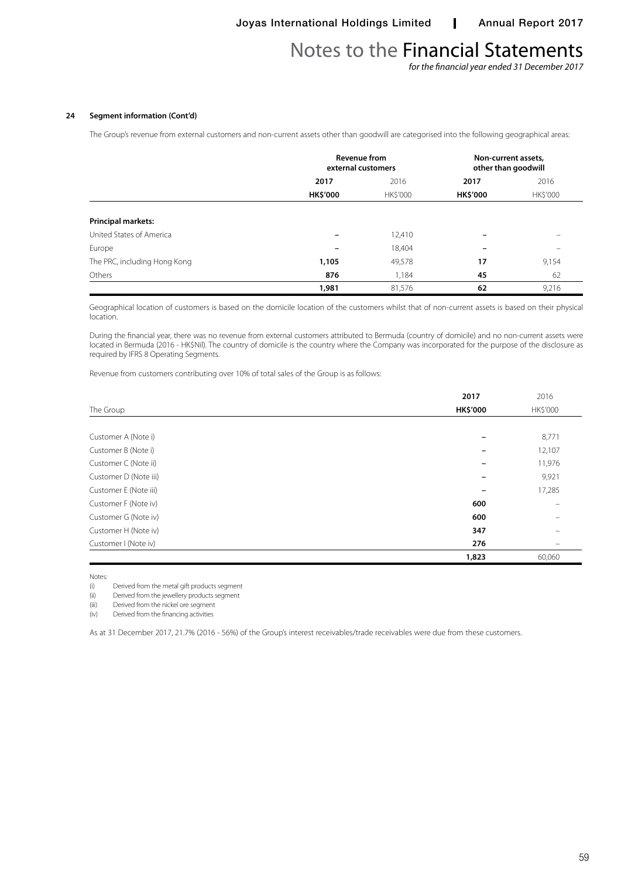**24 Segment information (Cont'd)**

The Group's revenue from external customers and non-current assets other than goodwill are categorised into the following geographical areas:

| | Revenue from external customers | | Non-current assets, other than goodwill | |
|---|---|---|---|---|
| | **2017** | 2016 | **2017** | 2016 |
| | **HK$'000** | HK$'000 | **HK$'000** | HK$'000 |
| **Principal markets:** | | | | |
| United States of America | **–** | 12,410 | **–** | – |
| Europe | **–** | 18,404 | **–** | – |
| The PRC, including Hong Kong | **1,105** | 49,578 | **17** | 9,154 |
| Others | **876** | 1,184 | **45** | 62 |
| | **1,981** | 81,576 | **62** | 9,216 |

Geographical location of customers is based on the domicile location of the customers whilst that of non-current assets is based on their physical location.

During the financial year, there was no revenue from external customers attributed to Bermuda (country of domicile) and no non-current assets were located in Bermuda (2016 - HK$Nil). The country of domicile is the country where the Company was incorporated for the purpose of the disclosure as required by IFRS 8 Operating Segments.

Revenue from customers contributing over 10% of total sales of the Group is as follows:

| The Group | **2017** **HK$'000** | 2016 HK$'000 |
|---|---|---|
| Customer A (Note i) | **–** | 8,771 |
| Customer B (Note i) | **–** | 12,107 |
| Customer C (Note ii) | **–** | 11,976 |
| Customer D (Note iii) | **–** | 9,921 |
| Customer E (Note iii) | **–** | 17,285 |
| Customer F (Note iv) | **600** | – |
| Customer G (Note iv) | **600** | – |
| Customer H (Note iv) | **347** | – |
| Customer I (Note iv) | **276** | – |
| | **1,823** | 60,060 |

Notes:

(i) Derived from the metal gift products segment

(ii) Derived from the jewellery products segment

(iii) Derived from the nickel ore segment

(iv) Derived from the financing activities

As at 31 December 2017, 21.7% (2016 - 56%) of the Group's interest receivables/trade receivables were due from these customers.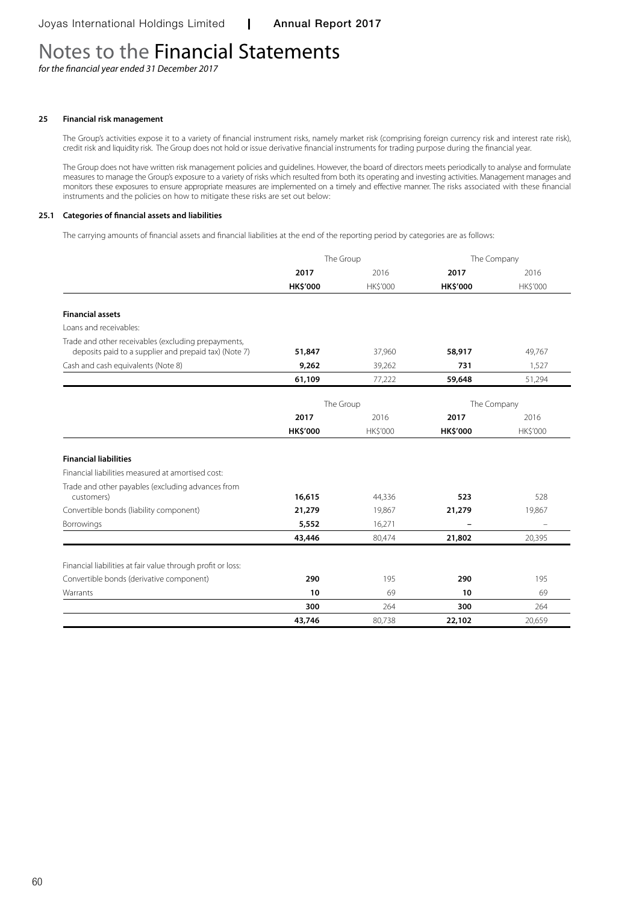# Notes to the Financial Statements

*for the financial year ended 31 December 2017*

## 25 Financial risk management

The Group's activities expose it to a variety of financial instrument risks, namely market risk (comprising foreign currency risk and interest rate risk), credit risk and liquidity risk. The Group does not hold or issue derivative financial instruments for trading purpose during the financial year.

The Group does not have written risk management policies and guidelines. However, the board of directors meets periodically to analyse and formulate measures to manage the Group's exposure to a variety of risks which resulted from both its operating and investing activities. Management manages and monitors these exposures to ensure appropriate measures are implemented on a timely and effective manner. The risks associated with these financial instruments and the policies on how to mitigate these risks are set out below:

### 25.1 Categories of financial assets and liabilities

The carrying amounts of financial assets and financial liabilities at the end of the reporting period by categories are as follows:

| | The Group | | The Company | |
|---|---|---|---|---|
| | **2017** | 2016 | **2017** | 2016 |
| | **HK$'000** | HK$'000 | **HK$'000** | HK$'000 |
| **Financial assets** | | | | |
| Loans and receivables: | | | | |
| Trade and other receivables (excluding prepayments, deposits paid to a supplier and prepaid tax) (Note 7) | **51,847** | 37,960 | **58,917** | 49,767 |
| Cash and cash equivalents (Note 8) | **9,262** | 39,262 | **731** | 1,527 |
| | **61,109** | 77,222 | **59,648** | 51,294 |

| | The Group | | The Company | |
|---|---|---|---|---|
| | **2017** | 2016 | **2017** | 2016 |
| | **HK$'000** | HK$'000 | **HK$'000** | HK$'000 |
| **Financial liabilities** | | | | |
| Financial liabilities measured at amortised cost: | | | | |
| Trade and other payables (excluding advances from customers) | **16,615** | 44,336 | **523** | 528 |
| Convertible bonds (liability component) | **21,279** | 19,867 | **21,279** | 19,867 |
| Borrowings | **5,552** | 16,271 | **–** | – |
| | **43,446** | 80,474 | **21,802** | 20,395 |
| Financial liabilities at fair value through profit or loss: | | | | |
| Convertible bonds (derivative component) | **290** | 195 | **290** | 195 |
| Warrants | **10** | 69 | **10** | 69 |
| | **300** | 264 | **300** | 264 |
| | **43,746** | 80,738 | **22,102** | 20,659 |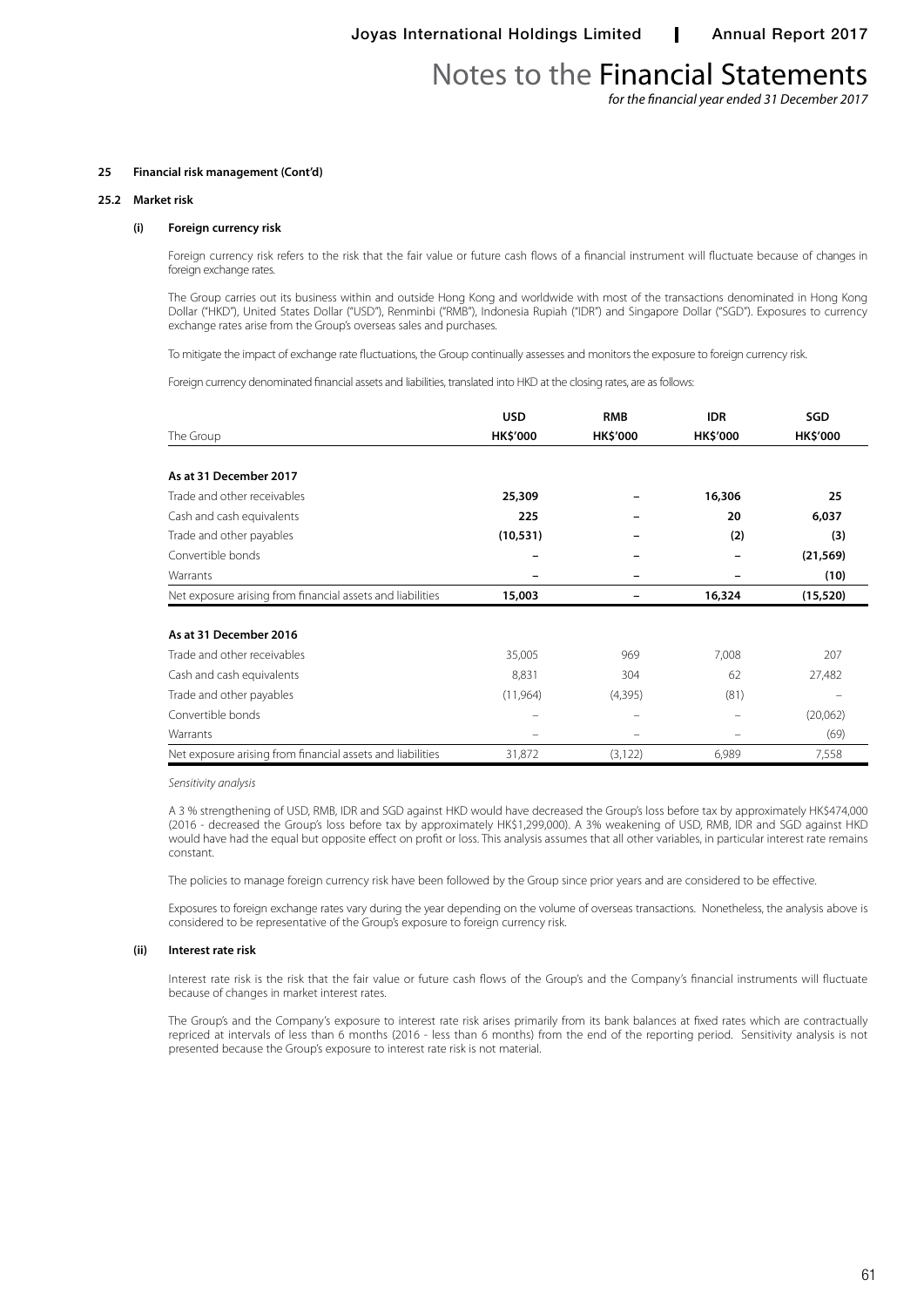#### 25 Financial risk management (Cont'd)

#### 25.2 Market risk

##### (i) Foreign currency risk

Foreign currency risk refers to the risk that the fair value or future cash flows of a financial instrument will fluctuate because of changes in foreign exchange rates.

The Group carries out its business within and outside Hong Kong and worldwide with most of the transactions denominated in Hong Kong Dollar ("HKD"), United States Dollar ("USD"), Renminbi ("RMB"), Indonesia Rupiah ("IDR") and Singapore Dollar ("SGD"). Exposures to currency exchange rates arise from the Group's overseas sales and purchases.

To mitigate the impact of exchange rate fluctuations, the Group continually assesses and monitors the exposure to foreign currency risk.

Foreign currency denominated financial assets and liabilities, translated into HKD at the closing rates, are as follows:

| The Group | USD HK$'000 | RMB HK$'000 | IDR HK$'000 | SGD HK$'000 |
|---|---|---|---|---|
| **As at 31 December 2017** | | | | |
| Trade and other receivables | **25,309** | **–** | **16,306** | **25** |
| Cash and cash equivalents | **225** | **–** | **20** | **6,037** |
| Trade and other payables | **(10,531)** | **–** | **(2)** | **(3)** |
| Convertible bonds | **–** | **–** | **–** | **(21,569)** |
| Warrants | **–** | **–** | **–** | **(10)** |
| Net exposure arising from financial assets and liabilities | **15,003** | **–** | **16,324** | **(15,520)** |
| **As at 31 December 2016** | | | | |
| Trade and other receivables | 35,005 | 969 | 7,008 | 207 |
| Cash and cash equivalents | 8,831 | 304 | 62 | 27,482 |
| Trade and other payables | (11,964) | (4,395) | (81) | – |
| Convertible bonds | – | – | – | (20,062) |
| Warrants | – | – | – | (69) |
| Net exposure arising from financial assets and liabilities | 31,872 | (3,122) | 6,989 | 7,558 |

*Sensitivity analysis*

A 3 % strengthening of USD, RMB, IDR and SGD against HKD would have decreased the Group's loss before tax by approximately HK$474,000 (2016 - decreased the Group's loss before tax by approximately HK$1,299,000). A 3% weakening of USD, RMB, IDR and SGD against HKD would have had the equal but opposite effect on profit or loss. This analysis assumes that all other variables, in particular interest rate remains constant.

The policies to manage foreign currency risk have been followed by the Group since prior years and are considered to be effective.

Exposures to foreign exchange rates vary during the year depending on the volume of overseas transactions. Nonetheless, the analysis above is considered to be representative of the Group's exposure to foreign currency risk.

##### (ii) Interest rate risk

Interest rate risk is the risk that the fair value or future cash flows of the Group's and the Company's financial instruments will fluctuate because of changes in market interest rates.

The Group's and the Company's exposure to interest rate risk arises primarily from its bank balances at fixed rates which are contractually repriced at intervals of less than 6 months (2016 - less than 6 months) from the end of the reporting period. Sensitivity analysis is not presented because the Group's exposure to interest rate risk is not material.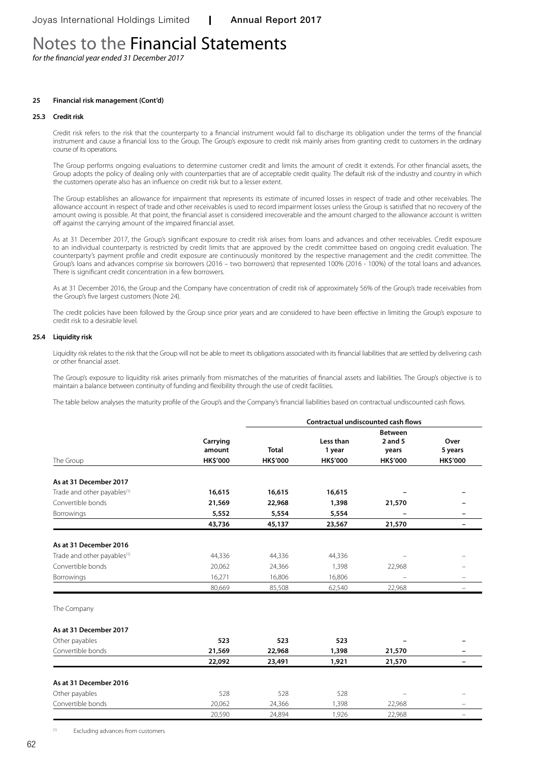# Notes to the Financial Statements

*for the financial year ended 31 December 2017*

**25 Financial risk management (Cont'd)**

**25.3 Credit risk**

Credit risk refers to the risk that the counterparty to a financial instrument would fail to discharge its obligation under the terms of the financial instrument and cause a financial loss to the Group. The Group's exposure to credit risk mainly arises from granting credit to customers in the ordinary course of its operations.

The Group performs ongoing evaluations to determine customer credit and limits the amount of credit it extends. For other financial assets, the Group adopts the policy of dealing only with counterparties that are of acceptable credit quality. The default risk of the industry and country in which the customers operate also has an influence on credit risk but to a lesser extent.

The Group establishes an allowance for impairment that represents its estimate of incurred losses in respect of trade and other receivables. The allowance account in respect of trade and other receivables is used to record impairment losses unless the Group is satisfied that no recovery of the amount owing is possible. At that point, the financial asset is considered irrecoverable and the amount charged to the allowance account is written off against the carrying amount of the impaired financial asset.

As at 31 December 2017, the Group's significant exposure to credit risk arises from loans and advances and other receivables. Credit exposure to an individual counterparty is restricted by credit limits that are approved by the credit committee based on ongoing credit evaluation. The counterparty's payment profile and credit exposure are continuously monitored by the respective management and the credit committee. The Group's loans and advances comprise six borrowers (2016 – two borrowers) that represented 100% (2016 - 100%) of the total loans and advances. There is significant credit concentration in a few borrowers.

As at 31 December 2016, the Group and the Company have concentration of credit risk of approximately 56% of the Group's trade receivables from the Group's five largest customers (Note 24).

The credit policies have been followed by the Group since prior years and are considered to have been effective in limiting the Group's exposure to credit risk to a desirable level.

**25.4 Liquidity risk**

Liquidity risk relates to the risk that the Group will not be able to meet its obligations associated with its financial liabilities that are settled by delivering cash or other financial asset.

The Group's exposure to liquidity risk arises primarily from mismatches of the maturities of financial assets and liabilities. The Group's objective is to maintain a balance between continuity of funding and flexibility through the use of credit facilities.

The table below analyses the maturity profile of the Group's and the Company's financial liabilities based on contractual undiscounted cash flows.

| | | Contractual undiscounted cash flows | | | |
|---|---|---|---|---|---|
| The Group | Carrying amount HK$'000 | Total HK$'000 | Less than 1 year HK$'000 | Between 2 and 5 years HK$'000 | Over 5 years HK$'000 |
| **As at 31 December 2017** | | | | | |
| Trade and other payables[(1)] | **16,615** | **16,615** | **16,615** | **–** | **–** |
| Convertible bonds | **21,569** | **22,968** | **1,398** | **21,570** | **–** |
| Borrowings | **5,552** | **5,554** | **5,554** | **–** | **–** |
| | **43,736** | **45,137** | **23,567** | **21,570** | **–** |
| **As at 31 December 2016** | | | | | |
| Trade and other payables[(1)] | 44,336 | 44,336 | 44,336 | – | – |
| Convertible bonds | 20,062 | 24,366 | 1,398 | 22,968 | – |
| Borrowings | 16,271 | 16,806 | 16,806 | – | – |
| | 80,669 | 85,508 | 62,540 | 22,968 | – |
| The Company | | | | | |
| **As at 31 December 2017** | | | | | |
| Other payables | **523** | **523** | **523** | **–** | **–** |
| Convertible bonds | **21,569** | **22,968** | **1,398** | **21,570** | **–** |
| | **22,092** | **23,491** | **1,921** | **21,570** | **–** |
| **As at 31 December 2016** | | | | | |
| Other payables | 528 | 528 | 528 | – | – |
| Convertible bonds | 20,062 | 24,366 | 1,398 | 22,968 | – |
| | 20,590 | 24,894 | 1,926 | 22,968 | – |

(1) Excluding advances from customers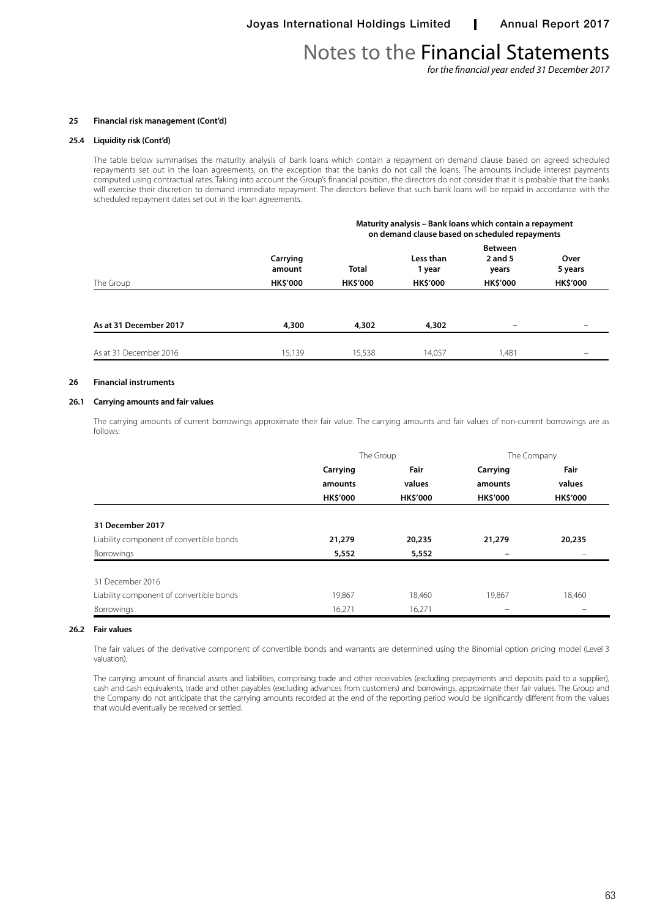#### 25 Financial risk management (Cont'd)

##### 25.4 Liquidity risk (Cont'd)

The table below summarises the maturity analysis of bank loans which contain a repayment on demand clause based on agreed scheduled repayments set out in the loan agreements, on the exception that the banks do not call the loans. The amounts include interest payments computed using contractual rates. Taking into account the Group's financial position, the directors do not consider that it is probable that the banks will exercise their discretion to demand immediate repayment. The directors believe that such bank loans will be repaid in accordance with the scheduled repayment dates set out in the loan agreements.

| | | Maturity analysis – Bank loans which contain a repayment on demand clause based on scheduled repayments | | | |
|---|---|---|---|---|---|
| The Group | Carrying amount HK$'000 | Total HK$'000 | Less than 1 year HK$'000 | Between 2 and 5 years HK$'000 | Over 5 years HK$'000 |
| **As at 31 December 2017** | **4,300** | **4,302** | **4,302** | **–** | **–** |
| As at 31 December 2016 | 15,139 | 15,538 | 14,057 | 1,481 | – |

#### 26 Financial instruments

##### 26.1 Carrying amounts and fair values

The carrying amounts of current borrowings approximate their fair value. The carrying amounts and fair values of non-current borrowings are as follows:

| | The Group | | The Company | |
|---|---|---|---|---|
| | Carrying amounts HK$'000 | Fair values HK$'000 | Carrying amounts HK$'000 | Fair values HK$'000 |
| **31 December 2017** | | | | |
| Liability component of convertible bonds | **21,279** | **20,235** | **21,279** | **20,235** |
| Borrowings | **5,552** | **5,552** | **–** | – |
| 31 December 2016 | | | | |
| Liability component of convertible bonds | 19,867 | 18,460 | 19,867 | 18,460 |
| Borrowings | 16,271 | 16,271 | – | – |

##### 26.2 Fair values

The fair values of the derivative component of convertible bonds and warrants are determined using the Binomial option pricing model (Level 3 valuation).

The carrying amount of financial assets and liabilities, comprising trade and other receivables (excluding prepayments and deposits paid to a supplier), cash and cash equivalents, trade and other payables (excluding advances from customers) and borrowings, approximate their fair values. The Group and the Company do not anticipate that the carrying amounts recorded at the end of the reporting period would be significantly different from the values that would eventually be received or settled.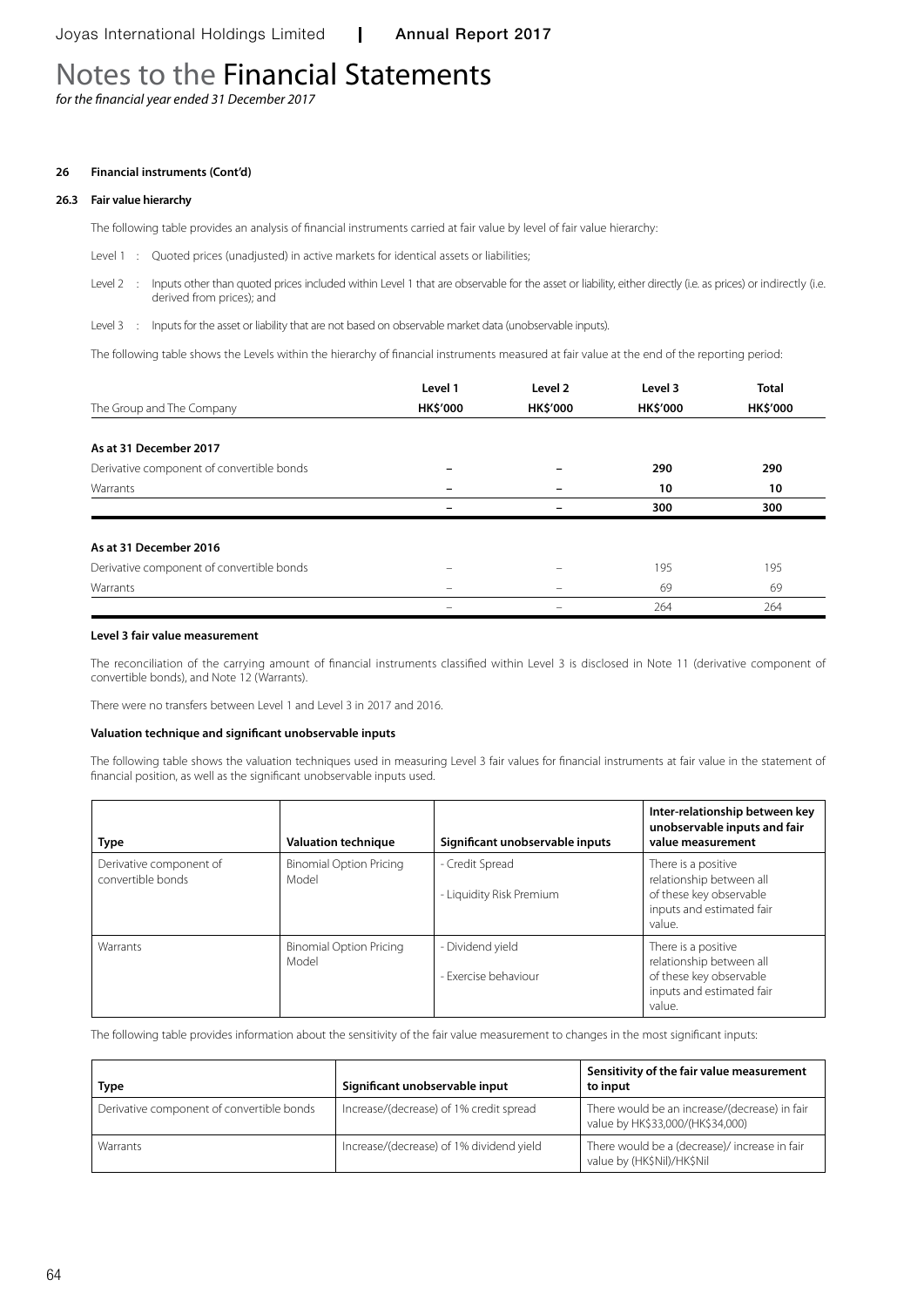# Notes to the Financial Statements

*for the financial year ended 31 December 2017*

## 26 Financial instruments (Cont'd)

### 26.3 Fair value hierarchy

The following table provides an analysis of financial instruments carried at fair value by level of fair value hierarchy:

Level 1 : Quoted prices (unadjusted) in active markets for identical assets or liabilities;

Level 2 : Inputs other than quoted prices included within Level 1 that are observable for the asset or liability, either directly (i.e. as prices) or indirectly (i.e. derived from prices); and

Level 3 : Inputs for the asset or liability that are not based on observable market data (unobservable inputs).

The following table shows the Levels within the hierarchy of financial instruments measured at fair value at the end of the reporting period:

| The Group and The Company | Level 1<br>HK$'000 | Level 2<br>HK$'000 | Level 3<br>HK$'000 | Total<br>HK$'000 |
|---|---|---|---|---|
| **As at 31 December 2017** | | | | |
| Derivative component of convertible bonds | – | – | **290** | **290** |
| Warrants | – | – | **10** | **10** |
| | – | – | **300** | **300** |
| **As at 31 December 2016** | | | | |
| Derivative component of convertible bonds | – | – | 195 | 195 |
| Warrants | – | – | 69 | 69 |
| | – | – | 264 | 264 |

**Level 3 fair value measurement**

The reconciliation of the carrying amount of financial instruments classified within Level 3 is disclosed in Note 11 (derivative component of convertible bonds), and Note 12 (Warrants).

There were no transfers between Level 1 and Level 3 in 2017 and 2016.

**Valuation technique and significant unobservable inputs**

The following table shows the valuation techniques used in measuring Level 3 fair values for financial instruments at fair value in the statement of financial position, as well as the significant unobservable inputs used.

| Type | Valuation technique | Significant unobservable inputs | Inter-relationship between key unobservable inputs and fair value measurement |
|---|---|---|---|
| Derivative component of convertible bonds | Binomial Option Pricing Model | - Credit Spread<br>- Liquidity Risk Premium | There is a positive relationship between all of these key observable inputs and estimated fair value. |
| Warrants | Binomial Option Pricing Model | - Dividend yield<br>- Exercise behaviour | There is a positive relationship between all of these key observable inputs and estimated fair value. |

The following table provides information about the sensitivity of the fair value measurement to changes in the most significant inputs:

| Type | Significant unobservable input | Sensitivity of the fair value measurement to input |
|---|---|---|
| Derivative component of convertible bonds | Increase/(decrease) of 1% credit spread | There would be an increase/(decrease) in fair value by HK$33,000/(HK$34,000) |
| Warrants | Increase/(decrease) of 1% dividend yield | There would be a (decrease)/ increase in fair value by (HK$Nil)/HK$Nil |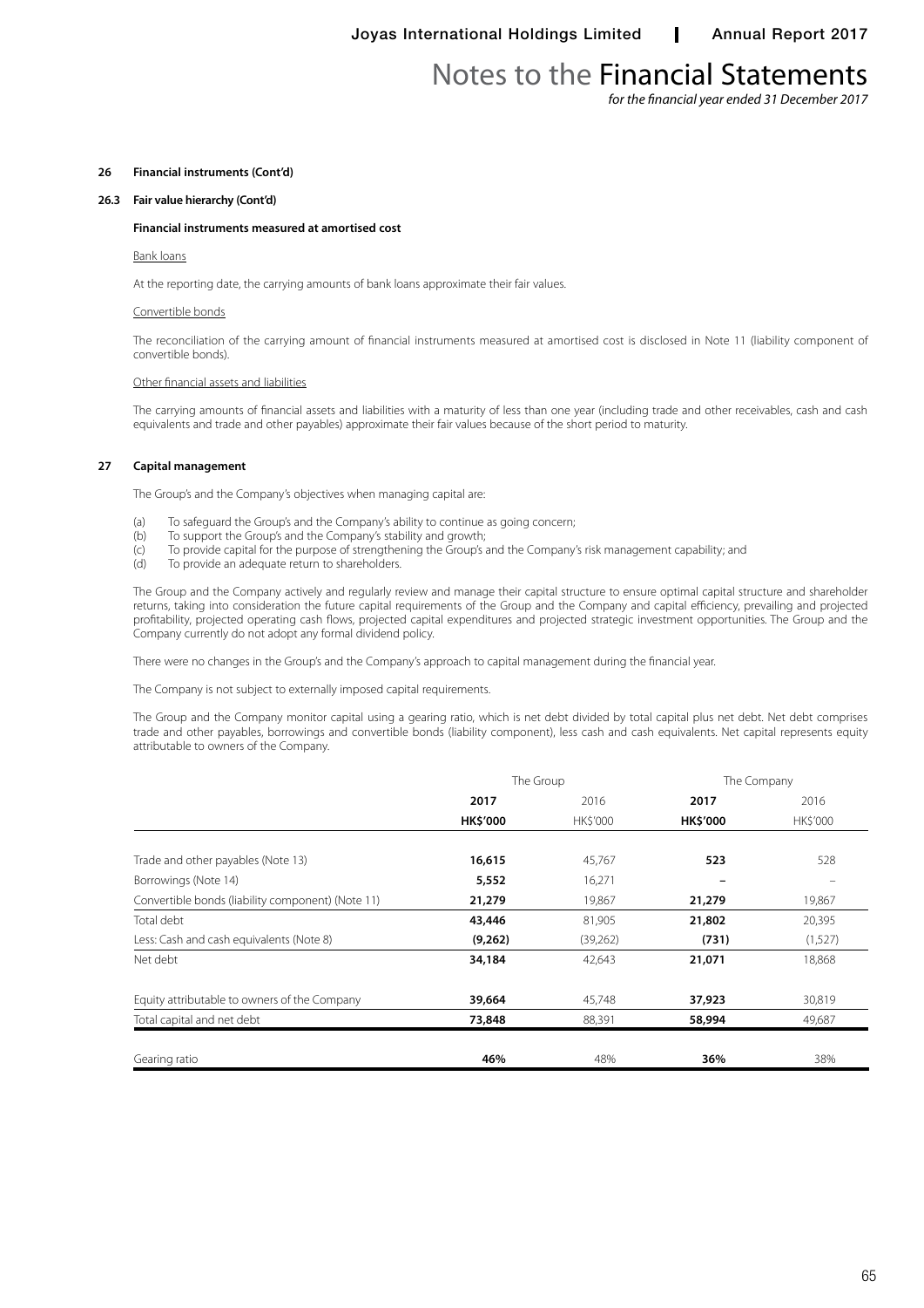**26 Financial instruments (Cont'd)**

**26.3 Fair value hierarchy (Cont'd)**

**Financial instruments measured at amortised cost**

Bank loans

At the reporting date, the carrying amounts of bank loans approximate their fair values.

Convertible bonds

The reconciliation of the carrying amount of financial instruments measured at amortised cost is disclosed in Note 11 (liability component of convertible bonds).

Other financial assets and liabilities

The carrying amounts of financial assets and liabilities with a maturity of less than one year (including trade and other receivables, cash and cash equivalents and trade and other payables) approximate their fair values because of the short period to maturity.

**27 Capital management**

The Group's and the Company's objectives when managing capital are:

(a) To safeguard the Group's and the Company's ability to continue as going concern;
(b) To support the Group's and the Company's stability and growth;
(c) To provide capital for the purpose of strengthening the Group's and the Company's risk management capability; and
(d) To provide an adequate return to shareholders.

The Group and the Company actively and regularly review and manage their capital structure to ensure optimal capital structure and shareholder returns, taking into consideration the future capital requirements of the Group and the Company and capital efficiency, prevailing and projected profitability, projected operating cash flows, projected capital expenditures and projected strategic investment opportunities. The Group and the Company currently do not adopt any formal dividend policy.

There were no changes in the Group's and the Company's approach to capital management during the financial year.

The Company is not subject to externally imposed capital requirements.

The Group and the Company monitor capital using a gearing ratio, which is net debt divided by total capital plus net debt. Net debt comprises trade and other payables, borrowings and convertible bonds (liability component), less cash and cash equivalents. Net capital represents equity attributable to owners of the Company.

| | The Group | | The Company | |
|---|---|---|---|---|
| | **2017** | 2016 | **2017** | 2016 |
| | **HK$'000** | HK$'000 | **HK$'000** | HK$'000 |
| Trade and other payables (Note 13) | **16,615** | 45,767 | **523** | 528 |
| Borrowings (Note 14) | **5,552** | 16,271 | **–** | – |
| Convertible bonds (liability component) (Note 11) | **21,279** | 19,867 | **21,279** | 19,867 |
| Total debt | **43,446** | 81,905 | **21,802** | 20,395 |
| Less: Cash and cash equivalents (Note 8) | **(9,262)** | (39,262) | **(731)** | (1,527) |
| Net debt | **34,184** | 42,643 | **21,071** | 18,868 |
| Equity attributable to owners of the Company | **39,664** | 45,748 | **37,923** | 30,819 |
| Total capital and net debt | **73,848** | 88,391 | **58,994** | 49,687 |
| Gearing ratio | **46%** | 48% | **36%** | 38% |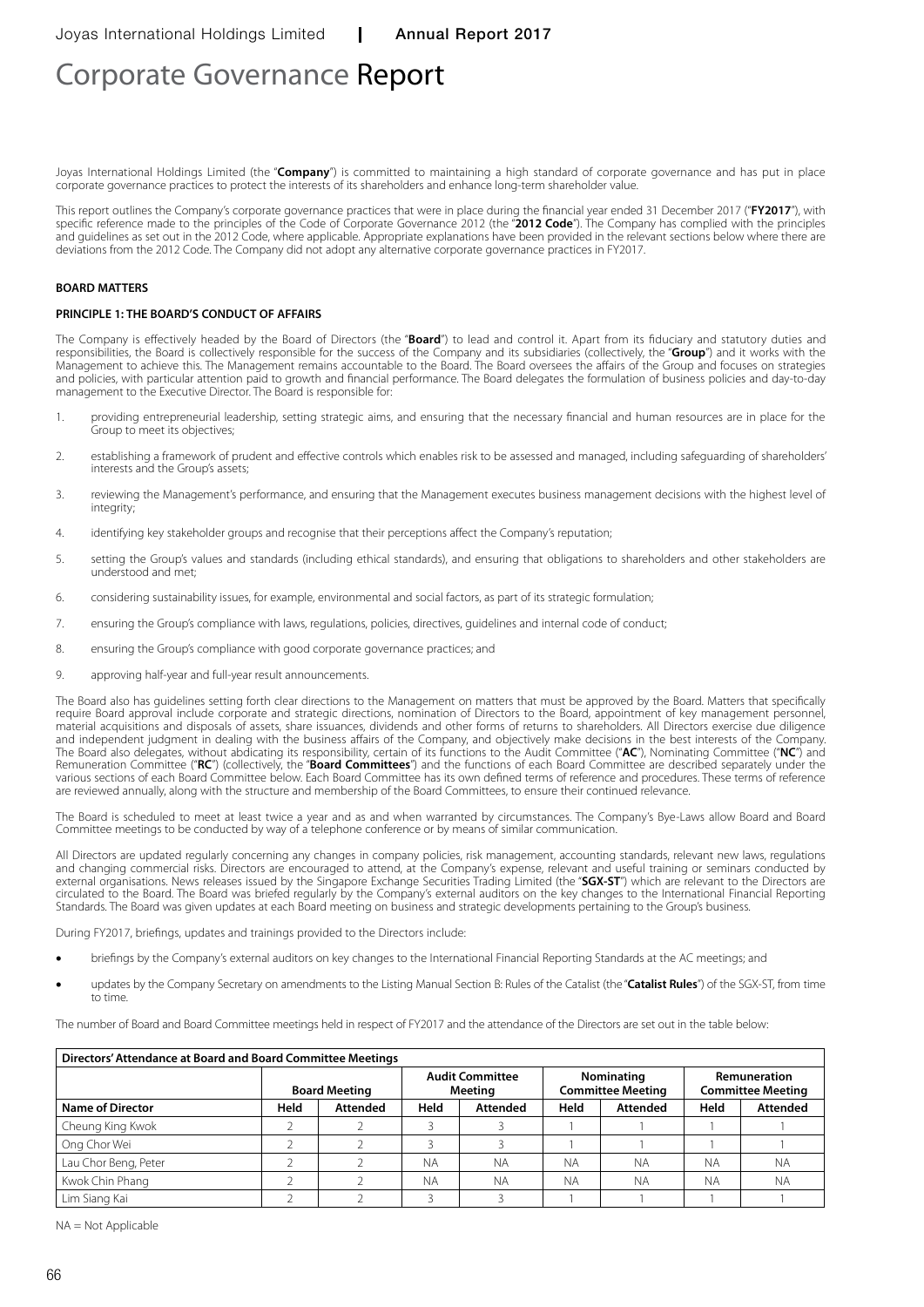# Corporate Governance Report

Joyas International Holdings Limited (the "**Company**") is committed to maintaining a high standard of corporate governance and has put in place corporate governance practices to protect the interests of its shareholders and enhance long-term shareholder value.

This report outlines the Company's corporate governance practices that were in place during the financial year ended 31 December 2017 ("**FY2017**"), with specific reference made to the principles of the Code of Corporate Governance 2012 (the "**2012 Code**"). The Company has complied with the principles and guidelines as set out in the 2012 Code, where applicable. Appropriate explanations have been provided in the relevant sections below where there are deviations from the 2012 Code. The Company did not adopt any alternative corporate governance practices in FY2017.

## BOARD MATTERS

### PRINCIPLE 1: THE BOARD'S CONDUCT OF AFFAIRS

The Company is effectively headed by the Board of Directors (the "**Board**") to lead and control it. Apart from its fiduciary and statutory duties and responsibilities, the Board is collectively responsible for the success of the Company and its subsidiaries (collectively, the "**Group**") and it works with the Management to achieve this. The Management remains accountable to the Board. The Board oversees the affairs of the Group and focuses on strategies and policies, with particular attention paid to growth and financial performance. The Board delegates the formulation of business policies and day-to-day management to the Executive Director. The Board is responsible for:

1. providing entrepreneurial leadership, setting strategic aims, and ensuring that the necessary financial and human resources are in place for the Group to meet its objectives;
2. establishing a framework of prudent and effective controls which enables risk to be assessed and managed, including safeguarding of shareholders' interests and the Group's assets;
3. reviewing the Management's performance, and ensuring that the Management executes business management decisions with the highest level of integrity;
4. identifying key stakeholder groups and recognise that their perceptions affect the Company's reputation;
5. setting the Group's values and standards (including ethical standards), and ensuring that obligations to shareholders and other stakeholders are understood and met;
6. considering sustainability issues, for example, environmental and social factors, as part of its strategic formulation;
7. ensuring the Group's compliance with laws, regulations, policies, directives, guidelines and internal code of conduct;
8. ensuring the Group's compliance with good corporate governance practices; and
9. approving half-year and full-year result announcements.

The Board also has guidelines setting forth clear directions to the Management on matters that must be approved by the Board. Matters that specifically require Board approval include corporate and strategic directions, nomination of Directors to the Board, appointment of key management personnel, material acquisitions and disposals of assets, share issuances, dividends and other forms of returns to shareholders. All Directors exercise due diligence and independent judgment in dealing with the business affairs of the Company, and objectively make decisions in the best interests of the Company. The Board also delegates, without abdicating its responsibility, certain of its functions to the Audit Committee ("**AC**"), Nominating Committee ("**NC**") and Remuneration Committee ("**RC**") (collectively, the "**Board Committees**") and the functions of each Board Committee are described separately under the various sections of each Board Committee below. Each Board Committee has its own defined terms of reference and procedures. These terms of reference are reviewed annually, along with the structure and membership of the Board Committees, to ensure their continued relevance.

The Board is scheduled to meet at least twice a year and as and when warranted by circumstances. The Company's Bye-Laws allow Board and Board Committee meetings to be conducted by way of a telephone conference or by means of similar communication.

All Directors are updated regularly concerning any changes in company policies, risk management, accounting standards, relevant new laws, regulations and changing commercial risks. Directors are encouraged to attend, at the Company's expense, relevant and useful training or seminars conducted by external organisations. News releases issued by the Singapore Exchange Securities Trading Limited (the "**SGX-ST**") which are relevant to the Directors are circulated to the Board. The Board was briefed regularly by the Company's external auditors on the key changes to the International Financial Reporting Standards. The Board was given updates at each Board meeting on business and strategic developments pertaining to the Group's business.

During FY2017, briefings, updates and trainings provided to the Directors include:

- briefings by the Company's external auditors on key changes to the International Financial Reporting Standards at the AC meetings; and
- updates by the Company Secretary on amendments to the Listing Manual Section B: Rules of the Catalist (the "**Catalist Rules**") of the SGX-ST, from time to time.

The number of Board and Board Committee meetings held in respect of FY2017 and the attendance of the Directors are set out in the table below:

| Directors' Attendance at Board and Board Committee Meetings | | | | | | | | |
|---|---|---|---|---|---|---|---|---|
| | Board Meeting | | Audit Committee Meeting | | Nominating Committee Meeting | | Remuneration Committee Meeting | |
| **Name of Director** | **Held** | **Attended** | **Held** | **Attended** | **Held** | **Attended** | **Held** | **Attended** |
| Cheung King Kwok | 2 | 2 | 3 | 3 | 1 | 1 | 1 | 1 |
| Ong Chor Wei | 2 | 2 | 3 | 3 | 1 | 1 | 1 | 1 |
| Lau Chor Beng, Peter | 2 | 2 | NA | NA | NA | NA | NA | NA |
| Kwok Chin Phang | 2 | 2 | NA | NA | NA | NA | NA | NA |
| Lim Siang Kai | 2 | 2 | 3 | 3 | 1 | 1 | 1 | 1 |

NA = Not Applicable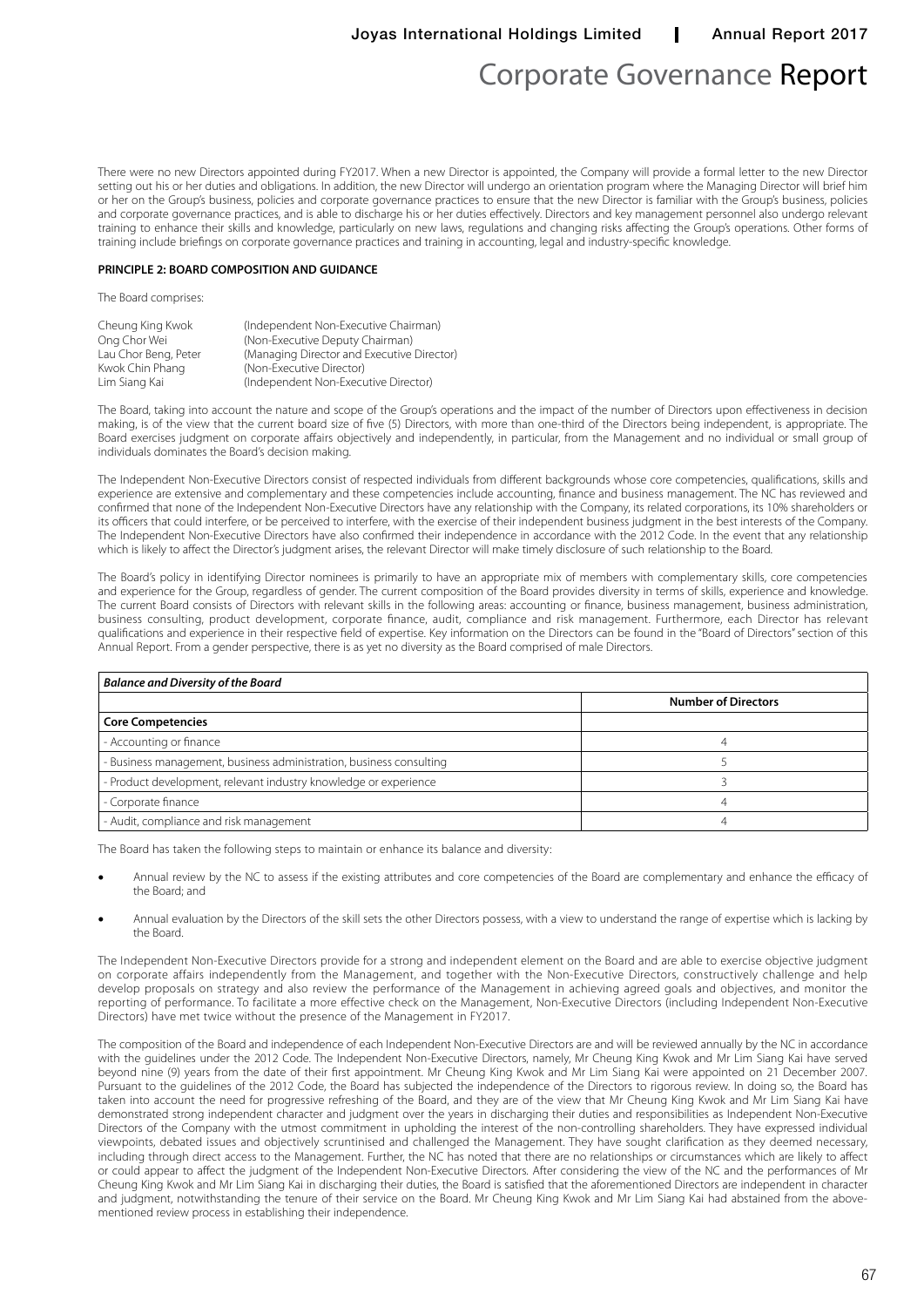There were no new Directors appointed during FY2017. When a new Director is appointed, the Company will provide a formal letter to the new Director setting out his or her duties and obligations. In addition, the new Director will undergo an orientation program where the Managing Director will brief him or her on the Group's business, policies and corporate governance practices to ensure that the new Director is familiar with the Group's business, policies and corporate governance practices, and is able to discharge his or her duties effectively. Directors and key management personnel also undergo relevant training to enhance their skills and knowledge, particularly on new laws, regulations and changing risks affecting the Group's operations. Other forms of training include briefings on corporate governance practices and training in accounting, legal and industry-specific knowledge.

**PRINCIPLE 2: BOARD COMPOSITION AND GUIDANCE**

The Board comprises:

| | |
|---|---|
| Cheung King Kwok | (Independent Non-Executive Chairman) |
| Ong Chor Wei | (Non-Executive Deputy Chairman) |
| Lau Chor Beng, Peter | (Managing Director and Executive Director) |
| Kwok Chin Phang | (Non-Executive Director) |
| Lim Siang Kai | (Independent Non-Executive Director) |

The Board, taking into account the nature and scope of the Group's operations and the impact of the number of Directors upon effectiveness in decision making, is of the view that the current board size of five (5) Directors, with more than one-third of the Directors being independent, is appropriate. The Board exercises judgment on corporate affairs objectively and independently, in particular, from the Management and no individual or small group of individuals dominates the Board's decision making.

The Independent Non-Executive Directors consist of respected individuals from different backgrounds whose core competencies, qualifications, skills and experience are extensive and complementary and these competencies include accounting, finance and business management. The NC has reviewed and confirmed that none of the Independent Non-Executive Directors have any relationship with the Company, its related corporations, its 10% shareholders or its officers that could interfere, or be perceived to interfere, with the exercise of their independent business judgment in the best interests of the Company. The Independent Non-Executive Directors have also confirmed their independence in accordance with the 2012 Code. In the event that any relationship which is likely to affect the Director's judgment arises, the relevant Director will make timely disclosure of such relationship to the Board.

The Board's policy in identifying Director nominees is primarily to have an appropriate mix of members with complementary skills, core competencies and experience for the Group, regardless of gender. The current composition of the Board provides diversity in terms of skills, experience and knowledge. The current Board consists of Directors with relevant skills in the following areas: accounting or finance, business management, business administration, business consulting, product development, corporate finance, audit, compliance and risk management. Furthermore, each Director has relevant qualifications and experience in their respective field of expertise. Key information on the Directors can be found in the "Board of Directors" section of this Annual Report. From a gender perspective, there is as yet no diversity as the Board comprised of male Directors.

| ***Balance and Diversity of the Board*** | |
|---|---|
| | **Number of Directors** |
| **Core Competencies** | |
| - Accounting or finance | 4 |
| - Business management, business administration, business consulting | 5 |
| - Product development, relevant industry knowledge or experience | 3 |
| - Corporate finance | 4 |
| - Audit, compliance and risk management | 4 |

The Board has taken the following steps to maintain or enhance its balance and diversity:

- Annual review by the NC to assess if the existing attributes and core competencies of the Board are complementary and enhance the efficacy of the Board; and
- Annual evaluation by the Directors of the skill sets the other Directors possess, with a view to understand the range of expertise which is lacking by the Board.

The Independent Non-Executive Directors provide for a strong and independent element on the Board and are able to exercise objective judgment on corporate affairs independently from the Management, and together with the Non-Executive Directors, constructively challenge and help develop proposals on strategy and also review the performance of the Management in achieving agreed goals and objectives, and monitor the reporting of performance. To facilitate a more effective check on the Management, Non-Executive Directors (including Independent Non-Executive Directors) have met twice without the presence of the Management in FY2017.

The composition of the Board and independence of each Independent Non-Executive Directors are and will be reviewed annually by the NC in accordance with the guidelines under the 2012 Code. The Independent Non-Executive Directors, namely, Mr Cheung King Kwok and Mr Lim Siang Kai have served beyond nine (9) years from the date of their first appointment. Mr Cheung King Kwok and Mr Lim Siang Kai were appointed on 21 December 2007. Pursuant to the guidelines of the 2012 Code, the Board has subjected the independence of the Directors to rigorous review. In doing so, the Board has taken into account the need for progressive refreshing of the Board, and they are of the view that Mr Cheung King Kwok and Mr Lim Siang Kai have demonstrated strong independent character and judgment over the years in discharging their duties and responsibilities as Independent Non-Executive Directors of the Company with the utmost commitment in upholding the interest of the non-controlling shareholders. They have expressed individual viewpoints, debated issues and objectively scruntinised and challenged the Management. They have sought clarification as they deemed necessary, including through direct access to the Management. Further, the NC has noted that there are no relationships or circumstances which are likely to affect or could appear to affect the judgment of the Independent Non-Executive Directors. After considering the view of the NC and the performances of Mr Cheung King Kwok and Mr Lim Siang Kai in discharging their duties, the Board is satisfied that the aforementioned Directors are independent in character and judgment, notwithstanding the tenure of their service on the Board. Mr Cheung King Kwok and Mr Lim Siang Kai had abstained from the above-mentioned review process in establishing their independence.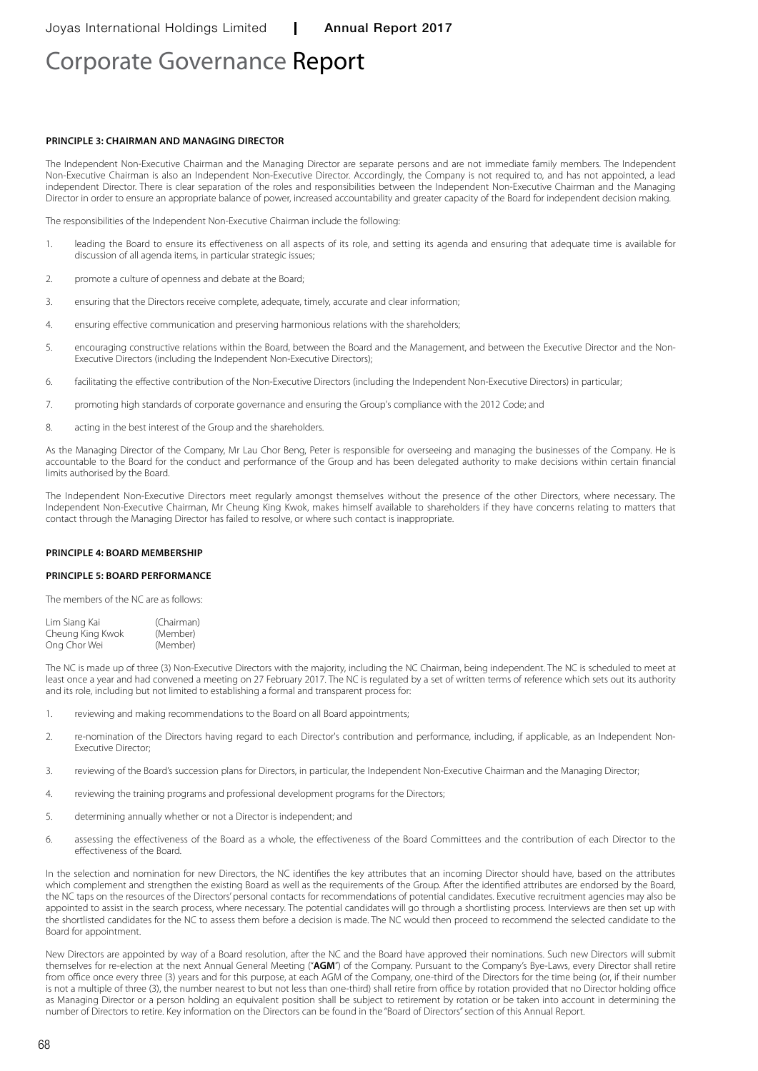# Corporate Governance Report

**PRINCIPLE 3: CHAIRMAN AND MANAGING DIRECTOR**

The Independent Non-Executive Chairman and the Managing Director are separate persons and are not immediate family members. The Independent Non-Executive Chairman is also an Independent Non-Executive Director. Accordingly, the Company is not required to, and has not appointed, a lead independent Director. There is clear separation of the roles and responsibilities between the Independent Non-Executive Chairman and the Managing Director in order to ensure an appropriate balance of power, increased accountability and greater capacity of the Board for independent decision making.

The responsibilities of the Independent Non-Executive Chairman include the following:

1. leading the Board to ensure its effectiveness on all aspects of its role, and setting its agenda and ensuring that adequate time is available for discussion of all agenda items, in particular strategic issues;
2. promote a culture of openness and debate at the Board;
3. ensuring that the Directors receive complete, adequate, timely, accurate and clear information;
4. ensuring effective communication and preserving harmonious relations with the shareholders;
5. encouraging constructive relations within the Board, between the Board and the Management, and between the Executive Director and the Non-Executive Directors (including the Independent Non-Executive Directors);
6. facilitating the effective contribution of the Non-Executive Directors (including the Independent Non-Executive Directors) in particular;
7. promoting high standards of corporate governance and ensuring the Group's compliance with the 2012 Code; and
8. acting in the best interest of the Group and the shareholders.

As the Managing Director of the Company, Mr Lau Chor Beng, Peter is responsible for overseeing and managing the businesses of the Company. He is accountable to the Board for the conduct and performance of the Group and has been delegated authority to make decisions within certain financial limits authorised by the Board.

The Independent Non-Executive Directors meet regularly amongst themselves without the presence of the other Directors, where necessary. The Independent Non-Executive Chairman, Mr Cheung King Kwok, makes himself available to shareholders if they have concerns relating to matters that contact through the Managing Director has failed to resolve, or where such contact is inappropriate.

**PRINCIPLE 4: BOARD MEMBERSHIP**

**PRINCIPLE 5: BOARD PERFORMANCE**

The members of the NC are as follows:

| | |
|---|---|
| Lim Siang Kai | (Chairman) |
| Cheung King Kwok | (Member) |
| Ong Chor Wei | (Member) |

The NC is made up of three (3) Non-Executive Directors with the majority, including the NC Chairman, being independent. The NC is scheduled to meet at least once a year and had convened a meeting on 27 February 2017. The NC is regulated by a set of written terms of reference which sets out its authority and its role, including but not limited to establishing a formal and transparent process for:

1. reviewing and making recommendations to the Board on all Board appointments;
2. re-nomination of the Directors having regard to each Director's contribution and performance, including, if applicable, as an Independent Non-Executive Director;
3. reviewing of the Board's succession plans for Directors, in particular, the Independent Non-Executive Chairman and the Managing Director;
4. reviewing the training programs and professional development programs for the Directors;
5. determining annually whether or not a Director is independent; and
6. assessing the effectiveness of the Board as a whole, the effectiveness of the Board Committees and the contribution of each Director to the effectiveness of the Board.

In the selection and nomination for new Directors, the NC identifies the key attributes that an incoming Director should have, based on the attributes which complement and strengthen the existing Board as well as the requirements of the Group. After the identified attributes are endorsed by the Board, the NC taps on the resources of the Directors' personal contacts for recommendations of potential candidates. Executive recruitment agencies may also be appointed to assist in the search process, where necessary. The potential candidates will go through a shortlisting process. Interviews are then set up with the shortlisted candidates for the NC to assess them before a decision is made. The NC would then proceed to recommend the selected candidate to the Board for appointment.

New Directors are appointed by way of a Board resolution, after the NC and the Board have approved their nominations. Such new Directors will submit themselves for re-election at the next Annual General Meeting ("**AGM**") of the Company. Pursuant to the Company's Bye-Laws, every Director shall retire from office once every three (3) years and for this purpose, at each AGM of the Company, one-third of the Directors for the time being (or, if their number is not a multiple of three (3), the number nearest to but not less than one-third) shall retire from office by rotation provided that no Director holding office as Managing Director or a person holding an equivalent position shall be subject to retirement by rotation or be taken into account in determining the number of Directors to retire. Key information on the Directors can be found in the "Board of Directors" section of this Annual Report.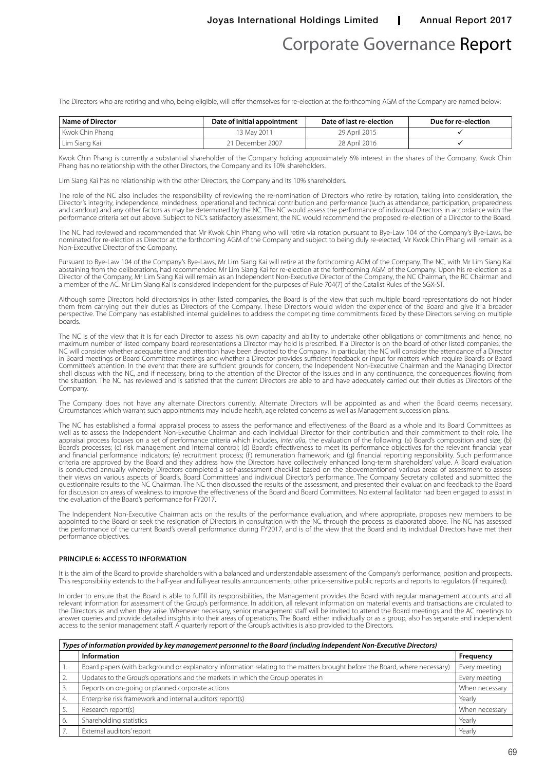# Corporate Governance Report

The Directors who are retiring and who, being eligible, will offer themselves for re-election at the forthcoming AGM of the Company are named below:

| Name of Director | Date of initial appointment | Date of last re-election | Due for re-election |
|---|---|---|---|
| Kwok Chin Phang | 13 May 2011 | 29 April 2015 | ✓ |
| Lim Siang Kai | 21 December 2007 | 28 April 2016 | ✓ |

Kwok Chin Phang is currently a substantial shareholder of the Company holding approximately 6% interest in the shares of the Company. Kwok Chin Phang has no relationship with the other Directors, the Company and its 10% shareholders.

Lim Siang Kai has no relationship with the other Directors, the Company and its 10% shareholders.

The role of the NC also includes the responsibility of reviewing the re-nomination of Directors who retire by rotation, taking into consideration, the Director's integrity, independence, mindedness, operational and technical contribution and performance (such as attendance, participation, preparedness and candour) and any other factors as may be determined by the NC. The NC would assess the performance of individual Directors in accordance with the performance criteria set out above. Subject to NC's satisfactory assessment, the NC would recommend the proposed re-election of a Director to the Board.

The NC had reviewed and recommended that Mr Kwok Chin Phang who will retire via rotation pursuant to Bye-Law 104 of the Company's Bye-Laws, be nominated for re-election as Director at the forthcoming AGM of the Company and subject to being duly re-elected, Mr Kwok Chin Phang will remain as a Non-Executive Director of the Company.

Pursuant to Bye-Law 104 of the Company's Bye-Laws, Mr Lim Siang Kai will retire at the forthcoming AGM of the Company. The NC, with Mr Lim Siang Kai abstaining from the deliberations, had recommended Mr Lim Siang Kai for re-election at the forthcoming AGM of the Company. Upon his re-election as a Director of the Company, Mr Lim Siang Kai will remain as an Independent Non-Executive Director of the Company, the NC Chairman, the RC Chairman and a member of the AC. Mr Lim Siang Kai is considered independent for the purposes of Rule 704(7) of the Catalist Rules of the SGX-ST.

Although some Directors hold directorships in other listed companies, the Board is of the view that such multiple board representations do not hinder them from carrying out their duties as Directors of the Company. These Directors would widen the experience of the Board and give it a broader perspective. The Company has established internal guidelines to address the competing time commitments faced by these Directors serving on multiple boards.

The NC is of the view that it is for each Director to assess his own capacity and ability to undertake other obligations or commitments and hence, no maximum number of listed company board representations a Director may hold is prescribed. If a Director is on the board of other listed companies, the NC will consider whether adequate time and attention have been devoted to the Company. In particular, the NC will consider the attendance of a Director in Board meetings or Board Committee meetings and whether a Director provides sufficient feedback or input for matters which require Board's or Board Committee's attention. In the event that there are sufficient grounds for concern, the Independent Non-Executive Chairman and the Managing Director shall discuss with the NC, and if necessary, bring to the attention of the Director of the issues and in any continuance, the consequences flowing from the situation. The NC has reviewed and is satisfied that the current Directors are able to and have adequately carried out their duties as Directors of the Company.

The Company does not have any alternate Directors currently. Alternate Directors will be appointed as and when the Board deems necessary. Circumstances which warrant such appointments may include health, age related concerns as well as Management succession plans.

The NC has established a formal appraisal process to assess the performance and effectiveness of the Board as a whole and its Board Committees as well as to assess the Independent Non-Executive Chairman and each individual Director for their contribution and their commitment to their role. The appraisal process focuses on a set of performance criteria which includes, *inter alia*, the evaluation of the following: (a) Board's composition and size; (b) Board's processes; (c) risk management and internal control; (d) Board's effectiveness to meet its performance objectives for the relevant financial year and financial performance indicators; (e) recruitment process; (f) remuneration framework; and (g) financial reporting responsibility. Such performance criteria are approved by the Board and they address how the Directors have collectively enhanced long-term shareholders' value. A Board evaluation is conducted annually whereby Directors completed a self-assessment checklist based on the abovementioned various areas of assessment to assess their views on various aspects of Board's, Board Committees' and individual Director's performance. The Company Secretary collated and submitted the questionnaire results to the NC Chairman. The NC then discussed the results of the assessment, and presented their evaluation and feedback to the Board for discussion on areas of weakness to improve the effectiveness of the Board and Board Committees. No external facilitator had been engaged to assist in the evaluation of the Board's performance for FY2017.

The Independent Non-Executive Chairman acts on the results of the performance evaluation, and where appropriate, proposes new members to be appointed to the Board or seek the resignation of Directors in consultation with the NC through the process as elaborated above. The NC has assessed the performance of the current Board's overall performance during FY2017, and is of the view that the Board and its individual Directors have met their performance objectives.

## PRINCIPLE 6: ACCESS TO INFORMATION

It is the aim of the Board to provide shareholders with a balanced and understandable assessment of the Company's performance, position and prospects. This responsibility extends to the half-year and full-year results announcements, other price-sensitive public reports and reports to regulators (if required).

In order to ensure that the Board is able to fulfill its responsibilities, the Management provides the Board with regular management accounts and all relevant information for assessment of the Group's performance. In addition, all relevant information on material events and transactions are circulated to the Directors as and when they arise. Whenever necessary, senior management staff will be invited to attend the Board meetings and the AC meetings to answer queries and provide detailed insights into their areas of operations. The Board, either individually or as a group, also has separate and independent access to the senior management staff. A quarterly report of the Group's activities is also provided to the Directors.

| ***Types of information provided by key management personnel to the Board (including Independent Non-Executive Directors)*** | | |
|---|---|---|
| | **Information** | **Frequency** |
| 1. | Board papers (with background or explanatory information relating to the matters brought before the Board, where necessary) | Every meeting |
| 2. | Updates to the Group's operations and the markets in which the Group operates in | Every meeting |
| 3. | Reports on on-going or planned corporate actions | When necessary |
| 4. | Enterprise risk framework and internal auditors' report(s) | Yearly |
| 5. | Research report(s) | When necessary |
| 6. | Shareholding statistics | Yearly |
| 7. | External auditors' report | Yearly |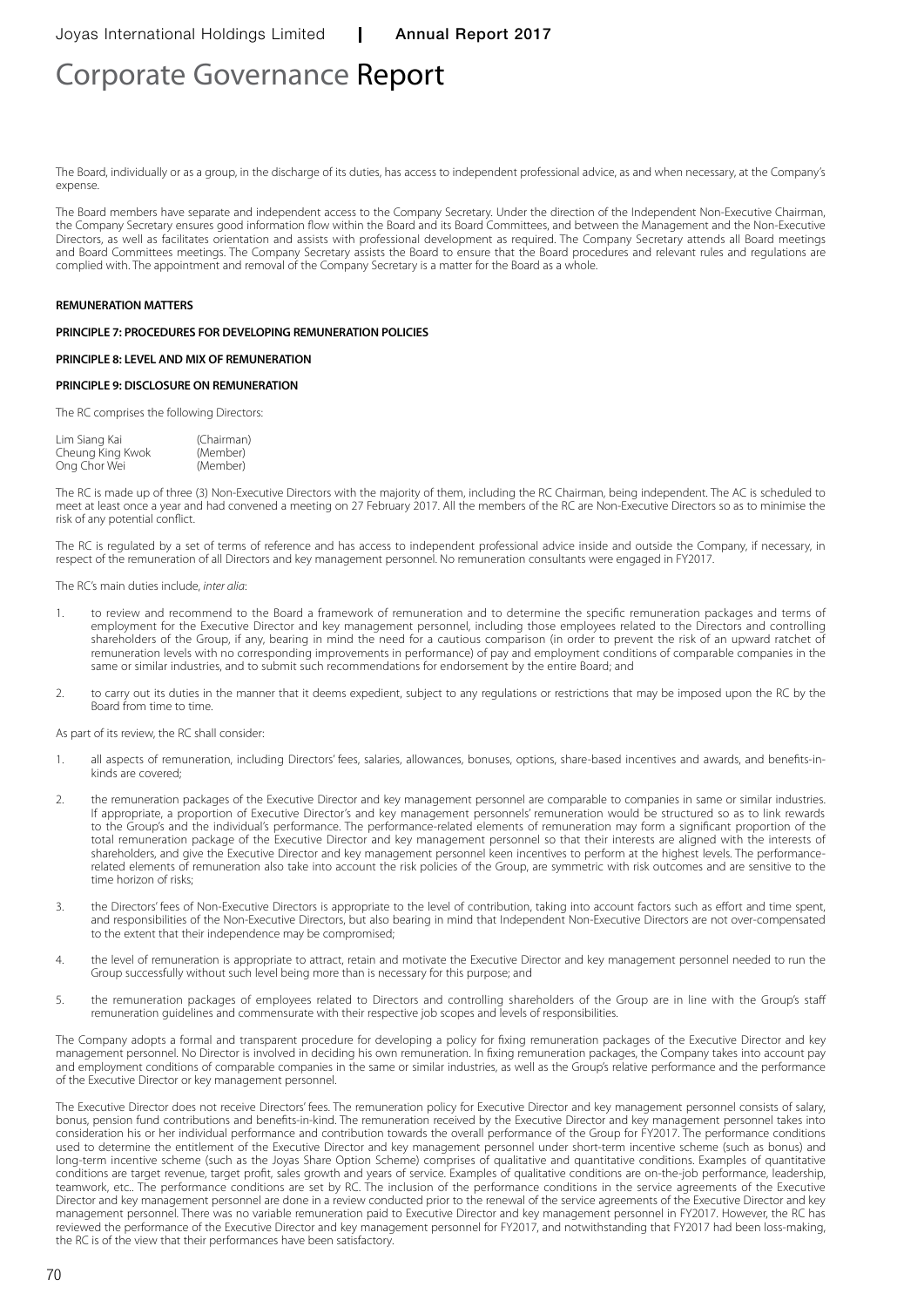# Corporate Governance Report

The Board, individually or as a group, in the discharge of its duties, has access to independent professional advice, as and when necessary, at the Company's expense.

The Board members have separate and independent access to the Company Secretary. Under the direction of the Independent Non-Executive Chairman, the Company Secretary ensures good information flow within the Board and its Board Committees, and between the Management and the Non-Executive Directors, as well as facilitates orientation and assists with professional development as required. The Company Secretary attends all Board meetings and Board Committees meetings. The Company Secretary assists the Board to ensure that the Board procedures and relevant rules and regulations are complied with. The appointment and removal of the Company Secretary is a matter for the Board as a whole.

**REMUNERATION MATTERS**

**PRINCIPLE 7: PROCEDURES FOR DEVELOPING REMUNERATION POLICIES**

**PRINCIPLE 8: LEVEL AND MIX OF REMUNERATION**

**PRINCIPLE 9: DISCLOSURE ON REMUNERATION**

The RC comprises the following Directors:

| | |
|---|---|
| Lim Siang Kai | (Chairman) |
| Cheung King Kwok | (Member) |
| Ong Chor Wei | (Member) |

The RC is made up of three (3) Non-Executive Directors with the majority of them, including the RC Chairman, being independent. The AC is scheduled to meet at least once a year and had convened a meeting on 27 February 2017. All the members of the RC are Non-Executive Directors so as to minimise the risk of any potential conflict.

The RC is regulated by a set of terms of reference and has access to independent professional advice inside and outside the Company, if necessary, in respect of the remuneration of all Directors and key management personnel. No remuneration consultants were engaged in FY2017.

The RC's main duties include, *inter alia*:

1. to review and recommend to the Board a framework of remuneration and to determine the specific remuneration packages and terms of employment for the Executive Director and key management personnel, including those employees related to the Directors and controlling shareholders of the Group, if any, bearing in mind the need for a cautious comparison (in order to prevent the risk of an upward ratchet of remuneration levels with no corresponding improvements in performance) of pay and employment conditions of comparable companies in the same or similar industries, and to submit such recommendations for endorsement by the entire Board; and

2. to carry out its duties in the manner that it deems expedient, subject to any regulations or restrictions that may be imposed upon the RC by the Board from time to time.

As part of its review, the RC shall consider:

1. all aspects of remuneration, including Directors' fees, salaries, allowances, bonuses, options, share-based incentives and awards, and benefits-in-kinds are covered;

2. the remuneration packages of the Executive Director and key management personnel are comparable to companies in same or similar industries. If appropriate, a proportion of Executive Director's and key management personnels' remuneration would be structured so as to link rewards to the Group's and the individual's performance. The performance-related elements of remuneration may form a significant proportion of the total remuneration package of the Executive Director and key management personnel so that their interests are aligned with the interests of shareholders, and give the Executive Director and key management personnel keen incentives to perform at the highest levels. The performance-related elements of remuneration also take into account the risk policies of the Group, are symmetric with risk outcomes and are sensitive to the time horizon of risks;

3. the Directors' fees of Non-Executive Directors is appropriate to the level of contribution, taking into account factors such as effort and time spent, and responsibilities of the Non-Executive Directors, but also bearing in mind that Independent Non-Executive Directors are not over-compensated to the extent that their independence may be compromised;

4. the level of remuneration is appropriate to attract, retain and motivate the Executive Director and key management personnel needed to run the Group successfully without such level being more than is necessary for this purpose; and

5. the remuneration packages of employees related to Directors and controlling shareholders of the Group are in line with the Group's staff remuneration guidelines and commensurate with their respective job scopes and levels of responsibilities.

The Company adopts a formal and transparent procedure for developing a policy for fixing remuneration packages of the Executive Director and key management personnel. No Director is involved in deciding his own remuneration. In fixing remuneration packages, the Company takes into account pay and employment conditions of comparable companies in the same or similar industries, as well as the Group's relative performance and the performance of the Executive Director or key management personnel.

The Executive Director does not receive Directors' fees. The remuneration policy for Executive Director and key management personnel consists of salary, bonus, pension fund contributions and benefits-in-kind. The remuneration received by the Executive Director and key management personnel takes into consideration his or her individual performance and contribution towards the overall performance of the Group for FY2017. The performance conditions used to determine the entitlement of the Executive Director and key management personnel under short-term incentive scheme (such as bonus) and long-term incentive scheme (such as the Joyas Share Option Scheme) comprises of qualitative and quantitative conditions. Examples of quantitative conditions are target revenue, target profit, sales growth and years of service. Examples of qualitative conditions are on-the-job performance, leadership, teamwork, etc.. The performance conditions are set by RC. The inclusion of the performance conditions in the service agreements of the Executive Director and key management personnel are done in a review conducted prior to the renewal of the service agreements of the Executive Director and key management personnel. There was no variable remuneration paid to Executive Director and key management personnel in FY2017. However, the RC has reviewed the performance of the Executive Director and key management personnel for FY2017, and notwithstanding that FY2017 had been loss-making, the RC is of the view that their performances have been satisfactory.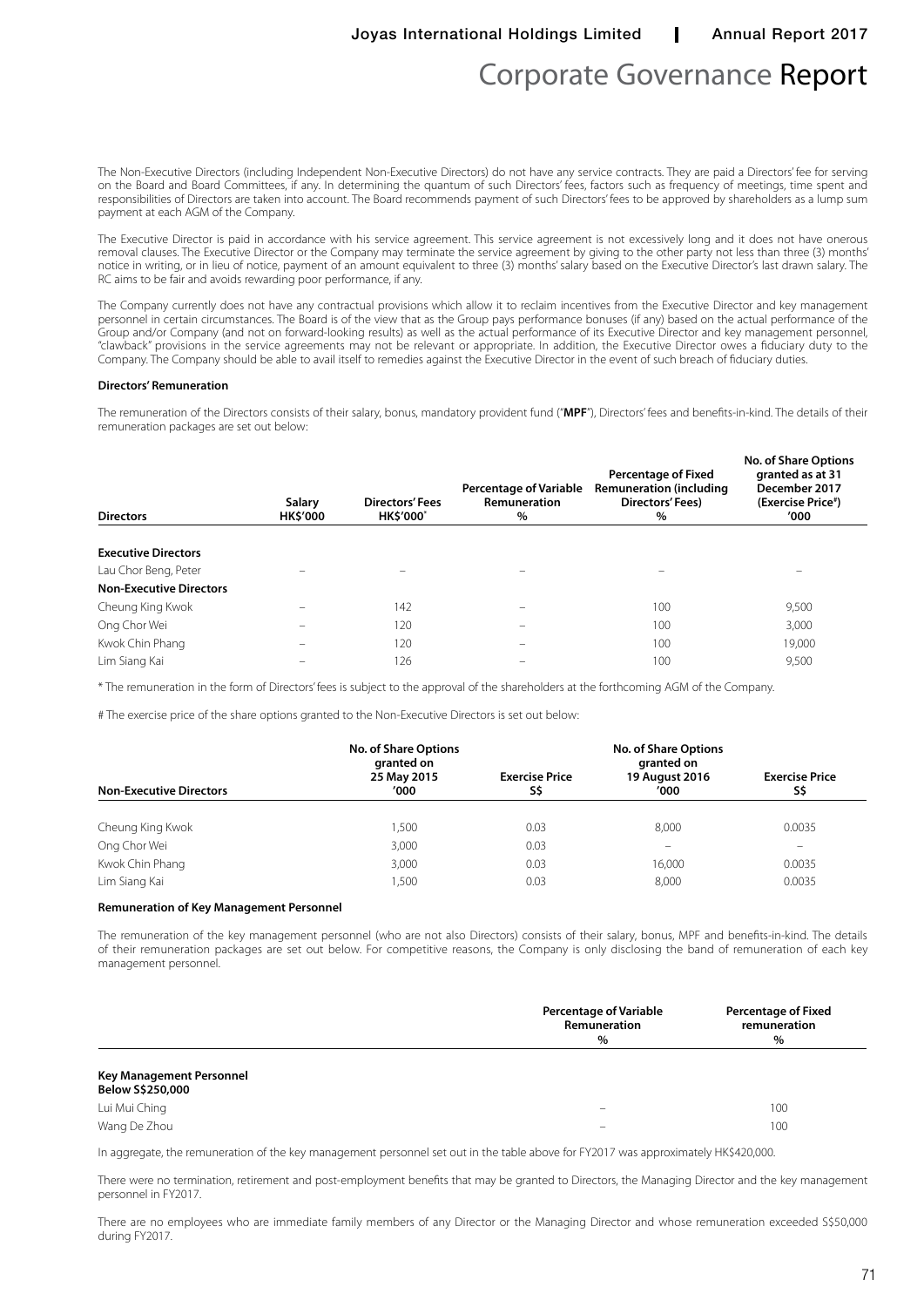The Non-Executive Directors (including Independent Non-Executive Directors) do not have any service contracts. They are paid a Directors' fee for serving on the Board and Board Committees, if any. In determining the quantum of such Directors' fees, factors such as frequency of meetings, time spent and responsibilities of Directors are taken into account. The Board recommends payment of such Directors' fees to be approved by shareholders as a lump sum payment at each AGM of the Company.

The Executive Director is paid in accordance with his service agreement. This service agreement is not excessively long and it does not have onerous removal clauses. The Executive Director or the Company may terminate the service agreement by giving to the other party not less than three (3) months' notice in writing, or in lieu of notice, payment of an amount equivalent to three (3) months' salary based on the Executive Director's last drawn salary. The RC aims to be fair and avoids rewarding poor performance, if any.

The Company currently does not have any contractual provisions which allow it to reclaim incentives from the Executive Director and key management personnel in certain circumstances. The Board is of the view that as the Group pays performance bonuses (if any) based on the actual performance of the Group and/or Company (and not on forward-looking results) as well as the actual performance of its Executive Director and key management personnel, "clawback" provisions in the service agreements may not be relevant or appropriate. In addition, the Executive Director owes a fiduciary duty to the Company. The Company should be able to avail itself to remedies against the Executive Director in the event of such breach of fiduciary duties.

#### Directors' Remuneration

The remuneration of the Directors consists of their salary, bonus, mandatory provident fund ("**MPF**"), Directors' fees and benefits-in-kind. The details of their remuneration packages are set out below:

| Directors | Salary HK$'000 | Directors' Fees HK$'000* | Percentage of Variable Remuneration % | Percentage of Fixed Remuneration (including Directors' Fees) % | No. of Share Options granted as at 31 December 2017 (Exercise Price#) '000 |
|---|---|---|---|---|---|
| **Executive Directors** | | | | | |
| Lau Chor Beng, Peter | – | – | – | – | – |
| **Non-Executive Directors** | | | | | |
| Cheung King Kwok | – | 142 | – | 100 | 9,500 |
| Ong Chor Wei | – | 120 | – | 100 | 3,000 |
| Kwok Chin Phang | – | 120 | – | 100 | 19,000 |
| Lim Siang Kai | – | 126 | – | 100 | 9,500 |

\* The remuneration in the form of Directors' fees is subject to the approval of the shareholders at the forthcoming AGM of the Company.

\# The exercise price of the share options granted to the Non-Executive Directors is set out below:

| Non-Executive Directors | No. of Share Options granted on 25 May 2015 '000 | Exercise Price S$ | No. of Share Options granted on 19 August 2016 '000 | Exercise Price S$ |
|---|---|---|---|---|
| Cheung King Kwok | 1,500 | 0.03 | 8,000 | 0.0035 |
| Ong Chor Wei | 3,000 | 0.03 | – | – |
| Kwok Chin Phang | 3,000 | 0.03 | 16,000 | 0.0035 |
| Lim Siang Kai | 1,500 | 0.03 | 8,000 | 0.0035 |

#### Remuneration of Key Management Personnel

The remuneration of the key management personnel (who are not also Directors) consists of their salary, bonus, MPF and benefits-in-kind. The details of their remuneration packages are set out below. For competitive reasons, the Company is only disclosing the band of remuneration of each key management personnel.

| | Percentage of Variable Remuneration % | Percentage of Fixed remuneration % |
|---|---|---|
| **Key Management Personnel** | | |
| **Below S$250,000** | | |
| Lui Mui Ching | – | 100 |
| Wang De Zhou | – | 100 |

In aggregate, the remuneration of the key management personnel set out in the table above for FY2017 was approximately HK$420,000.

There were no termination, retirement and post-employment benefits that may be granted to Directors, the Managing Director and the key management personnel in FY2017.

There are no employees who are immediate family members of any Director or the Managing Director and whose remuneration exceeded S$50,000 during FY2017.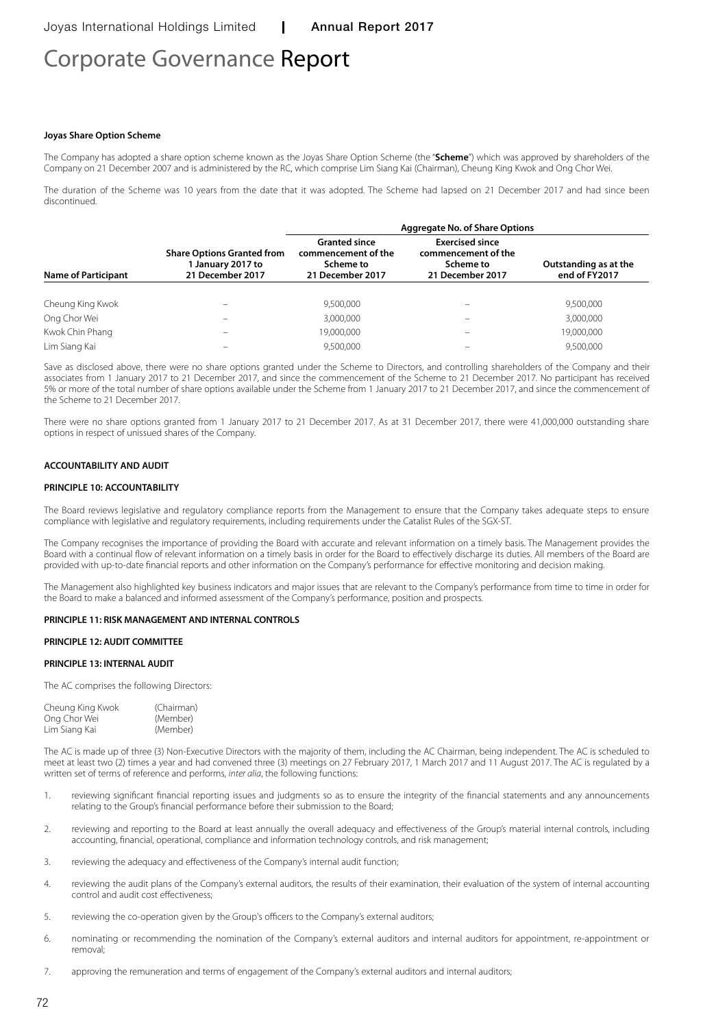# Corporate Governance Report

**Joyas Share Option Scheme**

The Company has adopted a share option scheme known as the Joyas Share Option Scheme (the "**Scheme**") which was approved by shareholders of the Company on 21 December 2007 and is administered by the RC, which comprise Lim Siang Kai (Chairman), Cheung King Kwok and Ong Chor Wei.

The duration of the Scheme was 10 years from the date that it was adopted. The Scheme had lapsed on 21 December 2017 and had since been discontinued.

| | | Aggregate No. of Share Options | | |
|---|---|---|---|---|
| **Name of Participant** | **Share Options Granted from 1 January 2017 to 21 December 2017** | **Granted since commencement of the Scheme to 21 December 2017** | **Exercised since commencement of the Scheme to 21 December 2017** | **Outstanding as at the end of FY2017** |
| Cheung King Kwok | – | 9,500,000 | – | 9,500,000 |
| Ong Chor Wei | – | 3,000,000 | – | 3,000,000 |
| Kwok Chin Phang | – | 19,000,000 | – | 19,000,000 |
| Lim Siang Kai | – | 9,500,000 | – | 9,500,000 |

Save as disclosed above, there were no share options granted under the Scheme to Directors, and controlling shareholders of the Company and their associates from 1 January 2017 to 21 December 2017, and since the commencement of the Scheme to 21 December 2017. No participant has received 5% or more of the total number of share options available under the Scheme from 1 January 2017 to 21 December 2017, and since the commencement of the Scheme to 21 December 2017.

There were no share options granted from 1 January 2017 to 21 December 2017. As at 31 December 2017, there were 41,000,000 outstanding share options in respect of unissued shares of the Company.

**ACCOUNTABILITY AND AUDIT**

**PRINCIPLE 10: ACCOUNTABILITY**

The Board reviews legislative and regulatory compliance reports from the Management to ensure that the Company takes adequate steps to ensure compliance with legislative and regulatory requirements, including requirements under the Catalist Rules of the SGX-ST.

The Company recognises the importance of providing the Board with accurate and relevant information on a timely basis. The Management provides the Board with a continual flow of relevant information on a timely basis in order for the Board to effectively discharge its duties. All members of the Board are provided with up-to-date financial reports and other information on the Company's performance for effective monitoring and decision making.

The Management also highlighted key business indicators and major issues that are relevant to the Company's performance from time to time in order for the Board to make a balanced and informed assessment of the Company's performance, position and prospects.

**PRINCIPLE 11: RISK MANAGEMENT AND INTERNAL CONTROLS**

**PRINCIPLE 12: AUDIT COMMITTEE**

**PRINCIPLE 13: INTERNAL AUDIT**

The AC comprises the following Directors:

| | |
|---|---|
| Cheung King Kwok | (Chairman) |
| Ong Chor Wei | (Member) |
| Lim Siang Kai | (Member) |

The AC is made up of three (3) Non-Executive Directors with the majority of them, including the AC Chairman, being independent. The AC is scheduled to meet at least two (2) times a year and had convened three (3) meetings on 27 February 2017, 1 March 2017 and 11 August 2017. The AC is regulated by a written set of terms of reference and performs, *inter alia*, the following functions:

1. reviewing significant financial reporting issues and judgments so as to ensure the integrity of the financial statements and any announcements relating to the Group's financial performance before their submission to the Board;
2. reviewing and reporting to the Board at least annually the overall adequacy and effectiveness of the Group's material internal controls, including accounting, financial, operational, compliance and information technology controls, and risk management;
3. reviewing the adequacy and effectiveness of the Company's internal audit function;
4. reviewing the audit plans of the Company's external auditors, the results of their examination, their evaluation of the system of internal accounting control and audit cost effectiveness;
5. reviewing the co-operation given by the Group's officers to the Company's external auditors;
6. nominating or recommending the nomination of the Company's external auditors and internal auditors for appointment, re-appointment or removal;
7. approving the remuneration and terms of engagement of the Company's external auditors and internal auditors;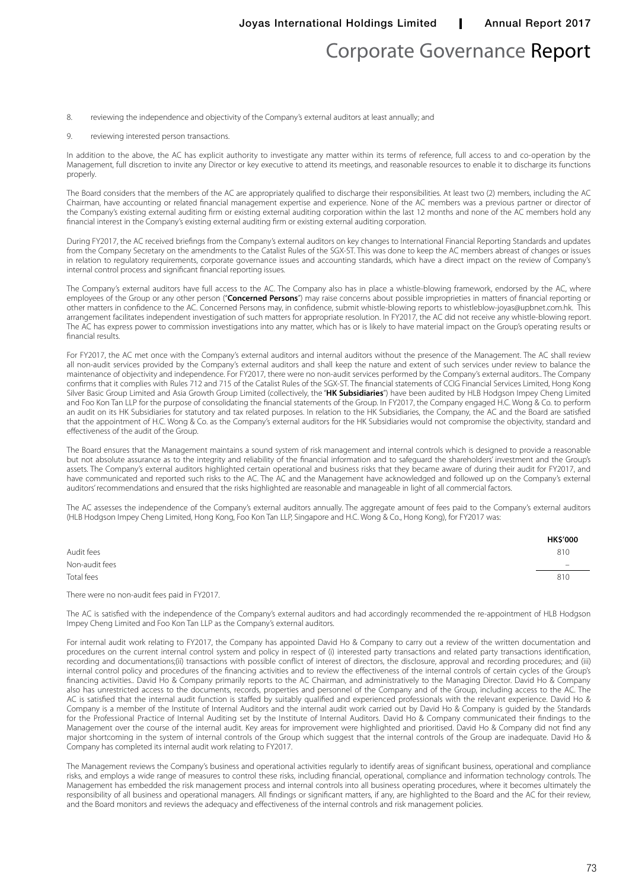8. reviewing the independence and objectivity of the Company's external auditors at least annually; and

9. reviewing interested person transactions.

In addition to the above, the AC has explicit authority to investigate any matter within its terms of reference, full access to and co-operation by the Management, full discretion to invite any Director or key executive to attend its meetings, and reasonable resources to enable it to discharge its functions properly.

The Board considers that the members of the AC are appropriately qualified to discharge their responsibilities. At least two (2) members, including the AC Chairman, have accounting or related financial management expertise and experience. None of the AC members was a previous partner or director of the Company's existing external auditing firm or existing external auditing corporation within the last 12 months and none of the AC members hold any financial interest in the Company's existing external auditing firm or existing external auditing corporation.

During FY2017, the AC received briefings from the Company's external auditors on key changes to International Financial Reporting Standards and updates from the Company Secretary on the amendments to the Catalist Rules of the SGX-ST. This was done to keep the AC members abreast of changes or issues in relation to regulatory requirements, corporate governance issues and accounting standards, which have a direct impact on the review of Company's internal control process and significant financial reporting issues.

The Company's external auditors have full access to the AC. The Company also has in place a whistle-blowing framework, endorsed by the AC, where employees of the Group or any other person ("**Concerned Persons**") may raise concerns about possible improprieties in matters of financial reporting or other matters in confidence to the AC. Concerned Persons may, in confidence, submit whistle-blowing reports to whistleblow-joyas@upbnet.com.hk. This arrangement facilitates independent investigation of such matters for appropriate resolution. In FY2017, the AC did not receive any whistle-blowing report. The AC has express power to commission investigations into any matter, which has or is likely to have material impact on the Group's operating results or financial results.

For FY2017, the AC met once with the Company's external auditors and internal auditors without the presence of the Management. The AC shall review all non-audit services provided by the Company's external auditors and shall keep the nature and extent of such services under review to balance the maintenance of objectivity and independence. For FY2017, there were no non-audit services performed by the Company's external auditors.. The Company confirms that it complies with Rules 712 and 715 of the Catalist Rules of the SGX-ST. The financial statements of CCIG Financial Services Limited, Hong Kong Silver Basic Group Limited and Asia Growth Group Limited (collectively, the "**HK Subsidiaries**") have been audited by HLB Hodgson Impey Cheng Limited and Foo Kon Tan LLP for the purpose of consolidating the financial statements of the Group. In FY2017, the Company engaged H.C. Wong & Co. to perform an audit on its HK Subsidiaries for statutory and tax related purposes. In relation to the HK Subsidiaries, the Company, the AC and the Board are satisfied that the appointment of H.C. Wong & Co. as the Company's external auditors for the HK Subsidiaries would not compromise the objectivity, standard and effectiveness of the audit of the Group.

The Board ensures that the Management maintains a sound system of risk management and internal controls which is designed to provide a reasonable but not absolute assurance as to the integrity and reliability of the financial information and to safeguard the shareholders' investment and the Group's assets. The Company's external auditors highlighted certain operational and business risks that they became aware of during their audit for FY2017, and have communicated and reported such risks to the AC. The AC and the Management have acknowledged and followed up on the Company's external auditors' recommendations and ensured that the risks highlighted are reasonable and manageable in light of all commercial factors.

The AC assesses the independence of the Company's external auditors annually. The aggregate amount of fees paid to the Company's external auditors (HLB Hodgson Impey Cheng Limited, Hong Kong, Foo Kon Tan LLP, Singapore and H.C. Wong & Co., Hong Kong), for FY2017 was:

| | HK$'000 |
|---|---|
| Audit fees | 810 |
| Non-audit fees | – |
| Total fees | 810 |

There were no non-audit fees paid in FY2017.

The AC is satisfied with the independence of the Company's external auditors and had accordingly recommended the re-appointment of HLB Hodgson Impey Cheng Limited and Foo Kon Tan LLP as the Company's external auditors.

For internal audit work relating to FY2017, the Company has appointed David Ho & Company to carry out a review of the written documentation and procedures on the current internal control system and policy in respect of (i) interested party transactions and related party transactions identification, recording and documentations;(ii) transactions with possible conflict of interest of directors, the disclosure, approval and recording procedures; and (iii) internal control policy and procedures of the financing activities and to review the effectiveness of the internal controls of certain cycles of the Group's financing activities.. David Ho & Company primarily reports to the AC Chairman, and administratively to the Managing Director. David Ho & Company also has unrestricted access to the documents, records, properties and personnel of the Company and of the Group, including access to the AC. The AC is satisfied that the internal audit function is staffed by suitably qualified and experienced professionals with the relevant experience. David Ho & Company is a member of the Institute of Internal Auditors and the internal audit work carried out by David Ho & Company is guided by the Standards for the Professional Practice of Internal Auditing set by the Institute of Internal Auditors. David Ho & Company communicated their findings to the Management over the course of the internal audit. Key areas for improvement were highlighted and prioritised. David Ho & Company did not find any major shortcoming in the system of internal controls of the Group which suggest that the internal controls of the Group are inadequate. David Ho & Company has completed its internal audit work relating to FY2017.

The Management reviews the Company's business and operational activities regularly to identify areas of significant business, operational and compliance risks, and employs a wide range of measures to control these risks, including financial, operational, compliance and information technology controls. The Management has embedded the risk management process and internal controls into all business operating procedures, where it becomes ultimately the responsibility of all business and operational managers. All findings or significant matters, if any, are highlighted to the Board and the AC for their review, and the Board monitors and reviews the adequacy and effectiveness of the internal controls and risk management policies.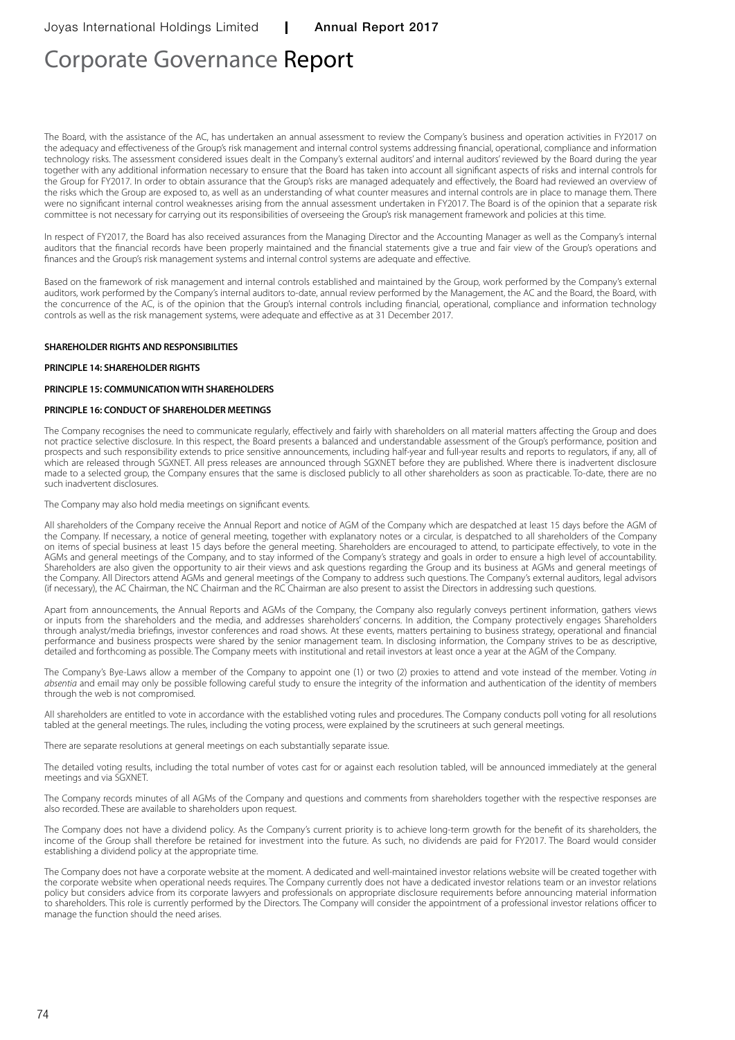The Board, with the assistance of the AC, has undertaken an annual assessment to review the Company's business and operation activities in FY2017 on the adequacy and effectiveness of the Group's risk management and internal control systems addressing financial, operational, compliance and information technology risks. The assessment considered issues dealt in the Company's external auditors' and internal auditors' reviewed by the Board during the year together with any additional information necessary to ensure that the Board has taken into account all significant aspects of risks and internal controls for the Group for FY2017. In order to obtain assurance that the Group's risks are managed adequately and effectively, the Board had reviewed an overview of the risks which the Group are exposed to, as well as an understanding of what counter measures and internal controls are in place to manage them. There were no significant internal control weaknesses arising from the annual assessment undertaken in FY2017. The Board is of the opinion that a separate risk committee is not necessary for carrying out its responsibilities of overseeing the Group's risk management framework and policies at this time.

In respect of FY2017, the Board has also received assurances from the Managing Director and the Accounting Manager as well as the Company's internal auditors that the financial records have been properly maintained and the financial statements give a true and fair view of the Group's operations and finances and the Group's risk management systems and internal control systems are adequate and effective.

Based on the framework of risk management and internal controls established and maintained by the Group, work performed by the Company's external auditors, work performed by the Company's internal auditors to-date, annual review performed by the Management, the AC and the Board, the Board, with the concurrence of the AC, is of the opinion that the Group's internal controls including financial, operational, compliance and information technology controls as well as the risk management systems, were adequate and effective as at 31 December 2017.

## SHAREHOLDER RIGHTS AND RESPONSIBILITIES

### PRINCIPLE 14: SHAREHOLDER RIGHTS

### PRINCIPLE 15: COMMUNICATION WITH SHAREHOLDERS

### PRINCIPLE 16: CONDUCT OF SHAREHOLDER MEETINGS

The Company recognises the need to communicate regularly, effectively and fairly with shareholders on all material matters affecting the Group and does not practice selective disclosure. In this respect, the Board presents a balanced and understandable assessment of the Group's performance, position and prospects and such responsibility extends to price sensitive announcements, including half-year and full-year results and reports to regulators, if any, all of which are released through SGXNET. All press releases are announced through SGXNET before they are published. Where there is inadvertent disclosure made to a selected group, the Company ensures that the same is disclosed publicly to all other shareholders as soon as practicable. To-date, there are no such inadvertent disclosures.

The Company may also hold media meetings on significant events.

All shareholders of the Company receive the Annual Report and notice of AGM of the Company which are despatched at least 15 days before the AGM of the Company. If necessary, a notice of general meeting, together with explanatory notes or a circular, is despatched to all shareholders of the Company on items of special business at least 15 days before the general meeting. Shareholders are encouraged to attend, to participate effectively, to vote in the AGMs and general meetings of the Company, and to stay informed of the Company's strategy and goals in order to ensure a high level of accountability. Shareholders are also given the opportunity to air their views and ask questions regarding the Group and its business at AGMs and general meetings of the Company. All Directors attend AGMs and general meetings of the Company to address such questions. The Company's external auditors, legal advisors (if necessary), the AC Chairman, the NC Chairman and the RC Chairman are also present to assist the Directors in addressing such questions.

Apart from announcements, the Annual Reports and AGMs of the Company, the Company also regularly conveys pertinent information, gathers views or inputs from the shareholders and the media, and addresses shareholders' concerns. In addition, the Company protectively engages Shareholders through analyst/media briefings, investor conferences and road shows. At these events, matters pertaining to business strategy, operational and financial performance and business prospects were shared by the senior management team. In disclosing information, the Company strives to be as descriptive, detailed and forthcoming as possible. The Company meets with institutional and retail investors at least once a year at the AGM of the Company.

The Company's Bye-Laws allow a member of the Company to appoint one (1) or two (2) proxies to attend and vote instead of the member. Voting *in absentia* and email may only be possible following careful study to ensure the integrity of the information and authentication of the identity of members through the web is not compromised.

All shareholders are entitled to vote in accordance with the established voting rules and procedures. The Company conducts poll voting for all resolutions tabled at the general meetings. The rules, including the voting process, were explained by the scrutineers at such general meetings.

There are separate resolutions at general meetings on each substantially separate issue.

The detailed voting results, including the total number of votes cast for or against each resolution tabled, will be announced immediately at the general meetings and via SGXNET.

The Company records minutes of all AGMs of the Company and questions and comments from shareholders together with the respective responses are also recorded. These are available to shareholders upon request.

The Company does not have a dividend policy. As the Company's current priority is to achieve long-term growth for the benefit of its shareholders, the income of the Group shall therefore be retained for investment into the future. As such, no dividends are paid for FY2017. The Board would consider establishing a dividend policy at the appropriate time.

The Company does not have a corporate website at the moment. A dedicated and well-maintained investor relations website will be created together with the corporate website when operational needs requires. The Company currently does not have a dedicated investor relations team or an investor relations policy but considers advice from its corporate lawyers and professionals on appropriate disclosure requirements before announcing material information to shareholders. This role is currently performed by the Directors. The Company will consider the appointment of a professional investor relations officer to manage the function should the need arises.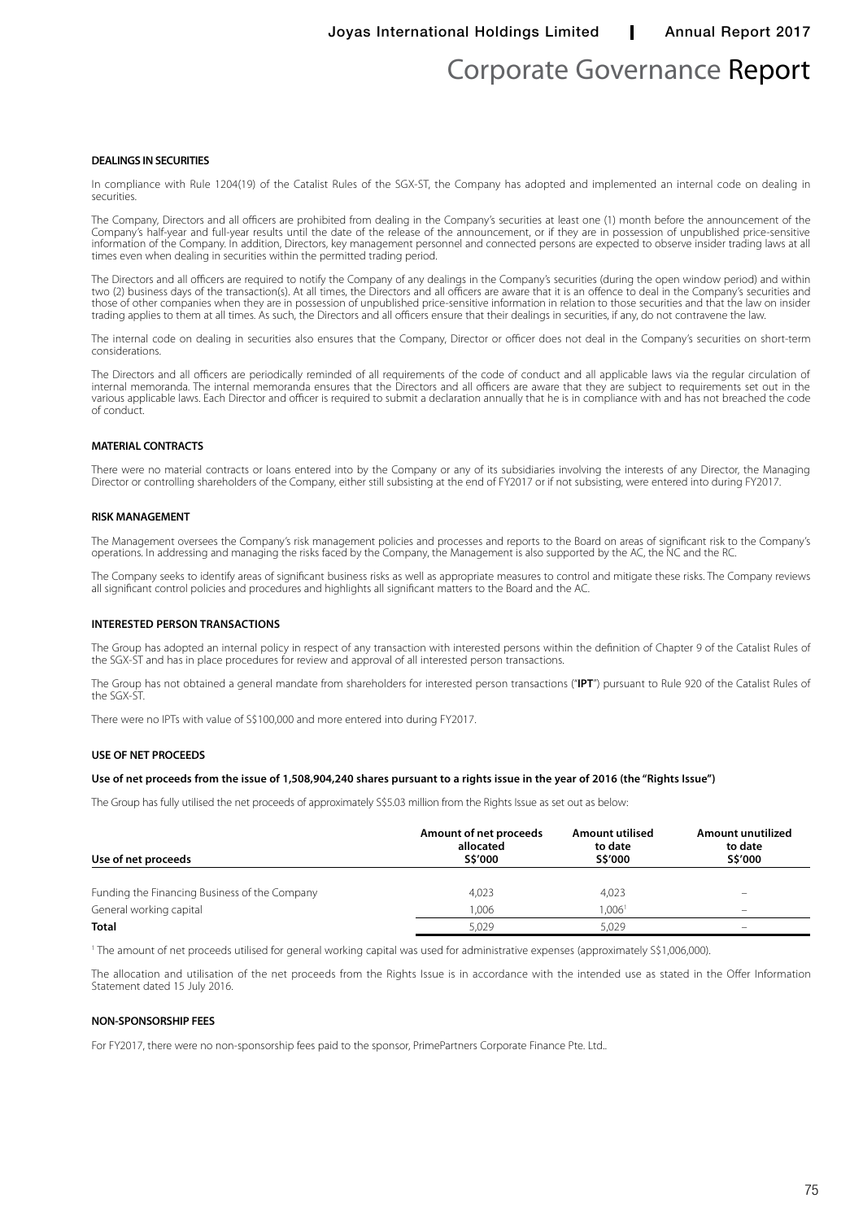## DEALINGS IN SECURITIES

In compliance with Rule 1204(19) of the Catalist Rules of the SGX-ST, the Company has adopted and implemented an internal code on dealing in securities.

The Company, Directors and all officers are prohibited from dealing in the Company's securities at least one (1) month before the announcement of the Company's half-year and full-year results until the date of the release of the announcement, or if they are in possession of unpublished price-sensitive information of the Company. In addition, Directors, key management personnel and connected persons are expected to observe insider trading laws at all times even when dealing in securities within the permitted trading period.

The Directors and all officers are required to notify the Company of any dealings in the Company's securities (during the open window period) and within two (2) business days of the transaction(s). At all times, the Directors and all officers are aware that it is an offence to deal in the Company's securities and those of other companies when they are in possession of unpublished price-sensitive information in relation to those securities and that the law on insider trading applies to them at all times. As such, the Directors and all officers ensure that their dealings in securities, if any, do not contravene the law.

The internal code on dealing in securities also ensures that the Company, Director or officer does not deal in the Company's securities on short-term considerations.

The Directors and all officers are periodically reminded of all requirements of the code of conduct and all applicable laws via the regular circulation of internal memoranda. The internal memoranda ensures that the Directors and all officers are aware that they are subject to requirements set out in the various applicable laws. Each Director and officer is required to submit a declaration annually that he is in compliance with and has not breached the code of conduct.

## MATERIAL CONTRACTS

There were no material contracts or loans entered into by the Company or any of its subsidiaries involving the interests of any Director, the Managing Director or controlling shareholders of the Company, either still subsisting at the end of FY2017 or if not subsisting, were entered into during FY2017.

## RISK MANAGEMENT

The Management oversees the Company's risk management policies and processes and reports to the Board on areas of significant risk to the Company's operations. In addressing and managing the risks faced by the Company, the Management is also supported by the AC, the NC and the RC.

The Company seeks to identify areas of significant business risks as well as appropriate measures to control and mitigate these risks. The Company reviews all significant control policies and procedures and highlights all significant matters to the Board and the AC.

## INTERESTED PERSON TRANSACTIONS

The Group has adopted an internal policy in respect of any transaction with interested persons within the definition of Chapter 9 of the Catalist Rules of the SGX-ST and has in place procedures for review and approval of all interested person transactions.

The Group has not obtained a general mandate from shareholders for interested person transactions ("**IPT**") pursuant to Rule 920 of the Catalist Rules of the SGX-ST.

There were no IPTs with value of S$100,000 and more entered into during FY2017.

## USE OF NET PROCEEDS

**Use of net proceeds from the issue of 1,508,904,240 shares pursuant to a rights issue in the year of 2016 (the "Rights Issue")**

The Group has fully utilised the net proceeds of approximately S$5.03 million from the Rights Issue as set out as below:

| Use of net proceeds | Amount of net proceeds allocated S$'000 | Amount utilised to date S$'000 | Amount unutilized to date S$'000 |
|---|---|---|---|
| Funding the Financing Business of the Company | 4,023 | 4,023 | – |
| General working capital | 1,006 | 1,006[1] | – |
| **Total** | 5,029 | 5,029 | – |

[1] The amount of net proceeds utilised for general working capital was used for administrative expenses (approximately S$1,006,000).

The allocation and utilisation of the net proceeds from the Rights Issue is in accordance with the intended use as stated in the Offer Information Statement dated 15 July 2016.

## NON-SPONSORSHIP FEES

For FY2017, there were no non-sponsorship fees paid to the sponsor, PrimePartners Corporate Finance Pte. Ltd..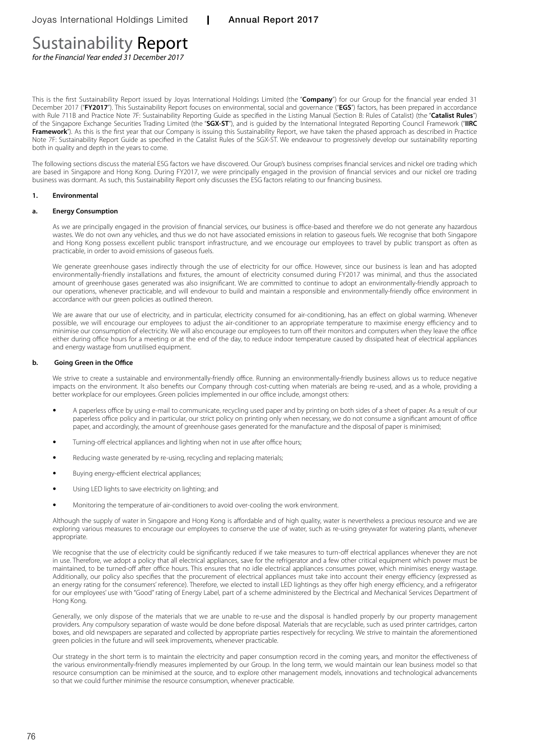# Sustainability Report

*for the Financial Year ended 31 December 2017*

This is the first Sustainability Report issued by Joyas International Holdings Limited (the "**Company**") for our Group for the financial year ended 31 December 2017 ("**FY2017**"). This Sustainability Report focuses on environmental, social and governance ("**EGS**") factors, has been prepared in accordance with Rule 711B and Practice Note 7F: Sustainability Reporting Guide as specified in the Listing Manual (Section B: Rules of Catalist) (the "**Catalist Rules**") of the Singapore Exchange Securities Trading Limited (the "**SGX-ST**"), and is guided by the International Integrated Reporting Council Framework ("**IIRC Framework**"). As this is the first year that our Company is issuing this Sustainability Report, we have taken the phased approach as described in Practice Note 7F: Sustainability Report Guide as specified in the Catalist Rules of the SGX-ST. We endeavour to progressively develop our sustainability reporting both in quality and depth in the years to come.

The following sections discuss the material ESG factors we have discovered. Our Group's business comprises financial services and nickel ore trading which are based in Singapore and Hong Kong. During FY2017, we were principally engaged in the provision of financial services and our nickel ore trading business was dormant. As such, this Sustainability Report only discusses the ESG factors relating to our financing business.

## 1. Environmental

### a. Energy Consumption

As we are principally engaged in the provision of financial services, our business is office-based and therefore we do not generate any hazardous wastes. We do not own any vehicles, and thus we do not have associated emissions in relation to gaseous fuels. We recognise that both Singapore and Hong Kong possess excellent public transport infrastructure, and we encourage our employees to travel by public transport as often as practicable, in order to avoid emissions of gaseous fuels.

We generate greenhouse gases indirectly through the use of electricity for our office. However, since our business is lean and has adopted environmentally-friendly installations and fixtures, the amount of electricity consumed during FY2017 was minimal, and thus the associated amount of greenhouse gases generated was also insignificant. We are committed to continue to adopt an environmentally-friendly approach to our operations, whenever practicable, and will endevour to build and maintain a responsible and environmentally-friendly office environment in accordance with our green policies as outlined thereon.

We are aware that our use of electricity, and in particular, electricity consumed for air-conditioning, has an effect on global warming. Whenever possible, we will encourage our employees to adjust the air-conditioner to an appropriate temperature to maximise energy efficiency and to minimise our consumption of electricity. We will also encourage our employees to turn off their monitors and computers when they leave the office either during office hours for a meeting or at the end of the day, to reduce indoor temperature caused by dissipated heat of electrical appliances and energy wastage from unutilised equipment.

### b. Going Green in the Office

We strive to create a sustainable and environmentally-friendly office. Running an environmentally-friendly business allows us to reduce negative impacts on the environment. It also benefits our Company through cost-cutting when materials are being re-used, and as a whole, providing a better workplace for our employees. Green policies implemented in our office include, amongst others:

- A paperless office by using e-mail to communicate, recycling used paper and by printing on both sides of a sheet of paper. As a result of our paperless office policy and in particular, our strict policy on printing only when necessary, we do not consume a significant amount of office paper, and accordingly, the amount of greenhouse gases generated for the manufacture and the disposal of paper is minimised;
- Turning-off electrical appliances and lighting when not in use after office hours;
- Reducing waste generated by re-using, recycling and replacing materials;
- Buying energy-efficient electrical appliances;
- Using LED lights to save electricity on lighting; and
- Monitoring the temperature of air-conditioners to avoid over-cooling the work environment.

Although the supply of water in Singapore and Hong Kong is affordable and of high quality, water is nevertheless a precious resource and we are exploring various measures to encourage our employees to conserve the use of water, such as re-using greywater for watering plants, whenever appropriate.

We recognise that the use of electricity could be significantly reduced if we take measures to turn-off electrical appliances whenever they are not in use. Therefore, we adopt a policy that all electrical appliances, save for the refrigerator and a few other critical equipment which power must be maintained, to be turned-off after office hours. This ensures that no idle electrical appliances consumes power, which minimises energy wastage. Additionally, our policy also specifies that the procurement of electrical appliances must take into account their energy efficiency (expressed as an energy rating for the consumers' reference). Therefore, we elected to install LED lightings as they offer high energy efficiency, and a refrigerator for our employees' use with "Good" rating of Energy Label, part of a scheme administered by the Electrical and Mechanical Services Department of Hong Kong.

Generally, we only dispose of the materials that we are unable to re-use and the disposal is handled properly by our property management providers. Any compulsory separation of waste would be done before disposal. Materials that are recyclable, such as used printer cartridges, carton boxes, and old newspapers are separated and collected by appropriate parties respectively for recycling. We strive to maintain the aforementioned green policies in the future and will seek improvements, whenever practicable.

Our strategy in the short term is to maintain the electricity and paper consumption record in the coming years, and monitor the effectiveness of the various environmentally-friendly measures implemented by our Group. In the long term, we would maintain our lean business model so that resource consumption can be minimised at the source, and to explore other management models, innovations and technological advancements so that we could further minimise the resource consumption, whenever practicable.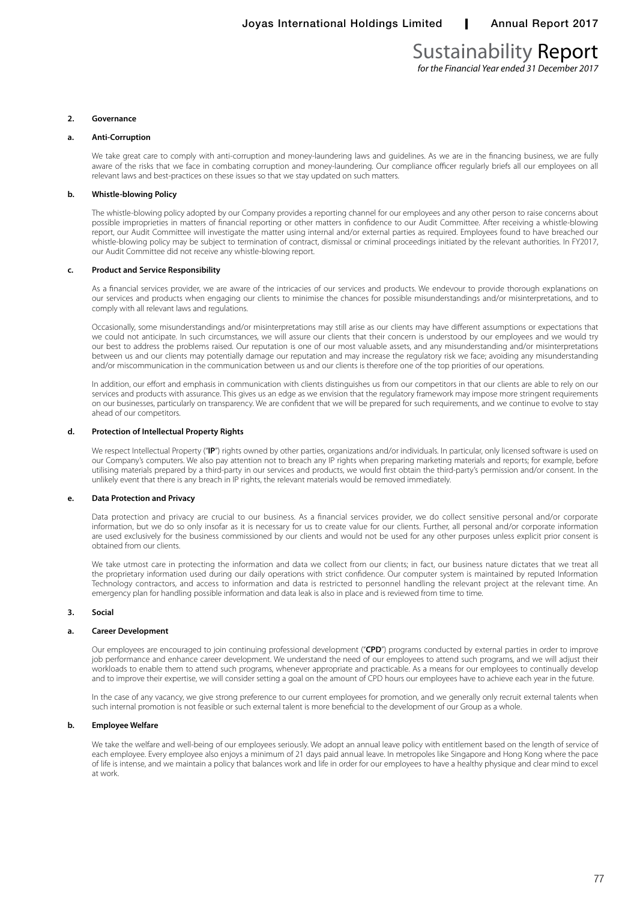## 2. Governance

### a. Anti-Corruption

We take great care to comply with anti-corruption and money-laundering laws and guidelines. As we are in the financing business, we are fully aware of the risks that we face in combating corruption and money-laundering. Our compliance officer regularly briefs all our employees on all relevant laws and best-practices on these issues so that we stay updated on such matters.

### b. Whistle-blowing Policy

The whistle-blowing policy adopted by our Company provides a reporting channel for our employees and any other person to raise concerns about possible improprieties in matters of financial reporting or other matters in confidence to our Audit Committee. After receiving a whistle-blowing report, our Audit Committee will investigate the matter using internal and/or external parties as required. Employees found to have breached our whistle-blowing policy may be subject to termination of contract, dismissal or criminal proceedings initiated by the relevant authorities. In FY2017, our Audit Committee did not receive any whistle-blowing report.

### c. Product and Service Responsibility

As a financial services provider, we are aware of the intricacies of our services and products. We endevour to provide thorough explanations on our services and products when engaging our clients to minimise the chances for possible misunderstandings and/or misinterpretations, and to comply with all relevant laws and regulations.

Occasionally, some misunderstandings and/or misinterpretations may still arise as our clients may have different assumptions or expectations that we could not anticipate. In such circumstances, we will assure our clients that their concern is understood by our employees and we would try our best to address the problems raised. Our reputation is one of our most valuable assets, and any misunderstanding and/or misinterpretations between us and our clients may potentially damage our reputation and may increase the regulatory risk we face; avoiding any misunderstanding and/or miscommunication in the communication between us and our clients is therefore one of the top priorities of our operations.

In addition, our effort and emphasis in communication with clients distinguishes us from our competitors in that our clients are able to rely on our services and products with assurance. This gives us an edge as we envision that the regulatory framework may impose more stringent requirements on our businesses, particularly on transparency. We are confident that we will be prepared for such requirements, and we continue to evolve to stay ahead of our competitors.

### d. Protection of Intellectual Property Rights

We respect Intellectual Property ("**IP**") rights owned by other parties, organizations and/or individuals. In particular, only licensed software is used on our Company's computers. We also pay attention not to breach any IP rights when preparing marketing materials and reports; for example, before utilising materials prepared by a third-party in our services and products, we would first obtain the third-party's permission and/or consent. In the unlikely event that there is any breach in IP rights, the relevant materials would be removed immediately.

### e. Data Protection and Privacy

Data protection and privacy are crucial to our business. As a financial services provider, we do collect sensitive personal and/or corporate information, but we do so only insofar as it is necessary for us to create value for our clients. Further, all personal and/or corporate information are used exclusively for the business commissioned by our clients and would not be used for any other purposes unless explicit prior consent is obtained from our clients.

We take utmost care in protecting the information and data we collect from our clients; in fact, our business nature dictates that we treat all the proprietary information used during our daily operations with strict confidence. Our computer system is maintained by reputed Information Technology contractors, and access to information and data is restricted to personnel handling the relevant project at the relevant time. An emergency plan for handling possible information and data leak is also in place and is reviewed from time to time.

## 3. Social

### a. Career Development

Our employees are encouraged to join continuing professional development ("**CPD**") programs conducted by external parties in order to improve job performance and enhance career development. We understand the need of our employees to attend such programs, and we will adjust their workloads to enable them to attend such programs, whenever appropriate and practicable. As a means for our employees to continually develop and to improve their expertise, we will consider setting a goal on the amount of CPD hours our employees have to achieve each year in the future.

In the case of any vacancy, we give strong preference to our current employees for promotion, and we generally only recruit external talents when such internal promotion is not feasible or such external talent is more beneficial to the development of our Group as a whole.

### b. Employee Welfare

We take the welfare and well-being of our employees seriously. We adopt an annual leave policy with entitlement based on the length of service of each employee. Every employee also enjoys a minimum of 21 days paid annual leave. In metropoles like Singapore and Hong Kong where the pace of life is intense, and we maintain a policy that balances work and life in order for our employees to have a healthy physique and clear mind to excel at work.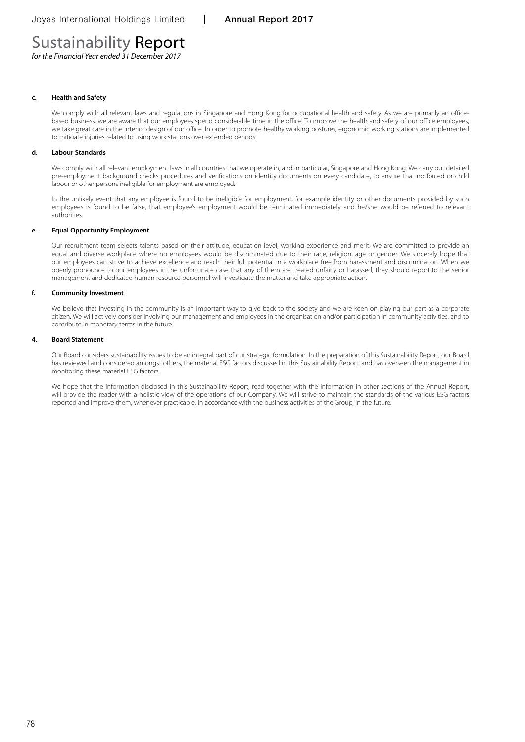# Sustainability Report

*for the Financial Year ended 31 December 2017*

**c. Health and Safety**

We comply with all relevant laws and regulations in Singapore and Hong Kong for occupational health and safety. As we are primarily an office-based business, we are aware that our employees spend considerable time in the office. To improve the health and safety of our office employees, we take great care in the interior design of our office. In order to promote healthy working postures, ergonomic working stations are implemented to mitigate injuries related to using work stations over extended periods.

**d. Labour Standards**

We comply with all relevant employment laws in all countries that we operate in, and in particular, Singapore and Hong Kong. We carry out detailed pre-employment background checks procedures and verifications on identity documents on every candidate, to ensure that no forced or child labour or other persons ineligible for employment are employed.

In the unlikely event that any employee is found to be ineligible for employment, for example identity or other documents provided by such employees is found to be false, that employee's employment would be terminated immediately and he/she would be referred to relevant authorities.

**e. Equal Opportunity Employment**

Our recruitment team selects talents based on their attitude, education level, working experience and merit. We are committed to provide an equal and diverse workplace where no employees would be discriminated due to their race, religion, age or gender. We sincerely hope that our employees can strive to achieve excellence and reach their full potential in a workplace free from harassment and discrimination. When we openly pronounce to our employees in the unfortunate case that any of them are treated unfairly or harassed, they should report to the senior management and dedicated human resource personnel will investigate the matter and take appropriate action.

**f. Community Investment**

We believe that investing in the community is an important way to give back to the society and we are keen on playing our part as a corporate citizen. We will actively consider involving our management and employees in the organisation and/or participation in community activities, and to contribute in monetary terms in the future.

**4. Board Statement**

Our Board considers sustainability issues to be an integral part of our strategic formulation. In the preparation of this Sustainability Report, our Board has reviewed and considered amongst others, the material ESG factors discussed in this Sustainability Report, and has overseen the management in monitoring these material ESG factors.

We hope that the information disclosed in this Sustainability Report, read together with the information in other sections of the Annual Report, will provide the reader with a holistic view of the operations of our Company. We will strive to maintain the standards of the various ESG factors reported and improve them, whenever practicable, in accordance with the business activities of the Group, in the future.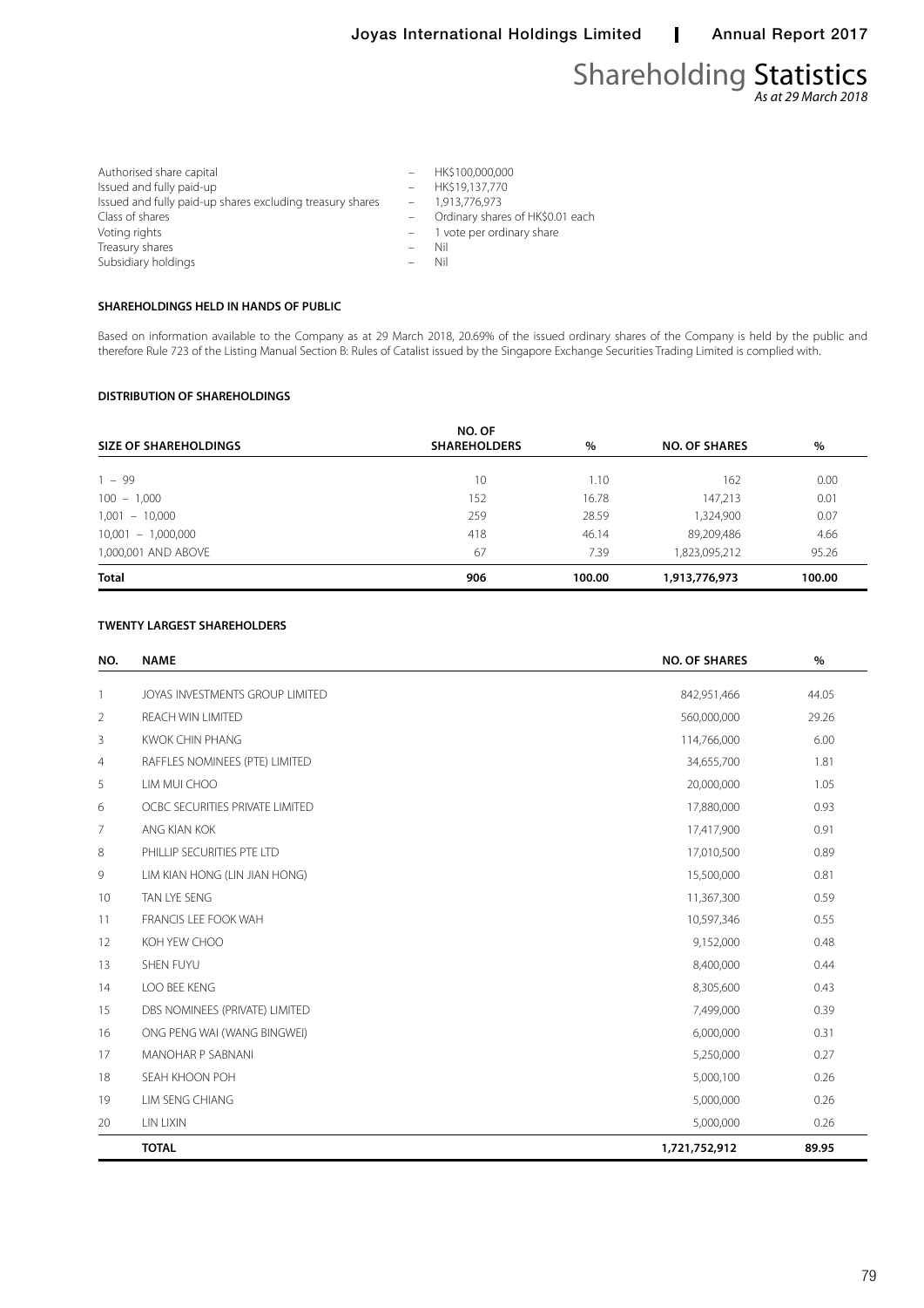# Shareholding Statistics

*As at 29 March 2018*

| | | |
|---|---|---|
| Authorised share capital | – | HK$100,000,000 |
| Issued and fully paid-up | – | HK$19,137,770 |
| Issued and fully paid-up shares excluding treasury shares | – | 1,913,776,973 |
| Class of shares | – | Ordinary shares of HK$0.01 each |
| Voting rights | – | 1 vote per ordinary share |
| Treasury shares | – | Nil |
| Subsidiary holdings | – | Nil |

## SHAREHOLDINGS HELD IN HANDS OF PUBLIC

Based on information available to the Company as at 29 March 2018, 20.69% of the issued ordinary shares of the Company is held by the public and therefore Rule 723 of the Listing Manual Section B: Rules of Catalist issued by the Singapore Exchange Securities Trading Limited is complied with.

## DISTRIBUTION OF SHAREHOLDINGS

| SIZE OF SHAREHOLDINGS | NO. OF SHAREHOLDERS | % | NO. OF SHARES | % |
|---|---|---|---|---|
| 1 – 99 | 10 | 1.10 | 162 | 0.00 |
| 100 – 1,000 | 152 | 16.78 | 147,213 | 0.01 |
| 1,001 – 10,000 | 259 | 28.59 | 1,324,900 | 0.07 |
| 10,001 – 1,000,000 | 418 | 46.14 | 89,209,486 | 4.66 |
| 1,000,001 AND ABOVE | 67 | 7.39 | 1,823,095,212 | 95.26 |
| **Total** | **906** | **100.00** | **1,913,776,973** | **100.00** |

## TWENTY LARGEST SHAREHOLDERS

| NO. | NAME | NO. OF SHARES | % |
|---|---|---|---|
| 1 | JOYAS INVESTMENTS GROUP LIMITED | 842,951,466 | 44.05 |
| 2 | REACH WIN LIMITED | 560,000,000 | 29.26 |
| 3 | KWOK CHIN PHANG | 114,766,000 | 6.00 |
| 4 | RAFFLES NOMINEES (PTE) LIMITED | 34,655,700 | 1.81 |
| 5 | LIM MUI CHOO | 20,000,000 | 1.05 |
| 6 | OCBC SECURITIES PRIVATE LIMITED | 17,880,000 | 0.93 |
| 7 | ANG KIAN KOK | 17,417,900 | 0.91 |
| 8 | PHILLIP SECURITIES PTE LTD | 17,010,500 | 0.89 |
| 9 | LIM KIAN HONG (LIN JIAN HONG) | 15,500,000 | 0.81 |
| 10 | TAN LYE SENG | 11,367,300 | 0.59 |
| 11 | FRANCIS LEE FOOK WAH | 10,597,346 | 0.55 |
| 12 | KOH YEW CHOO | 9,152,000 | 0.48 |
| 13 | SHEN FUYU | 8,400,000 | 0.44 |
| 14 | LOO BEE KENG | 8,305,600 | 0.43 |
| 15 | DBS NOMINEES (PRIVATE) LIMITED | 7,499,000 | 0.39 |
| 16 | ONG PENG WAI (WANG BINGWEI) | 6,000,000 | 0.31 |
| 17 | MANOHAR P SABNANI | 5,250,000 | 0.27 |
| 18 | SEAH KHOON POH | 5,000,100 | 0.26 |
| 19 | LIM SENG CHIANG | 5,000,000 | 0.26 |
| 20 | LIN LIXIN | 5,000,000 | 0.26 |
| | **TOTAL** | **1,721,752,912** | **89.95** |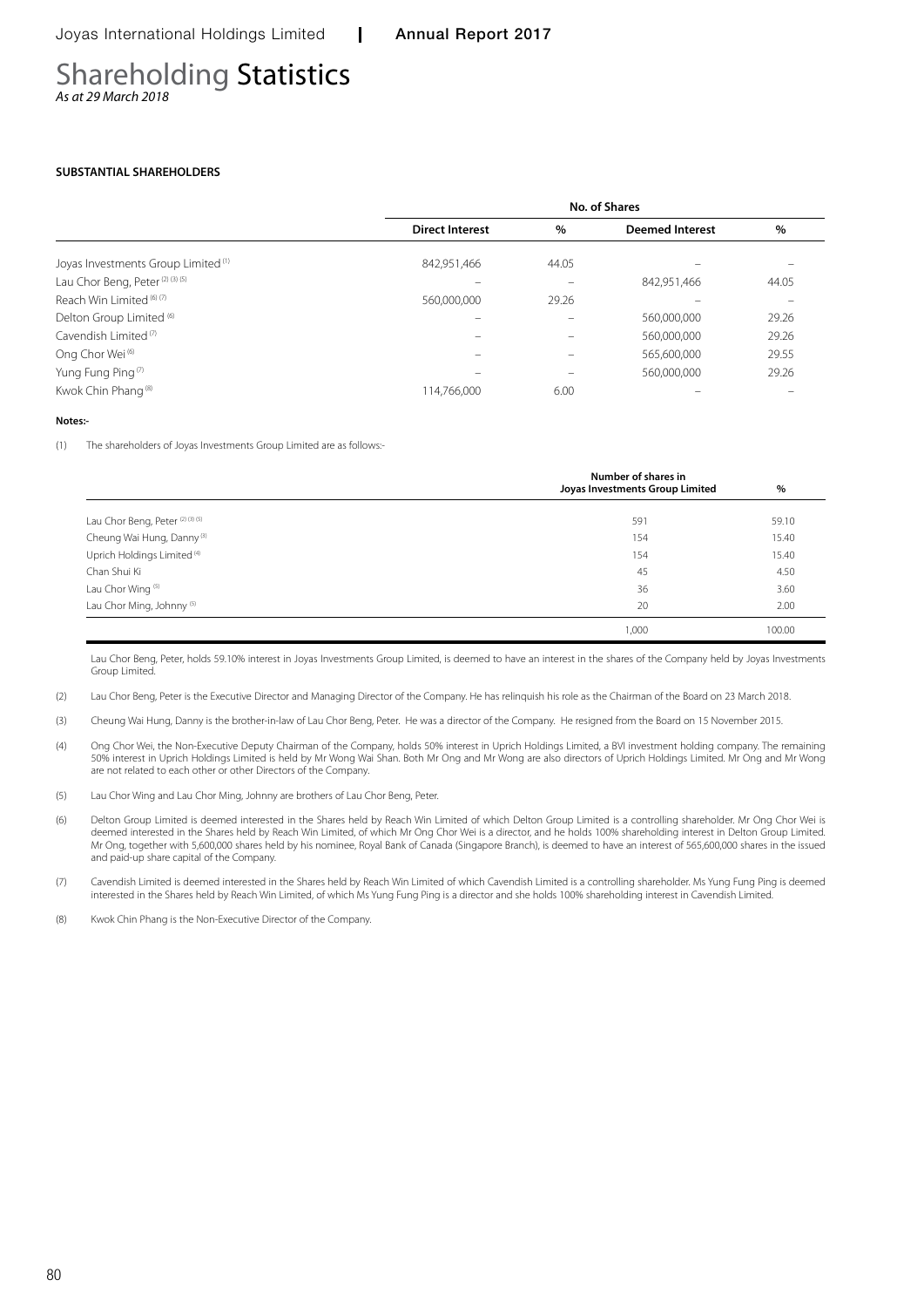# Shareholding Statistics

*As at 29 March 2018*

**SUBSTANTIAL SHAREHOLDERS**

| | No. of Shares | | | |
|---|---|---|---|---|
| | **Direct Interest** | **%** | **Deemed Interest** | **%** |
| Joyas Investments Group Limited [1] | 842,951,466 | 44.05 | – | – |
| Lau Chor Beng, Peter [2] [3] [5] | – | – | 842,951,466 | 44.05 |
| Reach Win Limited [6] [7] | 560,000,000 | 29.26 | – | – |
| Delton Group Limited [6] | – | – | 560,000,000 | 29.26 |
| Cavendish Limited [7] | – | – | 560,000,000 | 29.26 |
| Ong Chor Wei [6] | – | – | 565,600,000 | 29.55 |
| Yung Fung Ping [7] | – | – | 560,000,000 | 29.26 |
| Kwok Chin Phang [8] | 114,766,000 | 6.00 | – | – |

**Notes:-**

(1) The shareholders of Joyas Investments Group Limited are as follows:-

| | Number of shares in Joyas Investments Group Limited | % |
|---|---|---|
| Lau Chor Beng, Peter [2] [3] [5] | 591 | 59.10 |
| Cheung Wai Hung, Danny [3] | 154 | 15.40 |
| Uprich Holdings Limited [4] | 154 | 15.40 |
| Chan Shui Ki | 45 | 4.50 |
| Lau Chor Wing [5] | 36 | 3.60 |
| Lau Chor Ming, Johnny [5] | 20 | 2.00 |
| | 1,000 | 100.00 |

Lau Chor Beng, Peter, holds 59.10% interest in Joyas Investments Group Limited, is deemed to have an interest in the shares of the Company held by Joyas Investments Group Limited.

(2) Lau Chor Beng, Peter is the Executive Director and Managing Director of the Company. He has relinquish his role as the Chairman of the Board on 23 March 2018.

(3) Cheung Wai Hung, Danny is the brother-in-law of Lau Chor Beng, Peter. He was a director of the Company. He resigned from the Board on 15 November 2015.

(4) Ong Chor Wei, the Non-Executive Deputy Chairman of the Company, holds 50% interest in Uprich Holdings Limited, a BVI investment holding company. The remaining 50% interest in Uprich Holdings Limited is held by Mr Wong Wai Shan. Both Mr Ong and Mr Wong are also directors of Uprich Holdings Limited. Mr Ong and Mr Wong are not related to each other or other Directors of the Company.

(5) Lau Chor Wing and Lau Chor Ming, Johnny are brothers of Lau Chor Beng, Peter.

(6) Delton Group Limited is deemed interested in the Shares held by Reach Win Limited of which Delton Group Limited is a controlling shareholder. Mr Ong Chor Wei is deemed interested in the Shares held by Reach Win Limited, of which Mr Ong Chor Wei is a director, and he holds 100% shareholding interest in Delton Group Limited. Mr Ong, together with 5,600,000 shares held by his nominee, Royal Bank of Canada (Singapore Branch), is deemed to have an interest of 565,600,000 shares in the issued and paid-up share capital of the Company.

(7) Cavendish Limited is deemed interested in the Shares held by Reach Win Limited of which Cavendish Limited is a controlling shareholder. Ms Yung Fung Ping is deemed interested in the Shares held by Reach Win Limited, of which Ms Yung Fung Ping is a director and she holds 100% shareholding interest in Cavendish Limited.

(8) Kwok Chin Phang is the Non-Executive Director of the Company.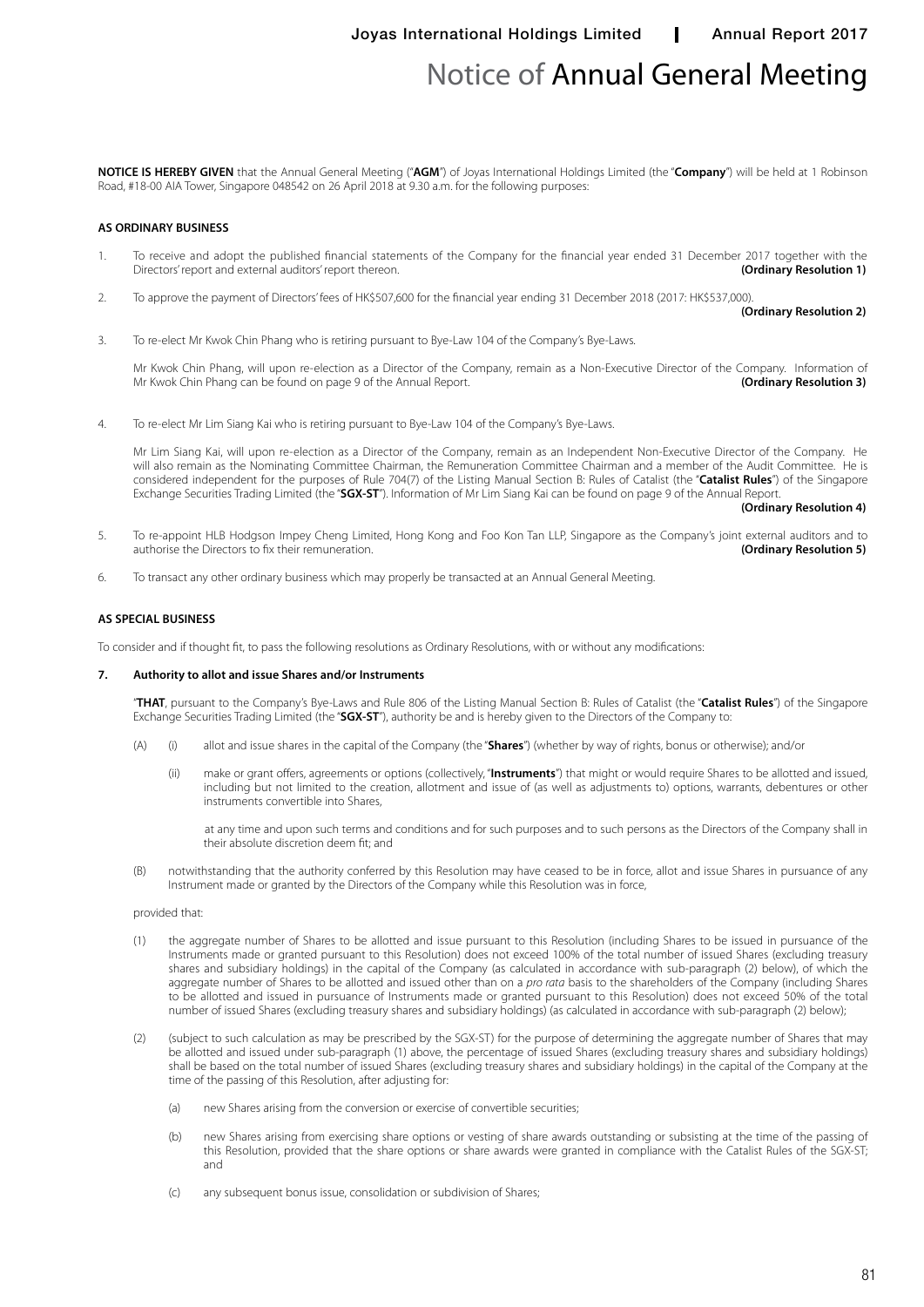# Notice of Annual General Meeting

**NOTICE IS HEREBY GIVEN** that the Annual General Meeting ("**AGM**") of Joyas International Holdings Limited (the "**Company**") will be held at 1 Robinson Road, #18-00 AIA Tower, Singapore 048542 on 26 April 2018 at 9.30 a.m. for the following purposes:

**AS ORDINARY BUSINESS**

1. To receive and adopt the published financial statements of the Company for the financial year ended 31 December 2017 together with the Directors' report and external auditors' report thereon. **(Ordinary Resolution 1)**

2. To approve the payment of Directors' fees of HK$507,600 for the financial year ending 31 December 2018 (2017: HK$537,000). **(Ordinary Resolution 2)**

3. To re-elect Mr Kwok Chin Phang who is retiring pursuant to Bye-Law 104 of the Company's Bye-Laws.

   Mr Kwok Chin Phang, will upon re-election as a Director of the Company, remain as a Non-Executive Director of the Company. Information of Mr Kwok Chin Phang can be found on page 9 of the Annual Report. **(Ordinary Resolution 3)**

4. To re-elect Mr Lim Siang Kai who is retiring pursuant to Bye-Law 104 of the Company's Bye-Laws.

   Mr Lim Siang Kai, will upon re-election as a Director of the Company, remain as an Independent Non-Executive Director of the Company. He will also remain as the Nominating Committee Chairman, the Remuneration Committee Chairman and a member of the Audit Committee. He is considered independent for the purposes of Rule 704(7) of the Listing Manual Section B: Rules of Catalist (the "**Catalist Rules**") of the Singapore Exchange Securities Trading Limited (the "**SGX-ST**"). Information of Mr Lim Siang Kai can be found on page 9 of the Annual Report. **(Ordinary Resolution 4)**

5. To re-appoint HLB Hodgson Impey Cheng Limited, Hong Kong and Foo Kon Tan LLP, Singapore as the Company's joint external auditors and to authorise the Directors to fix their remuneration. **(Ordinary Resolution 5)**

6. To transact any other ordinary business which may properly be transacted at an Annual General Meeting.

**AS SPECIAL BUSINESS**

To consider and if thought fit, to pass the following resolutions as Ordinary Resolutions, with or without any modifications:

**7. Authority to allot and issue Shares and/or Instruments**

"**THAT**, pursuant to the Company's Bye-Laws and Rule 806 of the Listing Manual Section B: Rules of Catalist (the "**Catalist Rules**") of the Singapore Exchange Securities Trading Limited (the "**SGX-ST**"), authority be and is hereby given to the Directors of the Company to:

(A) (i) allot and issue shares in the capital of the Company (the "**Shares**") (whether by way of rights, bonus or otherwise); and/or

(ii) make or grant offers, agreements or options (collectively, "**Instruments**") that might or would require Shares to be allotted and issued, including but not limited to the creation, allotment and issue of (as well as adjustments to) options, warrants, debentures or other instruments convertible into Shares,

at any time and upon such terms and conditions and for such purposes and to such persons as the Directors of the Company shall in their absolute discretion deem fit; and

(B) notwithstanding that the authority conferred by this Resolution may have ceased to be in force, allot and issue Shares in pursuance of any Instrument made or granted by the Directors of the Company while this Resolution was in force,

provided that:

(1) the aggregate number of Shares to be allotted and issue pursuant to this Resolution (including Shares to be issued in pursuance of the Instruments made or granted pursuant to this Resolution) does not exceed 100% of the total number of issued Shares (excluding treasury shares and subsidiary holdings) in the capital of the Company (as calculated in accordance with sub-paragraph (2) below), of which the aggregate number of Shares to be allotted and issued other than on a *pro rata* basis to the shareholders of the Company (including Shares to be allotted and issued in pursuance of Instruments made or granted pursuant to this Resolution) does not exceed 50% of the total number of issued Shares (excluding treasury shares and subsidiary holdings) (as calculated in accordance with sub-paragraph (2) below);

(2) (subject to such calculation as may be prescribed by the SGX-ST) for the purpose of determining the aggregate number of Shares that may be allotted and issued under sub-paragraph (1) above, the percentage of issued Shares (excluding treasury shares and subsidiary holdings) shall be based on the total number of issued Shares (excluding treasury shares and subsidiary holdings) in the capital of the Company at the time of the passing of this Resolution, after adjusting for:

(a) new Shares arising from the conversion or exercise of convertible securities;

(b) new Shares arising from exercising share options or vesting of share awards outstanding or subsisting at the time of the passing of this Resolution, provided that the share options or share awards were granted in compliance with the Catalist Rules of the SGX-ST; and

(c) any subsequent bonus issue, consolidation or subdivision of Shares;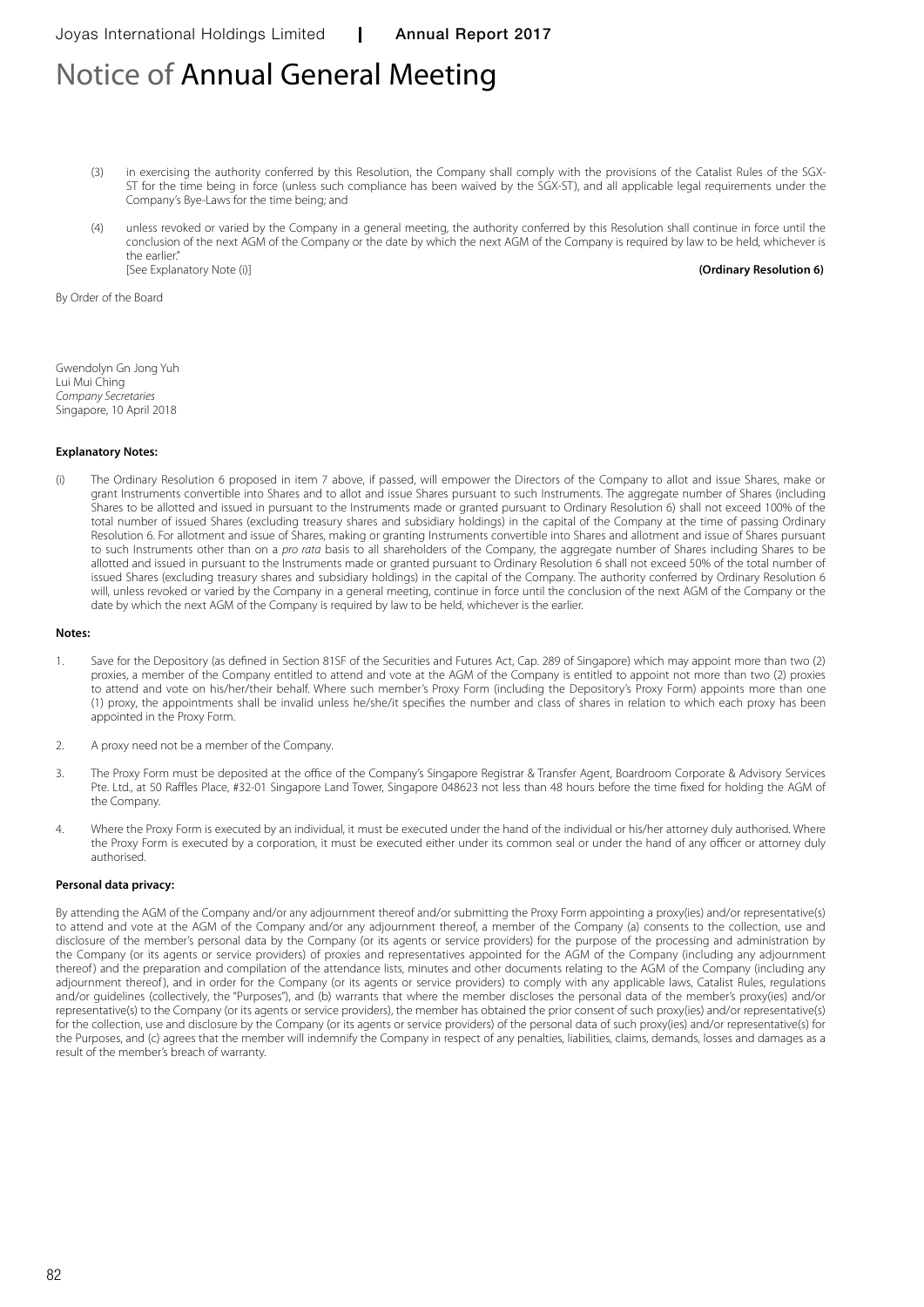# Notice of Annual General Meeting

(3) in exercising the authority conferred by this Resolution, the Company shall comply with the provisions of the Catalist Rules of the SGX-ST for the time being in force (unless such compliance has been waived by the SGX-ST), and all applicable legal requirements under the Company's Bye-Laws for the time being; and

(4) unless revoked or varied by the Company in a general meeting, the authority conferred by this Resolution shall continue in force until the conclusion of the next AGM of the Company or the date by which the next AGM of the Company is required by law to be held, whichever is the earlier."
[See Explanatory Note (i)] **(Ordinary Resolution 6)**

By Order of the Board

Gwendolyn Gn Jong Yuh
Lui Mui Ching
*Company Secretaries*
Singapore, 10 April 2018

**Explanatory Notes:**

(i) The Ordinary Resolution 6 proposed in item 7 above, if passed, will empower the Directors of the Company to allot and issue Shares, make or grant Instruments convertible into Shares and to allot and issue Shares pursuant to such Instruments. The aggregate number of Shares (including Shares to be allotted and issued in pursuant to the Instruments made or granted pursuant to Ordinary Resolution 6) shall not exceed 100% of the total number of issued Shares (excluding treasury shares and subsidiary holdings) in the capital of the Company at the time of passing Ordinary Resolution 6. For allotment and issue of Shares, making or granting Instruments convertible into Shares and allotment and issue of Shares pursuant to such Instruments other than on a *pro rata* basis to all shareholders of the Company, the aggregate number of Shares including Shares to be allotted and issued in pursuant to the Instruments made or granted pursuant to Ordinary Resolution 6 shall not exceed 50% of the total number of issued Shares (excluding treasury shares and subsidiary holdings) in the capital of the Company. The authority conferred by Ordinary Resolution 6 will, unless revoked or varied by the Company in a general meeting, continue in force until the conclusion of the next AGM of the Company or the date by which the next AGM of the Company is required by law to be held, whichever is the earlier.

**Notes:**

1. Save for the Depository (as defined in Section 81SF of the Securities and Futures Act, Cap. 289 of Singapore) which may appoint more than two (2) proxies, a member of the Company entitled to attend and vote at the AGM of the Company is entitled to appoint not more than two (2) proxies to attend and vote on his/her/their behalf. Where such member's Proxy Form (including the Depository's Proxy Form) appoints more than one (1) proxy, the appointments shall be invalid unless he/she/it specifies the number and class of shares in relation to which each proxy has been appointed in the Proxy Form.

2. A proxy need not be a member of the Company.

3. The Proxy Form must be deposited at the office of the Company's Singapore Registrar & Transfer Agent, Boardroom Corporate & Advisory Services Pte. Ltd., at 50 Raffles Place, #32-01 Singapore Land Tower, Singapore 048623 not less than 48 hours before the time fixed for holding the AGM of the Company.

4. Where the Proxy Form is executed by an individual, it must be executed under the hand of the individual or his/her attorney duly authorised. Where the Proxy Form is executed by a corporation, it must be executed either under its common seal or under the hand of any officer or attorney duly authorised.

**Personal data privacy:**

By attending the AGM of the Company and/or any adjournment thereof and/or submitting the Proxy Form appointing a proxy(ies) and/or representative(s) to attend and vote at the AGM of the Company and/or any adjournment thereof, a member of the Company (a) consents to the collection, use and disclosure of the member's personal data by the Company (or its agents or service providers) for the purpose of the processing and administration by the Company (or its agents or service providers) of proxies and representatives appointed for the AGM of the Company (including any adjournment thereof) and the preparation and compilation of the attendance lists, minutes and other documents relating to the AGM of the Company (including any adjournment thereof), and in order for the Company (or its agents or service providers) to comply with any applicable laws, Catalist Rules, regulations and/or guidelines (collectively, the "Purposes"), and (b) warrants that where the member discloses the personal data of the member's proxy(ies) and/or representative(s) to the Company (or its agents or service providers), the member has obtained the prior consent of such proxy(ies) and/or representative(s) for the collection, use and disclosure by the Company (or its agents or service providers) of the personal data of such proxy(ies) and/or representative(s) for the Purposes, and (c) agrees that the member will indemnify the Company in respect of any penalties, liabilities, claims, demands, losses and damages as a result of the member's breach of warranty.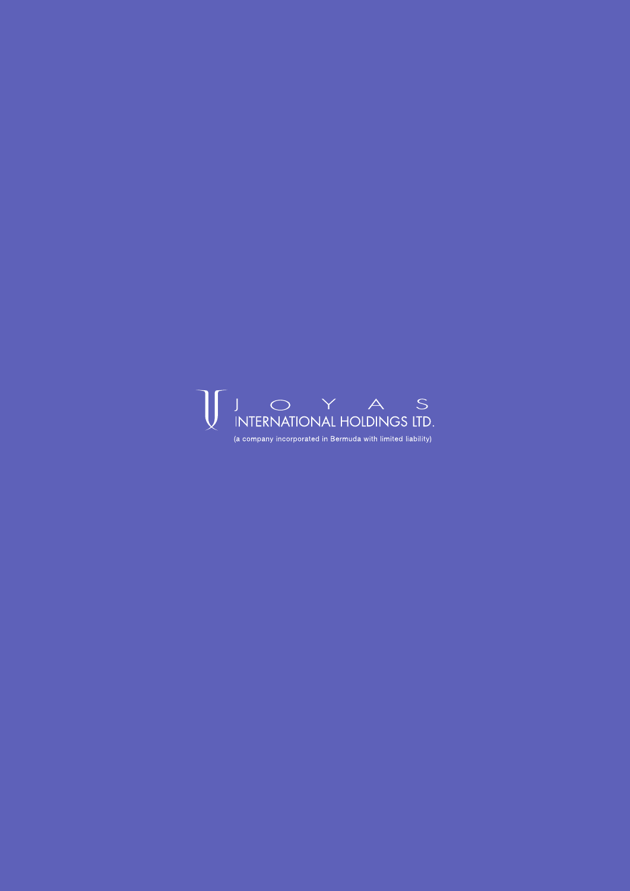JOYAS
INTERNATIONAL HOLDINGS LTD.

(a company incorporated in Bermuda with limited liability)